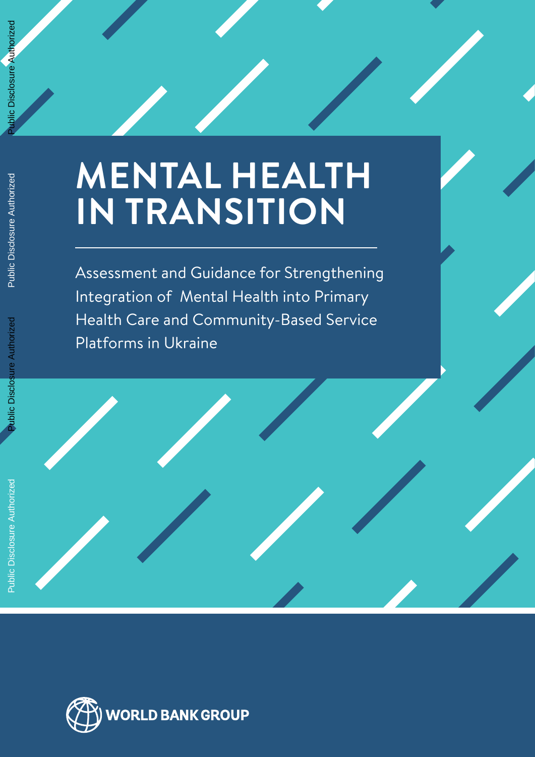# MENTAL HEALTH IN TRANSITION

Assessment and Guidance for Strengthening Integration of Mental Health into Primary Health Care and Community-Based Service Platforms in Ukraine

WORLD BANK GROUP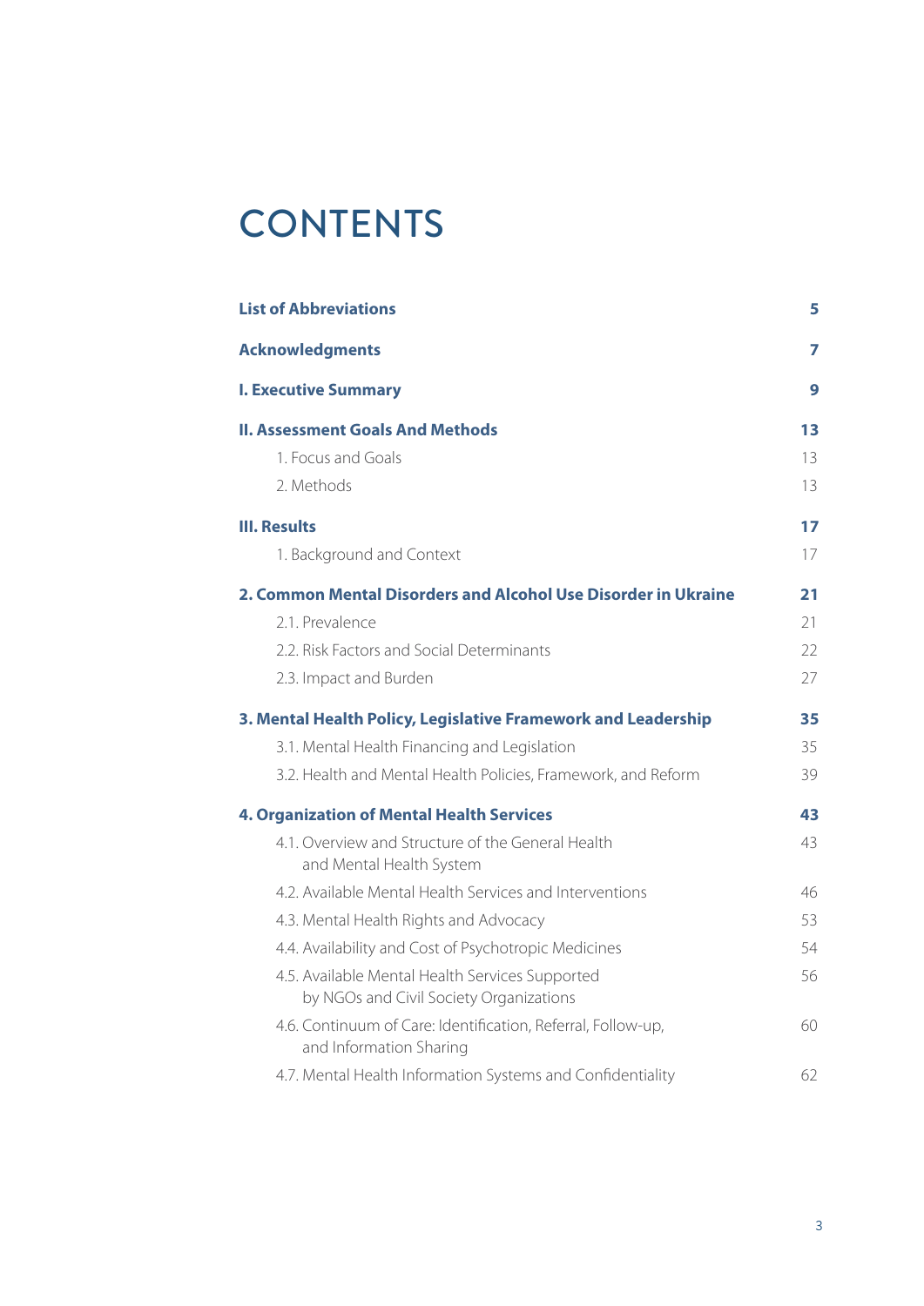# CONTENTS

| | |
|---|---|
| **List of Abbreviations** | **5** |
| **Acknowledgments** | **7** |
| **I. Executive Summary** | **9** |
| **II. Assessment Goals And Methods** | **13** |
| 1. Focus and Goals | 13 |
| 2. Methods | 13 |
| **III. Results** | **17** |
| 1. Background and Context | 17 |
| **2. Common Mental Disorders and Alcohol Use Disorder in Ukraine** | **21** |
| 2.1. Prevalence | 21 |
| 2.2. Risk Factors and Social Determinants | 22 |
| 2.3. Impact and Burden | 27 |
| **3. Mental Health Policy, Legislative Framework and Leadership** | **35** |
| 3.1. Mental Health Financing and Legislation | 35 |
| 3.2. Health and Mental Health Policies, Framework, and Reform | 39 |
| **4. Organization of Mental Health Services** | **43** |
| 4.1. Overview and Structure of the General Health and Mental Health System | 43 |
| 4.2. Available Mental Health Services and Interventions | 46 |
| 4.3. Mental Health Rights and Advocacy | 53 |
| 4.4. Availability and Cost of Psychotropic Medicines | 54 |
| 4.5. Available Mental Health Services Supported by NGOs and Civil Society Organizations | 56 |
| 4.6. Continuum of Care: Identification, Referral, Follow-up, and Information Sharing | 60 |
| 4.7. Mental Health Information Systems and Confidentiality | 62 |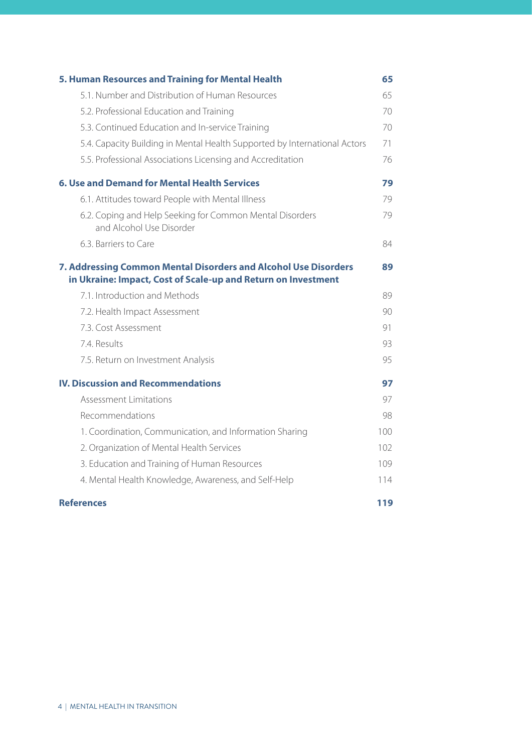| | |
|---|---|
| **5. Human Resources and Training for Mental Health** | **65** |
| 5.1. Number and Distribution of Human Resources | 65 |
| 5.2. Professional Education and Training | 70 |
| 5.3. Continued Education and In-service Training | 70 |
| 5.4. Capacity Building in Mental Health Supported by International Actors | 71 |
| 5.5. Professional Associations Licensing and Accreditation | 76 |
| **6. Use and Demand for Mental Health Services** | **79** |
| 6.1. Attitudes toward People with Mental Illness | 79 |
| 6.2. Coping and Help Seeking for Common Mental Disorders and Alcohol Use Disorder | 79 |
| 6.3. Barriers to Care | 84 |
| **7. Addressing Common Mental Disorders and Alcohol Use Disorders in Ukraine: Impact, Cost of Scale-up and Return on Investment** | **89** |
| 7.1. Introduction and Methods | 89 |
| 7.2. Health Impact Assessment | 90 |
| 7.3. Cost Assessment | 91 |
| 7.4. Results | 93 |
| 7.5. Return on Investment Analysis | 95 |
| **IV. Discussion and Recommendations** | **97** |
| Assessment Limitations | 97 |
| Recommendations | 98 |
| 1. Coordination, Communication, and Information Sharing | 100 |
| 2. Organization of Mental Health Services | 102 |
| 3. Education and Training of Human Resources | 109 |
| 4. Mental Health Knowledge, Awareness, and Self-Help | 114 |
| **References** | **119** |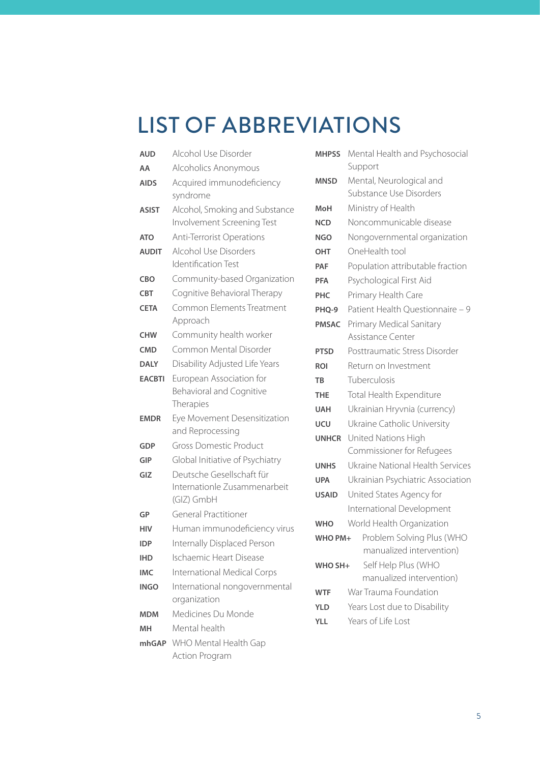# LIST OF ABBREVIATIONS

| | |
|---|---|
| **AUD** | Alcohol Use Disorder |
| **AA** | Alcoholics Anonymous |
| **AIDS** | Acquired immunodeficiency syndrome |
| **ASIST** | Alcohol, Smoking and Substance Involvement Screening Test |
| **ATO** | Anti-Terrorist Operations |
| **AUDIT** | Alcohol Use Disorders Identification Test |
| **CBO** | Community-based Organization |
| **CBT** | Cognitive Behavioral Therapy |
| **CETA** | Common Elements Treatment Approach |
| **CHW** | Community health worker |
| **CMD** | Common Mental Disorder |
| **DALY** | Disability Adjusted Life Years |
| **EACBTI** | European Association for Behavioral and Cognitive Therapies |
| **EMDR** | Eye Movement Desensitization and Reprocessing |
| **GDP** | Gross Domestic Product |
| **GIP** | Global Initiative of Psychiatry |
| **GIZ** | Deutsche Gesellschaft für Internationle Zusammenarbeit (GIZ) GmbH |
| **GP** | General Practitioner |
| **HIV** | Human immunodeficiency virus |
| **IDP** | Internally Displaced Person |
| **IHD** | Ischaemic Heart Disease |
| **IMC** | International Medical Corps |
| **INGO** | International nongovernmental organization |
| **MDM** | Medicines Du Monde |
| **MH** | Mental health |
| **mhGAP** | WHO Mental Health Gap Action Program |
| **MHPSS** | Mental Health and Psychosocial Support |
| **MNSD** | Mental, Neurological and Substance Use Disorders |
| **MoH** | Ministry of Health |
| **NCD** | Noncommunicable disease |
| **NGO** | Nongovernmental organization |
| **OHT** | OneHealth tool |
| **PAF** | Population attributable fraction |
| **PFA** | Psychological First Aid |
| **PHC** | Primary Health Care |
| **PHQ-9** | Patient Health Questionnaire – 9 |
| **PMSAC** | Primary Medical Sanitary Assistance Center |
| **PTSD** | Posttraumatic Stress Disorder |
| **ROI** | Return on Investment |
| **TB** | Tuberculosis |
| **THE** | Total Health Expenditure |
| **UAH** | Ukrainian Hryvnia (currency) |
| **UCU** | Ukraine Catholic University |
| **UNHCR** | United Nations High Commissioner for Refugees |
| **UNHS** | Ukraine National Health Services |
| **UPA** | Ukrainian Psychiatric Association |
| **USAID** | United States Agency for International Development |
| **WHO** | World Health Organization |
| **WHO PM+** | Problem Solving Plus (WHO manualized intervention) |
| **WHO SH+** | Self Help Plus (WHO manualized intervention) |
| **WTF** | War Trauma Foundation |
| **YLD** | Years Lost due to Disability |
| **YLL** | Years of Life Lost |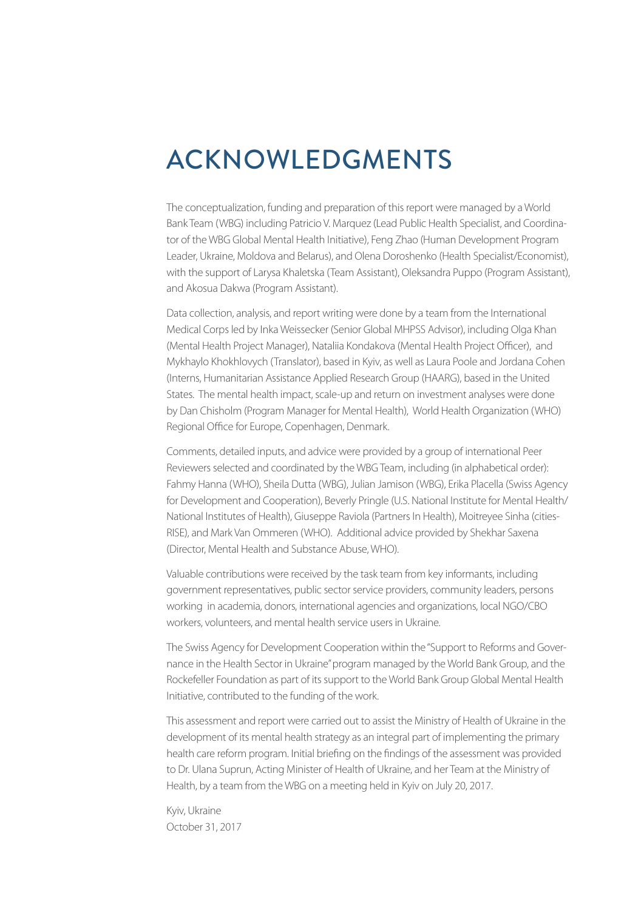# ACKNOWLEDGMENTS

The conceptualization, funding and preparation of this report were managed by a World Bank Team (WBG) including Patricio V. Marquez (Lead Public Health Specialist, and Coordinator of the WBG Global Mental Health Initiative), Feng Zhao (Human Development Program Leader, Ukraine, Moldova and Belarus), and Olena Doroshenko (Health Specialist/Economist), with the support of Larysa Khaletska (Team Assistant), Oleksandra Puppo (Program Assistant), and Akosua Dakwa (Program Assistant).

Data collection, analysis, and report writing were done by a team from the International Medical Corps led by Inka Weissecker (Senior Global MHPSS Advisor), including Olga Khan (Mental Health Project Manager), Nataliia Kondakova (Mental Health Project Officer), and Mykhaylo Khokhlovych (Translator), based in Kyiv, as well as Laura Poole and Jordana Cohen (Interns, Humanitarian Assistance Applied Research Group (HAARG), based in the United States. The mental health impact, scale-up and return on investment analyses were done by Dan Chisholm (Program Manager for Mental Health), World Health Organization (WHO) Regional Office for Europe, Copenhagen, Denmark.

Comments, detailed inputs, and advice were provided by a group of international Peer Reviewers selected and coordinated by the WBG Team, including (in alphabetical order): Fahmy Hanna (WHO), Sheila Dutta (WBG), Julian Jamison (WBG), Erika Placella (Swiss Agency for Development and Cooperation), Beverly Pringle (U.S. National Institute for Mental Health/National Institutes of Health), Giuseppe Raviola (Partners In Health), Moitreyee Sinha (cities-RISE), and Mark Van Ommeren (WHO). Additional advice provided by Shekhar Saxena (Director, Mental Health and Substance Abuse, WHO).

Valuable contributions were received by the task team from key informants, including government representatives, public sector service providers, community leaders, persons working in academia, donors, international agencies and organizations, local NGO/CBO workers, volunteers, and mental health service users in Ukraine.

The Swiss Agency for Development Cooperation within the "Support to Reforms and Governance in the Health Sector in Ukraine" program managed by the World Bank Group, and the Rockefeller Foundation as part of its support to the World Bank Group Global Mental Health Initiative, contributed to the funding of the work.

This assessment and report were carried out to assist the Ministry of Health of Ukraine in the development of its mental health strategy as an integral part of implementing the primary health care reform program. Initial briefing on the findings of the assessment was provided to Dr. Ulana Suprun, Acting Minister of Health of Ukraine, and her Team at the Ministry of Health, by a team from the WBG on a meeting held in Kyiv on July 20, 2017.

Kyiv, Ukraine
October 31, 2017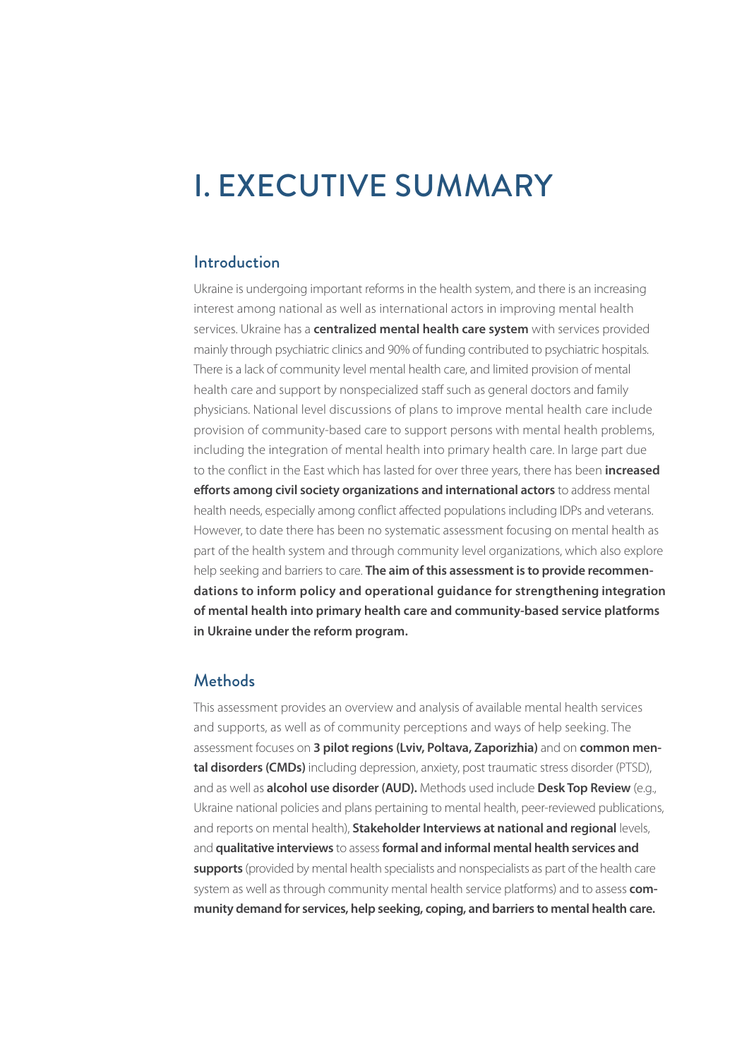# I. EXECUTIVE SUMMARY

## Introduction

Ukraine is undergoing important reforms in the health system, and there is an increasing interest among national as well as international actors in improving mental health services. Ukraine has a **centralized mental health care system** with services provided mainly through psychiatric clinics and 90% of funding contributed to psychiatric hospitals. There is a lack of community level mental health care, and limited provision of mental health care and support by nonspecialized staff such as general doctors and family physicians. National level discussions of plans to improve mental health care include provision of community-based care to support persons with mental health problems, including the integration of mental health into primary health care. In large part due to the conflict in the East which has lasted for over three years, there has been **increased efforts among civil society organizations and international actors** to address mental health needs, especially among conflict affected populations including IDPs and veterans. However, to date there has been no systematic assessment focusing on mental health as part of the health system and through community level organizations, which also explore help seeking and barriers to care. **The aim of this assessment is to provide recommendations to inform policy and operational guidance for strengthening integration of mental health into primary health care and community-based service platforms in Ukraine under the reform program.**

## Methods

This assessment provides an overview and analysis of available mental health services and supports, as well as of community perceptions and ways of help seeking. The assessment focuses on **3 pilot regions (Lviv, Poltava, Zaporizhia)** and on **common mental disorders (CMDs)** including depression, anxiety, post traumatic stress disorder (PTSD), and as well as **alcohol use disorder (AUD).** Methods used include **Desk Top Review** (e.g., Ukraine national policies and plans pertaining to mental health, peer-reviewed publications, and reports on mental health), **Stakeholder Interviews at national and regional** levels, and **qualitative interviews** to assess **formal and informal mental health services and supports** (provided by mental health specialists and nonspecialists as part of the health care system as well as through community mental health service platforms) and to assess **community demand for services, help seeking, coping, and barriers to mental health care.**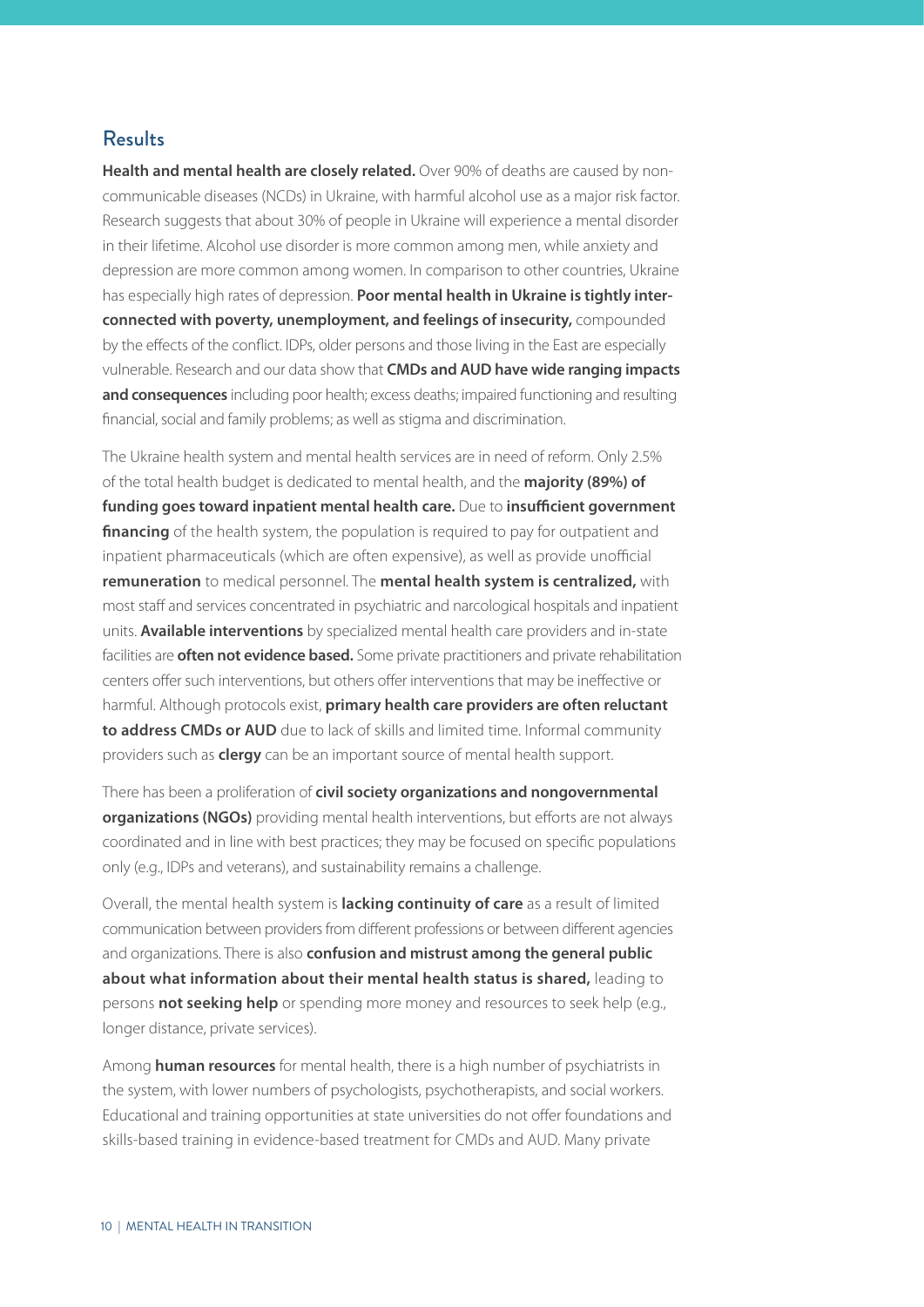## Results

**Health and mental health are closely related.** Over 90% of deaths are caused by non-communicable diseases (NCDs) in Ukraine, with harmful alcohol use as a major risk factor. Research suggests that about 30% of people in Ukraine will experience a mental disorder in their lifetime. Alcohol use disorder is more common among men, while anxiety and depression are more common among women. In comparison to other countries, Ukraine has especially high rates of depression. **Poor mental health in Ukraine is tightly inter-connected with poverty, unemployment, and feelings of insecurity,** compounded by the effects of the conflict. IDPs, older persons and those living in the East are especially vulnerable. Research and our data show that **CMDs and AUD have wide ranging impacts and consequences** including poor health; excess deaths; impaired functioning and resulting financial, social and family problems; as well as stigma and discrimination.

The Ukraine health system and mental health services are in need of reform. Only 2.5% of the total health budget is dedicated to mental health, and the **majority (89%) of funding goes toward inpatient mental health care.** Due to **insufficient government financing** of the health system, the population is required to pay for outpatient and inpatient pharmaceuticals (which are often expensive), as well as provide unofficial **remuneration** to medical personnel. The **mental health system is centralized,** with most staff and services concentrated in psychiatric and narcological hospitals and inpatient units. **Available interventions** by specialized mental health care providers and in-state facilities are **often not evidence based.** Some private practitioners and private rehabilitation centers offer such interventions, but others offer interventions that may be ineffective or harmful. Although protocols exist, **primary health care providers are often reluctant to address CMDs or AUD** due to lack of skills and limited time. Informal community providers such as **clergy** can be an important source of mental health support.

There has been a proliferation of **civil society organizations and nongovernmental organizations (NGOs)** providing mental health interventions, but efforts are not always coordinated and in line with best practices; they may be focused on specific populations only (e.g., IDPs and veterans), and sustainability remains a challenge.

Overall, the mental health system is **lacking continuity of care** as a result of limited communication between providers from different professions or between different agencies and organizations. There is also **confusion and mistrust among the general public about what information about their mental health status is shared,** leading to persons **not seeking help** or spending more money and resources to seek help (e.g., longer distance, private services).

Among **human resources** for mental health, there is a high number of psychiatrists in the system, with lower numbers of psychologists, psychotherapists, and social workers. Educational and training opportunities at state universities do not offer foundations and skills-based training in evidence-based treatment for CMDs and AUD. Many private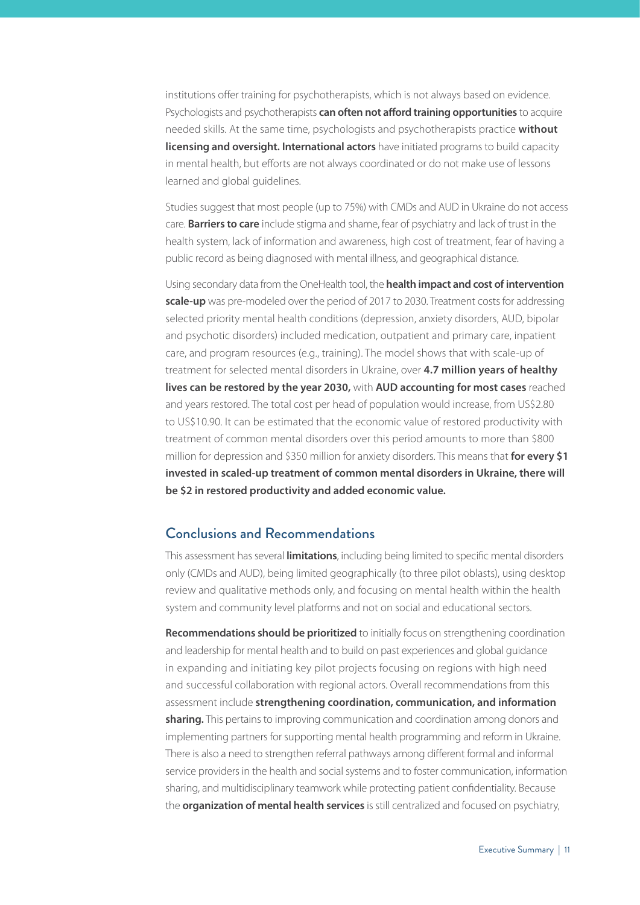institutions offer training for psychotherapists, which is not always based on evidence. Psychologists and psychotherapists **can often not afford training opportunities** to acquire needed skills. At the same time, psychologists and psychotherapists practice **without licensing and oversight. International actors** have initiated programs to build capacity in mental health, but efforts are not always coordinated or do not make use of lessons learned and global guidelines.

Studies suggest that most people (up to 75%) with CMDs and AUD in Ukraine do not access care. **Barriers to care** include stigma and shame, fear of psychiatry and lack of trust in the health system, lack of information and awareness, high cost of treatment, fear of having a public record as being diagnosed with mental illness, and geographical distance.

Using secondary data from the OneHealth tool, the **health impact and cost of intervention scale-up** was pre-modeled over the period of 2017 to 2030. Treatment costs for addressing selected priority mental health conditions (depression, anxiety disorders, AUD, bipolar and psychotic disorders) included medication, outpatient and primary care, inpatient care, and program resources (e.g., training). The model shows that with scale-up of treatment for selected mental disorders in Ukraine, over **4.7 million years of healthy lives can be restored by the year 2030,** with **AUD accounting for most cases** reached and years restored. The total cost per head of population would increase, from US$2.80 to US$10.90. It can be estimated that the economic value of restored productivity with treatment of common mental disorders over this period amounts to more than $800 million for depression and $350 million for anxiety disorders. This means that **for every $1 invested in scaled-up treatment of common mental disorders in Ukraine, there will be $2 in restored productivity and added economic value.**

## Conclusions and Recommendations

This assessment has several **limitations**, including being limited to specific mental disorders only (CMDs and AUD), being limited geographically (to three pilot oblasts), using desktop review and qualitative methods only, and focusing on mental health within the health system and community level platforms and not on social and educational sectors.

**Recommendations should be prioritized** to initially focus on strengthening coordination and leadership for mental health and to build on past experiences and global guidance in expanding and initiating key pilot projects focusing on regions with high need and successful collaboration with regional actors. Overall recommendations from this assessment include **strengthening coordination, communication, and information sharing.** This pertains to improving communication and coordination among donors and implementing partners for supporting mental health programming and reform in Ukraine. There is also a need to strengthen referral pathways among different formal and informal service providers in the health and social systems and to foster communication, information sharing, and multidisciplinary teamwork while protecting patient confidentiality. Because the **organization of mental health services** is still centralized and focused on psychiatry,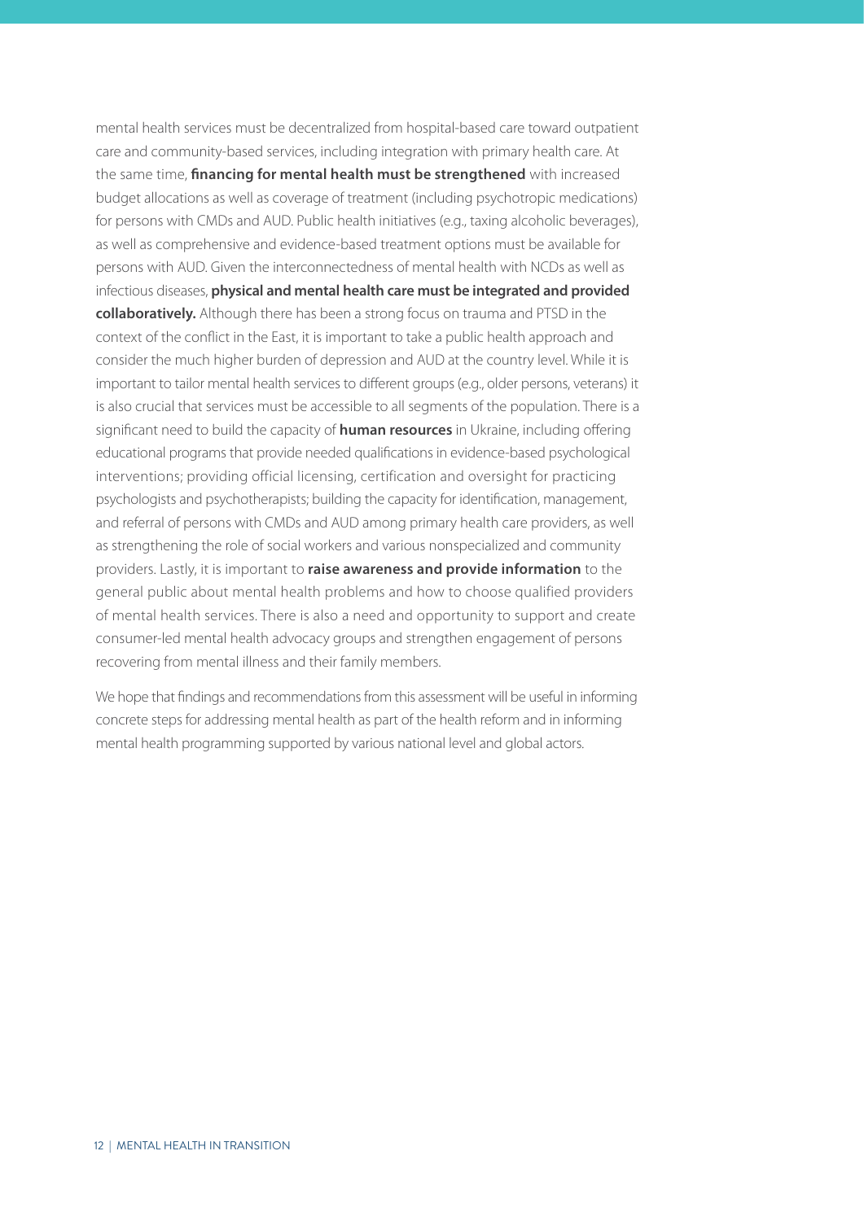mental health services must be decentralized from hospital-based care toward outpatient care and community-based services, including integration with primary health care. At the same time, **financing for mental health must be strengthened** with increased budget allocations as well as coverage of treatment (including psychotropic medications) for persons with CMDs and AUD. Public health initiatives (e.g., taxing alcoholic beverages), as well as comprehensive and evidence-based treatment options must be available for persons with AUD. Given the interconnectedness of mental health with NCDs as well as infectious diseases, **physical and mental health care must be integrated and provided collaboratively.** Although there has been a strong focus on trauma and PTSD in the context of the conflict in the East, it is important to take a public health approach and consider the much higher burden of depression and AUD at the country level. While it is important to tailor mental health services to different groups (e.g., older persons, veterans) it is also crucial that services must be accessible to all segments of the population. There is a significant need to build the capacity of **human resources** in Ukraine, including offering educational programs that provide needed qualifications in evidence-based psychological interventions; providing official licensing, certification and oversight for practicing psychologists and psychotherapists; building the capacity for identification, management, and referral of persons with CMDs and AUD among primary health care providers, as well as strengthening the role of social workers and various nonspecialized and community providers. Lastly, it is important to **raise awareness and provide information** to the general public about mental health problems and how to choose qualified providers of mental health services. There is also a need and opportunity to support and create consumer-led mental health advocacy groups and strengthen engagement of persons recovering from mental illness and their family members.

We hope that findings and recommendations from this assessment will be useful in informing concrete steps for addressing mental health as part of the health reform and in informing mental health programming supported by various national level and global actors.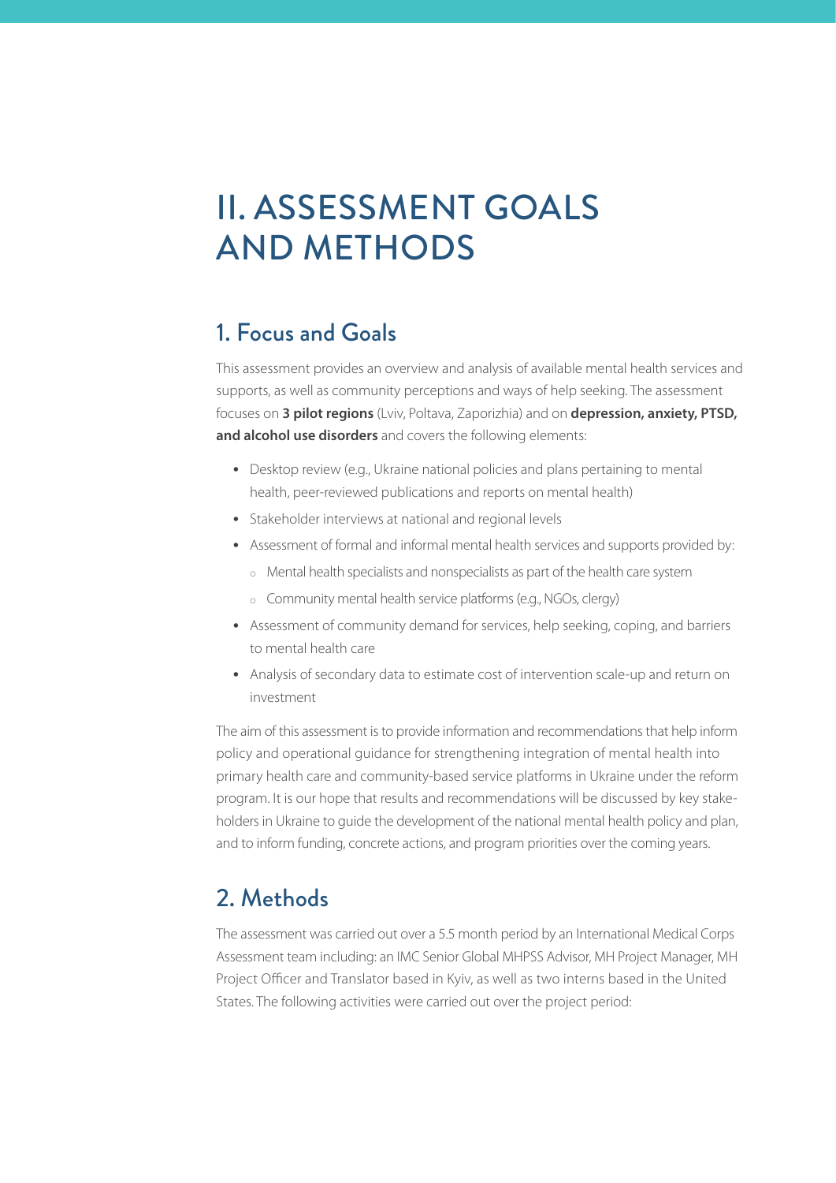# II. ASSESSMENT GOALS AND METHODS

## 1. Focus and Goals

This assessment provides an overview and analysis of available mental health services and supports, as well as community perceptions and ways of help seeking. The assessment focuses on **3 pilot regions** (Lviv, Poltava, Zaporizhia) and on **depression, anxiety, PTSD, and alcohol use disorders** and covers the following elements:

- Desktop review (e.g., Ukraine national policies and plans pertaining to mental health, peer-reviewed publications and reports on mental health)
- Stakeholder interviews at national and regional levels
- Assessment of formal and informal mental health services and supports provided by:
  - Mental health specialists and nonspecialists as part of the health care system
  - Community mental health service platforms (e.g., NGOs, clergy)
- Assessment of community demand for services, help seeking, coping, and barriers to mental health care
- Analysis of secondary data to estimate cost of intervention scale-up and return on investment

The aim of this assessment is to provide information and recommendations that help inform policy and operational guidance for strengthening integration of mental health into primary health care and community-based service platforms in Ukraine under the reform program. It is our hope that results and recommendations will be discussed by key stakeholders in Ukraine to guide the development of the national mental health policy and plan, and to inform funding, concrete actions, and program priorities over the coming years.

## 2. Methods

The assessment was carried out over a 5.5 month period by an International Medical Corps Assessment team including: an IMC Senior Global MHPSS Advisor, MH Project Manager, MH Project Officer and Translator based in Kyiv, as well as two interns based in the United States. The following activities were carried out over the project period: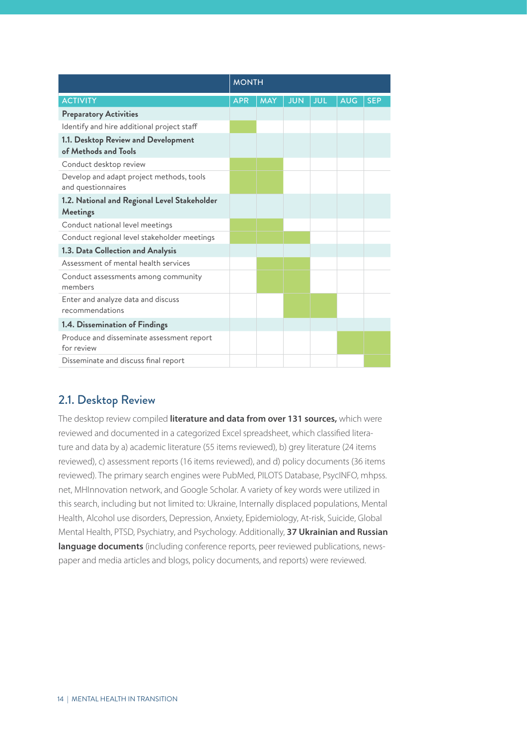| | MONTH | | | | | |
|---|---|---|---|---|---|---|
| **ACTIVITY** | **APR** | **MAY** | **JUN** | **JUL** | **AUG** | **SEP** |
| **Preparatory Activities** | | | | | | |
| Identify and hire additional project staff | ■ | | | | | |
| **1.1. Desktop Review and Development of Methods and Tools** | | | | | | |
| Conduct desktop review | ■ | ■ | | | | |
| Develop and adapt project methods, tools and questionnaires | ■ | ■ | | | | |
| **1.2. National and Regional Level Stakeholder Meetings** | | | | | | |
| Conduct national level meetings | ■ | ■ | | | | |
| Conduct regional level stakeholder meetings | ■ | ■ | ■ | | | |
| **1.3. Data Collection and Analysis** | | | | | | |
| Assessment of mental health services | | ■ | ■ | | | |
| Conduct assessments among community members | | ■ | ■ | | | |
| Enter and analyze data and discuss recommendations | | | ■ | ■ | | |
| **1.4. Dissemination of Findings** | | | | | | |
| Produce and disseminate assessment report for review | | | | | ■ | ■ |
| Disseminate and discuss final report | | | | | | ■ |

## 2.1. Desktop Review

The desktop review compiled **literature and data from over 131 sources,** which were reviewed and documented in a categorized Excel spreadsheet, which classified literature and data by a) academic literature (55 items reviewed), b) grey literature (24 items reviewed), c) assessment reports (16 items reviewed), and d) policy documents (36 items reviewed). The primary search engines were PubMed, PILOTS Database, PsycINFO, mhpss.net, MHInnovation network, and Google Scholar. A variety of key words were utilized in this search, including but not limited to: Ukraine, Internally displaced populations, Mental Health, Alcohol use disorders, Depression, Anxiety, Epidemiology, At-risk, Suicide, Global Mental Health, PTSD, Psychiatry, and Psychology. Additionally, **37 Ukrainian and Russian language documents** (including conference reports, peer reviewed publications, newspaper and media articles and blogs, policy documents, and reports) were reviewed.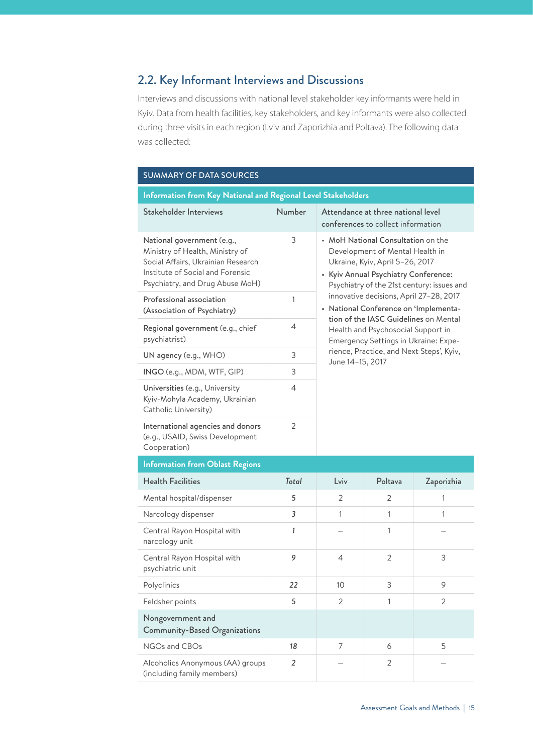## 2.2. Key Informant Interviews and Discussions

Interviews and discussions with national level stakeholder key informants were held in Kyiv. Data from health facilities, key stakeholders, and key informants were also collected during three visits in each region (Lviv and Zaporizhia and Poltava). The following data was collected:

| SUMMARY OF DATA SOURCES | | | | |
|---|---|---|---|---|
| **Information from Key National and Regional Level Stakeholders** | | | | |
| Stakeholder Interviews | Number | Attendance at three national level conferences to collect information | | |
| **National government** (e.g., Ministry of Health, Ministry of Social Affairs, Ukrainian Research Institute of Social and Forensic Psychiatry, and Drug Abuse MoH) | 3 | • **MoH National Consultation** on the Development of Mental Health in Ukraine, Kyiv, April 5–26, 2017<br>• **Kyiv Annual Psychiatry Conference:** Psychiatry of the 21st century: issues and innovative decisions, April 27–28, 2017<br>• **National Conference on 'Implementation of the IASC Guidelines** on Mental Health and Psychosocial Support in Emergency Settings in Ukraine: Experience, Practice, and Next Steps', Kyiv, June 14–15, 2017 | | |
| **Professional association** (Association of Psychiatry) | 1 | | | |
| **Regional government** (e.g., chief psychiatrist) | 4 | | | |
| **UN agency** (e.g., WHO) | 3 | | | |
| **INGO** (e.g., MDM, WTF, GIP) | 3 | | | |
| **Universities** (e.g., University Kyiv-Mohyla Academy, Ukrainian Catholic University) | 4 | | | |
| **International agencies and donors** (e.g., USAID, Swiss Development Cooperation) | 2 | | | |
| **Information from Oblast Regions** | | | | |
| Health Facilities | *Total* | Lviv | Poltava | Zaporizhia |
| Mental hospital/dispenser | *5* | 2 | 2 | 1 |
| Narcology dispenser | *3* | 1 | 1 | 1 |
| Central Rayon Hospital with narcology unit | *1* | – | 1 | – |
| Central Rayon Hospital with psychiatric unit | *9* | 4 | 2 | 3 |
| Polyclinics | *22* | 10 | 3 | 9 |
| Feldsher points | *5* | 2 | 1 | 2 |
| Nongovernment and Community-Based Organizations | | | | |
| NGOs and CBOs | *18* | 7 | 6 | 5 |
| Alcoholics Anonymous (AA) groups (including family members) | *2* | – | 2 | – |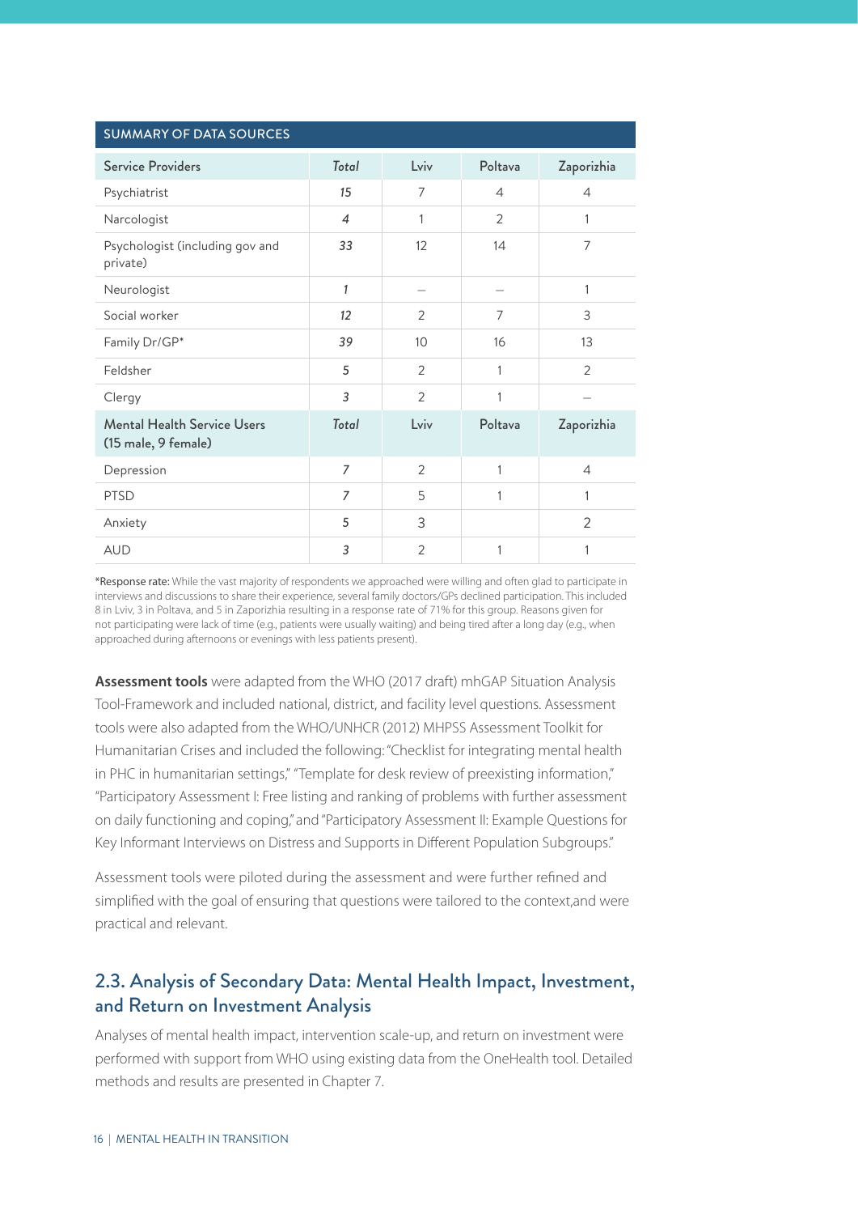| SUMMARY OF DATA SOURCES | | | | |
|---|---|---|---|---|
| Service Providers | *Total* | Lviv | Poltava | Zaporizhia |
| Psychiatrist | *15* | 7 | 4 | 4 |
| Narcologist | *4* | 1 | 2 | 1 |
| Psychologist (including gov and private) | *33* | 12 | 14 | 7 |
| Neurologist | *1* | – | – | 1 |
| Social worker | *12* | 2 | 7 | 3 |
| Family Dr/GP* | *39* | 10 | 16 | 13 |
| Feldsher | *5* | 2 | 1 | 2 |
| Clergy | *3* | 2 | 1 | – |
| Mental Health Service Users (15 male, 9 female) | *Total* | Lviv | Poltava | Zaporizhia |
| Depression | *7* | 2 | 1 | 4 |
| PTSD | *7* | 5 | 1 | 1 |
| Anxiety | *5* | 3 | | 2 |
| AUD | *3* | 2 | 1 | 1 |

***Response rate:** While the vast majority of respondents we approached were willing and often glad to participate in interviews and discussions to share their experience, several family doctors/GPs declined participation. This included 8 in Lviv, 3 in Poltava, and 5 in Zaporizhia resulting in a response rate of 71% for this group. Reasons given for not participating were lack of time (e.g., patients were usually waiting) and being tired after a long day (e.g., when approached during afternoons or evenings with less patients present).

**Assessment tools** were adapted from the WHO (2017 draft) mhGAP Situation Analysis Tool-Framework and included national, district, and facility level questions. Assessment tools were also adapted from the WHO/UNHCR (2012) MHPSS Assessment Toolkit for Humanitarian Crises and included the following: "Checklist for integrating mental health in PHC in humanitarian settings," "Template for desk review of preexisting information," "Participatory Assessment I: Free listing and ranking of problems with further assessment on daily functioning and coping," and "Participatory Assessment II: Example Questions for Key Informant Interviews on Distress and Supports in Different Population Subgroups."

Assessment tools were piloted during the assessment and were further refined and simplified with the goal of ensuring that questions were tailored to the context,and were practical and relevant.

## 2.3. Analysis of Secondary Data: Mental Health Impact, Investment, and Return on Investment Analysis

Analyses of mental health impact, intervention scale-up, and return on investment were performed with support from WHO using existing data from the OneHealth tool. Detailed methods and results are presented in Chapter 7.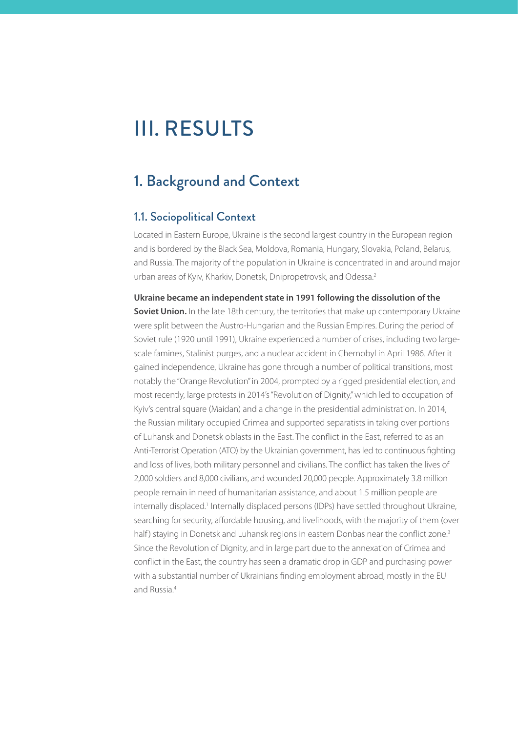# III. RESULTS

## 1. Background and Context

### 1.1. Sociopolitical Context

Located in Eastern Europe, Ukraine is the second largest country in the European region and is bordered by the Black Sea, Moldova, Romania, Hungary, Slovakia, Poland, Belarus, and Russia. The majority of the population in Ukraine is concentrated in and around major urban areas of Kyiv, Kharkiv, Donetsk, Dnipropetrovsk, and Odessa.[2]

**Ukraine became an independent state in 1991 following the dissolution of the Soviet Union.** In the late 18th century, the territories that make up contemporary Ukraine were split between the Austro-Hungarian and the Russian Empires. During the period of Soviet rule (1920 until 1991), Ukraine experienced a number of crises, including two large-scale famines, Stalinist purges, and a nuclear accident in Chernobyl in April 1986. After it gained independence, Ukraine has gone through a number of political transitions, most notably the "Orange Revolution" in 2004, prompted by a rigged presidential election, and most recently, large protests in 2014's "Revolution of Dignity," which led to occupation of Kyiv's central square (Maidan) and a change in the presidential administration. In 2014, the Russian military occupied Crimea and supported separatists in taking over portions of Luhansk and Donetsk oblasts in the East. The conflict in the East, referred to as an Anti-Terrorist Operation (ATO) by the Ukrainian government, has led to continuous fighting and loss of lives, both military personnel and civilians. The conflict has taken the lives of 2,000 soldiers and 8,000 civilians, and wounded 20,000 people. Approximately 3.8 million people remain in need of humanitarian assistance, and about 1.5 million people are internally displaced.[1] Internally displaced persons (IDPs) have settled throughout Ukraine, searching for security, affordable housing, and livelihoods, with the majority of them (over half) staying in Donetsk and Luhansk regions in eastern Donbas near the conflict zone.[3] Since the Revolution of Dignity, and in large part due to the annexation of Crimea and conflict in the East, the country has seen a dramatic drop in GDP and purchasing power with a substantial number of Ukrainians finding employment abroad, mostly in the EU and Russia.[4]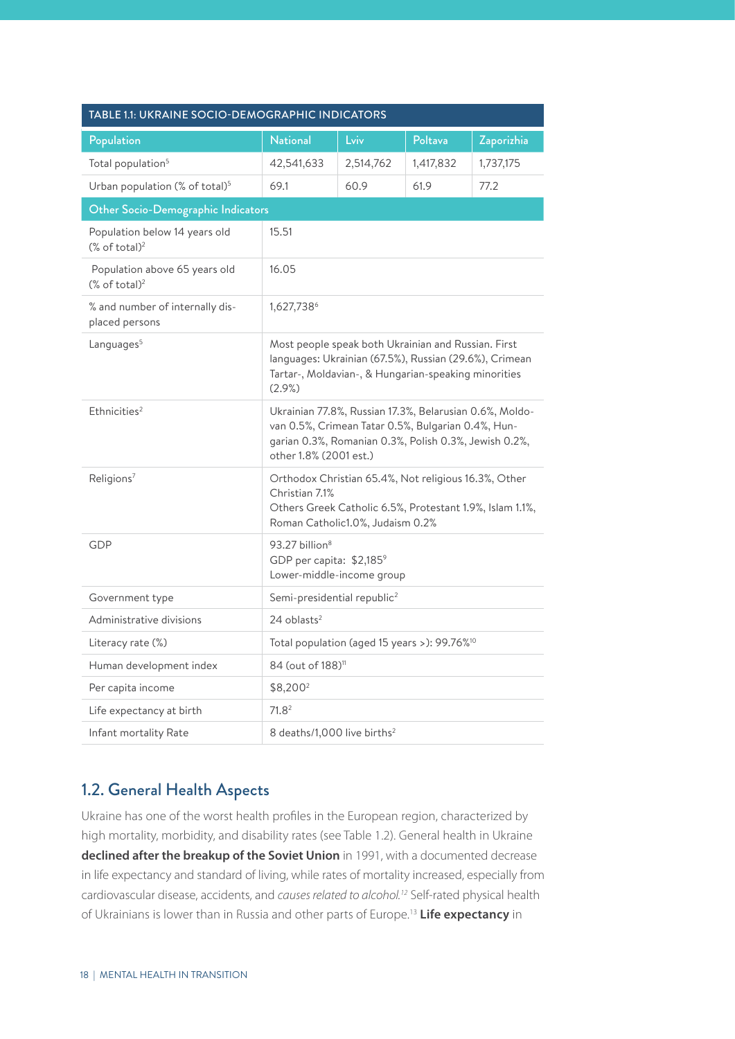| TABLE 1.1: UKRAINE SOCIO-DEMOGRAPHIC INDICATORS | | | | |
|---|---|---|---|---|
| **Population** | **National** | **Lviv** | **Poltava** | **Zaporizhia** |
| Total population[5] | 42,541,633 | 2,514,762 | 1,417,832 | 1,737,175 |
| Urban population (% of total)[5] | 69.1 | 60.9 | 61.9 | 77.2 |
| **Other Socio-Demographic Indicators** | | | | |
| Population below 14 years old (% of total)[2] | 15.51 | | | |
| Population above 65 years old (% of total)[2] | 16.05 | | | |
| % and number of internally displaced persons | 1,627,738[6] | | | |
| Languages[5] | Most people speak both Ukrainian and Russian. First languages: Ukrainian (67.5%), Russian (29.6%), Crimean Tartar-, Moldavian-, & Hungarian-speaking minorities (2.9%) | | | |
| Ethnicities[2] | Ukrainian 77.8%, Russian 17.3%, Belarusian 0.6%, Moldovan 0.5%, Crimean Tatar 0.5%, Bulgarian 0.4%, Hungarian 0.3%, Romanian 0.3%, Polish 0.3%, Jewish 0.2%, other 1.8% (2001 est.) | | | |
| Religions[7] | Orthodox Christian 65.4%, Not religious 16.3%, Other Christian 7.1% Others Greek Catholic 6.5%, Protestant 1.9%, Islam 1.1%, Roman Catholic1.0%, Judaism 0.2% | | | |
| GDP | 93.27 billion[8] GDP per capita: $2,185[9] Lower-middle-income group | | | |
| Government type | Semi-presidential republic[2] | | | |
| Administrative divisions | 24 oblasts[2] | | | |
| Literacy rate (%) | Total population (aged 15 years >): 99.76%[10] | | | |
| Human development index | 84 (out of 188)[11] | | | |
| Per capita income | $8,200[2] | | | |
| Life expectancy at birth | 71.8[2] | | | |
| Infant mortality Rate | 8 deaths/1,000 live births[2] | | | |

## 1.2. General Health Aspects

Ukraine has one of the worst health profiles in the European region, characterized by high mortality, morbidity, and disability rates (see Table 1.2). General health in Ukraine **declined after the breakup of the Soviet Union** in 1991, with a documented decrease in life expectancy and standard of living, while rates of mortality increased, especially from cardiovascular disease, accidents, and *causes related to alcohol.*[12] Self-rated physical health of Ukrainians is lower than in Russia and other parts of Europe.[13] **Life expectancy** in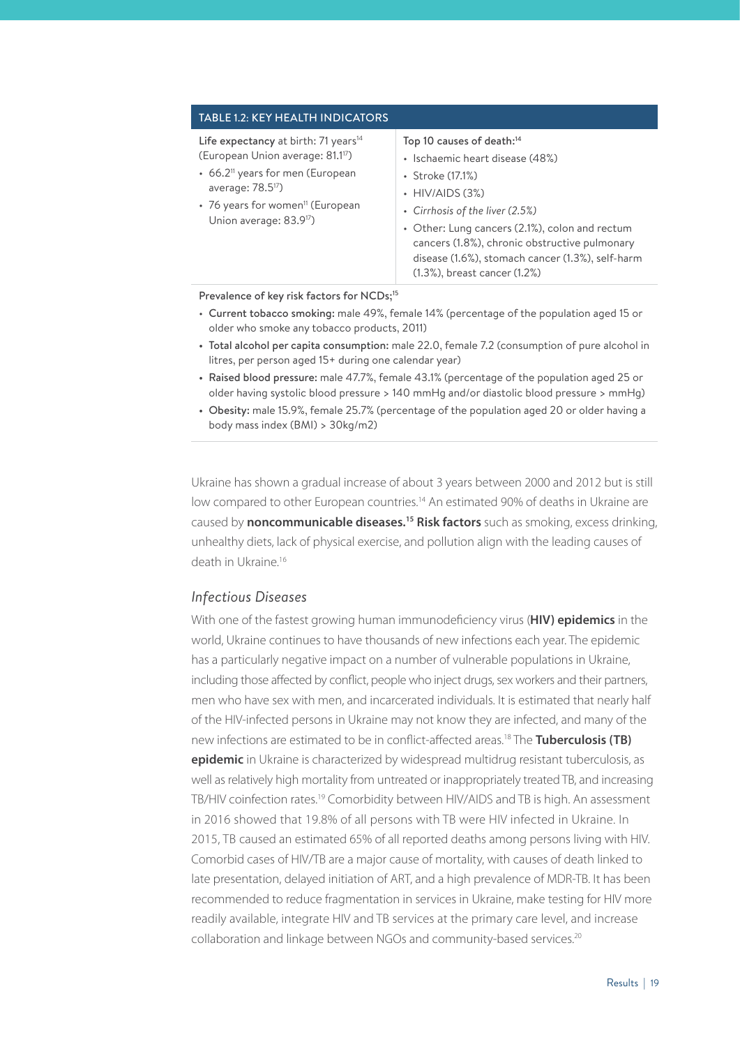**TABLE 1.2: KEY HEALTH INDICATORS**

| Life expectancy at birth | Top 10 causes of death |
|---|---|
| **Life expectancy** at birth: 71 years[14] (European Union average: 81.1[17])<br>• 66.2[11] years for men (European average: 78.5[17])<br>• 76 years for women[11] (European Union average: 83.9[17]) | Top 10 causes of death:[14]<br>• Ischaemic heart disease (48%)<br>• Stroke (17.1%)<br>• HIV/AIDS (3%)<br>• *Cirrhosis of the liver (2.5%)*<br>• Other: Lung cancers (2.1%), colon and rectum cancers (1.8%), chronic obstructive pulmonary disease (1.6%), stomach cancer (1.3%), self-harm (1.3%), breast cancer (1.2%) |

Prevalence of key risk factors for NCDs;[15]

- **Current tobacco smoking:** male 49%, female 14% (percentage of the population aged 15 or older who smoke any tobacco products, 2011)
- **Total alcohol per capita consumption:** male 22.0, female 7.2 (consumption of pure alcohol in litres, per person aged 15+ during one calendar year)
- **Raised blood pressure:** male 47.7%, female 43.1% (percentage of the population aged 25 or older having systolic blood pressure > 140 mmHg and/or diastolic blood pressure > mmHg)
- **Obesity:** male 15.9%, female 25.7% (percentage of the population aged 20 or older having a body mass index (BMI) > 30kg/m2)

Ukraine has shown a gradual increase of about 3 years between 2000 and 2012 but is still low compared to other European countries.[14] An estimated 90% of deaths in Ukraine are caused by **noncommunicable diseases.[15]** **Risk factors** such as smoking, excess drinking, unhealthy diets, lack of physical exercise, and pollution align with the leading causes of death in Ukraine.[16]

### *Infectious Diseases*

With one of the fastest growing human immunodeficiency virus (**HIV) epidemics** in the world, Ukraine continues to have thousands of new infections each year. The epidemic has a particularly negative impact on a number of vulnerable populations in Ukraine, including those affected by conflict, people who inject drugs, sex workers and their partners, men who have sex with men, and incarcerated individuals. It is estimated that nearly half of the HIV-infected persons in Ukraine may not know they are infected, and many of the new infections are estimated to be in conflict-affected areas.[18] The **Tuberculosis (TB) epidemic** in Ukraine is characterized by widespread multidrug resistant tuberculosis, as well as relatively high mortality from untreated or inappropriately treated TB, and increasing TB/HIV coinfection rates.[19] Comorbidity between HIV/AIDS and TB is high. An assessment in 2016 showed that 19.8% of all persons with TB were HIV infected in Ukraine. In 2015, TB caused an estimated 65% of all reported deaths among persons living with HIV. Comorbid cases of HIV/TB are a major cause of mortality, with causes of death linked to late presentation, delayed initiation of ART, and a high prevalence of MDR-TB. It has been recommended to reduce fragmentation in services in Ukraine, make testing for HIV more readily available, integrate HIV and TB services at the primary care level, and increase collaboration and linkage between NGOs and community-based services.[20]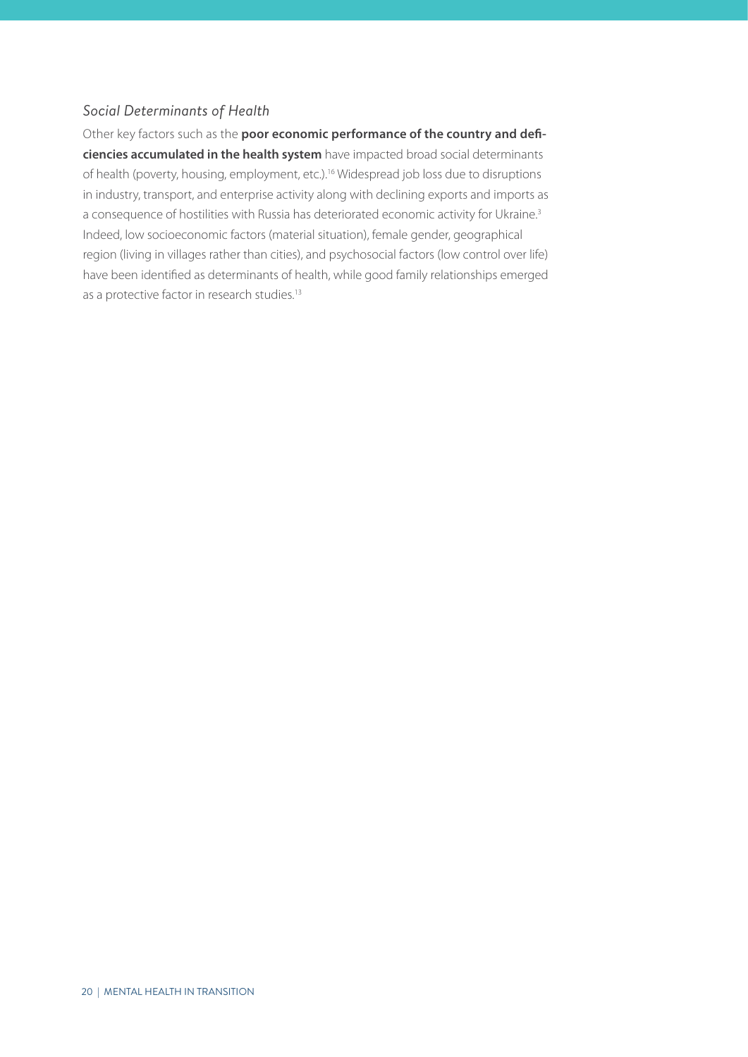### *Social Determinants of Health*

Other key factors such as the **poor economic performance of the country and deficiencies accumulated in the health system** have impacted broad social determinants of health (poverty, housing, employment, etc.).[16] Widespread job loss due to disruptions in industry, transport, and enterprise activity along with declining exports and imports as a consequence of hostilities with Russia has deteriorated economic activity for Ukraine.[3] Indeed, low socioeconomic factors (material situation), female gender, geographical region (living in villages rather than cities), and psychosocial factors (low control over life) have been identified as determinants of health, while good family relationships emerged as a protective factor in research studies.[13]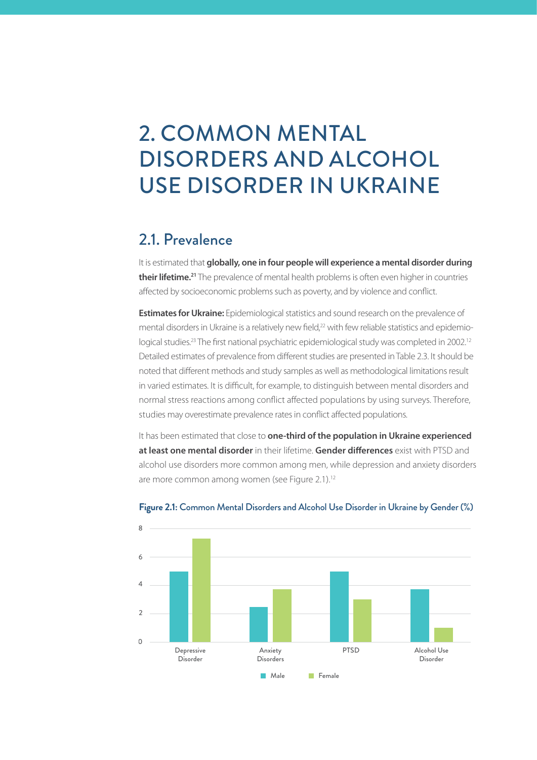# 2. COMMON MENTAL DISORDERS AND ALCOHOL USE DISORDER IN UKRAINE

## 2.1. Prevalence

It is estimated that **globally, one in four people will experience a mental disorder during their lifetime.**[21] The prevalence of mental health problems is often even higher in countries affected by socioeconomic problems such as poverty, and by violence and conflict.

**Estimates for Ukraine:** Epidemiological statistics and sound research on the prevalence of mental disorders in Ukraine is a relatively new field,[22] with few reliable statistics and epidemiological studies.[23] The first national psychiatric epidemiological study was completed in 2002.[12] Detailed estimates of prevalence from different studies are presented in Table 2.3. It should be noted that different methods and study samples as well as methodological limitations result in varied estimates. It is difficult, for example, to distinguish between mental disorders and normal stress reactions among conflict affected populations by using surveys. Therefore, studies may overestimate prevalence rates in conflict affected populations.

It has been estimated that close to **one-third of the population in Ukraine experienced at least one mental disorder** in their lifetime. **Gender differences** exist with PTSD and alcohol use disorders more common among men, while depression and anxiety disorders are more common among women (see Figure 2.1).[12]

**Figure 2.1:** Common Mental Disorders and Alcohol Use Disorder in Ukraine by Gender (%)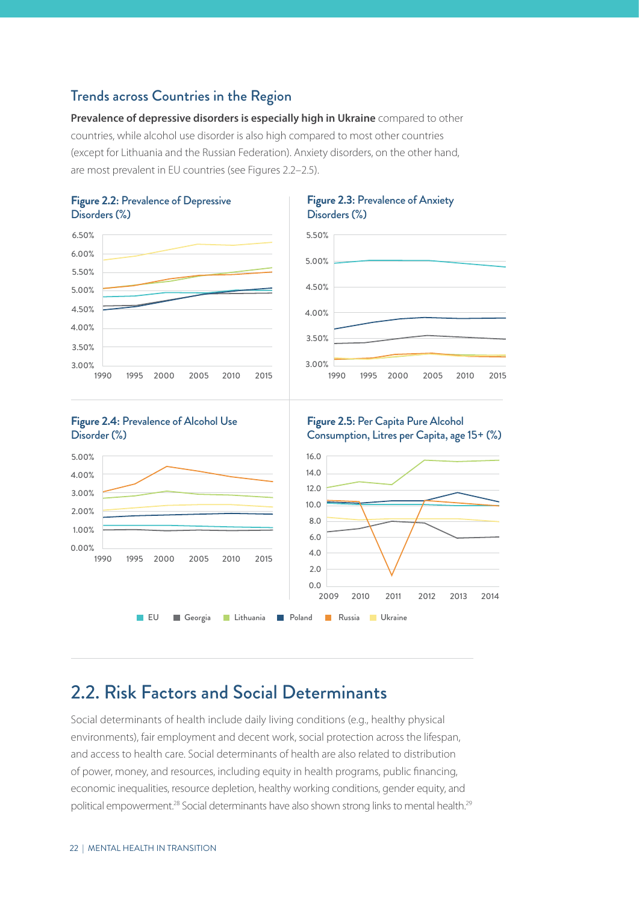### Trends across Countries in the Region

**Prevalence of depressive disorders is especially high in Ukraine** compared to other countries, while alcohol use disorder is also high compared to most other countries (except for Lithuania and the Russian Federation). Anxiety disorders, on the other hand, are most prevalent in EU countries (see Figures 2.2–2.5).

**Figure 2.2:** Prevalence of Depressive Disorders (%)

**Figure 2.3:** Prevalence of Anxiety Disorders (%)

**Figure 2.4:** Prevalence of Alcohol Use Disorder (%)

**Figure 2.5:** Per Capita Pure Alcohol Consumption, Litres per Capita, age 15+ (%)

EU, Georgia, Lithuania, Poland, Russia, Ukraine

## 2.2. Risk Factors and Social Determinants

Social determinants of health include daily living conditions (e.g., healthy physical environments), fair employment and decent work, social protection across the lifespan, and access to health care. Social determinants of health are also related to distribution of power, money, and resources, including equity in health programs, public financing, economic inequalities, resource depletion, healthy working conditions, gender equity, and political empowerment.[28] Social determinants have also shown strong links to mental health.[29]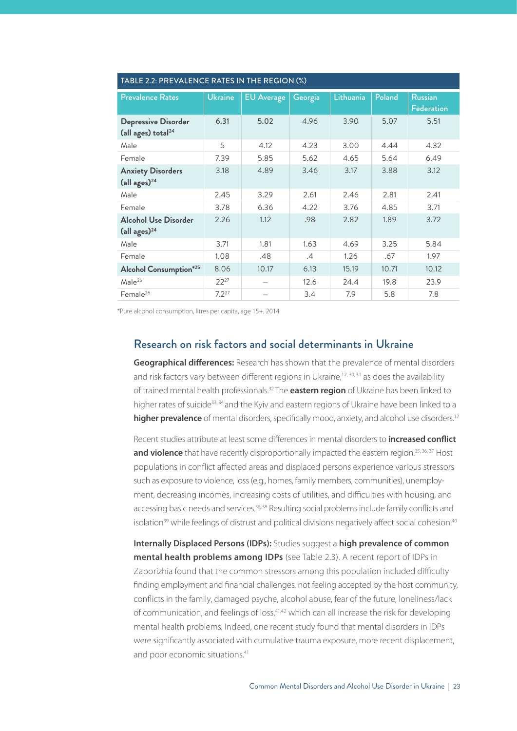TABLE 2.2: PREVALENCE RATES IN THE REGION (%)

| Prevalence Rates | Ukraine | EU Average | Georgia | Lithuania | Poland | Russian Federation |
|---|---|---|---|---|---|---|
| **Depressive Disorder (all ages) total**[24] | 6.31 | 5.02 | 4.96 | 3.90 | 5.07 | 5.51 |
| Male | 5 | 4.12 | 4.23 | 3.00 | 4.44 | 4.32 |
| Female | 7.39 | 5.85 | 5.62 | 4.65 | 5.64 | 6.49 |
| **Anxiety Disorders (all ages)**[24] | 3.18 | 4.89 | 3.46 | 3.17 | 3.88 | 3.12 |
| Male | 2.45 | 3.29 | 2.61 | 2.46 | 2.81 | 2.41 |
| Female | 3.78 | 6.36 | 4.22 | 3.76 | 4.85 | 3.71 |
| **Alcohol Use Disorder (all ages)**[24] | 2.26 | 1.12 | .98 | 2.82 | 1.89 | 3.72 |
| Male | 3.71 | 1.81 | 1.63 | 4.69 | 3.25 | 5.84 |
| Female | 1.08 | .48 | .4 | 1.26 | .67 | 1.97 |
| **Alcohol Consumption***[25] | 8.06 | 10.17 | 6.13 | 15.19 | 10.71 | 10.12 |
| Male[26] | 22[27] | – | 12.6 | 24.4 | 19.8 | 23.9 |
| Female[26] | 7.2[27] | – | 3.4 | 7.9 | 5.8 | 7.8 |

*Pure alcohol consumption, litres per capita, age 15+, 2014

## Research on risk factors and social determinants in Ukraine

**Geographical differences:** Research has shown that the prevalence of mental disorders and risk factors vary between different regions in Ukraine,[12, 30, 31] as does the availability of trained mental health professionals.[32] The **eastern region** of Ukraine has been linked to higher rates of suicide[33, 34] and the Kyiv and eastern regions of Ukraine have been linked to a **higher prevalence** of mental disorders, specifically mood, anxiety, and alcohol use disorders.[12]

Recent studies attribute at least some differences in mental disorders to **increased conflict and violence** that have recently disproportionally impacted the eastern region.[35, 36, 37] Host populations in conflict affected areas and displaced persons experience various stressors such as exposure to violence, loss (e.g., homes, family members, communities), unemployment, decreasing incomes, increasing costs of utilities, and difficulties with housing, and accessing basic needs and services.[36, 38] Resulting social problems include family conflicts and isolation[39] while feelings of distrust and political divisions negatively affect social cohesion.[40]

**Internally Displaced Persons (IDPs):** Studies suggest a **high prevalence of common mental health problems among IDPs** (see Table 2.3). A recent report of IDPs in Zaporizhia found that the common stressors among this population included difficulty finding employment and financial challenges, not feeling accepted by the host community, conflicts in the family, damaged psyche, alcohol abuse, fear of the future, loneliness/lack of communication, and feelings of loss,[41,42] which can all increase the risk for developing mental health problems. Indeed, one recent study found that mental disorders in IDPs were significantly associated with cumulative trauma exposure, more recent displacement, and poor economic situations.[41]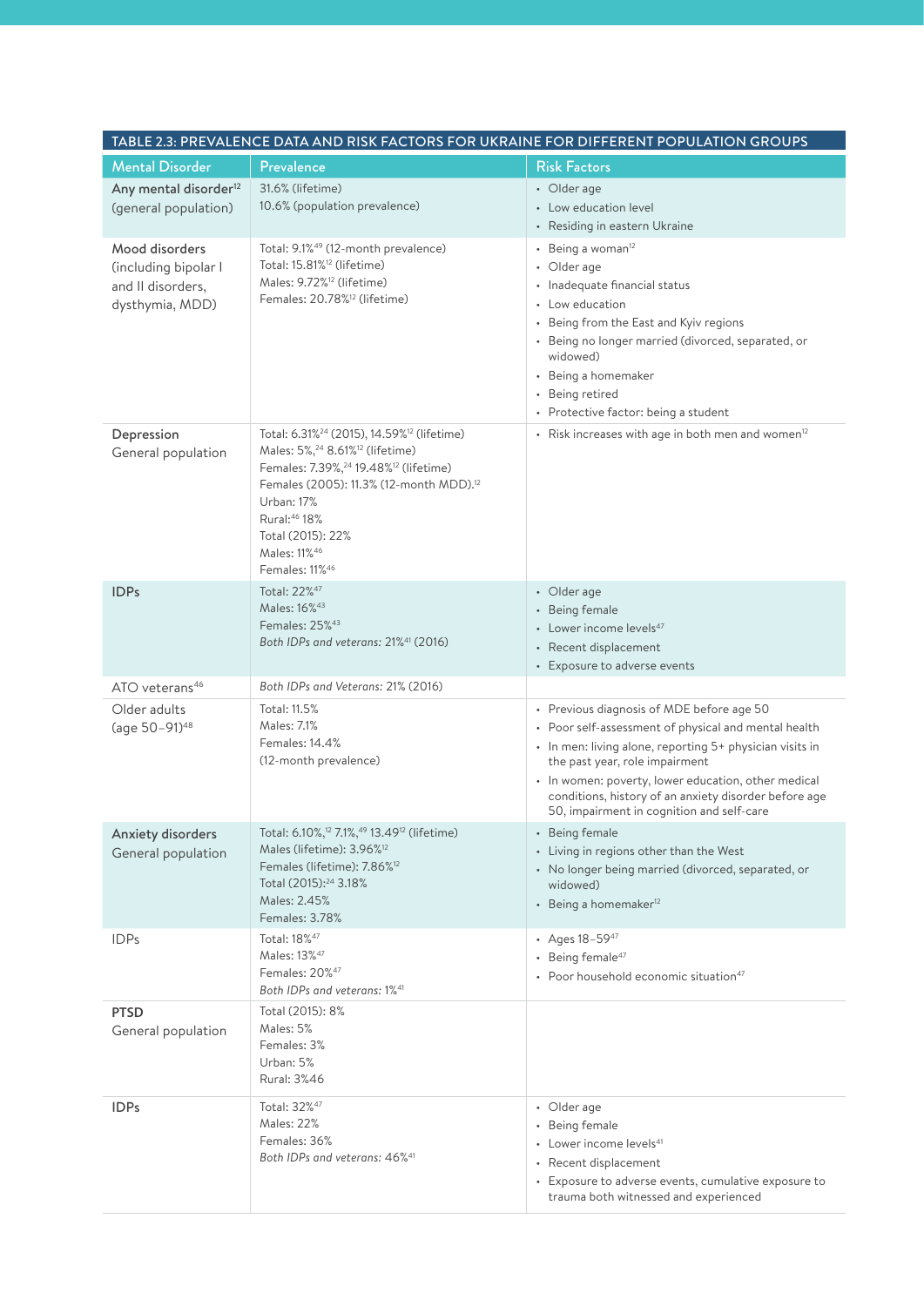| TABLE 2.3: PREVALENCE DATA AND RISK FACTORS FOR UKRAINE FOR DIFFERENT POPULATION GROUPS | | |
|---|---|---|
| **Mental Disorder** | **Prevalence** | **Risk Factors** |
| Any mental disorder[12] (general population) | 31.6% (lifetime)<br>10.6% (population prevalence) | • Older age<br>• Low education level<br>• Residing in eastern Ukraine |
| Mood disorders (including bipolar I and II disorders, dysthymia, MDD) | Total: 9.1%[49] (12-month prevalence)<br>Total: 15.81%[12] (lifetime)<br>Males: 9.72%[12] (lifetime)<br>Females: 20.78%[12] (lifetime) | • Being a woman[12]<br>• Older age<br>• Inadequate financial status<br>• Low education<br>• Being from the East and Kyiv regions<br>• Being no longer married (divorced, separated, or widowed)<br>• Being a homemaker<br>• Being retired<br>• Protective factor: being a student |
| Depression<br>General population | Total: 6.31%[24] (2015), 14.59%[12] (lifetime)<br>Males: 5%,[24] 8.61%[12] (lifetime)<br>Females: 7.39%,[24] 19.48%[12] (lifetime)<br>Females (2005): 11.3% (12-month MDD).[12]<br>Urban: 17%<br>Rural:[46] 18%<br>Total (2015): 22%<br>Males: 11%[46]<br>Females: 11%[46] | • Risk increases with age in both men and women[12] |
| **IDPs** | Total: 22%[47]<br>Males: 16%[43]<br>Females: 25%[43]<br>*Both IDPs and veterans: 21%*[41] (2016) | • Older age<br>• Being female<br>• Lower income levels[47]<br>• Recent displacement<br>• Exposure to adverse events |
| ATO veterans[46] | *Both IDPs and Veterans: 21%* (2016) | |
| Older adults (age 50–91)[48] | Total: 11.5%<br>Males: 7.1%<br>Females: 14.4%<br>(12-month prevalence) | • Previous diagnosis of MDE before age 50<br>• Poor self-assessment of physical and mental health<br>• In men: living alone, reporting 5+ physician visits in the past year, role impairment<br>• In women: poverty, lower education, other medical conditions, history of an anxiety disorder before age 50, impairment in cognition and self-care |
| Anxiety disorders<br>General population | Total: 6.10%,[12] 7.1%,[49] 13.49[12] (lifetime)<br>Males (lifetime): 3.96%[12]<br>Females (lifetime): 7.86%[12]<br>Total (2015):[24] 3.18%<br>Males: 2.45%<br>Females: 3.78% | • Being female<br>• Living in regions other than the West<br>• No longer being married (divorced, separated, or widowed)<br>• Being a homemaker[12] |
| IDPs | Total: 18%[47]<br>Males: 13%[47]<br>Females: 20%[47]<br>*Both IDPs and veterans: 1%*[41] | • Ages 18–59[47]<br>• Being female[47]<br>• Poor household economic situation[47] |
| **PTSD**<br>General population | Total (2015): 8%<br>Males: 5%<br>Females: 3%<br>Urban: 5%<br>Rural: 3%46 | |
| **IDPs** | Total: 32%[47]<br>Males: 22%<br>Females: 36%<br>*Both IDPs and veterans: 46%*[41] | • Older age<br>• Being female<br>• Lower income levels[41]<br>• Recent displacement<br>• Exposure to adverse events, cumulative exposure to trauma both witnessed and experienced |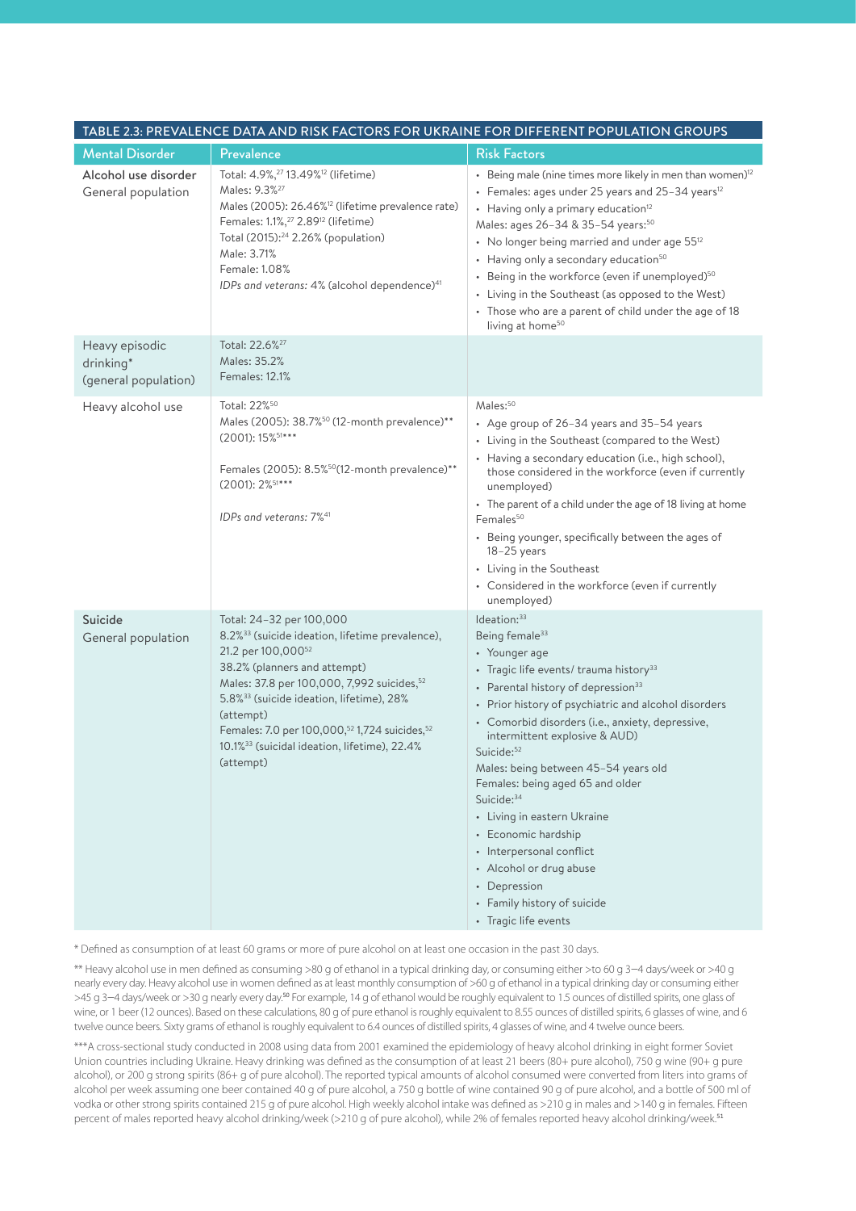**TABLE 2.3: PREVALENCE DATA AND RISK FACTORS FOR UKRAINE FOR DIFFERENT POPULATION GROUPS**

| Mental Disorder | Prevalence | Risk Factors |
|---|---|---|
| Alcohol use disorder<br>General population | Total: 4.9%,[27] 13.49%[12] (lifetime)<br>Males: 9.3%[27]<br>Males (2005): 26.46%[12] (lifetime prevalence rate)<br>Females: 1.1%,[27] 2.89[12] (lifetime)<br>Total (2015):[24] 2.26% (population)<br>Male: 3.71%<br>Female: 1.08%<br>*IDPs and veterans:* 4% (alcohol dependence)[41] | • Being male (nine times more likely in men than women)[12]<br>• Females: ages under 25 years and 25–34 years[12]<br>• Having only a primary education[12]<br>Males: ages 26–34 & 35–54 years:[50]<br>• No longer being married and under age 55[12]<br>• Having only a secondary education[50]<br>• Being in the workforce (even if unemployed)[50]<br>• Living in the Southeast (as opposed to the West)<br>• Those who are a parent of child under the age of 18 living at home[50] |
| Heavy episodic drinking*<br>(general population) | Total: 22.6%[27]<br>Males: 35.2%<br>Females: 12.1% | |
| Heavy alcohol use | Total: 22%[50]<br>Males (2005): 38.7%[50] (12-month prevalence)**<br>(2001): 15%[51]***<br><br>Females (2005): 8.5%[50](12-month prevalence)**<br>(2001): 2%[51]***<br><br>*IDPs and veterans: 7%*[41] | Males:[50]<br>• Age group of 26–34 years and 35–54 years<br>• Living in the Southeast (compared to the West)<br>• Having a secondary education (i.e., high school), those considered in the workforce (even if currently unemployed)<br>• The parent of a child under the age of 18 living at home<br>Females[50]<br>• Being younger, specifically between the ages of 18–25 years<br>• Living in the Southeast<br>• Considered in the workforce (even if currently unemployed) |
| Suicide<br>General population | Total: 24–32 per 100,000<br>8.2%[33] (suicide ideation, lifetime prevalence), 21.2 per 100,000[52]<br>38.2% (planners and attempt)<br>Males: 37.8 per 100,000, 7,992 suicides,[52] 5.8%[33] (suicide ideation, lifetime), 28% (attempt)<br>Females: 7.0 per 100,000,[52] 1,724 suicides,[52] 10.1%[33] (suicidal ideation, lifetime), 22.4% (attempt) | Ideation:[33]<br>Being female[33]<br>• Younger age<br>• Tragic life events/ trauma history[33]<br>• Parental history of depression[33]<br>• Prior history of psychiatric and alcohol disorders<br>• Comorbid disorders (i.e., anxiety, depressive, intermittent explosive & AUD)<br>Suicide:[52]<br>Males: being between 45–54 years old<br>Females: being aged 65 and older<br>Suicide:[34]<br>• Living in eastern Ukraine<br>• Economic hardship<br>• Interpersonal conflict<br>• Alcohol or drug abuse<br>• Depression<br>• Family history of suicide<br>• Tragic life events |

* Defined as consumption of at least 60 grams or more of pure alcohol on at least one occasion in the past 30 days.

** Heavy alcohol use in men defined as consuming >80 g of ethanol in a typical drinking day, or consuming either >to 60 g 3–4 days/week or >40 g nearly every day. Heavy alcohol use in women defined as at least monthly consumption of >60 g of ethanol in a typical drinking day or consuming either >45 g 3–4 days/week or >30 g nearly every day.[50] For example, 14 g of ethanol would be roughly equivalent to 1.5 ounces of distilled spirits, one glass of wine, or 1 beer (12 ounces). Based on these calculations, 80 g of pure ethanol is roughly equivalent to 8.55 ounces of distilled spirits, 6 glasses of wine, and 6 twelve ounce beers. Sixty grams of ethanol is roughly equivalent to 6.4 ounces of distilled spirits, 4 glasses of wine, and 4 twelve ounce beers.

*** A cross-sectional study conducted in 2008 using data from 2001 examined the epidemiology of heavy alcohol drinking in eight former Soviet Union countries including Ukraine. Heavy drinking was defined as the consumption of at least 21 beers (80+ pure alcohol), 750 g wine (90+ g pure alcohol), or 200 g strong spirits (86+ g of pure alcohol). The reported typical amounts of alcohol consumed were converted from liters into grams of alcohol per week assuming one beer contained 40 g of pure alcohol, a 750 g bottle of wine contained 90 g of pure alcohol, and a bottle of 500 ml of vodka or other strong spirits contained 215 g of pure alcohol. High weekly alcohol intake was defined as >210 g in males and >140 g in females. Fifteen percent of males reported heavy alcohol drinking/week (>210 g of pure alcohol), while 2% of females reported heavy alcohol drinking/week.[51]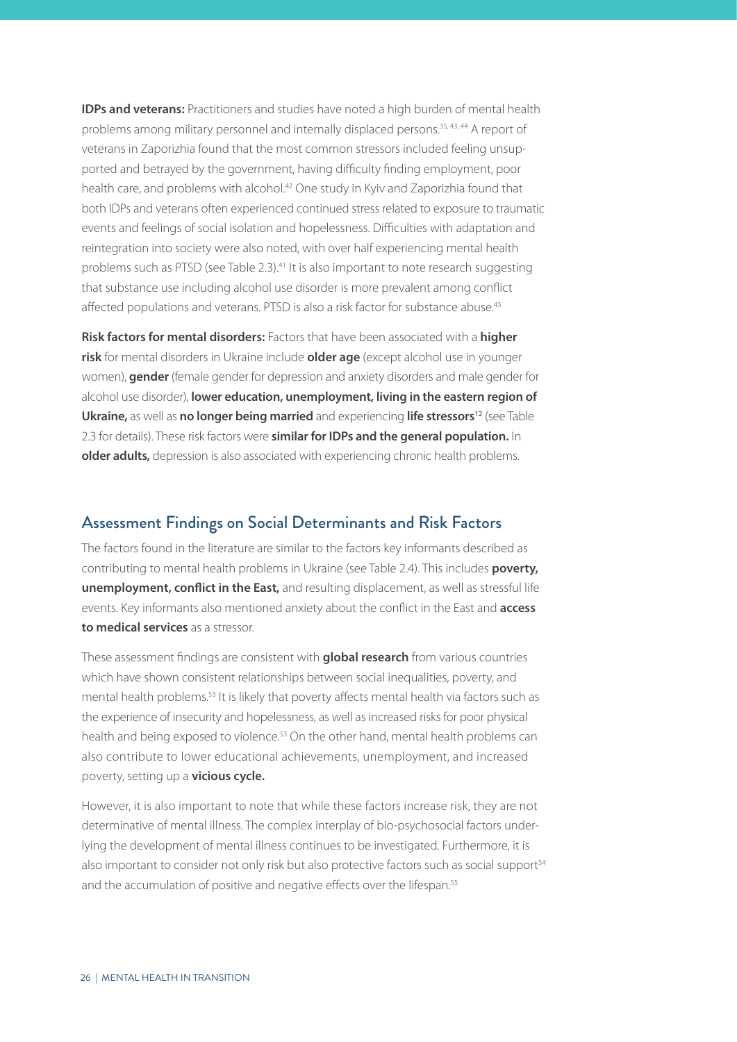**IDPs and veterans:** Practitioners and studies have noted a high burden of mental health problems among military personnel and internally displaced persons.[35, 43, 44] A report of veterans in Zaporizhia found that the most common stressors included feeling unsupported and betrayed by the government, having difficulty finding employment, poor health care, and problems with alcohol.[42] One study in Kyiv and Zaporizhia found that both IDPs and veterans often experienced continued stress related to exposure to traumatic events and feelings of social isolation and hopelessness. Difficulties with adaptation and reintegration into society were also noted, with over half experiencing mental health problems such as PTSD (see Table 2.3).[41] It is also important to note research suggesting that substance use including alcohol use disorder is more prevalent among conflict affected populations and veterans. PTSD is also a risk factor for substance abuse.[45]

**Risk factors for mental disorders:** Factors that have been associated with a **higher risk** for mental disorders in Ukraine include **older age** (except alcohol use in younger women), **gender** (female gender for depression and anxiety disorders and male gender for alcohol use disorder), **lower education, unemployment, living in the eastern region of Ukraine,** as well as **no longer being married** and experiencing **life stressors**[12] (see Table 2.3 for details). These risk factors were **similar for IDPs and the general population.** In **older adults,** depression is also associated with experiencing chronic health problems.

## Assessment Findings on Social Determinants and Risk Factors

The factors found in the literature are similar to the factors key informants described as contributing to mental health problems in Ukraine (see Table 2.4). This includes **poverty, unemployment, conflict in the East,** and resulting displacement, as well as stressful life events. Key informants also mentioned anxiety about the conflict in the East and **access to medical services** as a stressor.

These assessment findings are consistent with **global research** from various countries which have shown consistent relationships between social inequalities, poverty, and mental health problems.[53] It is likely that poverty affects mental health via factors such as the experience of insecurity and hopelessness, as well as increased risks for poor physical health and being exposed to violence.[53] On the other hand, mental health problems can also contribute to lower educational achievements, unemployment, and increased poverty, setting up a **vicious cycle.**

However, it is also important to note that while these factors increase risk, they are not determinative of mental illness. The complex interplay of bio-psychosocial factors underlying the development of mental illness continues to be investigated. Furthermore, it is also important to consider not only risk but also protective factors such as social support[54] and the accumulation of positive and negative effects over the lifespan.[55]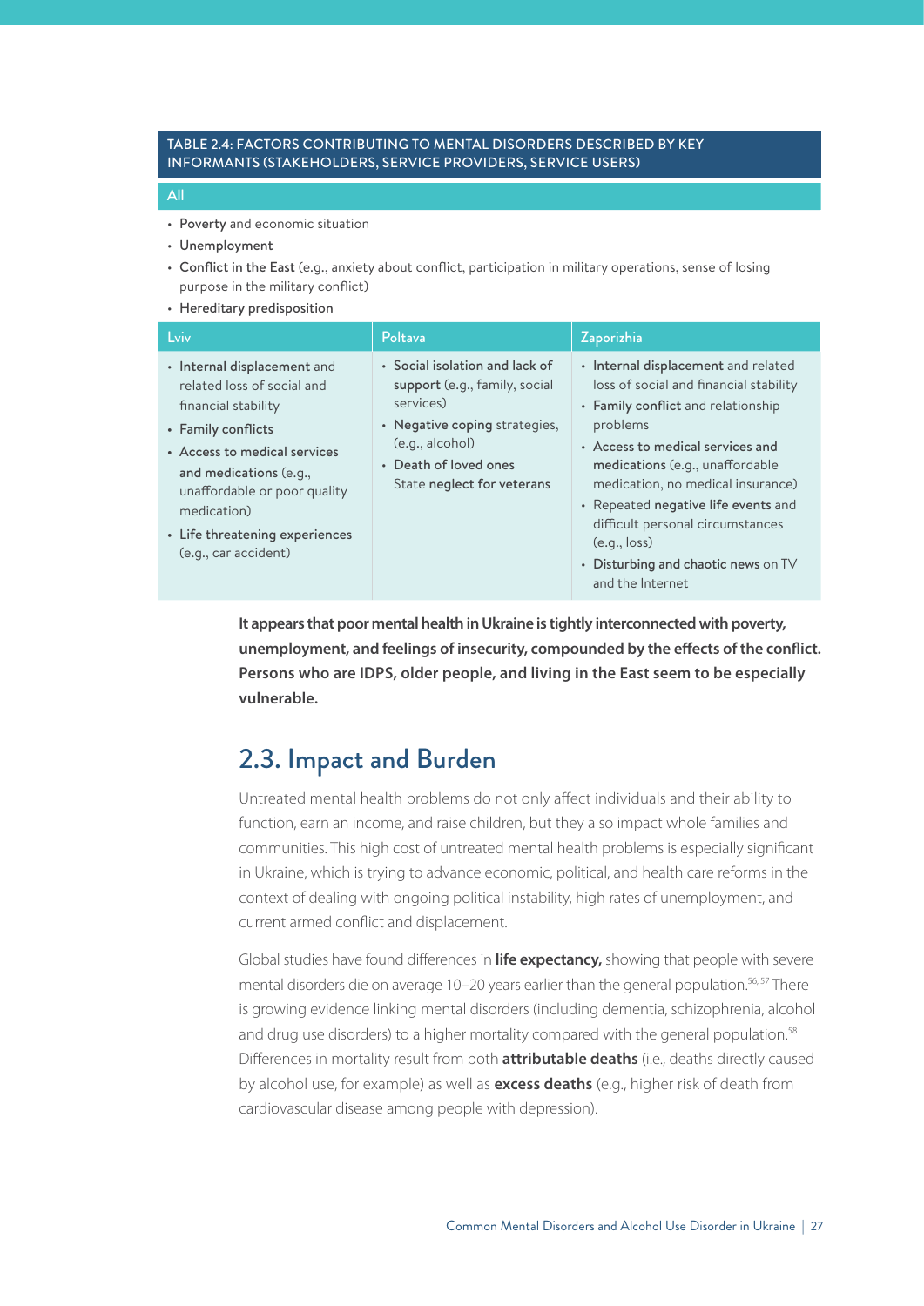**TABLE 2.4: FACTORS CONTRIBUTING TO MENTAL DISORDERS DESCRIBED BY KEY INFORMANTS (STAKEHOLDERS, SERVICE PROVIDERS, SERVICE USERS)**

**All**

- **Poverty** and economic situation
- **Unemployment**
- **Conflict in the East** (e.g., anxiety about conflict, participation in military operations, sense of losing purpose in the military conflict)
- **Hereditary predisposition**

| Lviv | Poltava | Zaporizhia |
| --- | --- | --- |
| • **Internal displacement** and related loss of social and financial stability<br>• **Family conflicts**<br>• **Access to medical services and medications** (e.g., unaffordable or poor quality medication)<br>• **Life threatening experiences** (e.g., car accident) | • **Social isolation and lack of support** (e.g., family, social services)<br>• **Negative coping** strategies, (e.g., alcohol)<br>• **Death of loved ones**<br>State **neglect for veterans** | • **Internal displacement** and related loss of social and financial stability<br>• **Family conflict** and relationship problems<br>• **Access to medical services and medications** (e.g., unaffordable medication, no medical insurance)<br>• Repeated **negative life events** and difficult personal circumstances (e.g., loss)<br>• **Disturbing and chaotic news** on TV and the Internet |

**It appears that poor mental health in Ukraine is tightly interconnected with poverty, unemployment, and feelings of insecurity, compounded by the effects of the conflict. Persons who are IDPS, older people, and living in the East seem to be especially vulnerable.**

## 2.3. Impact and Burden

Untreated mental health problems do not only affect individuals and their ability to function, earn an income, and raise children, but they also impact whole families and communities. This high cost of untreated mental health problems is especially significant in Ukraine, which is trying to advance economic, political, and health care reforms in the context of dealing with ongoing political instability, high rates of unemployment, and current armed conflict and displacement.

Global studies have found differences in **life expectancy,** showing that people with severe mental disorders die on average 10–20 years earlier than the general population.[56, 57] There is growing evidence linking mental disorders (including dementia, schizophrenia, alcohol and drug use disorders) to a higher mortality compared with the general population.[58] Differences in mortality result from both **attributable deaths** (i.e., deaths directly caused by alcohol use, for example) as well as **excess deaths** (e.g., higher risk of death from cardiovascular disease among people with depression).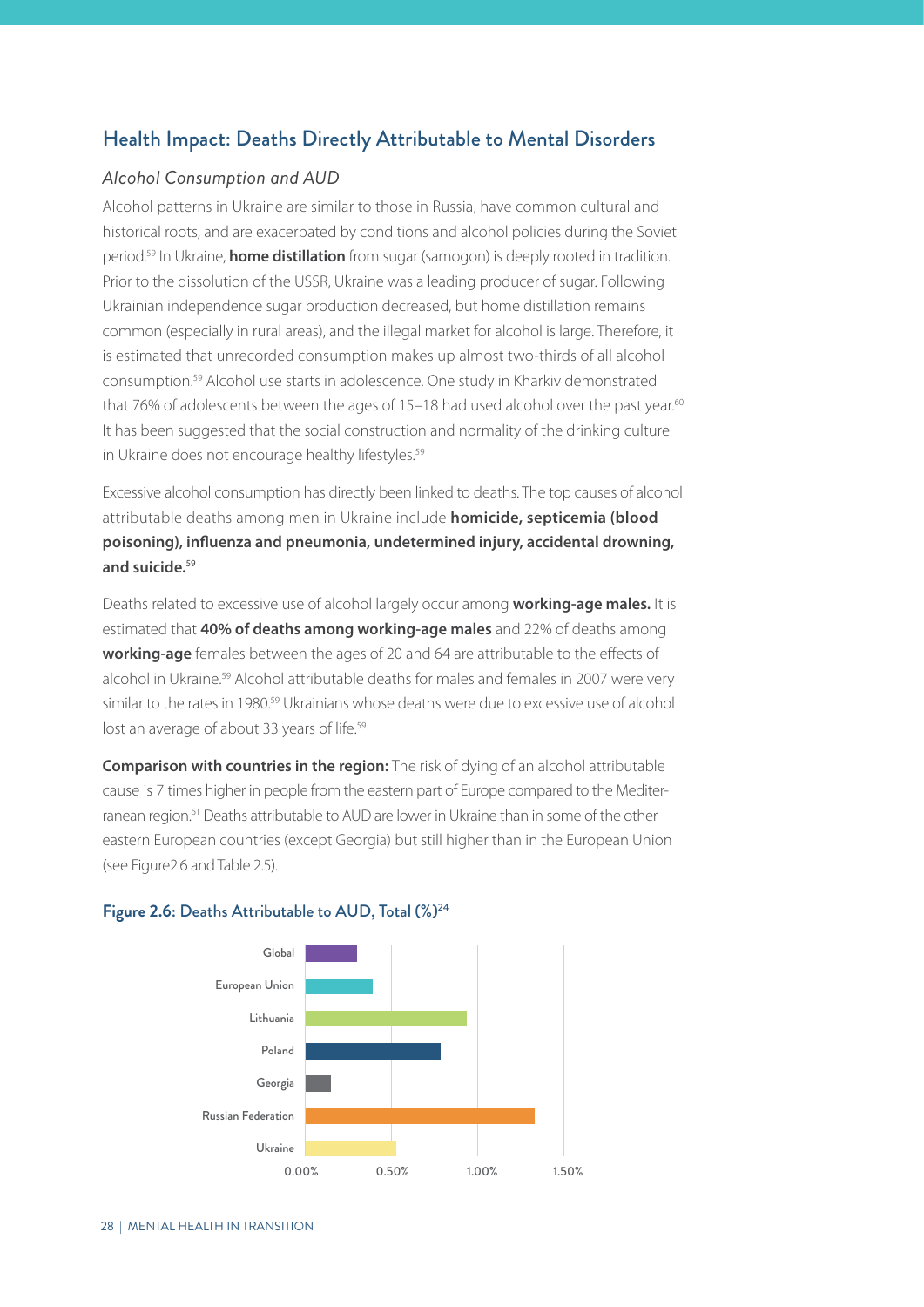## Health Impact: Deaths Directly Attributable to Mental Disorders

### *Alcohol Consumption and AUD*

Alcohol patterns in Ukraine are similar to those in Russia, have common cultural and historical roots, and are exacerbated by conditions and alcohol policies during the Soviet period.[59] In Ukraine, **home distillation** from sugar (samogon) is deeply rooted in tradition. Prior to the dissolution of the USSR, Ukraine was a leading producer of sugar. Following Ukrainian independence sugar production decreased, but home distillation remains common (especially in rural areas), and the illegal market for alcohol is large. Therefore, it is estimated that unrecorded consumption makes up almost two-thirds of all alcohol consumption.[59] Alcohol use starts in adolescence. One study in Kharkiv demonstrated that 76% of adolescents between the ages of 15–18 had used alcohol over the past year.[60] It has been suggested that the social construction and normality of the drinking culture in Ukraine does not encourage healthy lifestyles.[59]

Excessive alcohol consumption has directly been linked to deaths. The top causes of alcohol attributable deaths among men in Ukraine include **homicide, septicemia (blood poisoning), influenza and pneumonia, undetermined injury, accidental drowning, and suicide.[59]**

Deaths related to excessive use of alcohol largely occur among **working-age males.** It is estimated that **40% of deaths among working-age males** and 22% of deaths among **working-age** females between the ages of 20 and 64 are attributable to the effects of alcohol in Ukraine.[59] Alcohol attributable deaths for males and females in 2007 were very similar to the rates in 1980.[59] Ukrainians whose deaths were due to excessive use of alcohol lost an average of about 33 years of life.[59]

**Comparison with countries in the region:** The risk of dying of an alcohol attributable cause is 7 times higher in people from the eastern part of Europe compared to the Mediterranean region.[61] Deaths attributable to AUD are lower in Ukraine than in some of the other eastern European countries (except Georgia) but still higher than in the European Union (see Figure2.6 and Table 2.5).

**Figure 2.6:** Deaths Attributable to AUD, Total (%)[24]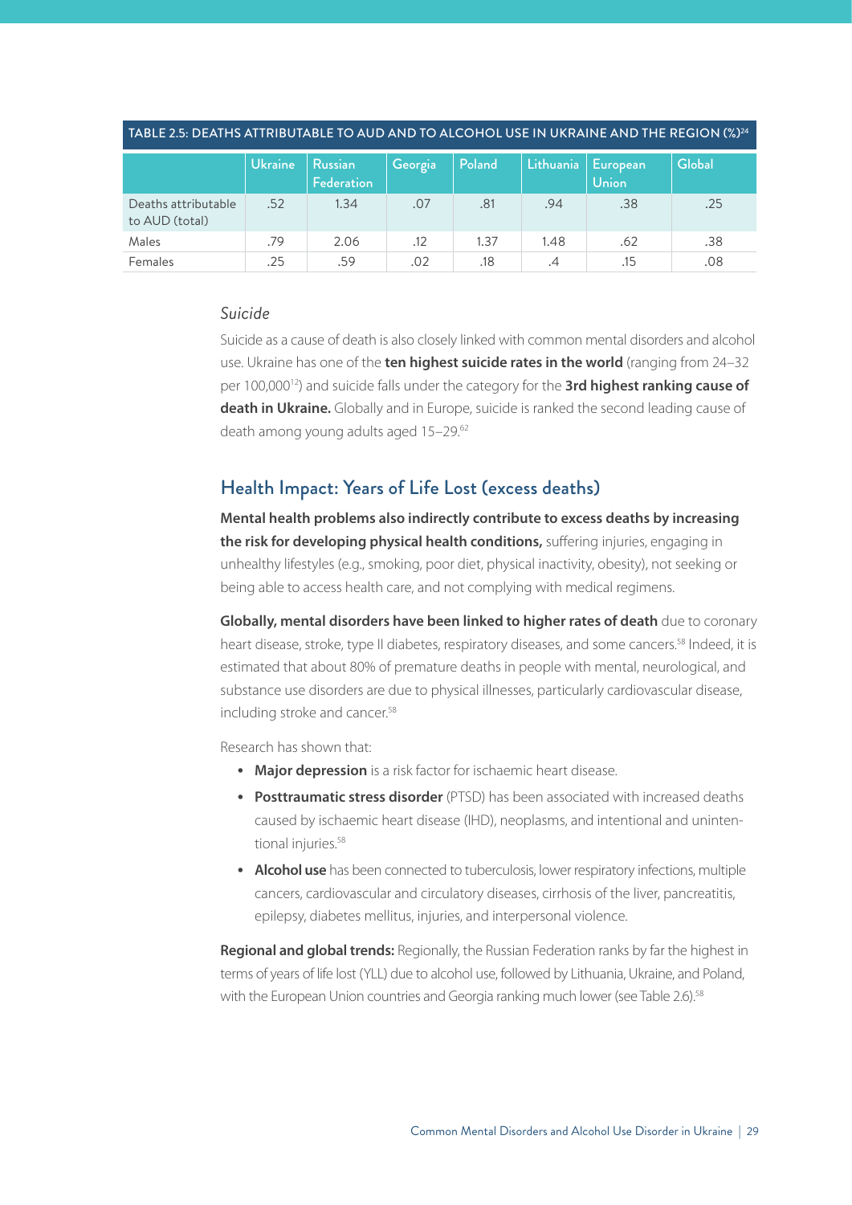TABLE 2.5: DEATHS ATTRIBUTABLE TO AUD AND TO ALCOHOL USE IN UKRAINE AND THE REGION (%)[24]

| | Ukraine | Russian Federation | Georgia | Poland | Lithuania | European Union | Global |
|---|---|---|---|---|---|---|---|
| Deaths attributable to AUD (total) | .52 | 1.34 | .07 | .81 | .94 | .38 | .25 |
| Males | .79 | 2.06 | .12 | 1.37 | 1.48 | .62 | .38 |
| Females | .25 | .59 | .02 | .18 | .4 | .15 | .08 |

### *Suicide*

Suicide as a cause of death is also closely linked with common mental disorders and alcohol use. Ukraine has one of the **ten highest suicide rates in the world** (ranging from 24–32 per 100,000[12]) and suicide falls under the category for the **3rd highest ranking cause of death in Ukraine.** Globally and in Europe, suicide is ranked the second leading cause of death among young adults aged 15–29.[62]

## Health Impact: Years of Life Lost (excess deaths)

**Mental health problems also indirectly contribute to excess deaths by increasing the risk for developing physical health conditions,** suffering injuries, engaging in unhealthy lifestyles (e.g., smoking, poor diet, physical inactivity, obesity), not seeking or being able to access health care, and not complying with medical regimens.

**Globally, mental disorders have been linked to higher rates of death** due to coronary heart disease, stroke, type II diabetes, respiratory diseases, and some cancers.[58] Indeed, it is estimated that about 80% of premature deaths in people with mental, neurological, and substance use disorders are due to physical illnesses, particularly cardiovascular disease, including stroke and cancer.[58]

Research has shown that:

- **Major depression** is a risk factor for ischaemic heart disease.
- **Posttraumatic stress disorder** (PTSD) has been associated with increased deaths caused by ischaemic heart disease (IHD), neoplasms, and intentional and unintentional injuries.[58]
- **Alcohol use** has been connected to tuberculosis, lower respiratory infections, multiple cancers, cardiovascular and circulatory diseases, cirrhosis of the liver, pancreatitis, epilepsy, diabetes mellitus, injuries, and interpersonal violence.

**Regional and global trends:** Regionally, the Russian Federation ranks by far the highest in terms of years of life lost (YLL) due to alcohol use, followed by Lithuania, Ukraine, and Poland, with the European Union countries and Georgia ranking much lower (see Table 2.6).[58]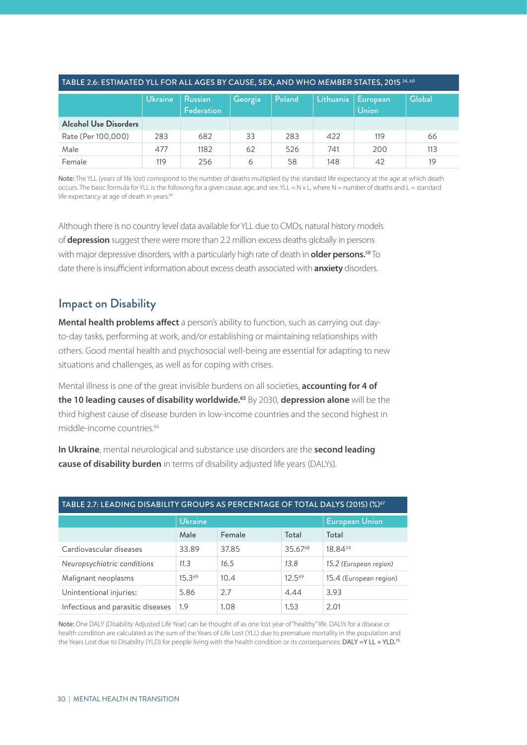**TABLE 2.6: ESTIMATED YLL FOR ALL AGES BY CAUSE, SEX, AND WHO MEMBER STATES, 2015** [24, 60]

| | Ukraine | Russian Federation | Georgia | Poland | Lithuania | European Union | Global |
|---|---|---|---|---|---|---|---|
| **Alcohol Use Disorders** | | | | | | | |
| Rate (Per 100,000) | 283 | 682 | 33 | 283 | 422 | 119 | 66 |
| Male | 477 | 1182 | 62 | 526 | 741 | 200 | 113 |
| Female | 119 | 256 | 6 | 58 | 148 | 42 | 19 |

**Note:** The YLL (years of life lost) correspond to the number of deaths multiplied by the standard life expectancy at the age at which death occurs. The basic formula for YLL is the following for a given cause, age, and sex: YLL = N x L, where N = number of deaths and L = standard life expectancy at age of death in years.[64]

Although there is no country level data available for YLL due to CMDs, natural history models of **depression** suggest there were more than 2.2 million excess deaths globally in persons with major depressive disorders, with a particularly high rate of death in **older persons.**[58] To date there is insufficient information about excess death associated with **anxiety** disorders.

## Impact on Disability

**Mental health problems affect** a person's ability to function, such as carrying out day-to-day tasks, performing at work, and/or establishing or maintaining relationships with others. Good mental health and psychosocial well-being are essential for adapting to new situations and challenges, as well as for coping with crises.

Mental illness is one of the great invisible burdens on all societies, **accounting for 4 of the 10 leading causes of disability worldwide.**[65] By 2030, **depression alone** will be the third highest cause of disease burden in low-income countries and the second highest in middle-income countries.[66]

**In Ukraine**, mental neurological and substance use disorders are the **second leading cause of disability burden** in terms of disability adjusted life years (DALYs).

**TABLE 2.7: LEADING DISABILITY GROUPS AS PERCENTAGE OF TOTAL DALYS (2015) (%)**[67]

| | Ukraine | | | European Union |
|---|---|---|---|---|
| | Male | Female | Total | Total |
| Cardiovascular diseases | 33.89 | 37.85 | 35.67[68] | 18.84[24] |
| *Neuropsychiatric conditions* | *11.3* | *16.5* | *13.8* | *15.2 (European region)* |
| Malignant neoplasms | 15.3[69] | 10.4 | 12.5[69] | 15.4 (European region) |
| Unintentional injuries: | 5.86 | 2.7 | 4.44 | 3.93 |
| Infectious and parasitic diseases | 1.9 | 1.08 | 1.53 | 2.01 |

**Note:** One DALY (Disability Adjusted Life Year) can be thought of as one lost year of "healthy" life. DALYs for a disease or health condition are calculated as the sum of the Years of Life Lost (YLL) due to premature mortality in the population and the Years Lost due to Disability (YLD) for people living with the health condition or its consequences: DALY =Y LL + YLD.[70]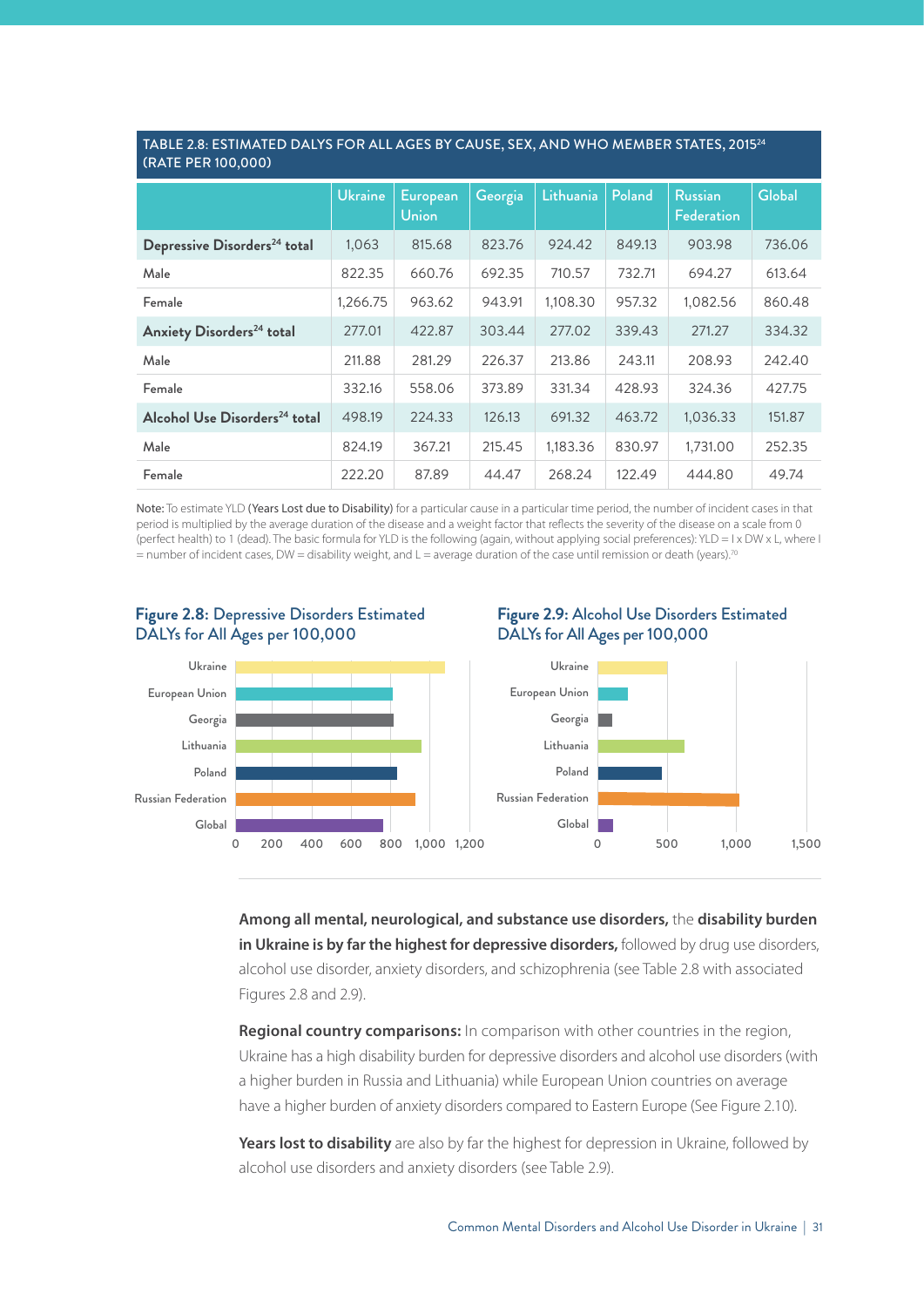**TABLE 2.8: ESTIMATED DALYS FOR ALL AGES BY CAUSE, SEX, AND WHO MEMBER STATES, 2015[24] (RATE PER 100,000)**

| | Ukraine | European Union | Georgia | Lithuania | Poland | Russian Federation | Global |
|---|---|---|---|---|---|---|---|
| **Depressive Disorders[24] total** | 1,063 | 815.68 | 823.76 | 924.42 | 849.13 | 903.98 | 736.06 |
| Male | 822.35 | 660.76 | 692.35 | 710.57 | 732.71 | 694.27 | 613.64 |
| Female | 1,266.75 | 963.62 | 943.91 | 1,108.30 | 957.32 | 1,082.56 | 860.48 |
| **Anxiety Disorders[24] total** | 277.01 | 422.87 | 303.44 | 277.02 | 339.43 | 271.27 | 334.32 |
| Male | 211.88 | 281.29 | 226.37 | 213.86 | 243.11 | 208.93 | 242.40 |
| Female | 332.16 | 558.06 | 373.89 | 331.34 | 428.93 | 324.36 | 427.75 |
| **Alcohol Use Disorders[24] total** | 498.19 | 224.33 | 126.13 | 691.32 | 463.72 | 1,036.33 | 151.87 |
| Male | 824.19 | 367.21 | 215.45 | 1,183.36 | 830.97 | 1,731.00 | 252.35 |
| Female | 222.20 | 87.89 | 44.47 | 268.24 | 122.49 | 444.80 | 49.74 |

**Note:** To estimate YLD **(Years Lost due to Disability)** for a particular cause in a particular time period, the number of incident cases in that period is multiplied by the average duration of the disease and a weight factor that reflects the severity of the disease on a scale from 0 (perfect health) to 1 (dead). The basic formula for YLD is the following (again, without applying social preferences): YLD = I x DW x L, where I = number of incident cases, DW = disability weight, and L = average duration of the case until remission or death (years).[70]

**Figure 2.8:** Depressive Disorders Estimated DALYs for All Ages per 100,000

**Figure 2.9:** Alcohol Use Disorders Estimated DALYs for All Ages per 100,000

**Among all mental, neurological, and substance use disorders,** the **disability burden in Ukraine is by far the highest for depressive disorders,** followed by drug use disorders, alcohol use disorder, anxiety disorders, and schizophrenia (see Table 2.8 with associated Figures 2.8 and 2.9).

**Regional country comparisons:** In comparison with other countries in the region, Ukraine has a high disability burden for depressive disorders and alcohol use disorders (with a higher burden in Russia and Lithuania) while European Union countries on average have a higher burden of anxiety disorders compared to Eastern Europe (See Figure 2.10).

**Years lost to disability** are also by far the highest for depression in Ukraine, followed by alcohol use disorders and anxiety disorders (see Table 2.9).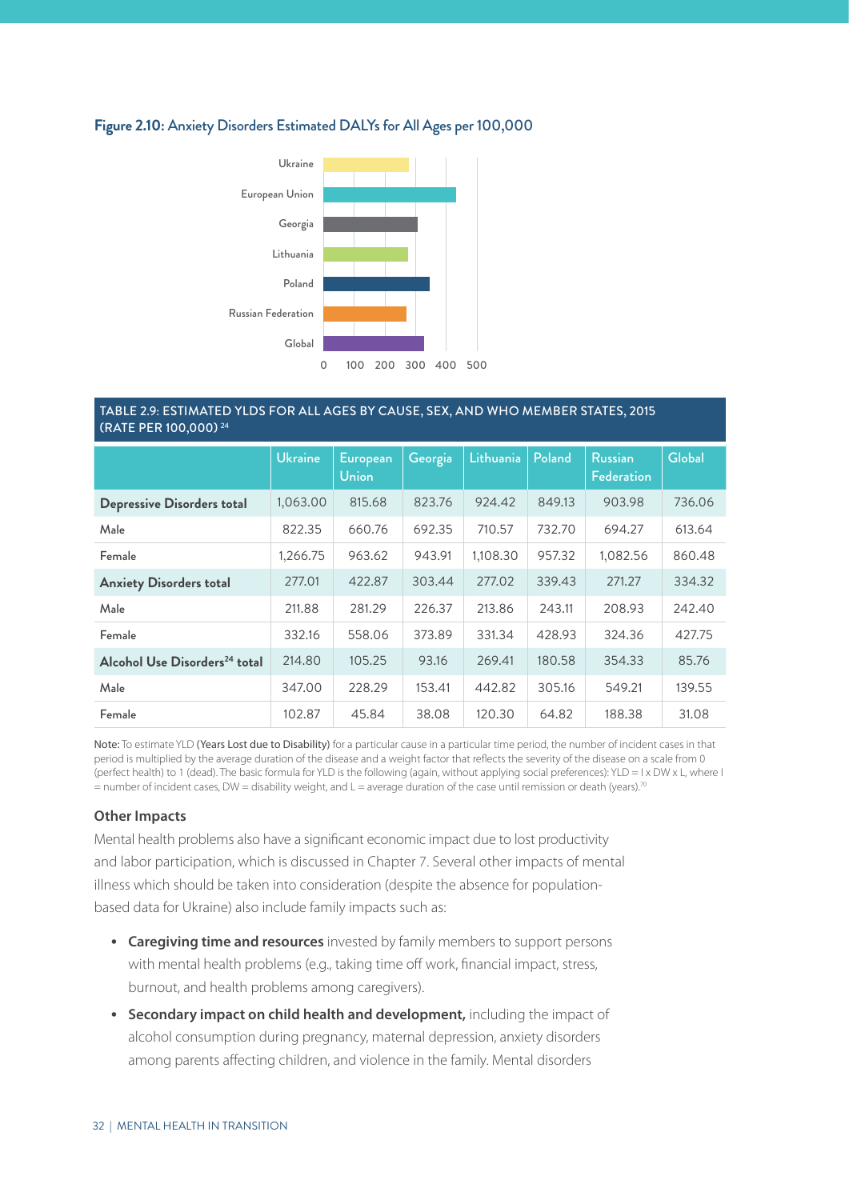**Figure 2.10:** Anxiety Disorders Estimated DALYs for All Ages per 100,000

Ukraine
European Union
Georgia
Lithuania
Poland
Russian Federation
Global

0 100 200 300 400 500

| TABLE 2.9: ESTIMATED YLDS FOR ALL AGES BY CAUSE, SEX, AND WHO MEMBER STATES, 2015 (RATE PER 100,000) [24] | | | | | | | |
|---|---|---|---|---|---|---|---|
| | Ukraine | European Union | Georgia | Lithuania | Poland | Russian Federation | Global |
| **Depressive Disorders total** | 1,063.00 | 815.68 | 823.76 | 924.42 | 849.13 | 903.98 | 736.06 |
| Male | 822.35 | 660.76 | 692.35 | 710.57 | 732.70 | 694.27 | 613.64 |
| Female | 1,266.75 | 963.62 | 943.91 | 1,108.30 | 957.32 | 1,082.56 | 860.48 |
| **Anxiety Disorders total** | 277.01 | 422.87 | 303.44 | 277.02 | 339.43 | 271.27 | 334.32 |
| Male | 211.88 | 281.29 | 226.37 | 213.86 | 243.11 | 208.93 | 242.40 |
| Female | 332.16 | 558.06 | 373.89 | 331.34 | 428.93 | 324.36 | 427.75 |
| **Alcohol Use Disorders[24] total** | 214.80 | 105.25 | 93.16 | 269.41 | 180.58 | 354.33 | 85.76 |
| Male | 347.00 | 228.29 | 153.41 | 442.82 | 305.16 | 549.21 | 139.55 |
| Female | 102.87 | 45.84 | 38.08 | 120.30 | 64.82 | 188.38 | 31.08 |

Note: To estimate YLD (Years Lost due to Disability) for a particular cause in a particular time period, the number of incident cases in that period is multiplied by the average duration of the disease and a weight factor that reflects the severity of the disease on a scale from 0 (perfect health) to 1 (dead). The basic formula for YLD is the following (again, without applying social preferences): YLD = I x DW x L, where I = number of incident cases, DW = disability weight, and L = average duration of the case until remission or death (years).[70]

### Other Impacts

Mental health problems also have a significant economic impact due to lost productivity and labor participation, which is discussed in Chapter 7. Several other impacts of mental illness which should be taken into consideration (despite the absence for population-based data for Ukraine) also include family impacts such as:

- **Caregiving time and resources** invested by family members to support persons with mental health problems (e.g., taking time off work, financial impact, stress, burnout, and health problems among caregivers).
- **Secondary impact on child health and development,** including the impact of alcohol consumption during pregnancy, maternal depression, anxiety disorders among parents affecting children, and violence in the family. Mental disorders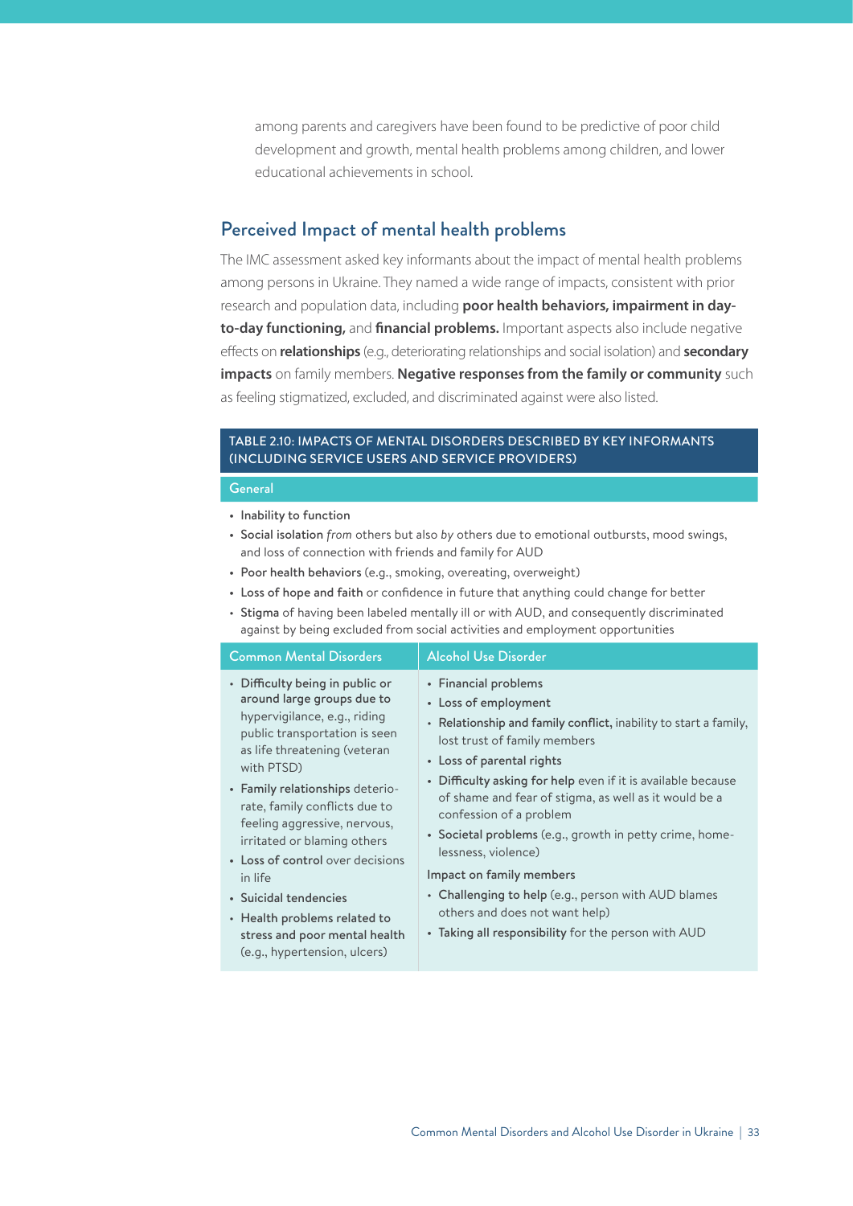among parents and caregivers have been found to be predictive of poor child development and growth, mental health problems among children, and lower educational achievements in school.

## Perceived Impact of mental health problems

The IMC assessment asked key informants about the impact of mental health problems among persons in Ukraine. They named a wide range of impacts, consistent with prior research and population data, including **poor health behaviors, impairment in day-to-day functioning,** and **financial problems.** Important aspects also include negative effects on **relationships** (e.g., deteriorating relationships and social isolation) and **secondary impacts** on family members. **Negative responses from the family or community** such as feeling stigmatized, excluded, and discriminated against were also listed.

**TABLE 2.10: IMPACTS OF MENTAL DISORDERS DESCRIBED BY KEY INFORMANTS (INCLUDING SERVICE USERS AND SERVICE PROVIDERS)**

**General**

- Inability to function
- Social isolation *from* others but also *by* others due to emotional outbursts, mood swings, and loss of connection with friends and family for AUD
- Poor health behaviors (e.g., smoking, overeating, overweight)
- Loss of hope and faith or confidence in future that anything could change for better
- Stigma of having been labeled mentally ill or with AUD, and consequently discriminated against by being excluded from social activities and employment opportunities

| Common Mental Disorders | Alcohol Use Disorder |
|---|---|
| • Difficulty being in public or around large groups due to hypervigilance, e.g., riding public transportation is seen as life threatening (veteran with PTSD)<br>• Family relationships deteriorate, family conflicts due to feeling aggressive, nervous, irritated or blaming others<br>• Loss of control over decisions in life<br>• Suicidal tendencies<br>• Health problems related to stress and poor mental health (e.g., hypertension, ulcers) | • Financial problems<br>• Loss of employment<br>• Relationship and family conflict, inability to start a family, lost trust of family members<br>• Loss of parental rights<br>• Difficulty asking for help even if it is available because of shame and fear of stigma, as well as it would be a confession of a problem<br>• Societal problems (e.g., growth in petty crime, homelessness, violence)<br>Impact on family members<br>• Challenging to help (e.g., person with AUD blames others and does not want help)<br>• Taking all responsibility for the person with AUD |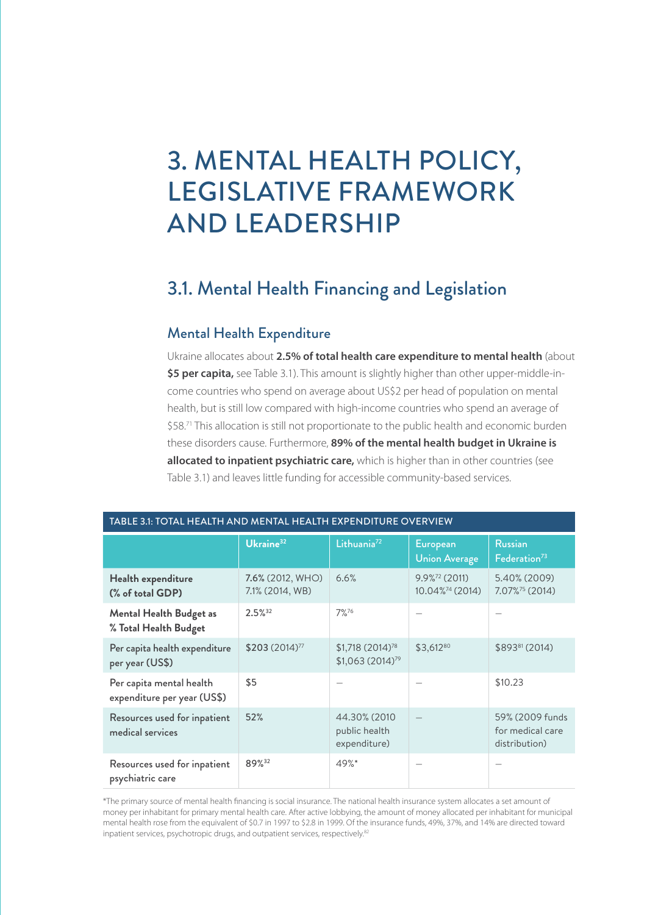# 3. MENTAL HEALTH POLICY, LEGISLATIVE FRAMEWORK AND LEADERSHIP

## 3.1. Mental Health Financing and Legislation

### Mental Health Expenditure

Ukraine allocates about **2.5% of total health care expenditure to mental health** (about **$5 per capita,** see Table 3.1). This amount is slightly higher than other upper-middle-income countries who spend on average about US$2 per head of population on mental health, but is still low compared with high-income countries who spend an average of $58.[71] This allocation is still not proportionate to the public health and economic burden these disorders cause. Furthermore, **89% of the mental health budget in Ukraine is allocated to inpatient psychiatric care,** which is higher than in other countries (see Table 3.1) and leaves little funding for accessible community-based services.

TABLE 3.1: TOTAL HEALTH AND MENTAL HEALTH EXPENDITURE OVERVIEW

| | Ukraine[32] | Lithuania[72] | European Union Average | Russian Federation[73] |
|---|---|---|---|---|
| Health expenditure (% of total GDP) | 7.6% (2012, WHO) 7.1% (2014, WB) | 6.6% | 9.9%[72] (2011) 10.04%[74] (2014) | 5.40% (2009) 7.07%[75] (2014) |
| Mental Health Budget as % Total Health Budget | 2.5%[32] | 7%[76] | – | – |
| Per capita health expenditure per year (US$) | $203 (2014)[77] | $1,718 (2014)[78] $1,063 (2014)[79] | $3,612[80] | $893[81] (2014) |
| Per capita mental health expenditure per year (US$) | $5 | – | – | $10.23 |
| Resources used for inpatient medical services | 52% | 44.30% (2010 public health expenditure) | – | 59% (2009 funds for medical care distribution) |
| Resources used for inpatient psychiatric care | 89%[32] | 49%* | – | – |

*The primary source of mental health financing is social insurance. The national health insurance system allocates a set amount of money per inhabitant for primary mental health care. After active lobbying, the amount of money allocated per inhabitant for municipal mental health rose from the equivalent of $0.7 in 1997 to $2.8 in 1999. Of the insurance funds, 49%, 37%, and 14% are directed toward inpatient services, psychotropic drugs, and outpatient services, respectively.[82]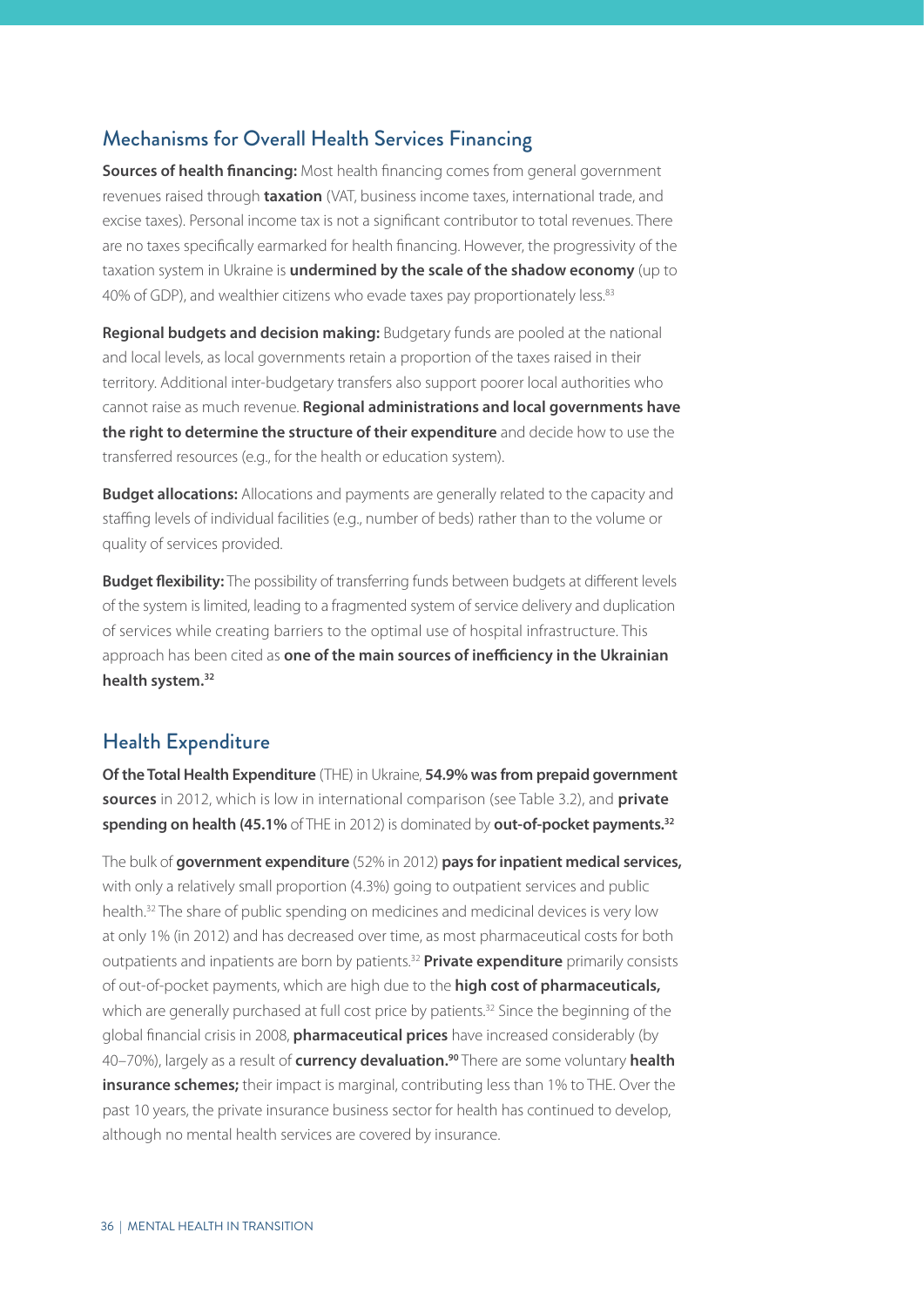## Mechanisms for Overall Health Services Financing

**Sources of health financing:** Most health financing comes from general government revenues raised through **taxation** (VAT, business income taxes, international trade, and excise taxes). Personal income tax is not a significant contributor to total revenues. There are no taxes specifically earmarked for health financing. However, the progressivity of the taxation system in Ukraine is **undermined by the scale of the shadow economy** (up to 40% of GDP), and wealthier citizens who evade taxes pay proportionately less.[83]

**Regional budgets and decision making:** Budgetary funds are pooled at the national and local levels, as local governments retain a proportion of the taxes raised in their territory. Additional inter-budgetary transfers also support poorer local authorities who cannot raise as much revenue. **Regional administrations and local governments have the right to determine the structure of their expenditure** and decide how to use the transferred resources (e.g., for the health or education system).

**Budget allocations:** Allocations and payments are generally related to the capacity and staffing levels of individual facilities (e.g., number of beds) rather than to the volume or quality of services provided.

**Budget flexibility:** The possibility of transferring funds between budgets at different levels of the system is limited, leading to a fragmented system of service delivery and duplication of services while creating barriers to the optimal use of hospital infrastructure. This approach has been cited as **one of the main sources of inefficiency in the Ukrainian health system.[32]**

## Health Expenditure

**Of the Total Health Expenditure** (THE) in Ukraine, **54.9% was from prepaid government sources** in 2012, which is low in international comparison (see Table 3.2), and **private spending on health (45.1%** of THE in 2012) is dominated by **out-of-pocket payments.[32]**

The bulk of **government expenditure** (52% in 2012) **pays for inpatient medical services,** with only a relatively small proportion (4.3%) going to outpatient services and public health.[32] The share of public spending on medicines and medicinal devices is very low at only 1% (in 2012) and has decreased over time, as most pharmaceutical costs for both outpatients and inpatients are born by patients.[32] **Private expenditure** primarily consists of out-of-pocket payments, which are high due to the **high cost of pharmaceuticals,** which are generally purchased at full cost price by patients.[32] Since the beginning of the global financial crisis in 2008, **pharmaceutical prices** have increased considerably (by 40–70%), largely as a result of **currency devaluation.[90]** There are some voluntary **health insurance schemes;** their impact is marginal, contributing less than 1% to THE. Over the past 10 years, the private insurance business sector for health has continued to develop, although no mental health services are covered by insurance.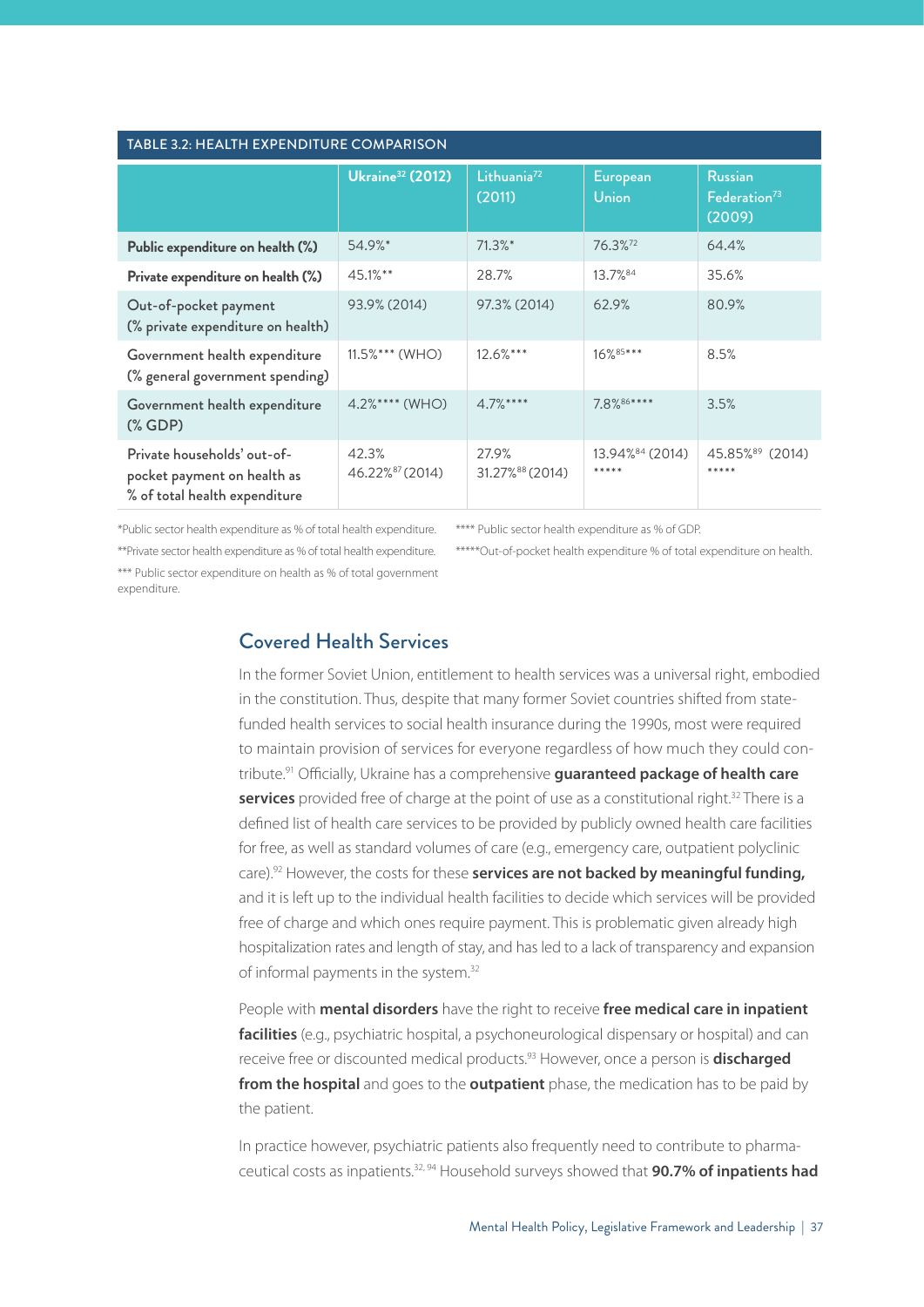| TABLE 3.2: HEALTH EXPENDITURE COMPARISON | | | | |
|---|---|---|---|---|
| | Ukraine[32] (2012) | Lithuania[72] (2011) | European Union | Russian Federation[73] (2009) |
| **Public expenditure on health (%)** | 54.9%* | 71.3%* | 76.3%[72] | 64.4% |
| **Private expenditure on health (%)** | 45.1%** | 28.7% | 13.7%[84] | 35.6% |
| Out-of-pocket payment (% private expenditure on health) | 93.9% (2014) | 97.3% (2014) | 62.9% | 80.9% |
| Government health expenditure (% general government spending) | 11.5%*** (WHO) | 12.6%*** | 16%[85]*** | 8.5% |
| Government health expenditure (% GDP) | 4.2%**** (WHO) | 4.7%**** | 7.8%[86]**** | 3.5% |
| Private households' out-of-pocket payment on health as % of total health expenditure | 42.3% 46.22%[87] (2014) | 27.9% 31.27%[88] (2014) | 13.94%[84] (2014) ***** | 45.85%[89] (2014) ***** |

*Public sector health expenditure as % of total health expenditure.

**Private sector health expenditure as % of total health expenditure.

*** Public sector expenditure on health as % of total government expenditure.

**** Public sector health expenditure as % of GDP.

*****Out-of-pocket health expenditure % of total expenditure on health.

## Covered Health Services

In the former Soviet Union, entitlement to health services was a universal right, embodied in the constitution. Thus, despite that many former Soviet countries shifted from state-funded health services to social health insurance during the 1990s, most were required to maintain provision of services for everyone regardless of how much they could contribute.[91] Officially, Ukraine has a comprehensive **guaranteed package of health care services** provided free of charge at the point of use as a constitutional right.[32] There is a defined list of health care services to be provided by publicly owned health care facilities for free, as well as standard volumes of care (e.g., emergency care, outpatient polyclinic care).[92] However, the costs for these **services are not backed by meaningful funding,** and it is left up to the individual health facilities to decide which services will be provided free of charge and which ones require payment. This is problematic given already high hospitalization rates and length of stay, and has led to a lack of transparency and expansion of informal payments in the system.[32]

People with **mental disorders** have the right to receive **free medical care in inpatient facilities** (e.g., psychiatric hospital, a psychoneurological dispensary or hospital) and can receive free or discounted medical products.[93] However, once a person is **discharged from the hospital** and goes to the **outpatient** phase, the medication has to be paid by the patient.

In practice however, psychiatric patients also frequently need to contribute to pharmaceutical costs as inpatients.[32, 94] Household surveys showed that **90.7% of inpatients had**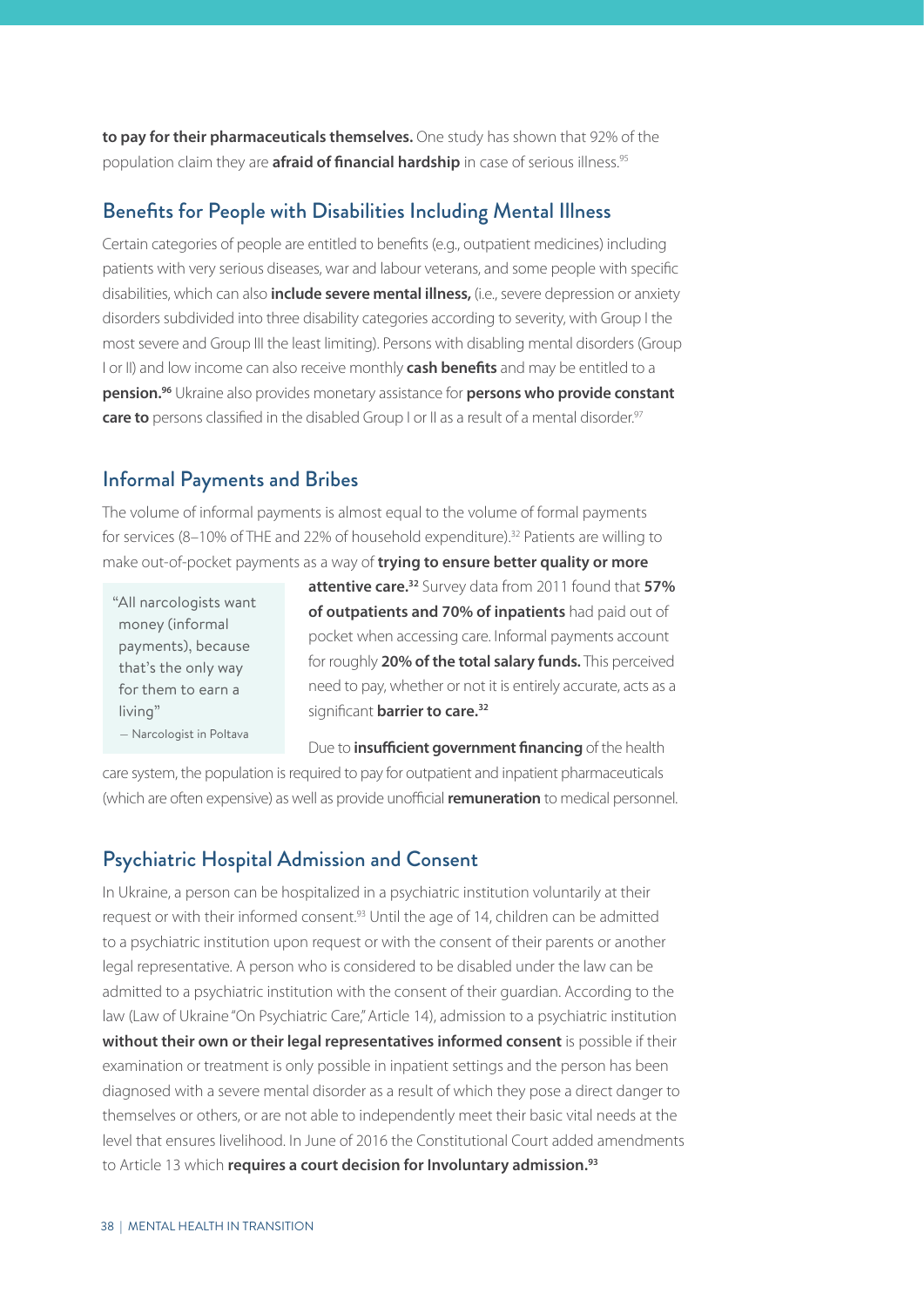**to pay for their pharmaceuticals themselves.** One study has shown that 92% of the population claim they are **afraid of financial hardship** in case of serious illness.[95]

## Benefits for People with Disabilities Including Mental Illness

Certain categories of people are entitled to benefits (e.g., outpatient medicines) including patients with very serious diseases, war and labour veterans, and some people with specific disabilities, which can also **include severe mental illness,** (i.e., severe depression or anxiety disorders subdivided into three disability categories according to severity, with Group I the most severe and Group III the least limiting). Persons with disabling mental disorders (Group I or II) and low income can also receive monthly **cash benefits** and may be entitled to a **pension.**[96] Ukraine also provides monetary assistance for **persons who provide constant care to** persons classified in the disabled Group I or II as a result of a mental disorder.[97]

## Informal Payments and Bribes

The volume of informal payments is almost equal to the volume of formal payments for services (8–10% of THE and 22% of household expenditure).[32] Patients are willing to make out-of-pocket payments as a way of **trying to ensure better quality or more attentive care.**[32] Survey data from 2011 found that **57% of outpatients and 70% of inpatients** had paid out of pocket when accessing care. Informal payments account for roughly **20% of the total salary funds.** This perceived need to pay, whether or not it is entirely accurate, acts as a significant **barrier to care.**[32]

> "All narcologists want money (informal payments), because that's the only way for them to earn a living"
> — Narcologist in Poltava

Due to **insufficient government financing** of the health care system, the population is required to pay for outpatient and inpatient pharmaceuticals (which are often expensive) as well as provide unofficial **remuneration** to medical personnel.

## Psychiatric Hospital Admission and Consent

In Ukraine, a person can be hospitalized in a psychiatric institution voluntarily at their request or with their informed consent.[93] Until the age of 14, children can be admitted to a psychiatric institution upon request or with the consent of their parents or another legal representative. A person who is considered to be disabled under the law can be admitted to a psychiatric institution with the consent of their guardian. According to the law (Law of Ukraine "On Psychiatric Care," Article 14), admission to a psychiatric institution **without their own or their legal representatives informed consent** is possible if their examination or treatment is only possible in inpatient settings and the person has been diagnosed with a severe mental disorder as a result of which they pose a direct danger to themselves or others, or are not able to independently meet their basic vital needs at the level that ensures livelihood. In June of 2016 the Constitutional Court added amendments to Article 13 which **requires a court decision for Involuntary admission.**[93]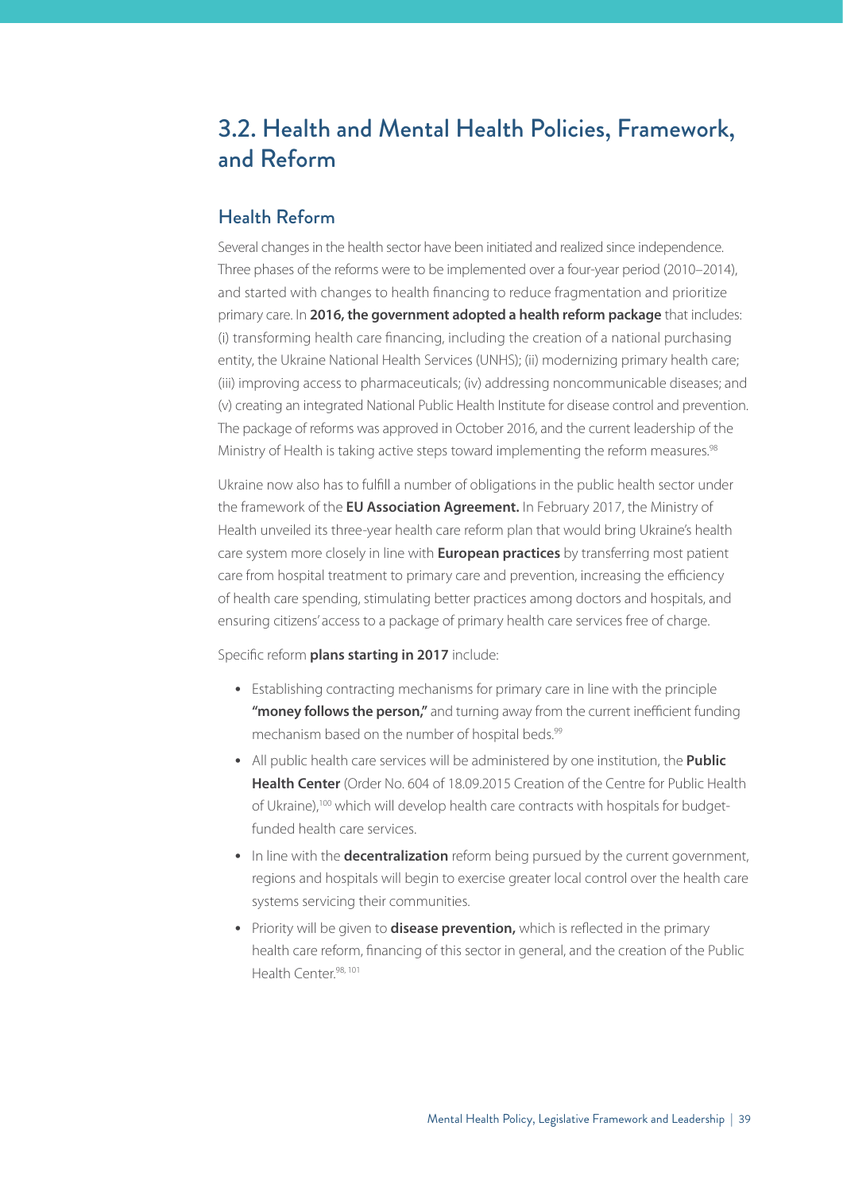## 3.2. Health and Mental Health Policies, Framework, and Reform

### Health Reform

Several changes in the health sector have been initiated and realized since independence. Three phases of the reforms were to be implemented over a four-year period (2010–2014), and started with changes to health financing to reduce fragmentation and prioritize primary care. In **2016, the government adopted a health reform package** that includes: (i) transforming health care financing, including the creation of a national purchasing entity, the Ukraine National Health Services (UNHS); (ii) modernizing primary health care; (iii) improving access to pharmaceuticals; (iv) addressing noncommunicable diseases; and (v) creating an integrated National Public Health Institute for disease control and prevention. The package of reforms was approved in October 2016, and the current leadership of the Ministry of Health is taking active steps toward implementing the reform measures.[98]

Ukraine now also has to fulfill a number of obligations in the public health sector under the framework of the **EU Association Agreement.** In February 2017, the Ministry of Health unveiled its three-year health care reform plan that would bring Ukraine's health care system more closely in line with **European practices** by transferring most patient care from hospital treatment to primary care and prevention, increasing the efficiency of health care spending, stimulating better practices among doctors and hospitals, and ensuring citizens' access to a package of primary health care services free of charge.

Specific reform **plans starting in 2017** include:

- Establishing contracting mechanisms for primary care in line with the principle **"money follows the person,"** and turning away from the current inefficient funding mechanism based on the number of hospital beds.[99]
- All public health care services will be administered by one institution, the **Public Health Center** (Order No. 604 of 18.09.2015 Creation of the Centre for Public Health of Ukraine),[100] which will develop health care contracts with hospitals for budget-funded health care services.
- In line with the **decentralization** reform being pursued by the current government, regions and hospitals will begin to exercise greater local control over the health care systems servicing their communities.
- Priority will be given to **disease prevention,** which is reflected in the primary health care reform, financing of this sector in general, and the creation of the Public Health Center.[98, 101]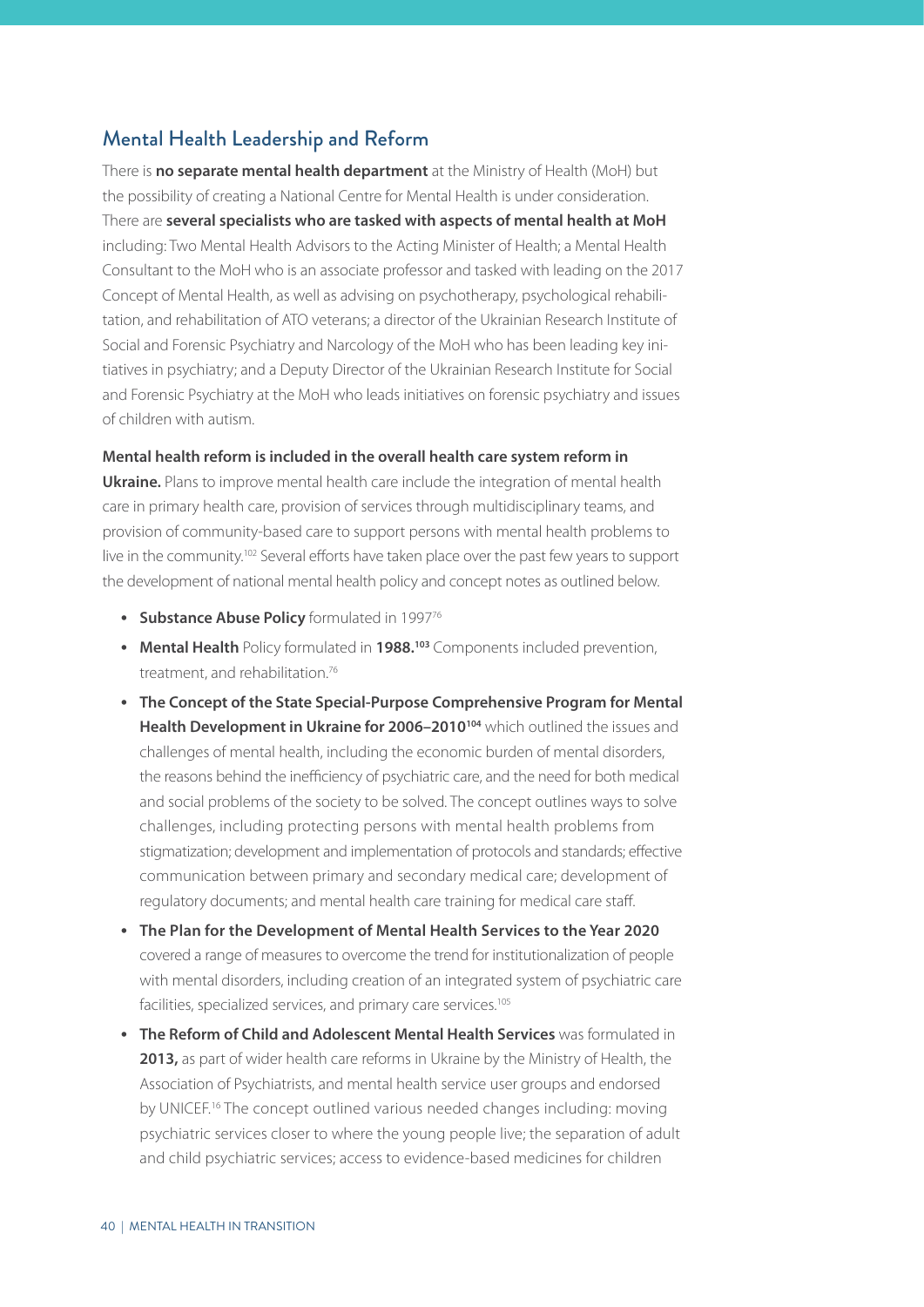## Mental Health Leadership and Reform

There is **no separate mental health department** at the Ministry of Health (MoH) but the possibility of creating a National Centre for Mental Health is under consideration. There are **several specialists who are tasked with aspects of mental health at MoH** including: Two Mental Health Advisors to the Acting Minister of Health; a Mental Health Consultant to the MoH who is an associate professor and tasked with leading on the 2017 Concept of Mental Health, as well as advising on psychotherapy, psychological rehabilitation, and rehabilitation of ATO veterans; a director of the Ukrainian Research Institute of Social and Forensic Psychiatry and Narcology of the MoH who has been leading key initiatives in psychiatry; and a Deputy Director of the Ukrainian Research Institute for Social and Forensic Psychiatry at the MoH who leads initiatives on forensic psychiatry and issues of children with autism.

**Mental health reform is included in the overall health care system reform in Ukraine.** Plans to improve mental health care include the integration of mental health care in primary health care, provision of services through multidisciplinary teams, and provision of community-based care to support persons with mental health problems to live in the community.[102] Several efforts have taken place over the past few years to support the development of national mental health policy and concept notes as outlined below.

- **Substance Abuse Policy** formulated in 1997[76]
- **Mental Health** Policy formulated in **1988.[103]** Components included prevention, treatment, and rehabilitation.[76]
- **The Concept of the State Special-Purpose Comprehensive Program for Mental Health Development in Ukraine for 2006–2010[104]** which outlined the issues and challenges of mental health, including the economic burden of mental disorders, the reasons behind the inefficiency of psychiatric care, and the need for both medical and social problems of the society to be solved. The concept outlines ways to solve challenges, including protecting persons with mental health problems from stigmatization; development and implementation of protocols and standards; effective communication between primary and secondary medical care; development of regulatory documents; and mental health care training for medical care staff.
- **The Plan for the Development of Mental Health Services to the Year 2020** covered a range of measures to overcome the trend for institutionalization of people with mental disorders, including creation of an integrated system of psychiatric care facilities, specialized services, and primary care services.[105]
- **The Reform of Child and Adolescent Mental Health Services** was formulated in **2013,** as part of wider health care reforms in Ukraine by the Ministry of Health, the Association of Psychiatrists, and mental health service user groups and endorsed by UNICEF.[16] The concept outlined various needed changes including: moving psychiatric services closer to where the young people live; the separation of adult and child psychiatric services; access to evidence-based medicines for children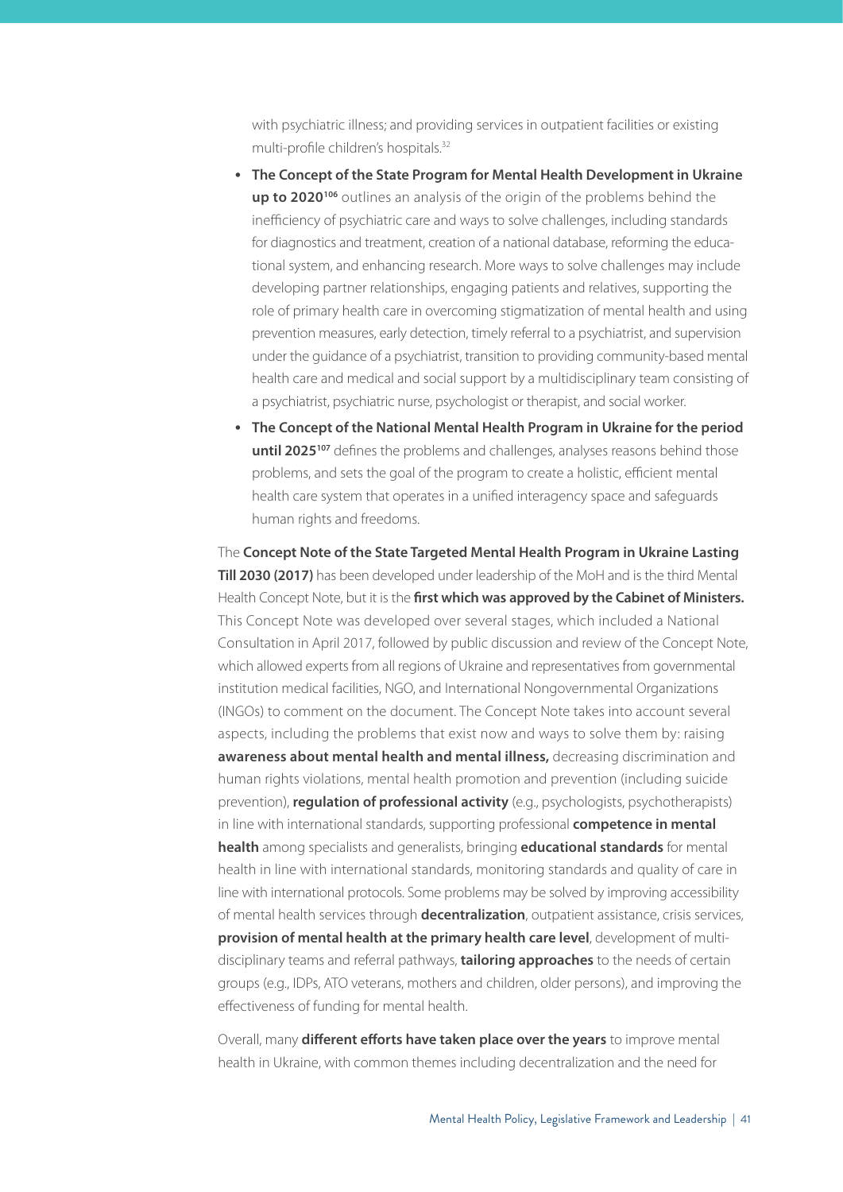with psychiatric illness; and providing services in outpatient facilities or existing multi-profile children's hospitals.[32]

- **The Concept of the State Program for Mental Health Development in Ukraine up to 2020**[106] outlines an analysis of the origin of the problems behind the inefficiency of psychiatric care and ways to solve challenges, including standards for diagnostics and treatment, creation of a national database, reforming the educational system, and enhancing research. More ways to solve challenges may include developing partner relationships, engaging patients and relatives, supporting the role of primary health care in overcoming stigmatization of mental health and using prevention measures, early detection, timely referral to a psychiatrist, and supervision under the guidance of a psychiatrist, transition to providing community-based mental health care and medical and social support by a multidisciplinary team consisting of a psychiatrist, psychiatric nurse, psychologist or therapist, and social worker.
- **The Concept of the National Mental Health Program in Ukraine for the period until 2025**[107] defines the problems and challenges, analyses reasons behind those problems, and sets the goal of the program to create a holistic, efficient mental health care system that operates in a unified interagency space and safeguards human rights and freedoms.

The **Concept Note of the State Targeted Mental Health Program in Ukraine Lasting Till 2030 (2017)** has been developed under leadership of the MoH and is the third Mental Health Concept Note, but it is the **first which was approved by the Cabinet of Ministers.** This Concept Note was developed over several stages, which included a National Consultation in April 2017, followed by public discussion and review of the Concept Note, which allowed experts from all regions of Ukraine and representatives from governmental institution medical facilities, NGO, and International Nongovernmental Organizations (INGOs) to comment on the document. The Concept Note takes into account several aspects, including the problems that exist now and ways to solve them by: raising **awareness about mental health and mental illness,** decreasing discrimination and human rights violations, mental health promotion and prevention (including suicide prevention), **regulation of professional activity** (e.g., psychologists, psychotherapists) in line with international standards, supporting professional **competence in mental health** among specialists and generalists, bringing **educational standards** for mental health in line with international standards, monitoring standards and quality of care in line with international protocols. Some problems may be solved by improving accessibility of mental health services through **decentralization**, outpatient assistance, crisis services, **provision of mental health at the primary health care level**, development of multidisciplinary teams and referral pathways, **tailoring approaches** to the needs of certain groups (e.g., IDPs, ATO veterans, mothers and children, older persons), and improving the effectiveness of funding for mental health.

Overall, many **different efforts have taken place over the years** to improve mental health in Ukraine, with common themes including decentralization and the need for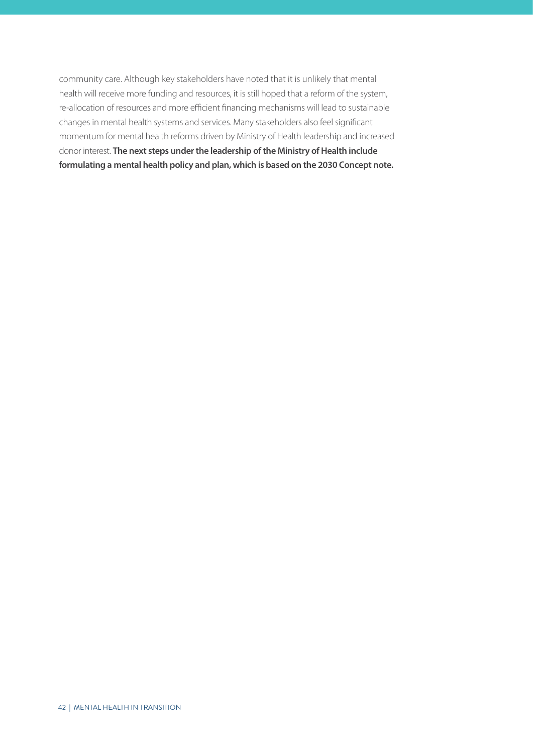community care. Although key stakeholders have noted that it is unlikely that mental health will receive more funding and resources, it is still hoped that a reform of the system, re-allocation of resources and more efficient financing mechanisms will lead to sustainable changes in mental health systems and services. Many stakeholders also feel significant momentum for mental health reforms driven by Ministry of Health leadership and increased donor interest. **The next steps under the leadership of the Ministry of Health include formulating a mental health policy and plan, which is based on the 2030 Concept note.**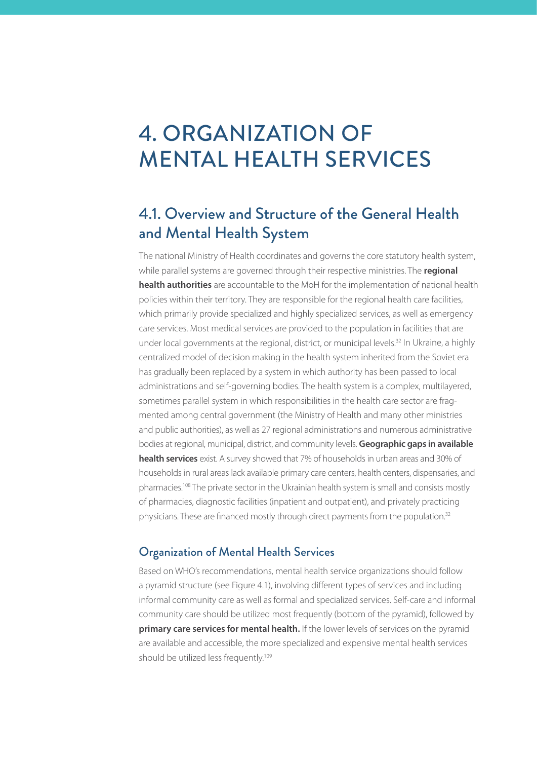# 4. ORGANIZATION OF MENTAL HEALTH SERVICES

## 4.1. Overview and Structure of the General Health and Mental Health System

The national Ministry of Health coordinates and governs the core statutory health system, while parallel systems are governed through their respective ministries. The **regional health authorities** are accountable to the MoH for the implementation of national health policies within their territory. They are responsible for the regional health care facilities, which primarily provide specialized and highly specialized services, as well as emergency care services. Most medical services are provided to the population in facilities that are under local governments at the regional, district, or municipal levels.[32] In Ukraine, a highly centralized model of decision making in the health system inherited from the Soviet era has gradually been replaced by a system in which authority has been passed to local administrations and self-governing bodies. The health system is a complex, multilayered, sometimes parallel system in which responsibilities in the health care sector are fragmented among central government (the Ministry of Health and many other ministries and public authorities), as well as 27 regional administrations and numerous administrative bodies at regional, municipal, district, and community levels. **Geographic gaps in available health services** exist. A survey showed that 7% of households in urban areas and 30% of households in rural areas lack available primary care centers, health centers, dispensaries, and pharmacies.[108] The private sector in the Ukrainian health system is small and consists mostly of pharmacies, diagnostic facilities (inpatient and outpatient), and privately practicing physicians. These are financed mostly through direct payments from the population.[32]

### Organization of Mental Health Services

Based on WHO's recommendations, mental health service organizations should follow a pyramid structure (see Figure 4.1), involving different types of services and including informal community care as well as formal and specialized services. Self-care and informal community care should be utilized most frequently (bottom of the pyramid), followed by **primary care services for mental health.** If the lower levels of services on the pyramid are available and accessible, the more specialized and expensive mental health services should be utilized less frequently.[109]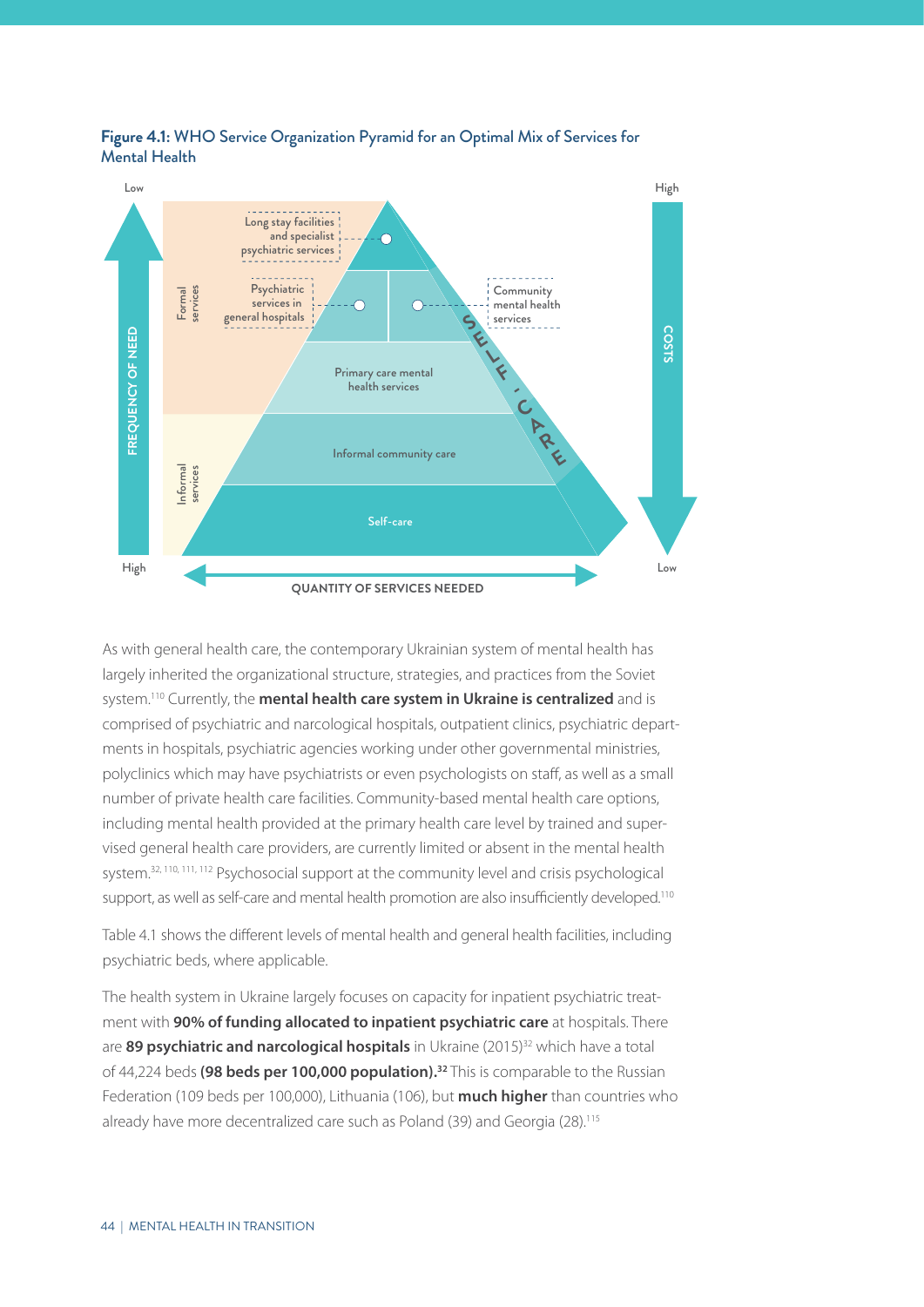**Figure 4.1:** WHO Service Organization Pyramid for an Optimal Mix of Services for Mental Health

Low | High

FREQUENCY OF NEED | COSTS

Formal services

- Long stay facilities and specialist psychiatric services
- Psychiatric services in general hospitals
- Community mental health services
- Primary care mental health services

Informal services

- Informal community care
- Self-care

SELF-CARE

High | Low

QUANTITY OF SERVICES NEEDED

As with general health care, the contemporary Ukrainian system of mental health has largely inherited the organizational structure, strategies, and practices from the Soviet system.[110] Currently, the **mental health care system in Ukraine is centralized** and is comprised of psychiatric and narcological hospitals, outpatient clinics, psychiatric departments in hospitals, psychiatric agencies working under other governmental ministries, polyclinics which may have psychiatrists or even psychologists on staff, as well as a small number of private health care facilities. Community-based mental health care options, including mental health provided at the primary health care level by trained and supervised general health care providers, are currently limited or absent in the mental health system.[32, 110, 111, 112] Psychosocial support at the community level and crisis psychological support, as well as self-care and mental health promotion are also insufficiently developed.[110]

Table 4.1 shows the different levels of mental health and general health facilities, including psychiatric beds, where applicable.

The health system in Ukraine largely focuses on capacity for inpatient psychiatric treatment with **90% of funding allocated to inpatient psychiatric care** at hospitals. There are **89 psychiatric and narcological hospitals** in Ukraine (2015)[32] which have a total of 44,224 beds **(98 beds per 100,000 population).[32]** This is comparable to the Russian Federation (109 beds per 100,000), Lithuania (106), but **much higher** than countries who already have more decentralized care such as Poland (39) and Georgia (28).[115]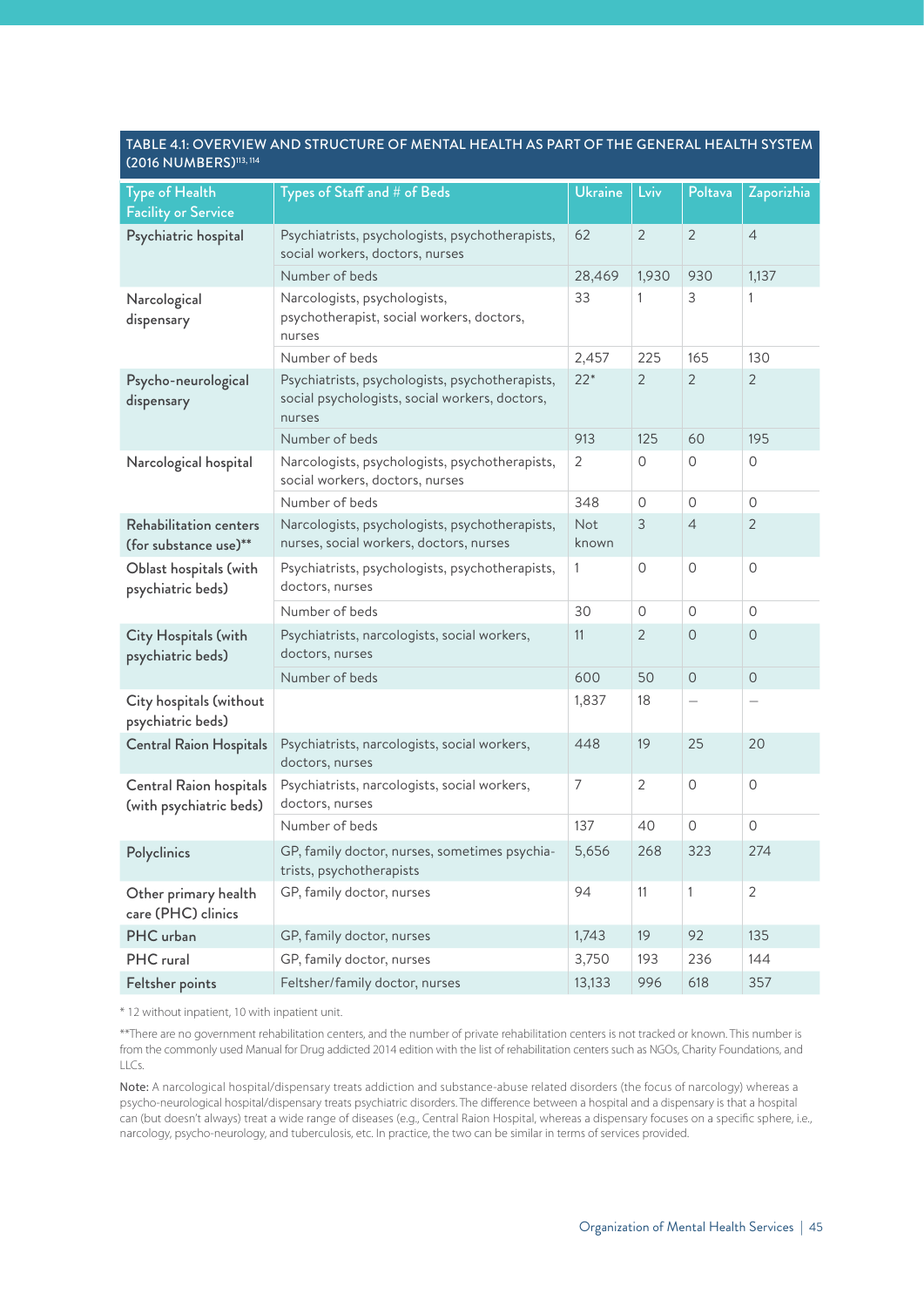## TABLE 4.1: OVERVIEW AND STRUCTURE OF MENTAL HEALTH AS PART OF THE GENERAL HEALTH SYSTEM (2016 NUMBERS)[113, 114]

| Type of Health Facility or Service | Types of Staff and # of Beds | Ukraine | Lviv | Poltava | Zaporizhia |
|---|---|---|---|---|---|
| Psychiatric hospital | Psychiatrists, psychologists, psychotherapists, social workers, doctors, nurses | 62 | 2 | 2 | 4 |
| | Number of beds | 28,469 | 1,930 | 930 | 1,137 |
| Narcological dispensary | Narcologists, psychologists, psychotherapist, social workers, doctors, nurses | 33 | 1 | 3 | 1 |
| | Number of beds | 2,457 | 225 | 165 | 130 |
| Psycho-neurological dispensary | Psychiatrists, psychologists, psychotherapists, social psychologists, social workers, doctors, nurses | 22* | 2 | 2 | 2 |
| | Number of beds | 913 | 125 | 60 | 195 |
| Narcological hospital | Narcologists, psychologists, psychotherapists, social workers, doctors, nurses | 2 | 0 | 0 | 0 |
| | Number of beds | 348 | 0 | 0 | 0 |
| Rehabilitation centers (for substance use)** | Narcologists, psychologists, psychotherapists, nurses, social workers, doctors, nurses | Not known | 3 | 4 | 2 |
| Oblast hospitals (with psychiatric beds) | Psychiatrists, psychologists, psychotherapists, doctors, nurses | 1 | 0 | 0 | 0 |
| | Number of beds | 30 | 0 | 0 | 0 |
| City Hospitals (with psychiatric beds) | Psychiatrists, narcologists, social workers, doctors, nurses | 11 | 2 | 0 | 0 |
| | Number of beds | 600 | 50 | 0 | 0 |
| City hospitals (without psychiatric beds) | | 1,837 | 18 | – | – |
| Central Raion Hospitals | Psychiatrists, narcologists, social workers, doctors, nurses | 448 | 19 | 25 | 20 |
| Central Raion hospitals (with psychiatric beds) | Psychiatrists, narcologists, social workers, doctors, nurses | 7 | 2 | 0 | 0 |
| | Number of beds | 137 | 40 | 0 | 0 |
| Polyclinics | GP, family doctor, nurses, sometimes psychiatrists, psychotherapists | 5,656 | 268 | 323 | 274 |
| Other primary health care (PHC) clinics | GP, family doctor, nurses | 94 | 11 | 1 | 2 |
| PHC urban | GP, family doctor, nurses | 1,743 | 19 | 92 | 135 |
| PHC rural | GP, family doctor, nurses | 3,750 | 193 | 236 | 144 |
| Feltsher points | Feltsher/family doctor, nurses | 13,133 | 996 | 618 | 357 |

\* 12 without inpatient, 10 with inpatient unit.

**There are no government rehabilitation centers, and the number of private rehabilitation centers is not tracked or known. This number is from the commonly used Manual for Drug addicted 2014 edition with the list of rehabilitation centers such as NGOs, Charity Foundations, and LLCs.

Note: A narcological hospital/dispensary treats addiction and substance-abuse related disorders (the focus of narcology) whereas a psycho-neurological hospital/dispensary treats psychiatric disorders. The difference between a hospital and a dispensary is that a hospital can (but doesn't always) treat a wide range of diseases (e.g., Central Raion Hospital, whereas a dispensary focuses on a specific sphere, i.e., narcology, psycho-neurology, and tuberculosis, etc. In practice, the two can be similar in terms of services provided.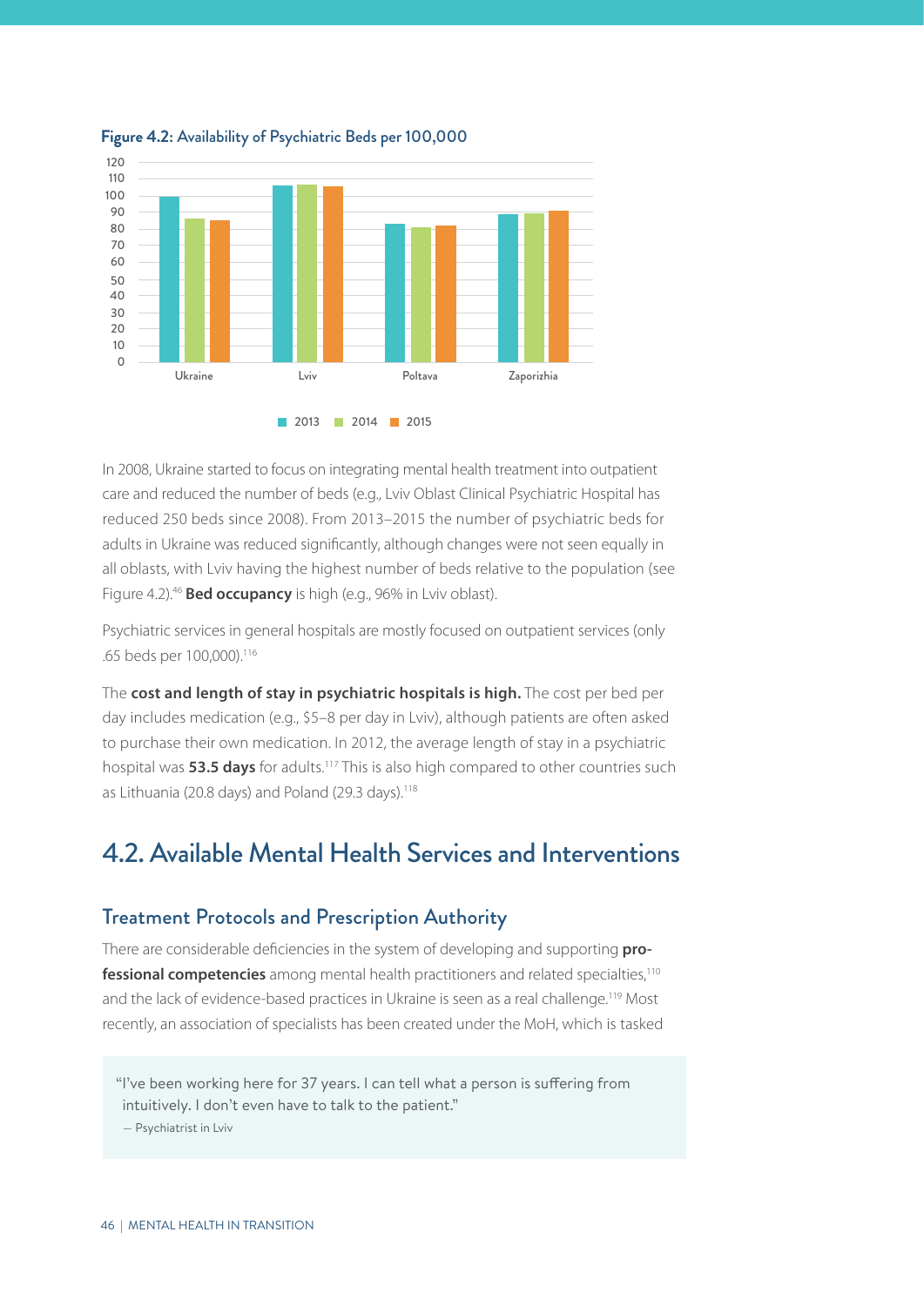**Figure 4.2:** Availability of Psychiatric Beds per 100,000

In 2008, Ukraine started to focus on integrating mental health treatment into outpatient care and reduced the number of beds (e.g., Lviv Oblast Clinical Psychiatric Hospital has reduced 250 beds since 2008). From 2013–2015 the number of psychiatric beds for adults in Ukraine was reduced significantly, although changes were not seen equally in all oblasts, with Lviv having the highest number of beds relative to the population (see Figure 4.2).[46] **Bed occupancy** is high (e.g., 96% in Lviv oblast).

Psychiatric services in general hospitals are mostly focused on outpatient services (only .65 beds per 100,000).[116]

The **cost and length of stay in psychiatric hospitals is high.** The cost per bed per day includes medication (e.g., $5–8 per day in Lviv), although patients are often asked to purchase their own medication. In 2012, the average length of stay in a psychiatric hospital was **53.5 days** for adults.[117] This is also high compared to other countries such as Lithuania (20.8 days) and Poland (29.3 days).[118]

## 4.2. Available Mental Health Services and Interventions

### Treatment Protocols and Prescription Authority

There are considerable deficiencies in the system of developing and supporting **professional competencies** among mental health practitioners and related specialties,[110] and the lack of evidence-based practices in Ukraine is seen as a real challenge.[119] Most recently, an association of specialists has been created under the MoH, which is tasked

> "I've been working here for 37 years. I can tell what a person is suffering from intuitively. I don't even have to talk to the patient."
>
> — Psychiatrist in Lviv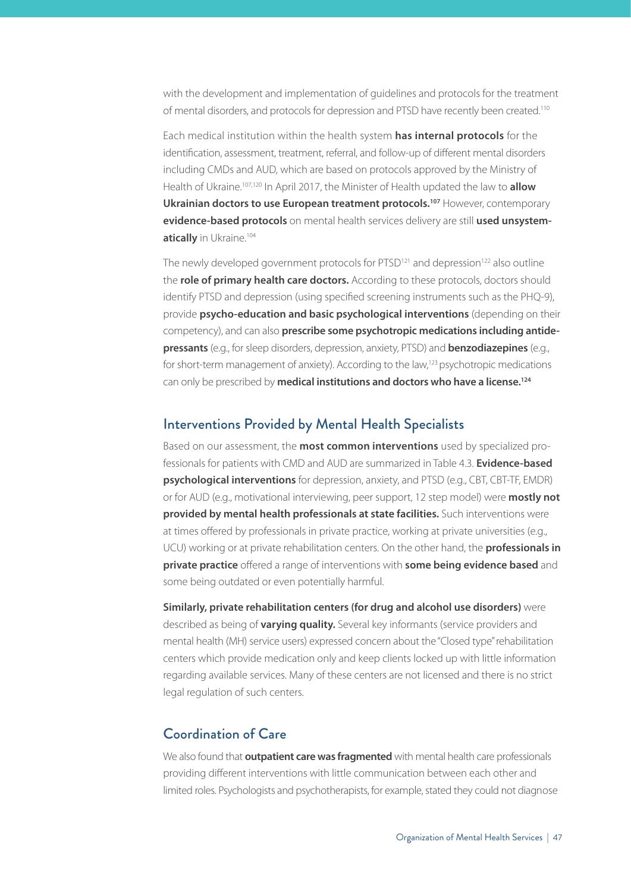with the development and implementation of guidelines and protocols for the treatment of mental disorders, and protocols for depression and PTSD have recently been created.[110]

Each medical institution within the health system **has internal protocols** for the identification, assessment, treatment, referral, and follow-up of different mental disorders including CMDs and AUD, which are based on protocols approved by the Ministry of Health of Ukraine.[107,120] In April 2017, the Minister of Health updated the law to **allow Ukrainian doctors to use European treatment protocols.[107]** However, contemporary **evidence-based protocols** on mental health services delivery are still **used unsystematically** in Ukraine.[104]

The newly developed government protocols for PTSD[121] and depression[122] also outline the **role of primary health care doctors.** According to these protocols, doctors should identify PTSD and depression (using specified screening instruments such as the PHQ-9), provide **psycho-education and basic psychological interventions** (depending on their competency), and can also **prescribe some psychotropic medications including antidepressants** (e.g., for sleep disorders, depression, anxiety, PTSD) and **benzodiazepines** (e.g., for short-term management of anxiety). According to the law,[123] psychotropic medications can only be prescribed by **medical institutions and doctors who have a license.[124]**

## Interventions Provided by Mental Health Specialists

Based on our assessment, the **most common interventions** used by specialized professionals for patients with CMD and AUD are summarized in Table 4.3. **Evidence-based psychological interventions** for depression, anxiety, and PTSD (e.g., CBT, CBT-TF, EMDR) or for AUD (e.g., motivational interviewing, peer support, 12 step model) were **mostly not provided by mental health professionals at state facilities.** Such interventions were at times offered by professionals in private practice, working at private universities (e.g., UCU) working or at private rehabilitation centers. On the other hand, the **professionals in private practice** offered a range of interventions with **some being evidence based** and some being outdated or even potentially harmful.

**Similarly, private rehabilitation centers (for drug and alcohol use disorders)** were described as being of **varying quality.** Several key informants (service providers and mental health (MH) service users) expressed concern about the "Closed type" rehabilitation centers which provide medication only and keep clients locked up with little information regarding available services. Many of these centers are not licensed and there is no strict legal regulation of such centers.

## Coordination of Care

We also found that **outpatient care was fragmented** with mental health care professionals providing different interventions with little communication between each other and limited roles. Psychologists and psychotherapists, for example, stated they could not diagnose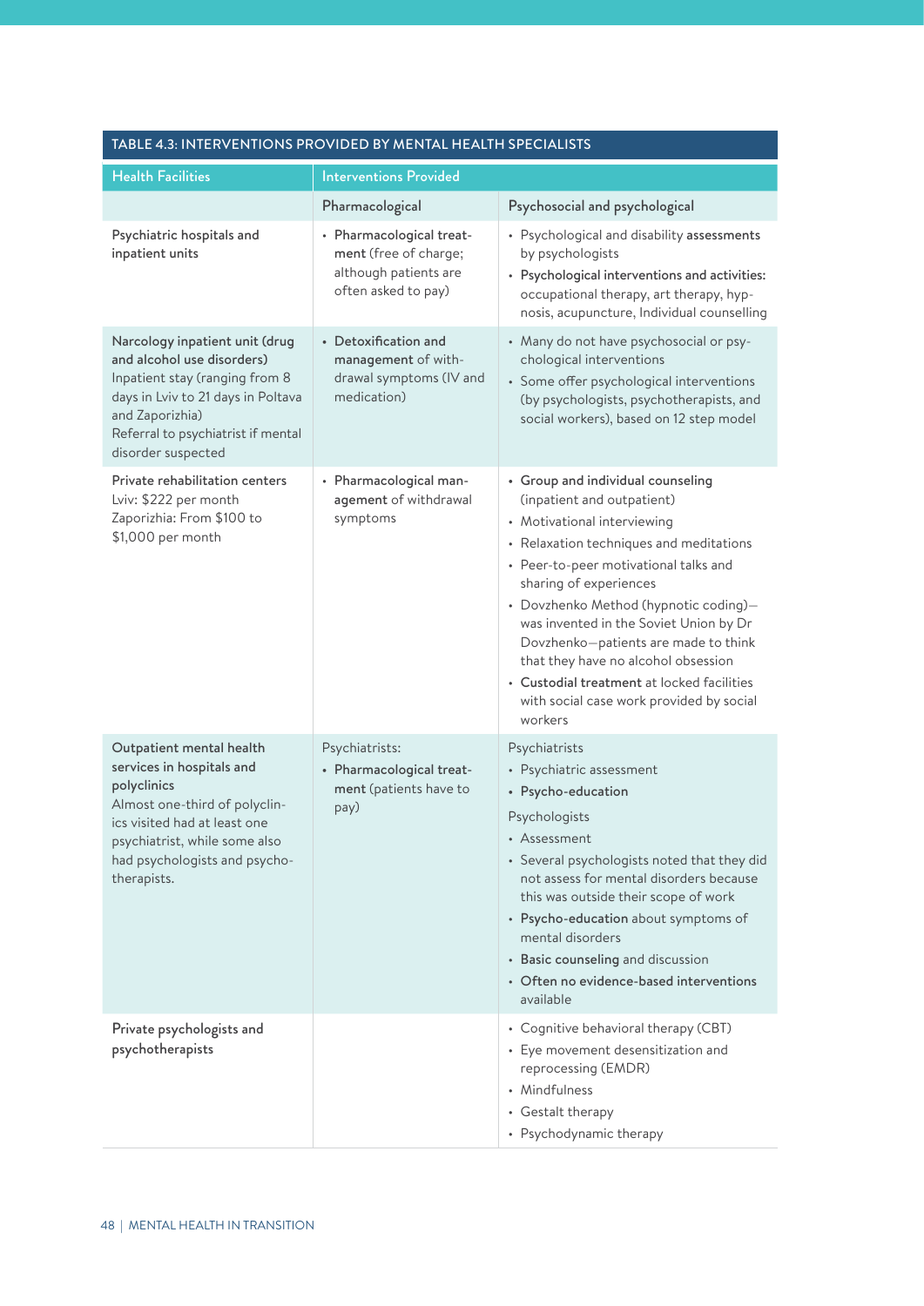**TABLE 4.3: INTERVENTIONS PROVIDED BY MENTAL HEALTH SPECIALISTS**

| Health Facilities | Interventions Provided | |
|---|---|---|
| | Pharmacological | Psychosocial and psychological |
| Psychiatric hospitals and inpatient units | • **Pharmacological treatment** (free of charge; although patients are often asked to pay) | • Psychological and disability **assessments** by psychologists<br>• **Psychological interventions and activities:** occupational therapy, art therapy, hypnosis, acupuncture, Individual counselling |
| **Narcology inpatient unit (drug and alcohol use disorders)**<br>Inpatient stay (ranging from 8 days in Lviv to 21 days in Poltava and Zaporizhia)<br>Referral to psychiatrist if mental disorder suspected | • **Detoxification and management** of withdrawal symptoms (IV and medication) | • Many do not have psychosocial or psychological interventions<br>• Some offer psychological interventions (by psychologists, psychotherapists, and social workers), based on 12 step model |
| **Private rehabilitation centers**<br>Lviv: $222 per month<br>Zaporizhia: From $100 to $1,000 per month | • **Pharmacological management** of withdrawal symptoms | • **Group and individual counseling** (inpatient and outpatient)<br>• Motivational interviewing<br>• Relaxation techniques and meditations<br>• Peer-to-peer motivational talks and sharing of experiences<br>• Dovzhenko Method (hypnotic coding)—was invented in the Soviet Union by Dr Dovzhenko—patients are made to think that they have no alcohol obsession<br>• **Custodial treatment** at locked facilities with social case work provided by social workers |
| **Outpatient mental health services in hospitals and polyclinics**<br>Almost one-third of polyclinics visited had at least one psychiatrist, while some also had psychologists and psychotherapists. | Psychiatrists:<br>• **Pharmacological treatment** (patients have to pay) | Psychiatrists<br>• Psychiatric assessment<br>• **Psycho-education**<br>Psychologists<br>• Assessment<br>• Several psychologists noted that they did not assess for mental disorders because this was outside their scope of work<br>• **Psycho-education** about symptoms of mental disorders<br>• **Basic counseling** and discussion<br>• **Often no evidence-based interventions** available |
| Private psychologists and psychotherapists | | • Cognitive behavioral therapy (CBT)<br>• Eye movement desensitization and reprocessing (EMDR)<br>• Mindfulness<br>• Gestalt therapy<br>• Psychodynamic therapy |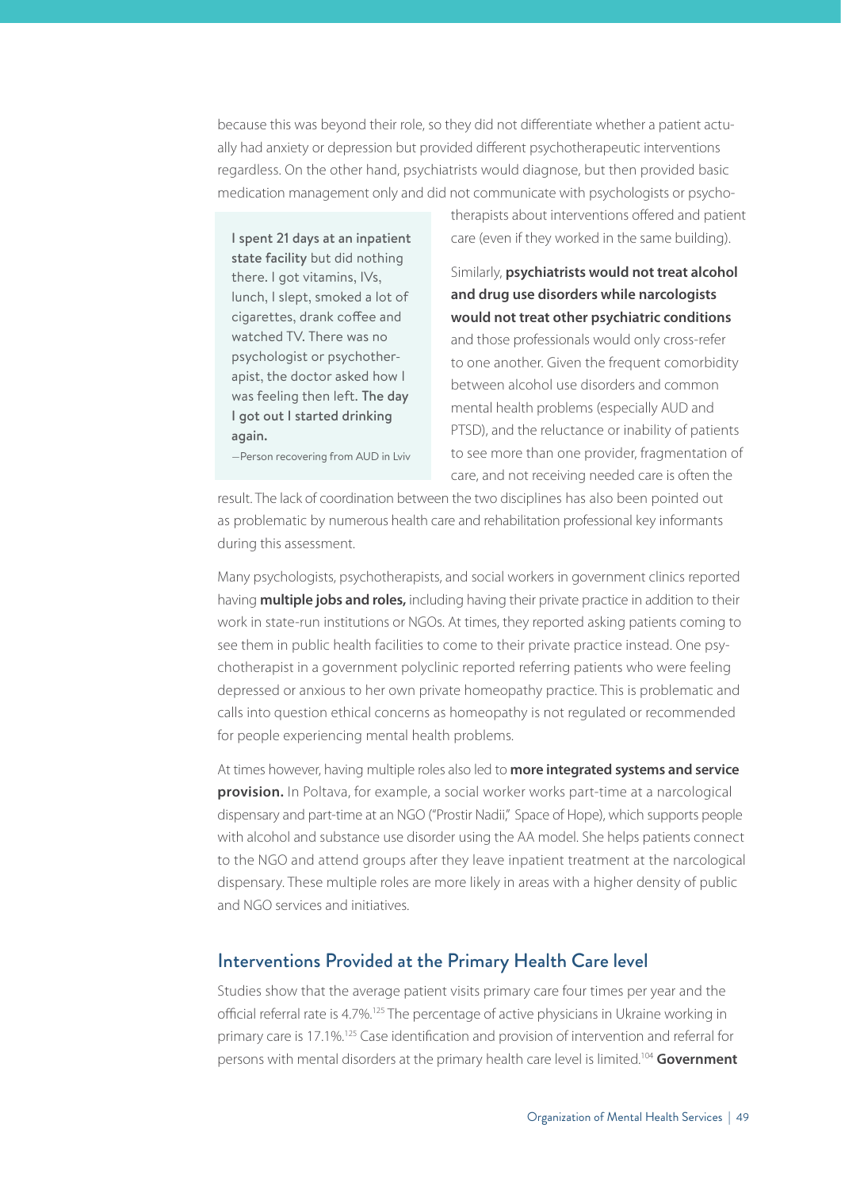because this was beyond their role, so they did not differentiate whether a patient actually had anxiety or depression but provided different psychotherapeutic interventions regardless. On the other hand, psychiatrists would diagnose, but then provided basic medication management only and did not communicate with psychologists or psychotherapists about interventions offered and patient care (even if they worked in the same building).

> I spent 21 days at an inpatient state facility but did nothing there. I got vitamins, IVs, lunch, I slept, smoked a lot of cigarettes, drank coffee and watched TV. There was no psychologist or psychotherapist, the doctor asked how I was feeling then left. **The day I got out I started drinking again.**
>
> —Person recovering from AUD in Lviv

Similarly, **psychiatrists would not treat alcohol and drug use disorders while narcologists would not treat other psychiatric conditions** and those professionals would only cross-refer to one another. Given the frequent comorbidity between alcohol use disorders and common mental health problems (especially AUD and PTSD), and the reluctance or inability of patients to see more than one provider, fragmentation of care, and not receiving needed care is often the result. The lack of coordination between the two disciplines has also been pointed out as problematic by numerous health care and rehabilitation professional key informants during this assessment.

Many psychologists, psychotherapists, and social workers in government clinics reported having **multiple jobs and roles,** including having their private practice in addition to their work in state-run institutions or NGOs. At times, they reported asking patients coming to see them in public health facilities to come to their private practice instead. One psychotherapist in a government polyclinic reported referring patients who were feeling depressed or anxious to her own private homeopathy practice. This is problematic and calls into question ethical concerns as homeopathy is not regulated or recommended for people experiencing mental health problems.

At times however, having multiple roles also led to **more integrated systems and service provision.** In Poltava, for example, a social worker works part-time at a narcological dispensary and part-time at an NGO ("Prostir Nadii," Space of Hope), which supports people with alcohol and substance use disorder using the AA model. She helps patients connect to the NGO and attend groups after they leave inpatient treatment at the narcological dispensary. These multiple roles are more likely in areas with a higher density of public and NGO services and initiatives.

## Interventions Provided at the Primary Health Care level

Studies show that the average patient visits primary care four times per year and the official referral rate is 4.7%.[125] The percentage of active physicians in Ukraine working in primary care is 17.1%.[125] Case identification and provision of intervention and referral for persons with mental disorders at the primary health care level is limited.[104] **Government**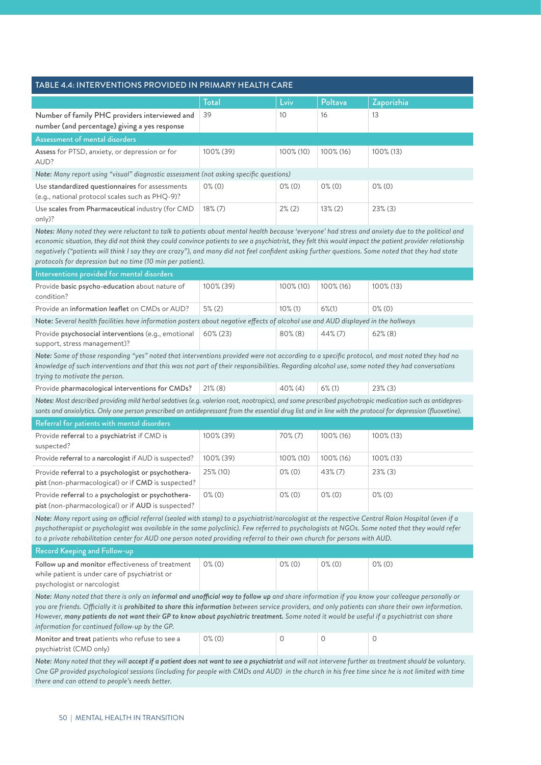## TABLE 4.4: INTERVENTIONS PROVIDED IN PRIMARY HEALTH CARE

| | Total | Lviv | Poltava | Zaporizhia |
|---|---|---|---|---|
| Number of family PHC providers interviewed and number (and percentage) giving a yes response | 39 | 10 | 16 | 13 |
| **Assessment of mental disorders** | | | | |
| **Assess** for PTSD, anxiety, or depression or for AUD? | 100% (39) | 100% (10) | 100% (16) | 100% (13) |
| ***Note:*** *Many report using "visual" diagnostic assessment (not asking specific questions)* | | | | |
| Use **standardized questionnaires** for assessments (e.g., national protocol scales such as PHQ-9)? | 0% (0) | 0% (0) | 0% (0) | 0% (0) |
| Use **scales from Pharmaceutical** industry (for CMD only)? | 18% (7) | 2% (2) | 13% (2) | 23% (3) |
| ***Notes:*** *Many noted they were reluctant to talk to patients about mental health because 'everyone' had stress and anxiety due to the political and economic situation, they did not think they could convince patients to see a psychiatrist, they felt this would impact the patient provider relationship negatively ("patients will think I say they are crazy"), and many did not feel confident asking further questions. Some noted that they had state protocols for depression but no time (10 min per patient).* | | | | |
| **Interventions provided for mental disorders** | | | | |
| Provide **basic psycho-education** about nature of condition? | 100% (39) | 100% (10) | 100% (16) | 100% (13) |
| Provide an **information leaflet** on CMDs or AUD? | 5% (2) | 10% (1) | 6%(1) | 0% (0) |
| **Note:** *Several health facilities have information posters about negative effects of alcohol use and AUD displayed in the hallways* | | | | |
| Provide **psychosocial interventions** (e.g., emotional support, stress management)? | 60% (23) | 80% (8) | 44% (7) | 62% (8) |
| ***Note:*** *Some of those responding "yes" noted that interventions provided were not according to a specific protocol, and most noted they had no knowledge of such interventions and that this was not part of their responsibilities. Regarding alcohol use, some noted they had conversations trying to motivate the person.* | | | | |
| Provide **pharmacological interventions for CMDs**? | 21% (8) | 40% (4) | 6% (1) | 23% (3) |
| ***Notes:*** *Most described providing mild herbal sedatives (e.g. valerian root, nootropics), and some prescribed psychotropic medication such as antidepressants and anxiolytics. Only one person prescribed an antidepressant from the essential drug list and in line with the protocol for depression (fluoxetine).* | | | | |
| **Referral for patients with mental disorders** | | | | |
| Provide **referral** to a **psychiatrist** if CMD is suspected? | 100% (39) | 70% (7) | 100% (16) | 100% (13) |
| Provide **referral** to a **narcologist** if AUD is suspected? | 100% (39) | 100% (10) | 100% (16) | 100% (13) |
| Provide **referral** to a **psychologist or psychotherapist** (non-pharmacological) or if **CMD** is suspected? | 25% (10) | 0% (0) | 43% (7) | 23% (3) |
| Provide **referral** to a **psychologist or psychotherapist** (non-pharmacological) or if **AUD** is suspected? | 0% (0) | 0% (0) | 0% (0) | 0% (0) |
| ***Note:*** *Many report using an official referral (sealed with stamp) to a psychiatrist/narcologist at the respective Central Raion Hospital (even if a psychotherapist or psychologist was available in the same polyclinic). Few referred to psychologists at NGOs. Some noted that they would refer to a private rehabilitation center for AUD one person noted providing referral to their own church for persons with AUD.* | | | | |
| **Record Keeping and Follow-up** | | | | |
| **Follow up and monitor** effectiveness of treatment while patient is under care of psychiatrist or psychologist or narcologist | 0% (0) | 0% (0) | 0% (0) | 0% (0) |
| ***Note:*** *Many noted that there is only an **informal and unofficial way to follow up** and share information if you know your colleague personally or you are friends. Officially it is **prohibited to share this information** between service providers, and only patients can share their own information. However, **many patients do not want their GP to know about psychiatric treatment.** Some noted it would be useful if a psychiatrist can share information for continued follow-up by the GP.* | | | | |
| **Monitor and treat** patients who refuse to see a psychiatrist (CMD only) | 0% (0) | 0 | 0 | 0 |
| ***Note:*** *Many noted that they will **accept if a patient does not want to see a psychiatrist** and will not intervene further as treatment should be voluntary. One GP provided psychological sessions (including for people with CMDs and AUD) in the church in his free time since he is not limited with time there and can attend to people's needs better.* | | | | |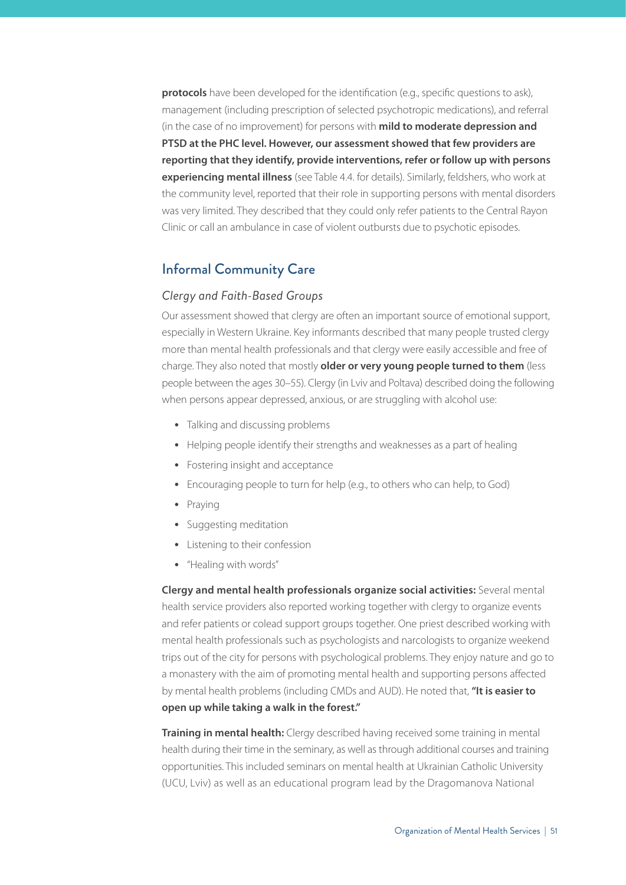**protocols** have been developed for the identification (e.g., specific questions to ask), management (including prescription of selected psychotropic medications), and referral (in the case of no improvement) for persons with **mild to moderate depression and PTSD at the PHC level. However, our assessment showed that few providers are reporting that they identify, provide interventions, refer or follow up with persons experiencing mental illness** (see Table 4.4. for details). Similarly, feldshers, who work at the community level, reported that their role in supporting persons with mental disorders was very limited. They described that they could only refer patients to the Central Rayon Clinic or call an ambulance in case of violent outbursts due to psychotic episodes.

## Informal Community Care

### *Clergy and Faith-Based Groups*

Our assessment showed that clergy are often an important source of emotional support, especially in Western Ukraine. Key informants described that many people trusted clergy more than mental health professionals and that clergy were easily accessible and free of charge. They also noted that mostly **older or very young people turned to them** (less people between the ages 30–55). Clergy (in Lviv and Poltava) described doing the following when persons appear depressed, anxious, or are struggling with alcohol use:

- Talking and discussing problems
- Helping people identify their strengths and weaknesses as a part of healing
- Fostering insight and acceptance
- Encouraging people to turn for help (e.g., to others who can help, to God)
- Praying
- Suggesting meditation
- Listening to their confession
- "Healing with words"

**Clergy and mental health professionals organize social activities:** Several mental health service providers also reported working together with clergy to organize events and refer patients or colead support groups together. One priest described working with mental health professionals such as psychologists and narcologists to organize weekend trips out of the city for persons with psychological problems. They enjoy nature and go to a monastery with the aim of promoting mental health and supporting persons affected by mental health problems (including CMDs and AUD). He noted that, **"It is easier to open up while taking a walk in the forest."**

**Training in mental health:** Clergy described having received some training in mental health during their time in the seminary, as well as through additional courses and training opportunities. This included seminars on mental health at Ukrainian Catholic University (UCU, Lviv) as well as an educational program lead by the Dragomanova National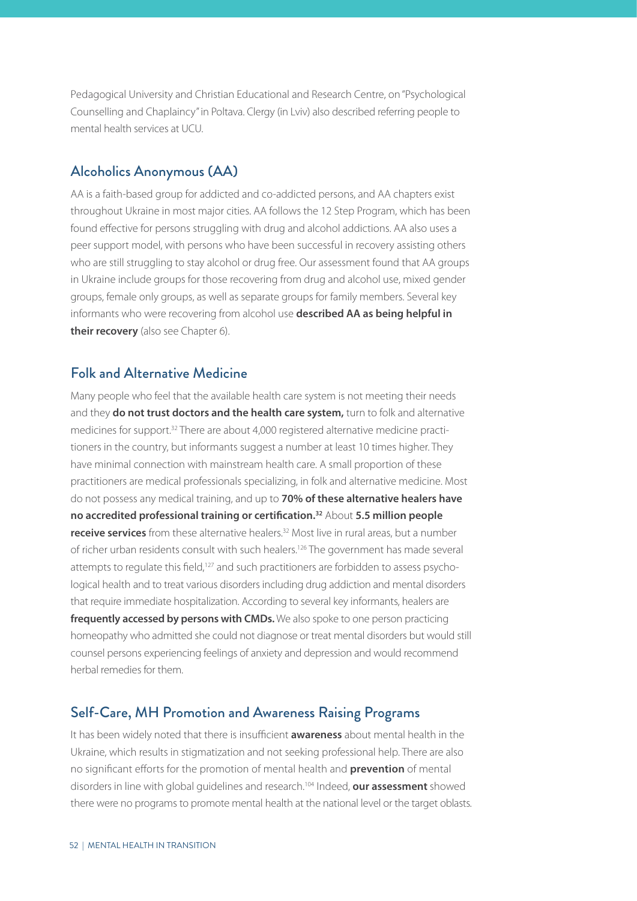Pedagogical University and Christian Educational and Research Centre, on "Psychological Counselling and Chaplaincy" in Poltava. Clergy (in Lviv) also described referring people to mental health services at UCU.

## Alcoholics Anonymous (AA)

AA is a faith-based group for addicted and co-addicted persons, and AA chapters exist throughout Ukraine in most major cities. AA follows the 12 Step Program, which has been found effective for persons struggling with drug and alcohol addictions. AA also uses a peer support model, with persons who have been successful in recovery assisting others who are still struggling to stay alcohol or drug free. Our assessment found that AA groups in Ukraine include groups for those recovering from drug and alcohol use, mixed gender groups, female only groups, as well as separate groups for family members. Several key informants who were recovering from alcohol use **described AA as being helpful in their recovery** (also see Chapter 6).

## Folk and Alternative Medicine

Many people who feel that the available health care system is not meeting their needs and they **do not trust doctors and the health care system,** turn to folk and alternative medicines for support.[32] There are about 4,000 registered alternative medicine practitioners in the country, but informants suggest a number at least 10 times higher. They have minimal connection with mainstream health care. A small proportion of these practitioners are medical professionals specializing, in folk and alternative medicine. Most do not possess any medical training, and up to **70% of these alternative healers have no accredited professional training or certification.[32]** About **5.5 million people receive services** from these alternative healers.[32] Most live in rural areas, but a number of richer urban residents consult with such healers.[126] The government has made several attempts to regulate this field,[127] and such practitioners are forbidden to assess psychological health and to treat various disorders including drug addiction and mental disorders that require immediate hospitalization. According to several key informants, healers are **frequently accessed by persons with CMDs.** We also spoke to one person practicing homeopathy who admitted she could not diagnose or treat mental disorders but would still counsel persons experiencing feelings of anxiety and depression and would recommend herbal remedies for them.

## Self-Care, MH Promotion and Awareness Raising Programs

It has been widely noted that there is insufficient **awareness** about mental health in the Ukraine, which results in stigmatization and not seeking professional help. There are also no significant efforts for the promotion of mental health and **prevention** of mental disorders in line with global guidelines and research.[104] Indeed, **our assessment** showed there were no programs to promote mental health at the national level or the target oblasts.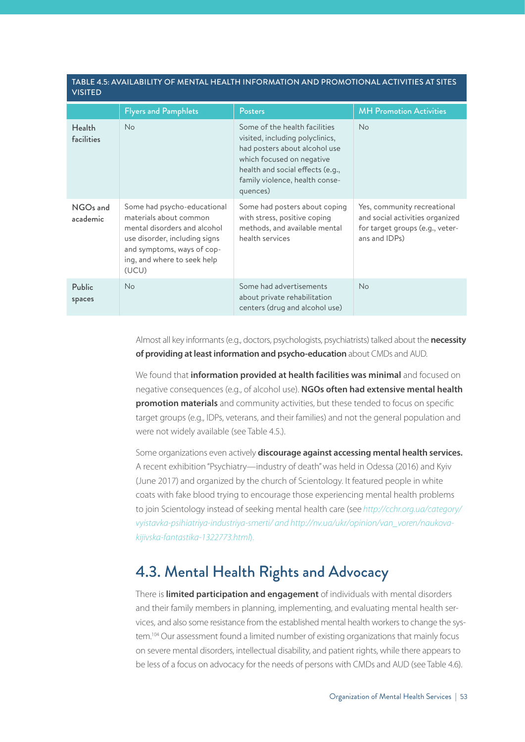**TABLE 4.5: AVAILABILITY OF MENTAL HEALTH INFORMATION AND PROMOTIONAL ACTIVITIES AT SITES VISITED**

| | Flyers and Pamphlets | Posters | MH Promotion Activities |
|---|---|---|---|
| Health facilities | No | Some of the health facilities visited, including polyclinics, had posters about alcohol use which focused on negative health and social effects (e.g., family violence, health consequences) | No |
| NGOs and academic | Some had psycho-educational materials about common mental disorders and alcohol use disorder, including signs and symptoms, ways of coping, and where to seek help (UCU) | Some had posters about coping with stress, positive coping methods, and available mental health services | Yes, community recreational and social activities organized for target groups (e.g., veterans and IDPs) |
| Public spaces | No | Some had advertisements about private rehabilitation centers (drug and alcohol use) | No |

Almost all key informants (e.g., doctors, psychologists, psychiatrists) talked about the **necessity of providing at least information and psycho-education** about CMDs and AUD.

We found that **information provided at health facilities was minimal** and focused on negative consequences (e.g., of alcohol use). **NGOs often had extensive mental health promotion materials** and community activities, but these tended to focus on specific target groups (e.g., IDPs, veterans, and their families) and not the general population and were not widely available (see Table 4.5.).

Some organizations even actively **discourage against accessing mental health services.** A recent exhibition "Psychiatry—industry of death" was held in Odessa (2016) and Kyiv (June 2017) and organized by the church of Scientology. It featured people in white coats with fake blood trying to encourage those experiencing mental health problems to join Scientology instead of seeking mental health care (see *http://cchr.org.ua/category/vyistavka-psihiatriya-industriya-smerti/ and http://nv.ua/ukr/opinion/van_voren/naukova-kijivska-fantastika-1322773.html*).

## 4.3. Mental Health Rights and Advocacy

There is **limited participation and engagement** of individuals with mental disorders and their family members in planning, implementing, and evaluating mental health services, and also some resistance from the established mental health workers to change the system.[104] Our assessment found a limited number of existing organizations that mainly focus on severe mental disorders, intellectual disability, and patient rights, while there appears to be less of a focus on advocacy for the needs of persons with CMDs and AUD (see Table 4.6).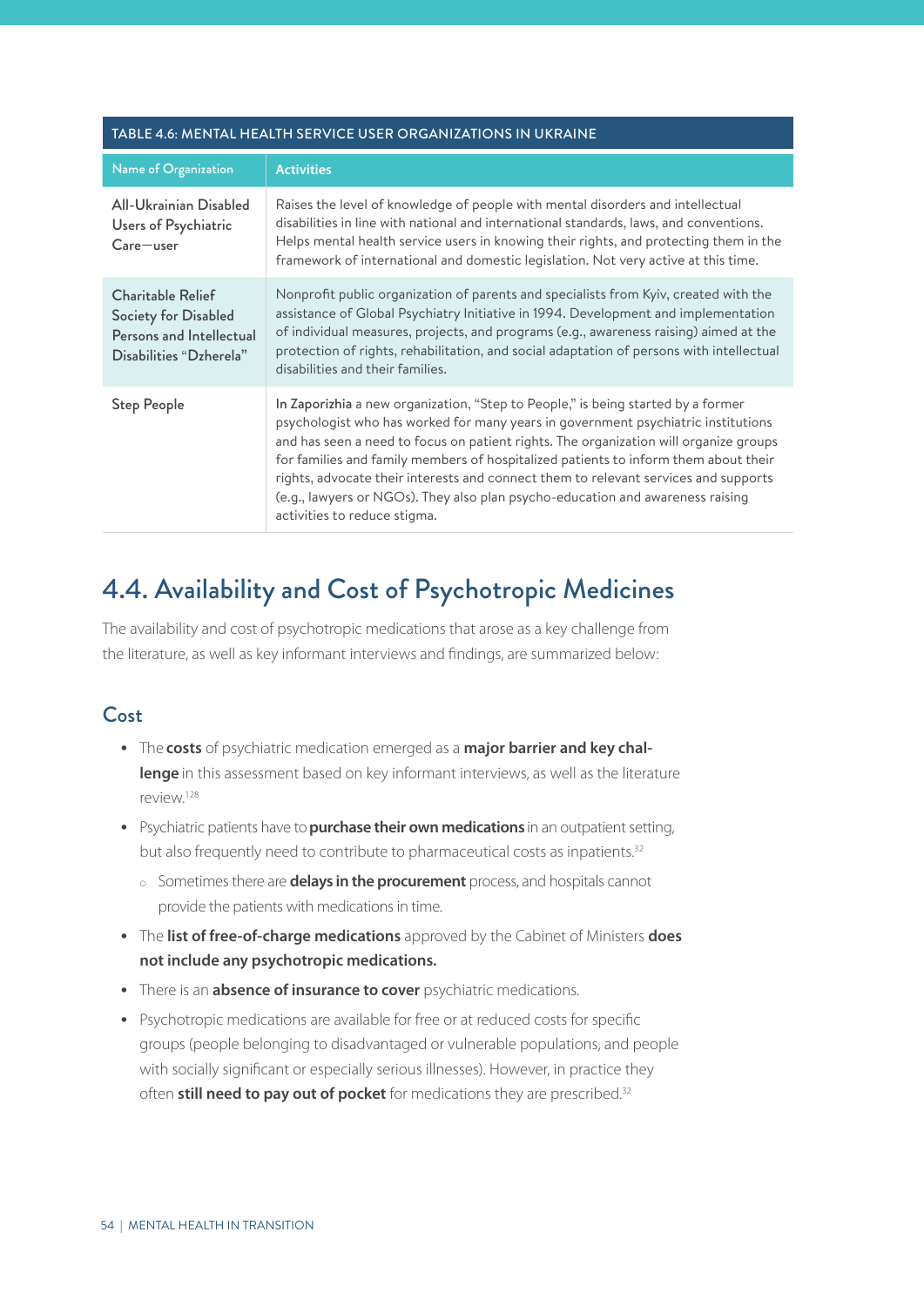**TABLE 4.6: MENTAL HEALTH SERVICE USER ORGANIZATIONS IN UKRAINE**

| Name of Organization | Activities |
|---|---|
| All-Ukrainian Disabled Users of Psychiatric Care—user | Raises the level of knowledge of people with mental disorders and intellectual disabilities in line with national and international standards, laws, and conventions. Helps mental health service users in knowing their rights, and protecting them in the framework of international and domestic legislation. Not very active at this time. |
| Charitable Relief Society for Disabled Persons and Intellectual Disabilities "Dzherela" | Nonprofit public organization of parents and specialists from Kyiv, created with the assistance of Global Psychiatry Initiative in 1994. Development and implementation of individual measures, projects, and programs (e.g., awareness raising) aimed at the protection of rights, rehabilitation, and social adaptation of persons with intellectual disabilities and their families. |
| Step People | In Zaporizhia a new organization, "Step to People," is being started by a former psychologist who has worked for many years in government psychiatric institutions and has seen a need to focus on patient rights. The organization will organize groups for families and family members of hospitalized patients to inform them about their rights, advocate their interests and connect them to relevant services and supports (e.g., lawyers or NGOs). They also plan psycho-education and awareness raising activities to reduce stigma. |

## 4.4. Availability and Cost of Psychotropic Medicines

The availability and cost of psychotropic medications that arose as a key challenge from the literature, as well as key informant interviews and findings, are summarized below:

### Cost

- The **costs** of psychiatric medication emerged as a **major barrier and key challenge** in this assessment based on key informant interviews, as well as the literature review.[128]
- Psychiatric patients have to **purchase their own medications** in an outpatient setting, but also frequently need to contribute to pharmaceutical costs as inpatients.[32]
  - Sometimes there are **delays in the procurement** process, and hospitals cannot provide the patients with medications in time.
- The **list of free-of-charge medications** approved by the Cabinet of Ministers **does not include any psychotropic medications.**
- There is an **absence of insurance to cover** psychiatric medications.
- Psychotropic medications are available for free or at reduced costs for specific groups (people belonging to disadvantaged or vulnerable populations, and people with socially significant or especially serious illnesses). However, in practice they often **still need to pay out of pocket** for medications they are prescribed.[32]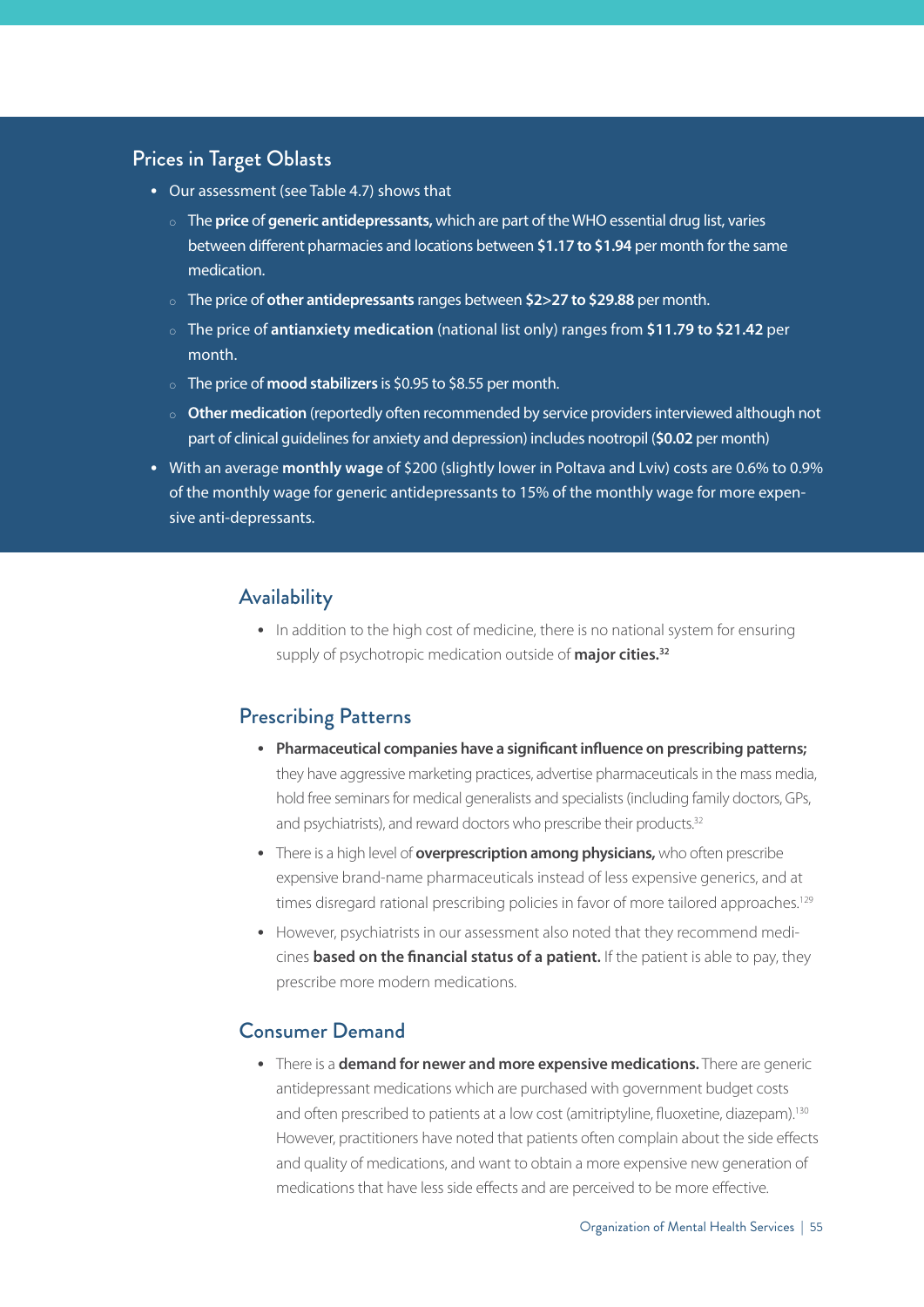## Prices in Target Oblasts

- Our assessment (see Table 4.7) shows that
  - The **price** of **generic antidepressants,** which are part of the WHO essential drug list, varies between different pharmacies and locations between **$1.17 to $1.94** per month for the same medication.
  - The price of **other antidepressants** ranges between **$2>27 to $29.88** per month.
  - The price of **antianxiety medication** (national list only) ranges from **$11.79 to $21.42** per month.
  - The price of **mood stabilizers** is $0.95 to $8.55 per month.
  - **Other medication** (reportedly often recommended by service providers interviewed although not part of clinical guidelines for anxiety and depression) includes nootropil (**$0.02** per month)
- With an average **monthly wage** of $200 (slightly lower in Poltava and Lviv) costs are 0.6% to 0.9% of the monthly wage for generic antidepressants to 15% of the monthly wage for more expensive anti-depressants.

## Availability

- In addition to the high cost of medicine, there is no national system for ensuring supply of psychotropic medication outside of **major cities.**[32]

## Prescribing Patterns

- **Pharmaceutical companies have a significant influence on prescribing patterns;** they have aggressive marketing practices, advertise pharmaceuticals in the mass media, hold free seminars for medical generalists and specialists (including family doctors, GPs, and psychiatrists), and reward doctors who prescribe their products.[32]
- There is a high level of **overprescription among physicians,** who often prescribe expensive brand-name pharmaceuticals instead of less expensive generics, and at times disregard rational prescribing policies in favor of more tailored approaches.[129]
- However, psychiatrists in our assessment also noted that they recommend medicines **based on the financial status of a patient.** If the patient is able to pay, they prescribe more modern medications.

## Consumer Demand

- There is a **demand for newer and more expensive medications.** There are generic antidepressant medications which are purchased with government budget costs and often prescribed to patients at a low cost (amitriptyline, fluoxetine, diazepam).[130] However, practitioners have noted that patients often complain about the side effects and quality of medications, and want to obtain a more expensive new generation of medications that have less side effects and are perceived to be more effective.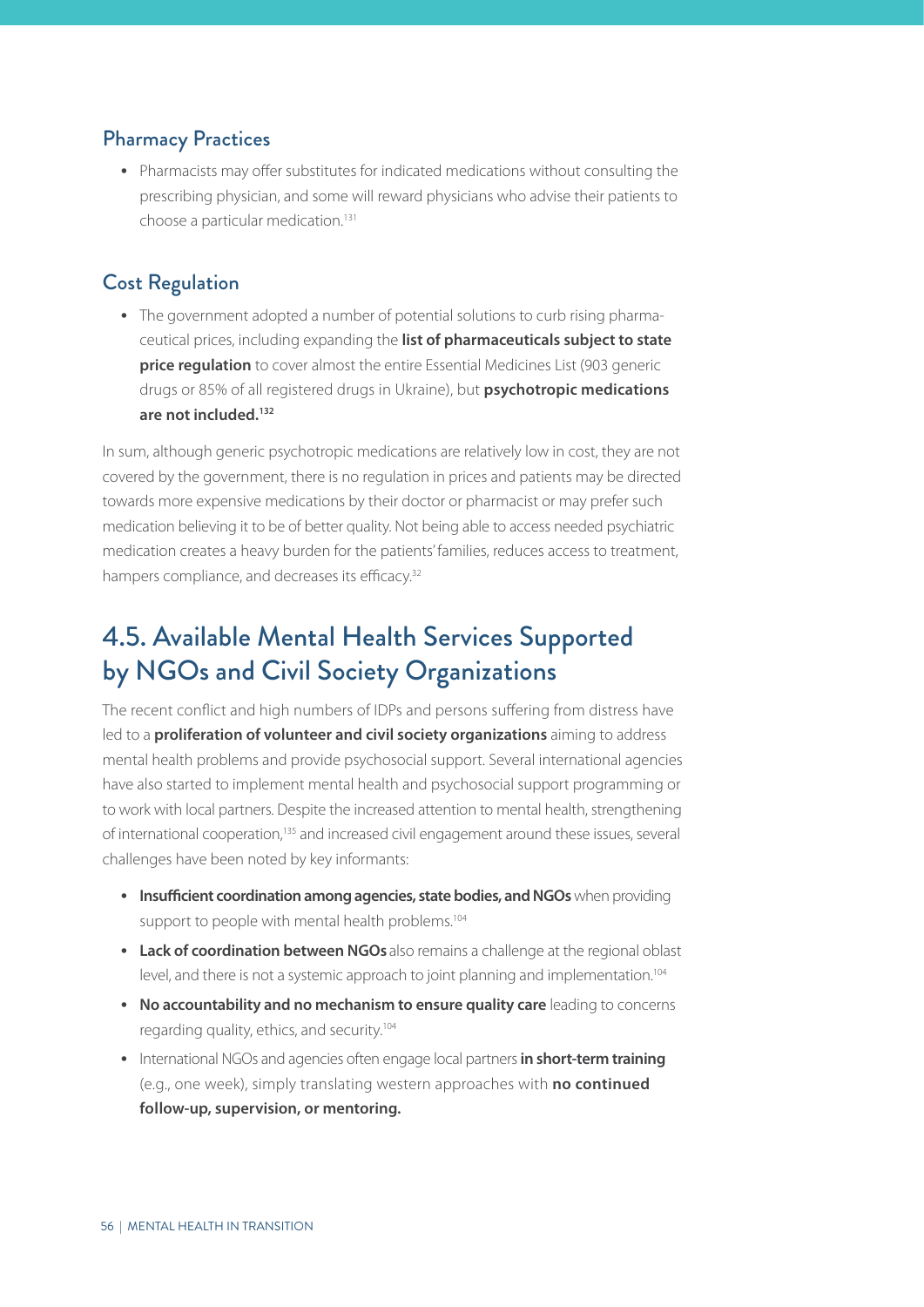### Pharmacy Practices

- Pharmacists may offer substitutes for indicated medications without consulting the prescribing physician, and some will reward physicians who advise their patients to choose a particular medication.[131]

### Cost Regulation

- The government adopted a number of potential solutions to curb rising pharmaceutical prices, including expanding the **list of pharmaceuticals subject to state price regulation** to cover almost the entire Essential Medicines List (903 generic drugs or 85% of all registered drugs in Ukraine), but **psychotropic medications are not included.[132]**

In sum, although generic psychotropic medications are relatively low in cost, they are not covered by the government, there is no regulation in prices and patients may be directed towards more expensive medications by their doctor or pharmacist or may prefer such medication believing it to be of better quality. Not being able to access needed psychiatric medication creates a heavy burden for the patients' families, reduces access to treatment, hampers compliance, and decreases its efficacy.[32]

## 4.5. Available Mental Health Services Supported by NGOs and Civil Society Organizations

The recent conflict and high numbers of IDPs and persons suffering from distress have led to a **proliferation of volunteer and civil society organizations** aiming to address mental health problems and provide psychosocial support. Several international agencies have also started to implement mental health and psychosocial support programming or to work with local partners. Despite the increased attention to mental health, strengthening of international cooperation,[135] and increased civil engagement around these issues, several challenges have been noted by key informants:

- **Insufficient coordination among agencies, state bodies, and NGOs** when providing support to people with mental health problems.[104]
- **Lack of coordination between NGOs** also remains a challenge at the regional oblast level, and there is not a systemic approach to joint planning and implementation.[104]
- **No accountability and no mechanism to ensure quality care** leading to concerns regarding quality, ethics, and security.[104]
- International NGOs and agencies often engage local partners **in short-term training** (e.g., one week), simply translating western approaches with **no continued follow-up, supervision, or mentoring.**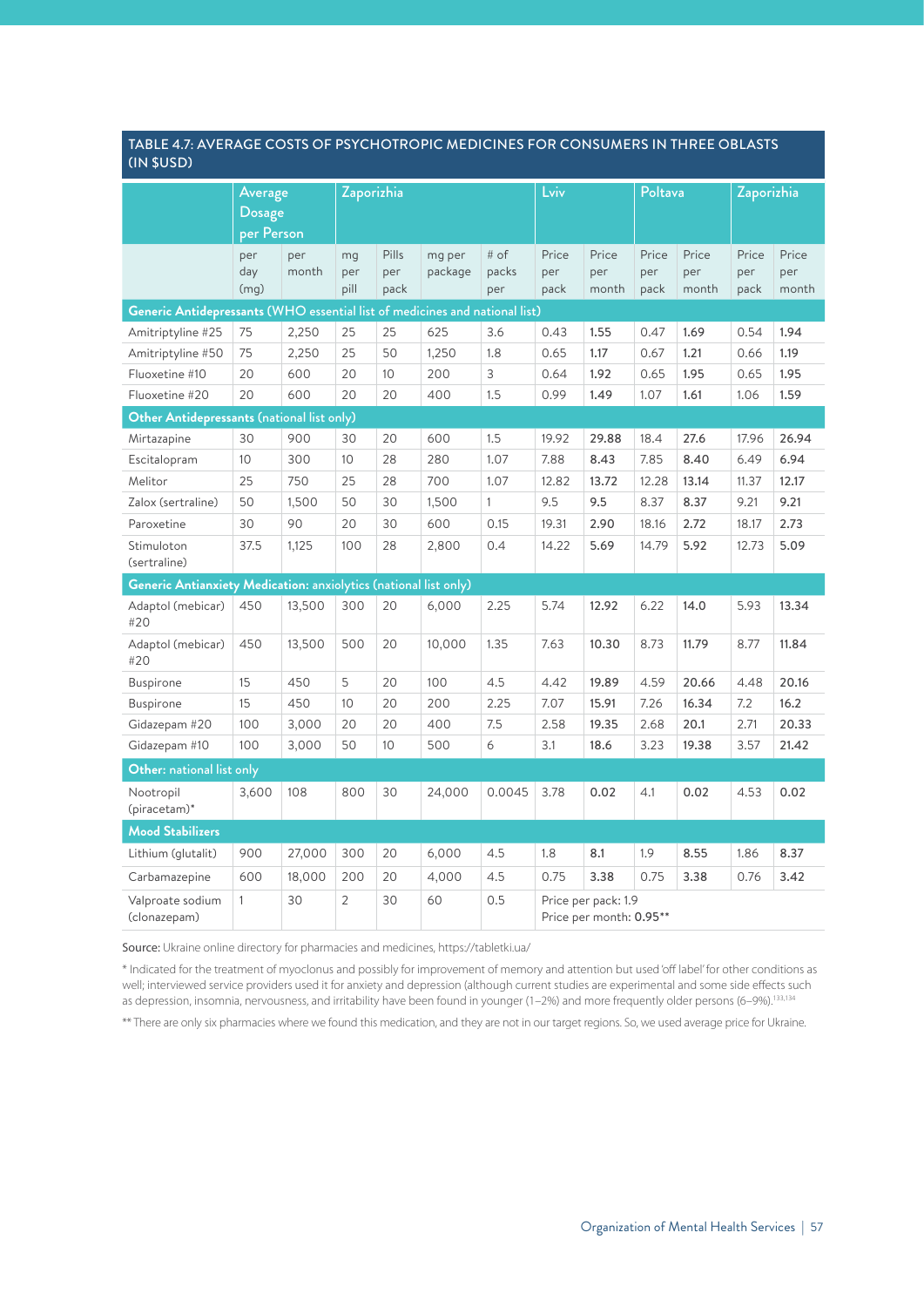## TABLE 4.7: AVERAGE COSTS OF PSYCHOTROPIC MEDICINES FOR CONSUMERS IN THREE OBLASTS (IN $USD)

| | Average Dosage per Person | | Zaporizhia | | | | Lviv | | Poltava | | Zaporizhia | |
|---|---|---|---|---|---|---|---|---|---|---|---|---|
| | per day (mg) | per month | mg per pill | Pills per pack | mg per package | # of packs per | Price per pack | Price per month | Price per pack | Price per month | Price per pack | Price per month |
| **Generic Antidepressants (WHO essential list of medicines and national list)** | | | | | | | | | | | | |
| Amitriptyline #25 | 75 | 2,250 | 25 | 25 | 625 | 3.6 | 0.43 | **1.55** | 0.47 | **1.69** | 0.54 | **1.94** |
| Amitriptyline #50 | 75 | 2,250 | 25 | 50 | 1,250 | 1.8 | 0.65 | **1.17** | 0.67 | **1.21** | 0.66 | **1.19** |
| Fluoxetine #10 | 20 | 600 | 20 | 10 | 200 | 3 | 0.64 | **1.92** | 0.65 | **1.95** | 0.65 | **1.95** |
| Fluoxetine #20 | 20 | 600 | 20 | 20 | 400 | 1.5 | 0.99 | **1.49** | 1.07 | **1.61** | 1.06 | **1.59** |
| **Other Antidepressants (national list only)** | | | | | | | | | | | | |
| Mirtazapine | 30 | 900 | 30 | 20 | 600 | 1.5 | 19.92 | **29.88** | 18.4 | **27.6** | 17.96 | **26.94** |
| Escitalopram | 10 | 300 | 10 | 28 | 280 | 1.07 | 7.88 | **8.43** | 7.85 | **8.40** | 6.49 | **6.94** |
| Melitor | 25 | 750 | 25 | 28 | 700 | 1.07 | 12.82 | **13.72** | 12.28 | **13.14** | 11.37 | **12.17** |
| Zalox (sertraline) | 50 | 1,500 | 50 | 30 | 1,500 | 1 | 9.5 | **9.5** | 8.37 | **8.37** | 9.21 | **9.21** |
| Paroxetine | 30 | 90 | 20 | 30 | 600 | 0.15 | 19.31 | **2.90** | 18.16 | **2.72** | 18.17 | **2.73** |
| Stimuloton (sertraline) | 37.5 | 1,125 | 100 | 28 | 2,800 | 0.4 | 14.22 | **5.69** | 14.79 | **5.92** | 12.73 | **5.09** |
| **Generic Antianxiety Medication: anxiolytics (national list only)** | | | | | | | | | | | | |
| Adaptol (mebicar) #20 | 450 | 13,500 | 300 | 20 | 6,000 | 2.25 | 5.74 | **12.92** | 6.22 | **14.0** | 5.93 | **13.34** |
| Adaptol (mebicar) #20 | 450 | 13,500 | 500 | 20 | 10,000 | 1.35 | 7.63 | **10.30** | 8.73 | **11.79** | 8.77 | **11.84** |
| Buspirone | 15 | 450 | 5 | 20 | 100 | 4.5 | 4.42 | **19.89** | 4.59 | **20.66** | 4.48 | **20.16** |
| Buspirone | 15 | 450 | 10 | 20 | 200 | 2.25 | 7.07 | **15.91** | 7.26 | **16.34** | 7.2 | **16.2** |
| Gidazepam #20 | 100 | 3,000 | 20 | 20 | 400 | 7.5 | 2.58 | **19.35** | 2.68 | **20.1** | 2.71 | **20.33** |
| Gidazepam #10 | 100 | 3,000 | 50 | 10 | 500 | 6 | 3.1 | **18.6** | 3.23 | **19.38** | 3.57 | **21.42** |
| **Other: national list only** | | | | | | | | | | | | |
| Nootropil (piracetam)* | 3,600 | 108 | 800 | 30 | 24,000 | 0.0045 | 3.78 | **0.02** | 4.1 | **0.02** | 4.53 | **0.02** |
| **Mood Stabilizers** | | | | | | | | | | | | |
| Lithium (glutalit) | 900 | 27,000 | 300 | 20 | 6,000 | 4.5 | 1.8 | **8.1** | 1.9 | **8.55** | 1.86 | **8.37** |
| Carbamazepine | 600 | 18,000 | 200 | 20 | 4,000 | 4.5 | 0.75 | **3.38** | 0.75 | **3.38** | 0.76 | **3.42** |
| Valproate sodium (clonazepam) | 1 | 30 | 2 | 30 | 60 | 0.5 | Price per pack: 1.9<br>Price per month: **0.95**** | | | | | |

**Source:** Ukraine online directory for pharmacies and medicines, https://tabletki.ua/

* Indicated for the treatment of myoclonus and possibly for improvement of memory and attention but used 'off label' for other conditions as well; interviewed service providers used it for anxiety and depression (although current studies are experimental and some side effects such as depression, insomnia, nervousness, and irritability have been found in younger (1–2%) and more frequently older persons (6–9%).[133,134]

** There are only six pharmacies where we found this medication, and they are not in our target regions. So, we used average price for Ukraine.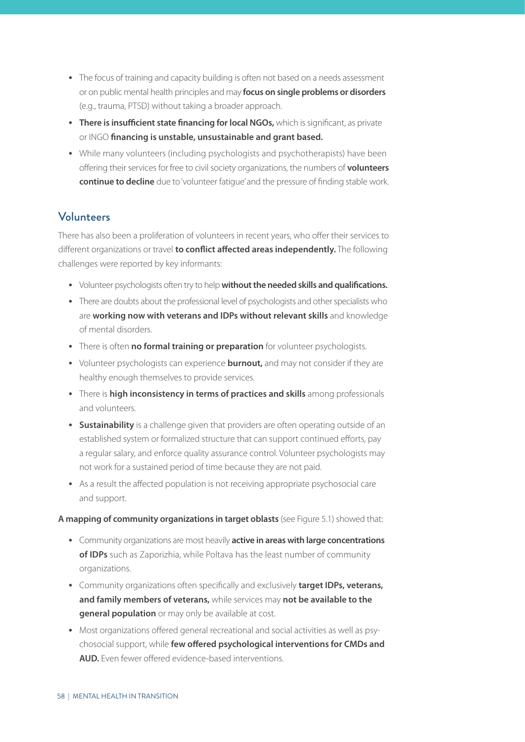- The focus of training and capacity building is often not based on a needs assessment or on public mental health principles and may **focus on single problems or disorders** (e.g., trauma, PTSD) without taking a broader approach.
- **There is insufficient state financing for local NGOs,** which is significant, as private or INGO **financing is unstable, unsustainable and grant based.**
- While many volunteers (including psychologists and psychotherapists) have been offering their services for free to civil society organizations, the numbers of **volunteers continue to decline** due to 'volunteer fatigue' and the pressure of finding stable work.

## Volunteers

There has also been a proliferation of volunteers in recent years, who offer their services to different organizations or travel **to conflict affected areas independently.** The following challenges were reported by key informants:

- Volunteer psychologists often try to help **without the needed skills and qualifications.**
- There are doubts about the professional level of psychologists and other specialists who are **working now with veterans and IDPs without relevant skills** and knowledge of mental disorders.
- There is often **no formal training or preparation** for volunteer psychologists.
- Volunteer psychologists can experience **burnout,** and may not consider if they are healthy enough themselves to provide services.
- There is **high inconsistency in terms of practices and skills** among professionals and volunteers.
- **Sustainability** is a challenge given that providers are often operating outside of an established system or formalized structure that can support continued efforts, pay a regular salary, and enforce quality assurance control. Volunteer psychologists may not work for a sustained period of time because they are not paid.
- As a result the affected population is not receiving appropriate psychosocial care and support.

**A mapping of community organizations in target oblasts** (see Figure 5.1) showed that:

- Community organizations are most heavily **active in areas with large concentrations of IDPs** such as Zaporizhia, while Poltava has the least number of community organizations.
- Community organizations often specifically and exclusively **target IDPs, veterans, and family members of veterans,** while services may **not be available to the general population** or may only be available at cost.
- Most organizations offered general recreational and social activities as well as psychosocial support, while **few offered psychological interventions for CMDs and AUD.** Even fewer offered evidence-based interventions.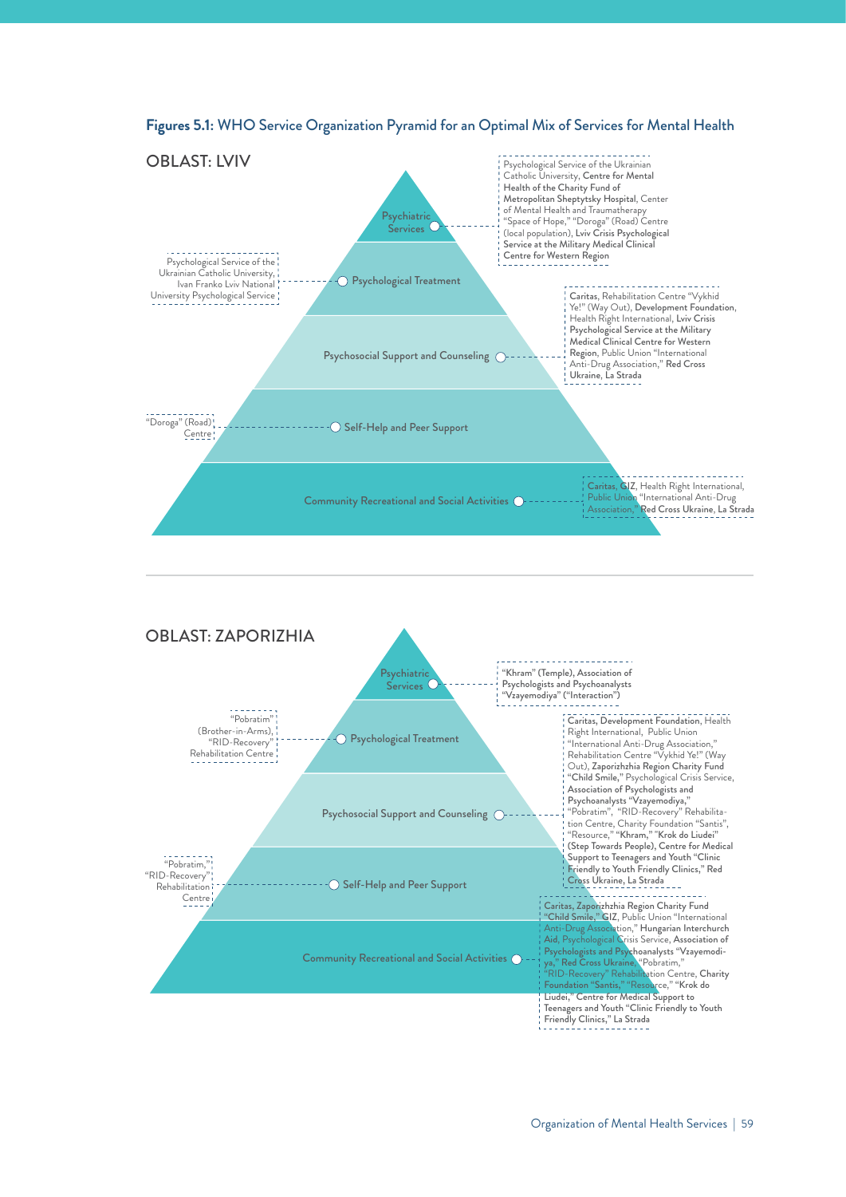**Figures 5.1:** WHO Service Organization Pyramid for an Optimal Mix of Services for Mental Health

## OBLAST: LVIV

- **Psychiatric Services**: Psychological Service of the Ukrainian Catholic University, **Centre for Mental Health of the Charity Fund of Metropolitan Sheptytsky Hospital**, Center of Mental Health and Traumatherapy "Space of Hope," "Doroga" (Road) Centre (local population), **Lviv Crisis Psychological Service at the Military Medical Clinical Centre for Western Region**
- **Psychological Treatment**: Psychological Service of the Ukrainian Catholic University, Ivan Franko Lviv National University Psychological Service
- **Psychosocial Support and Counseling**: **Caritas**, Rehabilitation Centre "Vykhid Ye!" (Way Out), **Development Foundation**, Health Right International, **Lviv Crisis Psychological Service at the Military Medical Clinical Centre for Western Region**, Public Union "International Anti-Drug Association," **Red Cross Ukraine**, **La Strada**
- **Self-Help and Peer Support**: "Doroga" (Road) Centre
- **Community Recreational and Social Activities**: **Caritas**, **GIZ**, Health Right International, Public Union "International Anti-Drug Association," **Red Cross Ukraine**, **La Strada**

## OBLAST: ZAPORIZHIA

- **Psychiatric Services**: "Khram" (Temple), Association of Psychologists and Psychoanalysts "Vzayemodiya" ("Interaction")
- **Psychological Treatment**: "Pobratim" (Brother-in-Arms), "RID-Recovery" Rehabilitation Centre
- **Psychosocial Support and Counseling**: **Caritas**, **Development Foundation**, Health Right International, Public Union "International Anti-Drug Association," Rehabilitation Centre "Vykhid Ye!" (Way Out), **Zaporizhzhia Region Charity Fund "Child Smile,"** Psychological Crisis Service, **Association of Psychologists and Psychoanalysts "Vzayemodiya,"** "Pobratim", "RID-Recovery" Rehabilitation Centre, Charity Foundation "Santis", "Resource," **"Khram," "Krok do Liudei" (Step Towards People)**, **Centre for Medical Support to Teenagers and Youth "Clinic Friendly to Youth Friendly Clinics,"** **Red Cross Ukraine**, **La Strada**
- **Self-Help and Peer Support**: "Pobratim," "RID-Recovery" Rehabilitation Centre
- **Community Recreational and Social Activities**: **Caritas**, **Zaporizhzhia Region Charity Fund "Child Smile,"** **GIZ**, Public Union "International Anti-Drug Association," **Hungarian Interchurch Aid**, Psychological Crisis Service, **Association of Psychologists and Psychoanalysts "Vzayemodiya,"** **Red Cross Ukraine**, "Pobratim," "RID-Recovery" Rehabilitation Centre, **Charity Foundation "Santis,"** "Resource," **"Krok do Liudei,"** Centre for Medical Support to Teenagers and Youth "Clinic Friendly to Youth Friendly Clinics," La Strada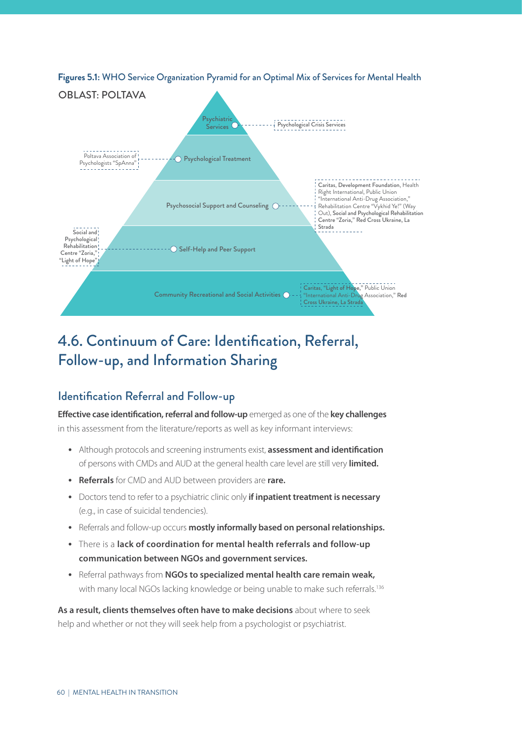**Figures 5.1:** WHO Service Organization Pyramid for an Optimal Mix of Services for Mental Health

OBLAST: POLTAVA

- Psychiatric Services — Psychological Crisis Services
- Psychological Treatment — Poltava Association of Psychologists "SpAnna"
- Psychosocial Support and Counseling — Caritas, Development Foundation, Health Right International, Public Union "International Anti-Drug Association," Rehabilitation Centre "Vykhid Ye!" (Way Out), Social and Psychological Rehabilitation Centre "Zoria," Red Cross Ukraine, La Strada
- Self-Help and Peer Support — Social and Psychological Rehabilitation Centre "Zoria," "Light of Hope"
- Community Recreational and Social Activities — Caritas, "Light of Hope," Public Union "International Anti-Drug Association," Red Cross Ukraine, La Strada

# 4.6. Continuum of Care: Identification, Referral, Follow-up, and Information Sharing

## Identification Referral and Follow-up

**Effective case identification, referral and follow-up** emerged as one of the **key challenges** in this assessment from the literature/reports as well as key informant interviews:

- Although protocols and screening instruments exist, **assessment and identification** of persons with CMDs and AUD at the general health care level are still very **limited.**
- **Referrals** for CMD and AUD between providers are **rare.**
- Doctors tend to refer to a psychiatric clinic only **if inpatient treatment is necessary** (e.g., in case of suicidal tendencies).
- Referrals and follow-up occurs **mostly informally based on personal relationships.**
- There is a **lack of coordination for mental health referrals and follow-up communication between NGOs and government services.**
- Referral pathways from **NGOs to specialized mental health care remain weak,** with many local NGOs lacking knowledge or being unable to make such referrals.[136]

**As a result, clients themselves often have to make decisions** about where to seek help and whether or not they will seek help from a psychologist or psychiatrist.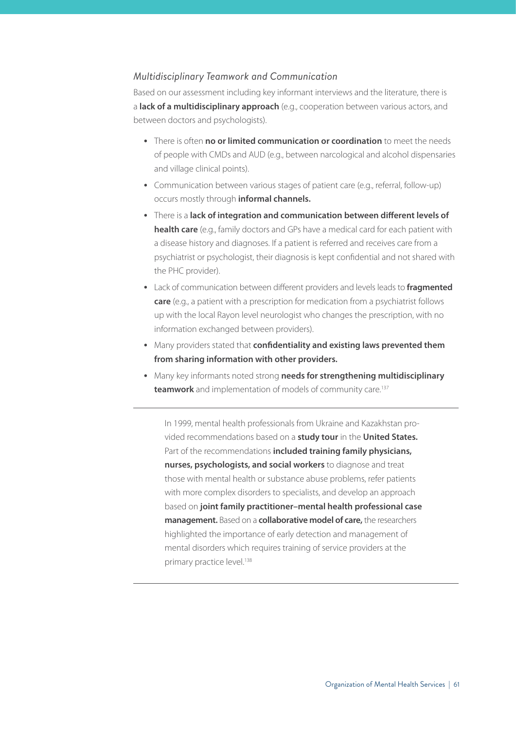### *Multidisciplinary Teamwork and Communication*

Based on our assessment including key informant interviews and the literature, there is a **lack of a multidisciplinary approach** (e.g., cooperation between various actors, and between doctors and psychologists).

- There is often **no or limited communication or coordination** to meet the needs of people with CMDs and AUD (e.g., between narcological and alcohol dispensaries and village clinical points).
- Communication between various stages of patient care (e.g., referral, follow-up) occurs mostly through **informal channels.**
- There is a **lack of integration and communication between different levels of health care** (e.g., family doctors and GPs have a medical card for each patient with a disease history and diagnoses. If a patient is referred and receives care from a psychiatrist or psychologist, their diagnosis is kept confidential and not shared with the PHC provider).
- Lack of communication between different providers and levels leads to **fragmented care** (e.g., a patient with a prescription for medication from a psychiatrist follows up with the local Rayon level neurologist who changes the prescription, with no information exchanged between providers).
- Many providers stated that **confidentiality and existing laws prevented them from sharing information with other providers.**
- Many key informants noted strong **needs for strengthening multidisciplinary teamwork** and implementation of models of community care.[137]

---

In 1999, mental health professionals from Ukraine and Kazakhstan provided recommendations based on a **study tour** in the **United States.** Part of the recommendations **included training family physicians, nurses, psychologists, and social workers** to diagnose and treat those with mental health or substance abuse problems, refer patients with more complex disorders to specialists, and develop an approach based on **joint family practitioner–mental health professional case management.** Based on a **collaborative model of care,** the researchers highlighted the importance of early detection and management of mental disorders which requires training of service providers at the primary practice level.[138]

---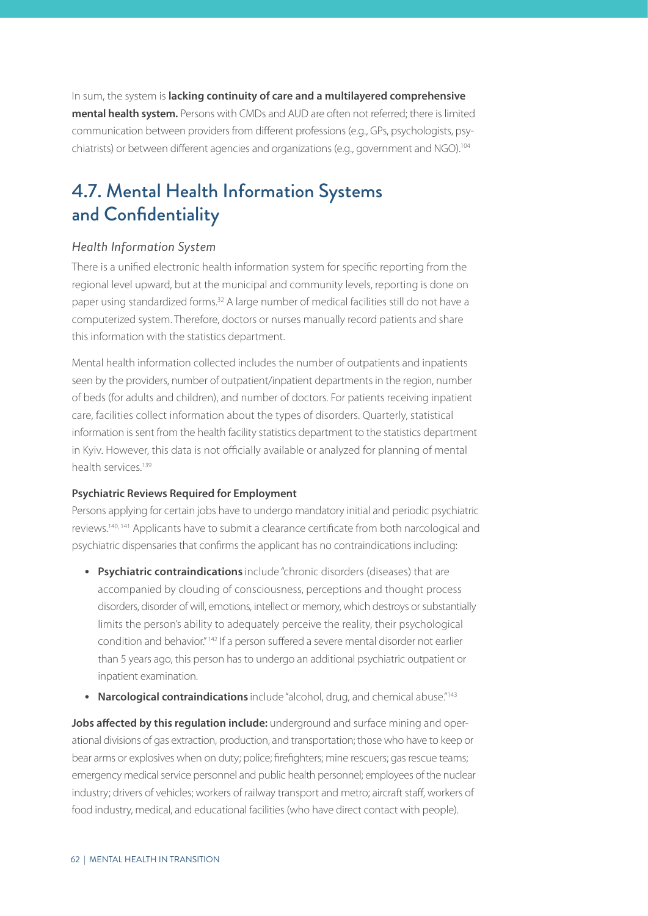In sum, the system is **lacking continuity of care and a multilayered comprehensive mental health system.** Persons with CMDs and AUD are often not referred; there is limited communication between providers from different professions (e.g., GPs, psychologists, psychiatrists) or between different agencies and organizations (e.g., government and NGO).[104]

## 4.7. Mental Health Information Systems and Confidentiality

### *Health Information System*

There is a unified electronic health information system for specific reporting from the regional level upward, but at the municipal and community levels, reporting is done on paper using standardized forms.[32] A large number of medical facilities still do not have a computerized system. Therefore, doctors or nurses manually record patients and share this information with the statistics department.

Mental health information collected includes the number of outpatients and inpatients seen by the providers, number of outpatient/inpatient departments in the region, number of beds (for adults and children), and number of doctors. For patients receiving inpatient care, facilities collect information about the types of disorders. Quarterly, statistical information is sent from the health facility statistics department to the statistics department in Kyiv. However, this data is not officially available or analyzed for planning of mental health services.[139]

#### Psychiatric Reviews Required for Employment

Persons applying for certain jobs have to undergo mandatory initial and periodic psychiatric reviews.[140, 141] Applicants have to submit a clearance certificate from both narcological and psychiatric dispensaries that confirms the applicant has no contraindications including:

- **Psychiatric contraindications** include "chronic disorders (diseases) that are accompanied by clouding of consciousness, perceptions and thought process disorders, disorder of will, emotions, intellect or memory, which destroys or substantially limits the person's ability to adequately perceive the reality, their psychological condition and behavior."[142] If a person suffered a severe mental disorder not earlier than 5 years ago, this person has to undergo an additional psychiatric outpatient or inpatient examination.
- **Narcological contraindications** include "alcohol, drug, and chemical abuse."[143]

**Jobs affected by this regulation include:** underground and surface mining and operational divisions of gas extraction, production, and transportation; those who have to keep or bear arms or explosives when on duty; police; firefighters; mine rescuers; gas rescue teams; emergency medical service personnel and public health personnel; employees of the nuclear industry; drivers of vehicles; workers of railway transport and metro; aircraft staff, workers of food industry, medical, and educational facilities (who have direct contact with people).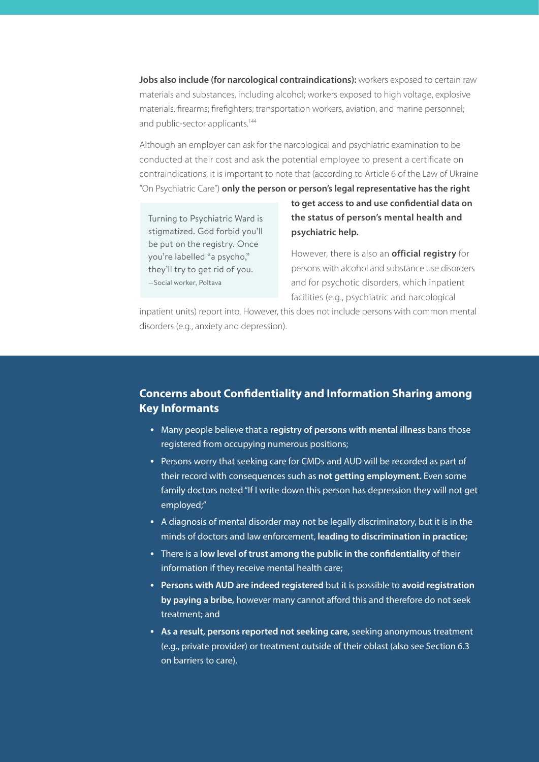**Jobs also include (for narcological contraindications):** workers exposed to certain raw materials and substances, including alcohol; workers exposed to high voltage, explosive materials, firearms; firefighters; transportation workers, aviation, and marine personnel; and public-sector applicants.[144]

Although an employer can ask for the narcological and psychiatric examination to be conducted at their cost and ask the potential employee to present a certificate on contraindications, it is important to note that (according to Article 6 of the Law of Ukraine "On Psychiatric Care") **only the person or person's legal representative has the right to get access to and use confidential data on the status of person's mental health and psychiatric help.**

> Turning to Psychiatric Ward is stigmatized. God forbid you'll be put on the registry. Once you're labelled "a psycho," they'll try to get rid of you.
> —Social worker, Poltava

However, there is also an **official registry** for persons with alcohol and substance use disorders and for psychotic disorders, which inpatient facilities (e.g., psychiatric and narcological inpatient units) report into. However, this does not include persons with common mental disorders (e.g., anxiety and depression).

## Concerns about Confidentiality and Information Sharing among Key Informants

- Many people believe that a **registry of persons with mental illness** bans those registered from occupying numerous positions;
- Persons worry that seeking care for CMDs and AUD will be recorded as part of their record with consequences such as **not getting employment.** Even some family doctors noted "If I write down this person has depression they will not get employed;"
- A diagnosis of mental disorder may not be legally discriminatory, but it is in the minds of doctors and law enforcement, **leading to discrimination in practice;**
- There is a **low level of trust among the public in the confidentiality** of their information if they receive mental health care;
- **Persons with AUD are indeed registered** but it is possible to **avoid registration by paying a bribe,** however many cannot afford this and therefore do not seek treatment; and
- **As a result, persons reported not seeking care,** seeking anonymous treatment (e.g., private provider) or treatment outside of their oblast (also see Section 6.3 on barriers to care).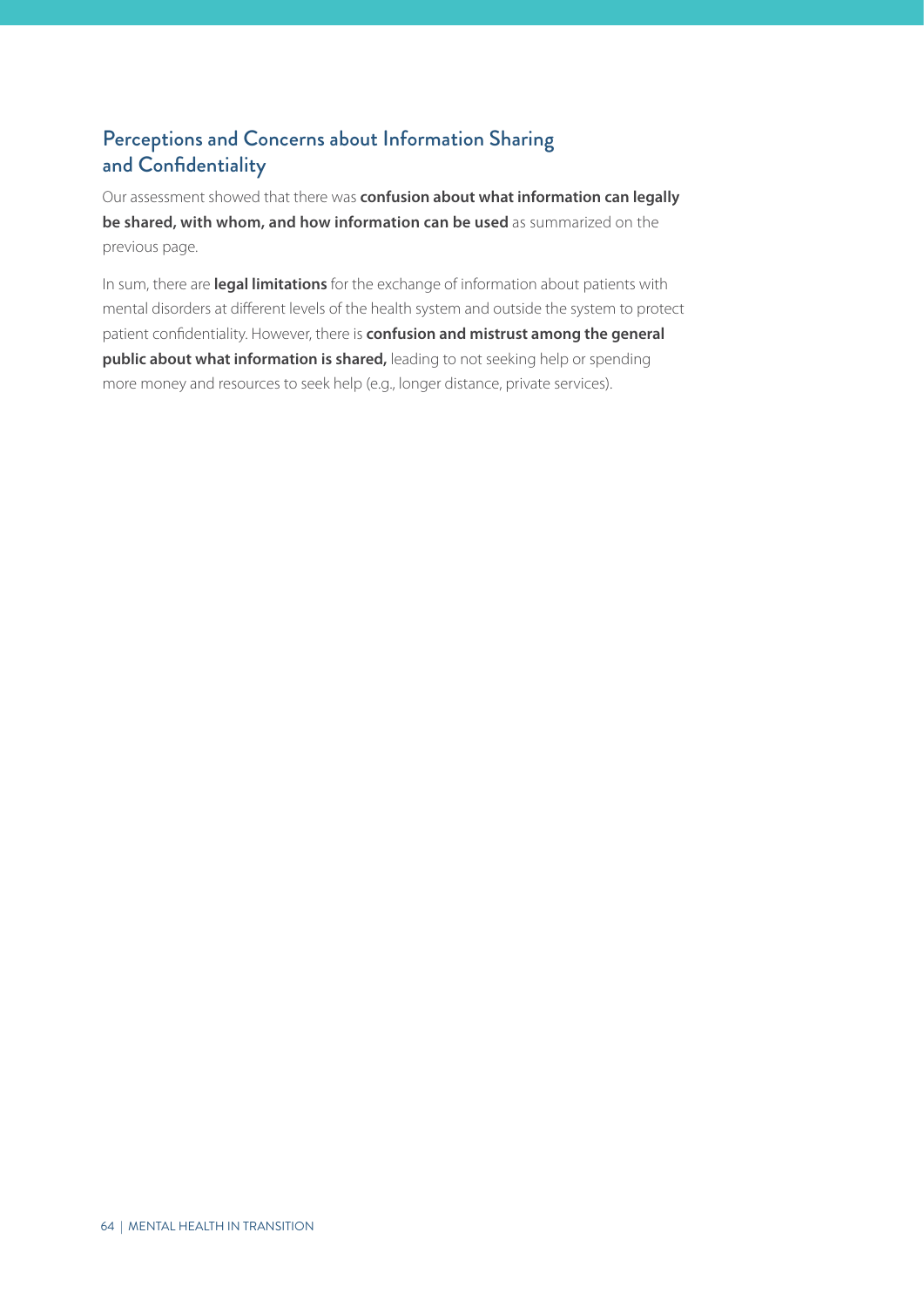## Perceptions and Concerns about Information Sharing and Confidentiality

Our assessment showed that there was **confusion about what information can legally be shared, with whom, and how information can be used** as summarized on the previous page.

In sum, there are **legal limitations** for the exchange of information about patients with mental disorders at different levels of the health system and outside the system to protect patient confidentiality. However, there is **confusion and mistrust among the general public about what information is shared,** leading to not seeking help or spending more money and resources to seek help (e.g., longer distance, private services).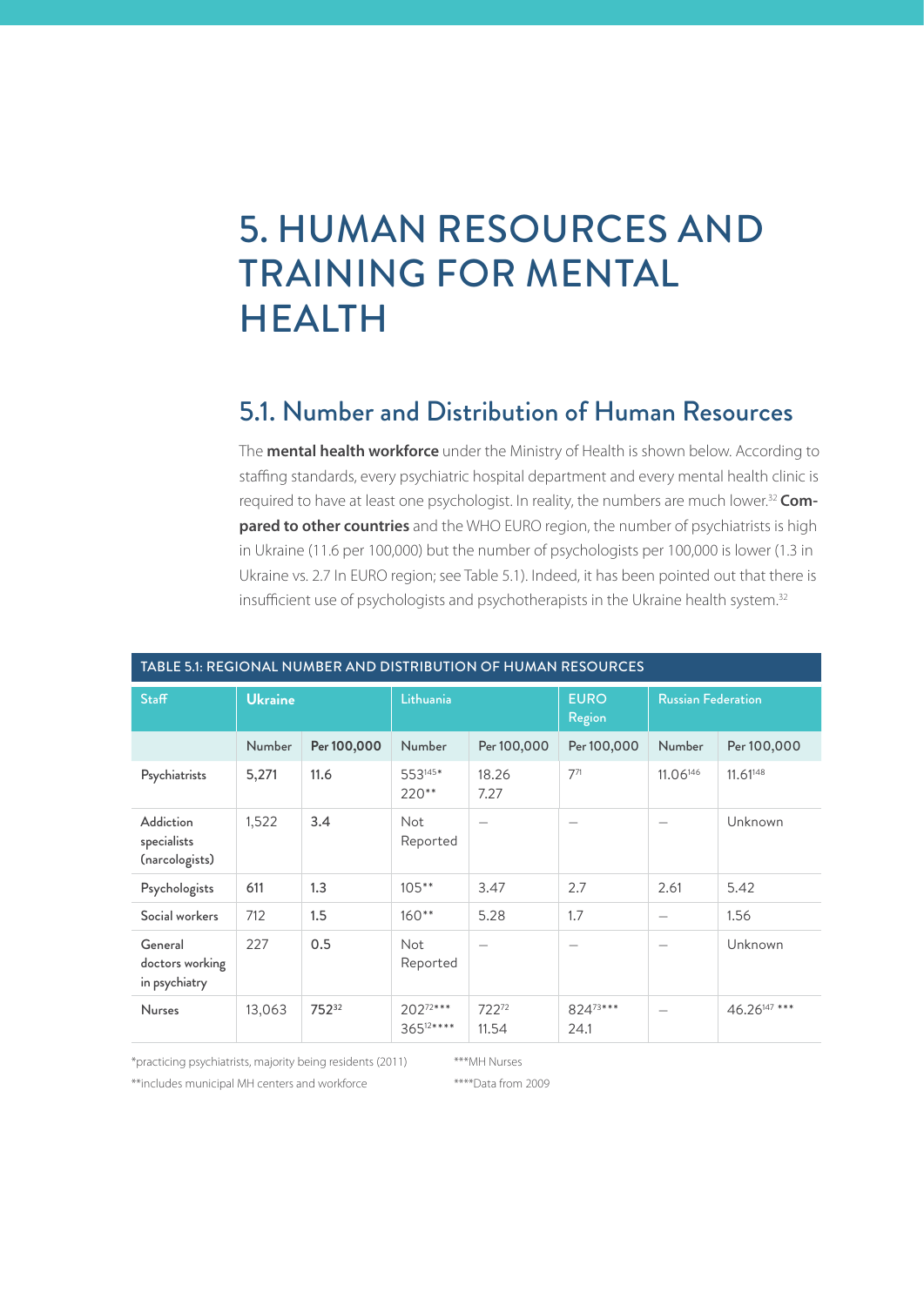# 5. HUMAN RESOURCES AND TRAINING FOR MENTAL HEALTH

## 5.1. Number and Distribution of Human Resources

The **mental health workforce** under the Ministry of Health is shown below. According to staffing standards, every psychiatric hospital department and every mental health clinic is required to have at least one psychologist. In reality, the numbers are much lower.[32] **Compared to other countries** and the WHO EURO region, the number of psychiatrists is high in Ukraine (11.6 per 100,000) but the number of psychologists per 100,000 is lower (1.3 in Ukraine vs. 2.7 In EURO region; see Table 5.1). Indeed, it has been pointed out that there is insufficient use of psychologists and psychotherapists in the Ukraine health system.[32]

TABLE 5.1: REGIONAL NUMBER AND DISTRIBUTION OF HUMAN RESOURCES

| Staff | Ukraine | | Lithuania | | EURO Region | Russian Federation | |
|---|---|---|---|---|---|---|---|
| | Number | Per 100,000 | Number | Per 100,000 | Per 100,000 | Number | Per 100,000 |
| Psychiatrists | 5,271 | 11.6 | 553[145]* 220** | 18.26 7.27 | 7[71] | 11.06[146] | 11.61[148] |
| Addiction specialists (narcologists) | 1,522 | 3.4 | Not Reported | — | — | — | Unknown |
| Psychologists | 611 | 1.3 | 105** | 3.47 | 2.7 | 2.61 | 5.42 |
| Social workers | 712 | 1.5 | 160** | 5.28 | 1.7 | — | 1.56 |
| General doctors working in psychiatry | 227 | 0.5 | Not Reported | — | — | — | Unknown |
| Nurses | 13,063 | 752[32] | 202[72]*** 365[12]**** | 722[72] 11.54 | 824[73]*** 24.1 | — | 46.26[147] *** |

*practicing psychiatrists, majority being residents (2011)

**includes municipal MH centers and workforce

***MH Nurses

****Data from 2009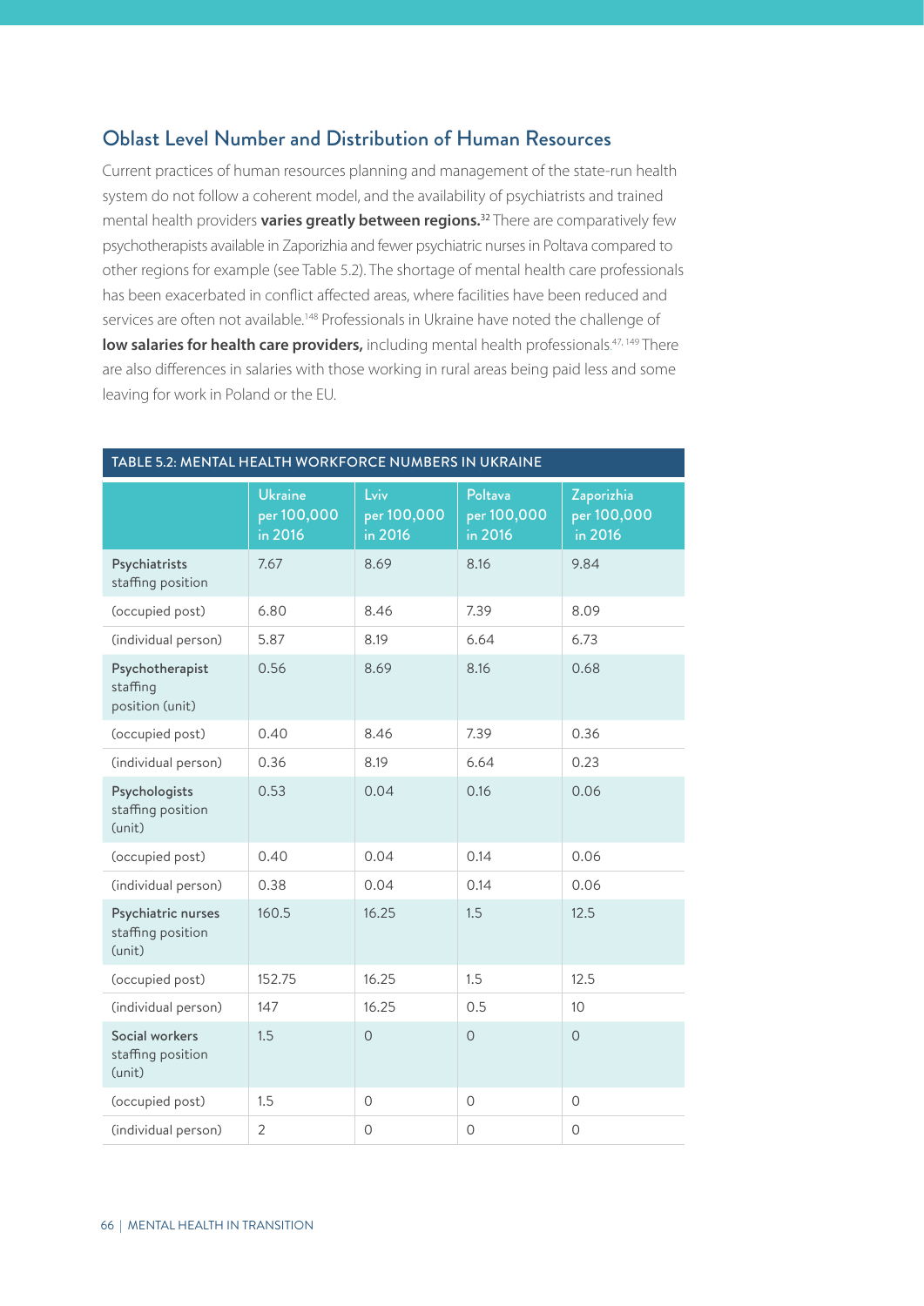## Oblast Level Number and Distribution of Human Resources

Current practices of human resources planning and management of the state-run health system do not follow a coherent model, and the availability of psychiatrists and trained mental health providers **varies greatly between regions.**[32] There are comparatively few psychotherapists available in Zaporizhia and fewer psychiatric nurses in Poltava compared to other regions for example (see Table 5.2). The shortage of mental health care professionals has been exacerbated in conflict affected areas, where facilities have been reduced and services are often not available.[148] Professionals in Ukraine have noted the challenge of **low salaries for health care providers,** including mental health professionals.[47, 149] There are also differences in salaries with those working in rural areas being paid less and some leaving for work in Poland or the EU.

TABLE 5.2: MENTAL HEALTH WORKFORCE NUMBERS IN UKRAINE

| | Ukraine per 100,000 in 2016 | Lviv per 100,000 in 2016 | Poltava per 100,000 in 2016 | Zaporizhia per 100,000 in 2016 |
|---|---|---|---|---|
| Psychiatrists staffing position | 7.67 | 8.69 | 8.16 | 9.84 |
| (occupied post) | 6.80 | 8.46 | 7.39 | 8.09 |
| (individual person) | 5.87 | 8.19 | 6.64 | 6.73 |
| Psychotherapist staffing position (unit) | 0.56 | 8.69 | 8.16 | 0.68 |
| (occupied post) | 0.40 | 8.46 | 7.39 | 0.36 |
| (individual person) | 0.36 | 8.19 | 6.64 | 0.23 |
| Psychologists staffing position (unit) | 0.53 | 0.04 | 0.16 | 0.06 |
| (occupied post) | 0.40 | 0.04 | 0.14 | 0.06 |
| (individual person) | 0.38 | 0.04 | 0.14 | 0.06 |
| Psychiatric nurses staffing position (unit) | 160.5 | 16.25 | 1.5 | 12.5 |
| (occupied post) | 152.75 | 16.25 | 1.5 | 12.5 |
| (individual person) | 147 | 16.25 | 0.5 | 10 |
| Social workers staffing position (unit) | 1.5 | 0 | 0 | 0 |
| (occupied post) | 1.5 | 0 | 0 | 0 |
| (individual person) | 2 | 0 | 0 | 0 |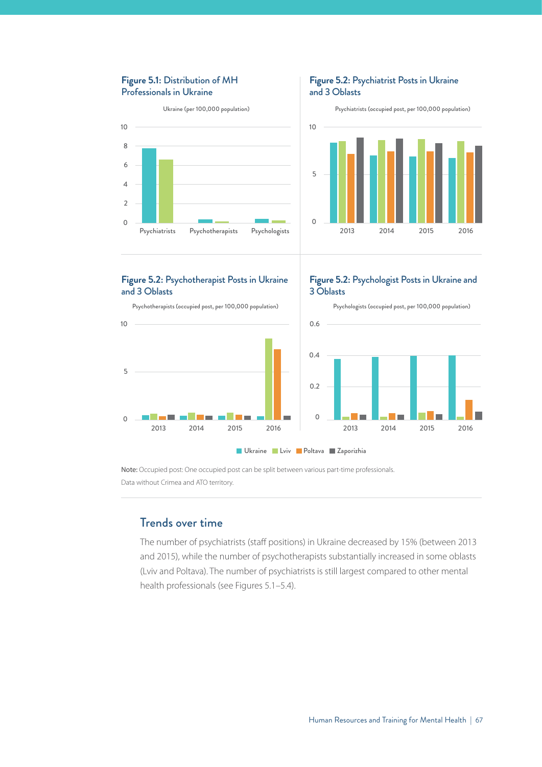**Figure 5.1:** Distribution of MH Professionals in Ukraine

Ukraine (per 100,000 population)

**Figure 5.2:** Psychiatrist Posts in Ukraine and 3 Oblasts

Psychiatrists (occupied post, per 100,000 population)

**Figure 5.2:** Psychotherapist Posts in Ukraine and 3 Oblasts

Psychotherapists (occupied post, per 100,000 population)

**Figure 5.2:** Psychologist Posts in Ukraine and 3 Oblasts

Psychologists (occupied post, per 100,000 population)

Ukraine Lviv Poltava Zaporizhia

**Note:** Occupied post: One occupied post can be split between various part-time professionals.
Data without Crimea and ATO territory.

## Trends over time

The number of psychiatrists (staff positions) in Ukraine decreased by 15% (between 2013 and 2015), while the number of psychotherapists substantially increased in some oblasts (Lviv and Poltava). The number of psychiatrists is still largest compared to other mental health professionals (see Figures 5.1–5.4).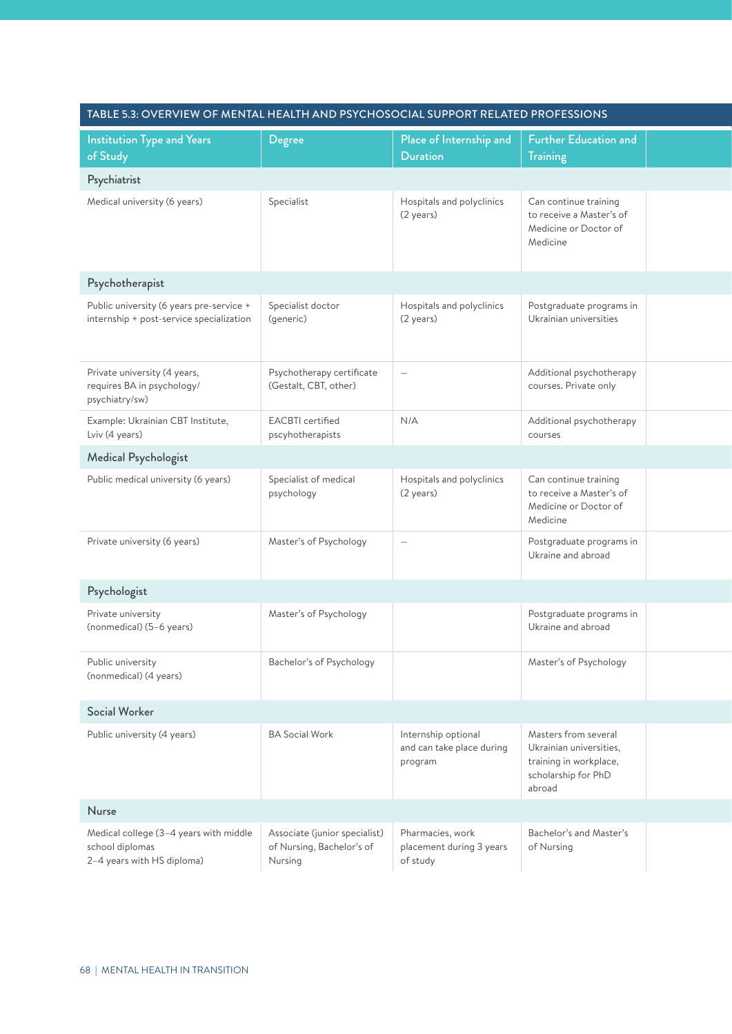**TABLE 5.3: OVERVIEW OF MENTAL HEALTH AND PSYCHOSOCIAL SUPPORT RELATED PROFESSIONS**

| Institution Type and Years of Study | Degree | Place of Internship and Duration | Further Education and Training |
|---|---|---|---|
| **Psychiatrist** | | | |
| Medical university (6 years) | Specialist | Hospitals and polyclinics (2 years) | Can continue training to receive a Master's of Medicine or Doctor of Medicine |
| **Psychotherapist** | | | |
| Public university (6 years pre-service + internship + post-service specialization | Specialist doctor (generic) | Hospitals and polyclinics (2 years) | Postgraduate programs in Ukrainian universities |
| Private university (4 years, requires BA in psychology/ psychiatry/sw) | Psychotherapy certificate (Gestalt, CBT, other) | – | Additional psychotherapy courses. Private only |
| Example: Ukrainian CBT Institute, Lviv (4 years) | EACBTI certified pscyhotherapists | N/A | Additional psychotherapy courses |
| **Medical Psychologist** | | | |
| Public medical university (6 years) | Specialist of medical psychology | Hospitals and polyclinics (2 years) | Can continue training to receive a Master's of Medicine or Doctor of Medicine |
| Private university (6 years) | Master's of Psychology | – | Postgraduate programs in Ukraine and abroad |
| **Psychologist** | | | |
| Private university (nonmedical) (5–6 years) | Master's of Psychology | | Postgraduate programs in Ukraine and abroad |
| Public university (nonmedical) (4 years) | Bachelor's of Psychology | | Master's of Psychology |
| **Social Worker** | | | |
| Public university (4 years) | BA Social Work | Internship optional and can take place during program | Masters from several Ukrainian universities, training in workplace, scholarship for PhD abroad |
| **Nurse** | | | |
| Medical college (3–4 years with middle school diplomas 2–4 years with HS diploma) | Associate (junior specialist) of Nursing, Bachelor's of Nursing | Pharmacies, work placement during 3 years of study | Bachelor's and Master's of Nursing |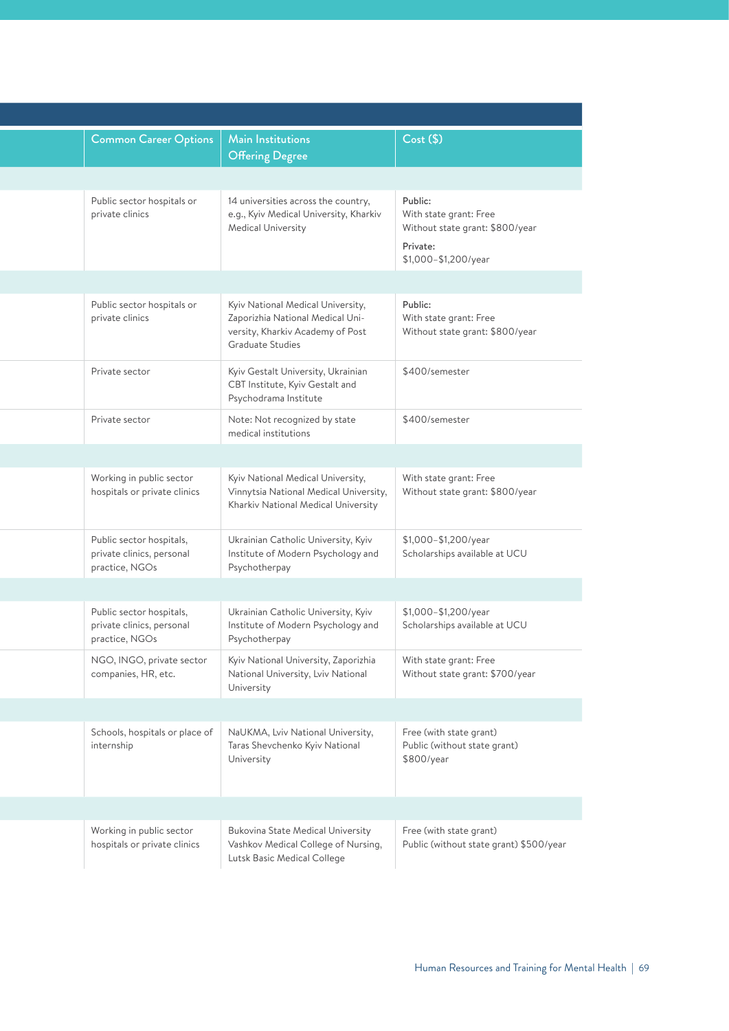| Common Career Options | Main Institutions Offering Degree | Cost ($) |
|---|---|---|
| | | |
| Public sector hospitals or private clinics | 14 universities across the country, e.g., Kyiv Medical University, Kharkiv Medical University | Public:<br>With state grant: Free<br>Without state grant: $800/year<br>Private:<br>$1,000–$1,200/year |
| | | |
| Public sector hospitals or private clinics | Kyiv National Medical University, Zaporizhia National Medical University, Kharkiv Academy of Post Graduate Studies | Public:<br>With state grant: Free<br>Without state grant: $800/year |
| Private sector | Kyiv Gestalt University, Ukrainian CBT Institute, Kyiv Gestalt and Psychodrama Institute | $400/semester |
| Private sector | Note: Not recognized by state medical institutions | $400/semester |
| | | |
| Working in public sector hospitals or private clinics | Kyiv National Medical University, Vinnytsia National Medical University, Kharkiv National Medical University | With state grant: Free<br>Without state grant: $800/year |
| Public sector hospitals, private clinics, personal practice, NGOs | Ukrainian Catholic University, Kyiv Institute of Modern Psychology and Psychotherpay | $1,000–$1,200/year<br>Scholarships available at UCU |
| | | |
| Public sector hospitals, private clinics, personal practice, NGOs | Ukrainian Catholic University, Kyiv Institute of Modern Psychology and Psychotherpay | $1,000–$1,200/year<br>Scholarships available at UCU |
| NGO, INGO, private sector companies, HR, etc. | Kyiv National University, Zaporizhia National University, Lviv National University | With state grant: Free<br>Without state grant: $700/year |
| | | |
| Schools, hospitals or place of internship | NaUKMA, Lviv National University, Taras Shevchenko Kyiv National University | Free (with state grant)<br>Public (without state grant) $800/year |
| | | |
| Working in public sector hospitals or private clinics | Bukovina State Medical University Vashkov Medical College of Nursing, Lutsk Basic Medical College | Free (with state grant)<br>Public (without state grant) $500/year |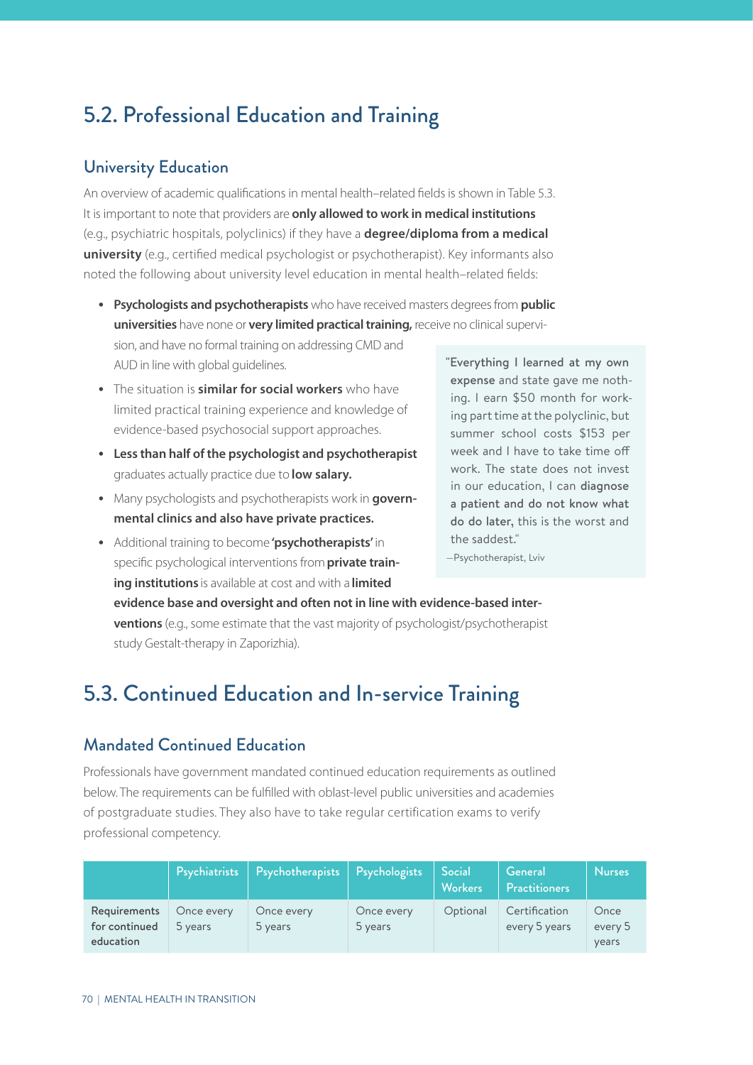## 5.2. Professional Education and Training

### University Education

An overview of academic qualifications in mental health–related fields is shown in Table 5.3. It is important to note that providers are **only allowed to work in medical institutions** (e.g., psychiatric hospitals, polyclinics) if they have a **degree/diploma from a medical university** (e.g., certified medical psychologist or psychotherapist). Key informants also noted the following about university level education in mental health–related fields:

- **Psychologists and psychotherapists** who have received masters degrees from **public universities** have none or **very limited practical training,** receive no clinical supervision, and have no formal training on addressing CMD and AUD in line with global guidelines.
- The situation is **similar for social workers** who have limited practical training experience and knowledge of evidence-based psychosocial support approaches.
- **Less than half of the psychologist and psychotherapist** graduates actually practice due to **low salary.**
- Many psychologists and psychotherapists work in **governmental clinics and also have private practices.**
- Additional training to become **'psychotherapists'** in specific psychological interventions from **private training institutions** is available at cost and with a **limited evidence base and oversight and often not in line with evidence-based interventions** (e.g., some estimate that the vast majority of psychologist/psychotherapist study Gestalt-therapy in Zaporizhia).

> "Everything I learned at my own expense and state gave me nothing. I earn $50 month for working part time at the polyclinic, but summer school costs $153 per week and I have to take time off work. The state does not invest in our education, I can diagnose a patient and do not know what do do later, this is the worst and the saddest."
>
> —Psychotherapist, Lviv

## 5.3. Continued Education and In-service Training

### Mandated Continued Education

Professionals have government mandated continued education requirements as outlined below. The requirements can be fulfilled with oblast-level public universities and academies of postgraduate studies. They also have to take regular certification exams to verify professional competency.

| | Psychiatrists | Psychotherapists | Psychologists | Social Workers | General Practitioners | Nurses |
|---|---|---|---|---|---|---|
| Requirements for continued education | Once every 5 years | Once every 5 years | Once every 5 years | Optional | Certification every 5 years | Once every 5 years |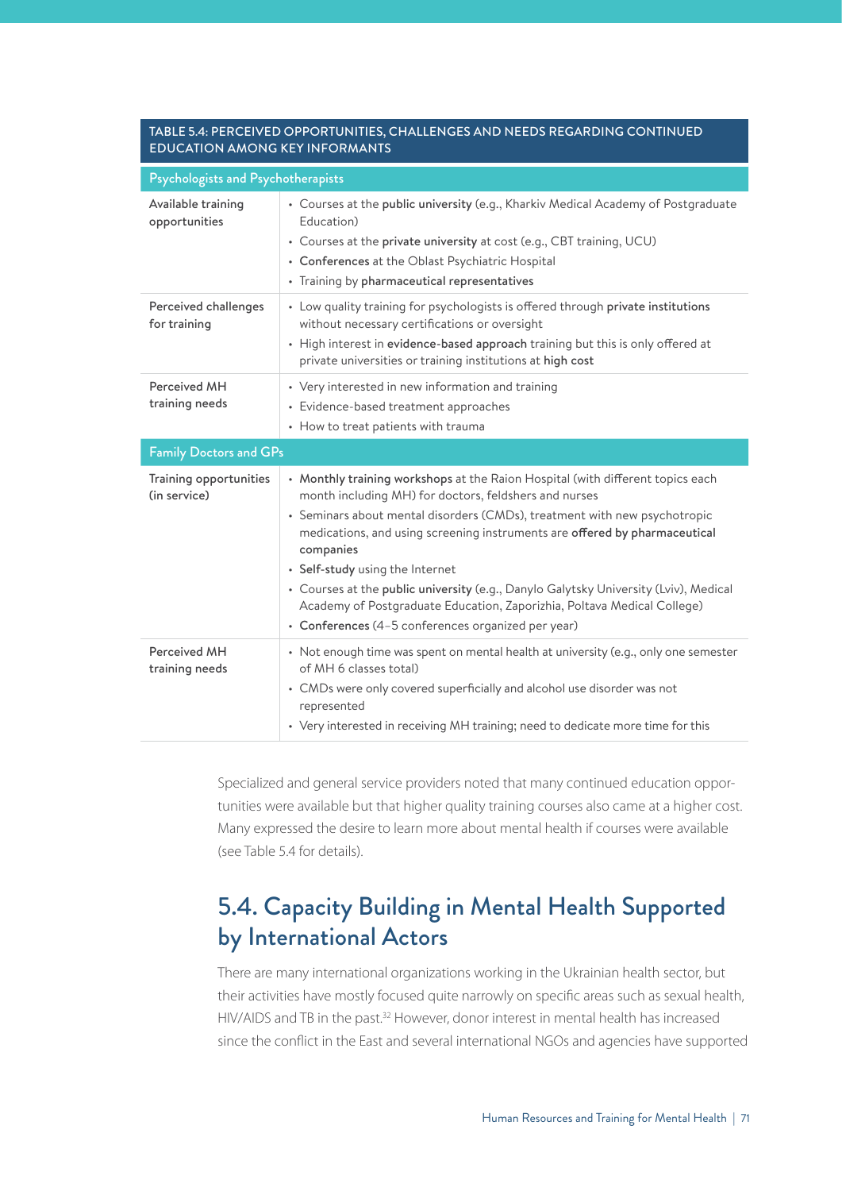**TABLE 5.4: PERCEIVED OPPORTUNITIES, CHALLENGES AND NEEDS REGARDING CONTINUED EDUCATION AMONG KEY INFORMANTS**

| | |
|---|---|
| **Psychologists and Psychotherapists** | |
| Available training opportunities | • Courses at the **public university** (e.g., Kharkiv Medical Academy of Postgraduate Education)<br>• Courses at the **private university** at cost (e.g., CBT training, UCU)<br>• **Conferences** at the Oblast Psychiatric Hospital<br>• Training by **pharmaceutical representatives** |
| Perceived challenges for training | • Low quality training for psychologists is offered through **private institutions** without necessary certifications or oversight<br>• High interest in **evidence-based approach** training but this is only offered at private universities or training institutions at **high cost** |
| Perceived MH training needs | • Very interested in new information and training<br>• Evidence-based treatment approaches<br>• How to treat patients with trauma |
| **Family Doctors and GPs** | |
| Training opportunities (in service) | • **Monthly training workshops** at the Raion Hospital (with different topics each month including MH) for doctors, feldshers and nurses<br>• Seminars about mental disorders (CMDs), treatment with new psychotropic medications, and using screening instruments are **offered by pharmaceutical companies**<br>• **Self-study** using the Internet<br>• Courses at the **public university** (e.g., Danylo Galytsky University (Lviv), Medical Academy of Postgraduate Education, Zaporizhia, Poltava Medical College)<br>• **Conferences** (4–5 conferences organized per year) |
| Perceived MH training needs | • Not enough time was spent on mental health at university (e.g., only one semester of MH 6 classes total)<br>• CMDs were only covered superficially and alcohol use disorder was not represented<br>• Very interested in receiving MH training; need to dedicate more time for this |

Specialized and general service providers noted that many continued education opportunities were available but that higher quality training courses also came at a higher cost. Many expressed the desire to learn more about mental health if courses were available (see Table 5.4 for details).

## 5.4. Capacity Building in Mental Health Supported by International Actors

There are many international organizations working in the Ukrainian health sector, but their activities have mostly focused quite narrowly on specific areas such as sexual health, HIV/AIDS and TB in the past.[32] However, donor interest in mental health has increased since the conflict in the East and several international NGOs and agencies have supported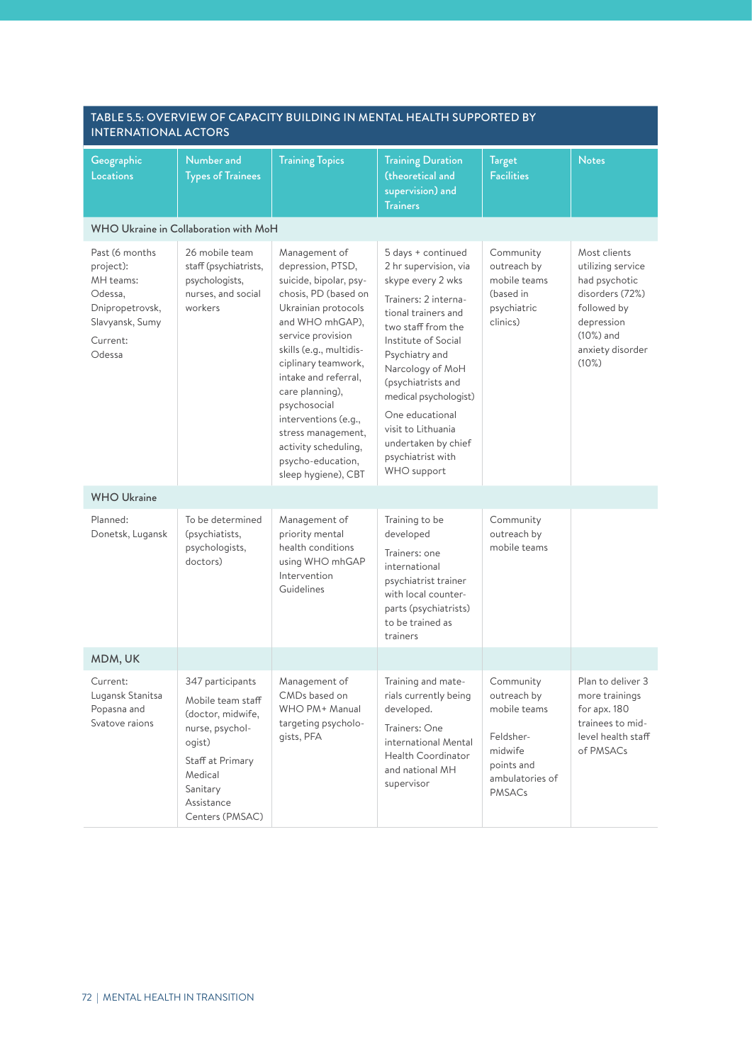TABLE 5.5: OVERVIEW OF CAPACITY BUILDING IN MENTAL HEALTH SUPPORTED BY INTERNATIONAL ACTORS

| Geographic Locations | Number and Types of Trainees | Training Topics | Training Duration (theoretical and supervision) and Trainers | Target Facilities | Notes |
|---|---|---|---|---|---|
| **WHO Ukraine in Collaboration with MoH** | | | | | |
| Past (6 months project): MH teams: Odessa, Dnipropetrovsk, Slavyansk, Sumy<br><br>Current: Odessa | 26 mobile team staff (psychiatrists, psychologists, nurses, and social workers | Management of depression, PTSD, suicide, bipolar, psychosis, PD (based on Ukrainian protocols and WHO mhGAP), service provision skills (e.g., multidisciplinary teamwork, intake and referral, care planning), psychosocial interventions (e.g., stress management, activity scheduling, psycho-education, sleep hygiene), CBT | 5 days + continued 2 hr supervision, via skype every 2 wks<br><br>Trainers: 2 international trainers and two staff from the Institute of Social Psychiatry and Narcology of MoH (psychiatrists and medical psychologist)<br><br>One educational visit to Lithuania undertaken by chief psychiatrist with WHO support | Community outreach by mobile teams (based in psychiatric clinics) | Most clients utilizing service had psychotic disorders (72%) followed by depression (10%) and anxiety disorder (10%) |
| **WHO Ukraine** | | | | | |
| Planned: Donetsk, Lugansk | To be determined (psychiatists, psychologists, doctors) | Management of priority mental health conditions using WHO mhGAP Intervention Guidelines | Training to be developed<br><br>Trainers: one international psychiatrist trainer with local counterparts (psychiatrists) to be trained as trainers | Community outreach by mobile teams | |
| **MDM, UK** | | | | | |
| Current: Lugansk Stanitsa Popasna and Svatove raions | 347 participants<br><br>Mobile team staff (doctor, midwife, nurse, psychologist)<br><br>Staff at Primary Medical Sanitary Assistance Centers (PMSAC) | Management of CMDs based on WHO PM+ Manual targeting psychologists, PFA | Training and materials currently being developed.<br><br>Trainers: One international Mental Health Coordinator and national MH supervisor | Community outreach by mobile teams<br><br>Feldsher-midwife points and ambulatories of PMSACs | Plan to deliver 3 more trainings for apx. 180 trainees to mid-level health staff of PMSACs |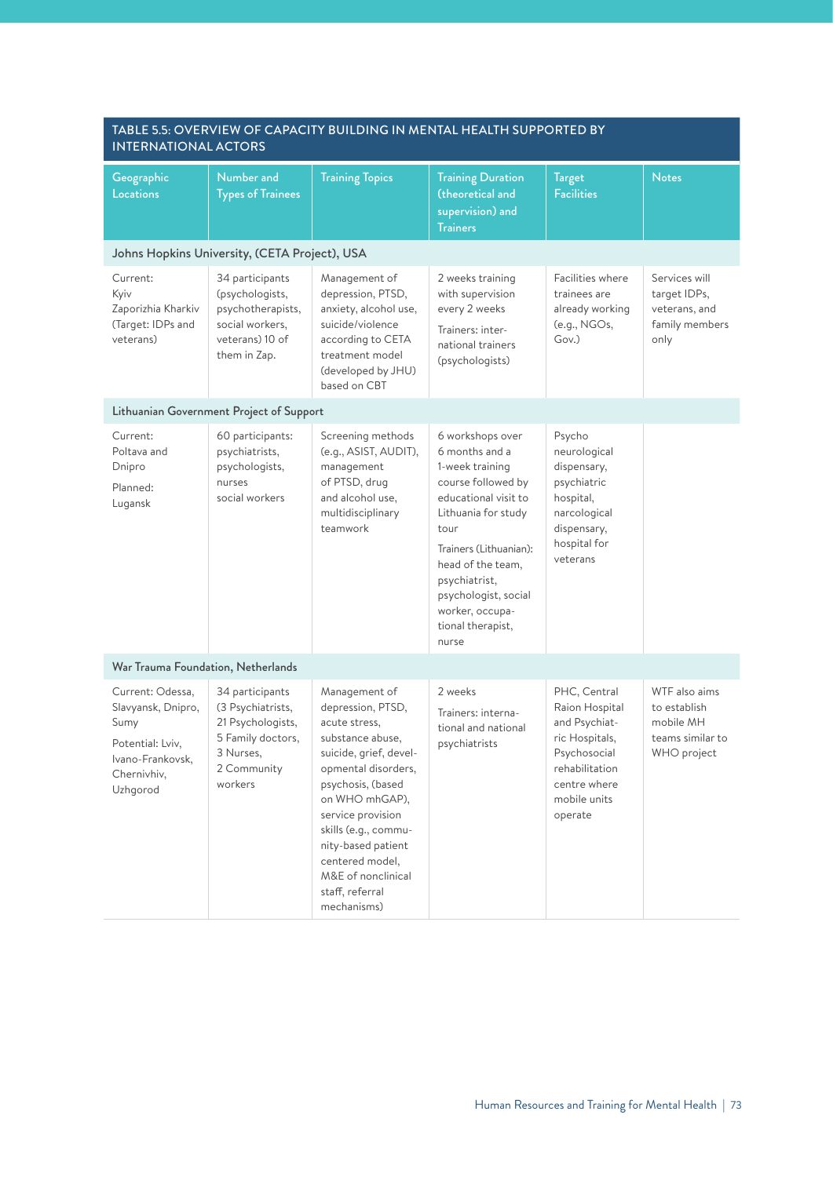**TABLE 5.5: OVERVIEW OF CAPACITY BUILDING IN MENTAL HEALTH SUPPORTED BY INTERNATIONAL ACTORS**

| Geographic Locations | Number and Types of Trainees | Training Topics | Training Duration (theoretical and supervision) and Trainers | Target Facilities | Notes |
|---|---|---|---|---|---|
| **Johns Hopkins University, (CETA Project), USA** | | | | | |
| Current: Kyiv Zaporizhia Kharkiv (Target: IDPs and veterans) | 34 participants (psychologists, psychotherapists, social workers, veterans) 10 of them in Zap. | Management of depression, PTSD, anxiety, alcohol use, suicide/violence according to CETA treatment model (developed by JHU) based on CBT | 2 weeks training with supervision every 2 weeks<br><br>Trainers: international trainers (psychologists) | Facilities where trainees are already working (e.g., NGOs, Gov.) | Services will target IDPs, veterans, and family members only |
| **Lithuanian Government Project of Support** | | | | | |
| Current: Poltava and Dnipro<br><br>Planned: Lugansk | 60 participants: psychiatrists, psychologists, nurses social workers | Screening methods (e.g., ASIST, AUDIT), management of PTSD, drug and alcohol use, multidisciplinary teamwork | 6 workshops over 6 months and a 1-week training course followed by educational visit to Lithuania for study tour<br><br>Trainers (Lithuanian): head of the team, psychiatrist, psychologist, social worker, occupational therapist, nurse | Psycho neurological dispensary, psychiatric hospital, narcological dispensary, hospital for veterans | |
| **War Trauma Foundation, Netherlands** | | | | | |
| Current: Odessa, Slavyansk, Dnipro, Sumy<br><br>Potential: Lviv, Ivano-Frankovsk, Chernivhiv, Uzhgorod | 34 participants (3 Psychiatrists, 21 Psychologists, 5 Family doctors, 3 Nurses, 2 Community workers | Management of depression, PTSD, acute stress, substance abuse, suicide, grief, developmental disorders, psychosis, (based on WHO mhGAP), service provision skills (e.g., community-based patient centered model, M&E of nonclinical staff, referral mechanisms) | 2 weeks<br><br>Trainers: international and national psychiatrists | PHC, Central Raion Hospital and Psychiatric Hospitals, Psychosocial rehabilitation centre where mobile units operate | WTF also aims to establish mobile MH teams similar to WHO project |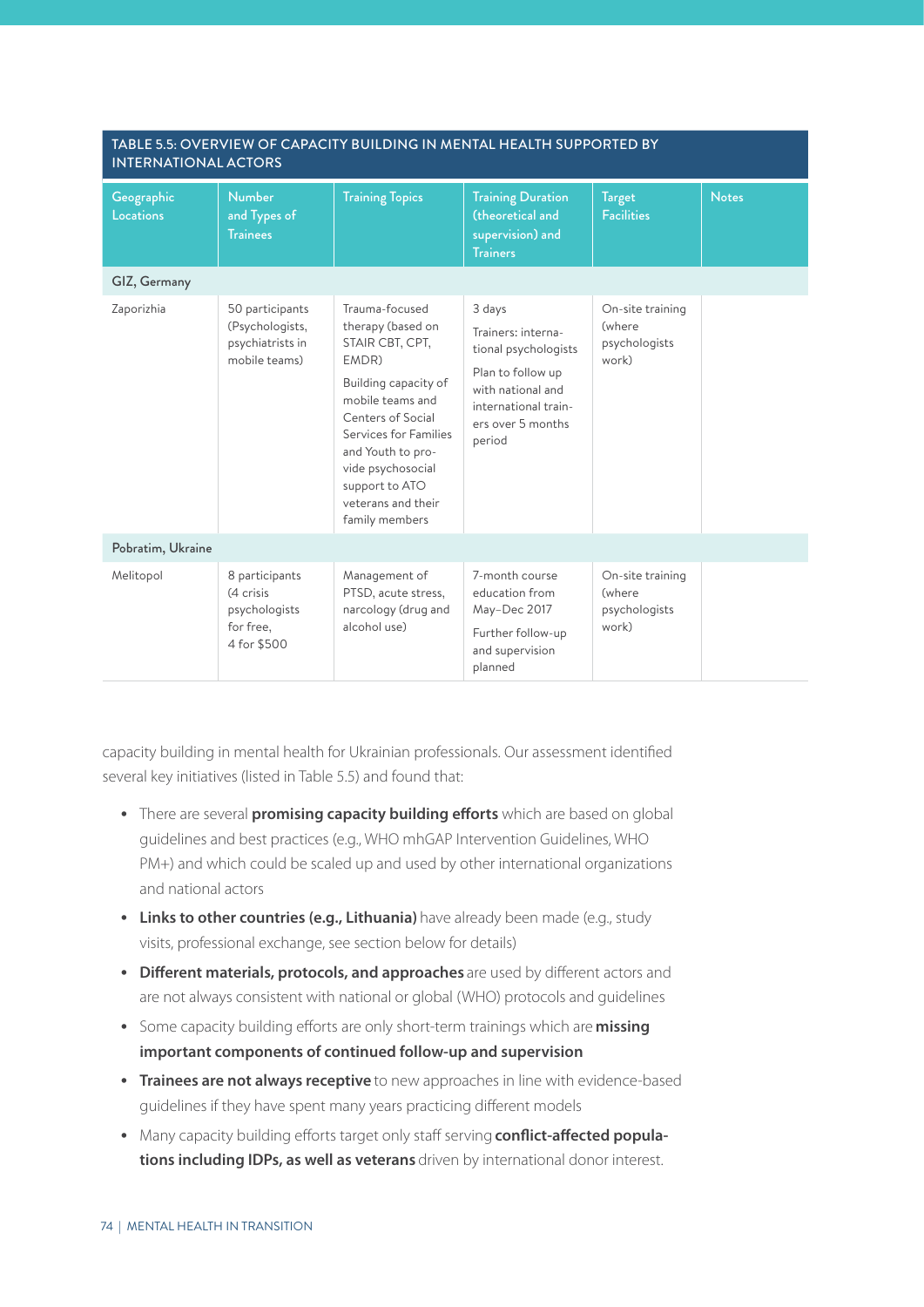**TABLE 5.5: OVERVIEW OF CAPACITY BUILDING IN MENTAL HEALTH SUPPORTED BY INTERNATIONAL ACTORS**

| Geographic Locations | Number and Types of Trainees | Training Topics | Training Duration (theoretical and supervision) and Trainers | Target Facilities | Notes |
|---|---|---|---|---|---|
| **GIZ, Germany** | | | | | |
| Zaporizhia | 50 participants (Psychologists, psychiatrists in mobile teams) | Trauma-focused therapy (based on STAIR CBT, CPT, EMDR)<br><br>Building capacity of mobile teams and Centers of Social Services for Families and Youth to provide psychosocial support to ATO veterans and their family members | 3 days<br><br>Trainers: international psychologists<br><br>Plan to follow up with national and international trainers over 5 months period | On-site training (where psychologists work) | |
| **Pobratim, Ukraine** | | | | | |
| Melitopol | 8 participants (4 crisis psychologists for free, 4 for $500 | Management of PTSD, acute stress, narcology (drug and alcohol use) | 7-month course education from May–Dec 2017<br><br>Further follow-up and supervision planned | On-site training (where psychologists work) | |

capacity building in mental health for Ukrainian professionals. Our assessment identified several key initiatives (listed in Table 5.5) and found that:

- There are several **promising capacity building efforts** which are based on global guidelines and best practices (e.g., WHO mhGAP Intervention Guidelines, WHO PM+) and which could be scaled up and used by other international organizations and national actors
- **Links to other countries (e.g., Lithuania)** have already been made (e.g., study visits, professional exchange, see section below for details)
- **Different materials, protocols, and approaches** are used by different actors and are not always consistent with national or global (WHO) protocols and guidelines
- Some capacity building efforts are only short-term trainings which are **missing important components of continued follow-up and supervision**
- **Trainees are not always receptive** to new approaches in line with evidence-based guidelines if they have spent many years practicing different models
- Many capacity building efforts target only staff serving **conflict-affected populations including IDPs, as well as veterans** driven by international donor interest.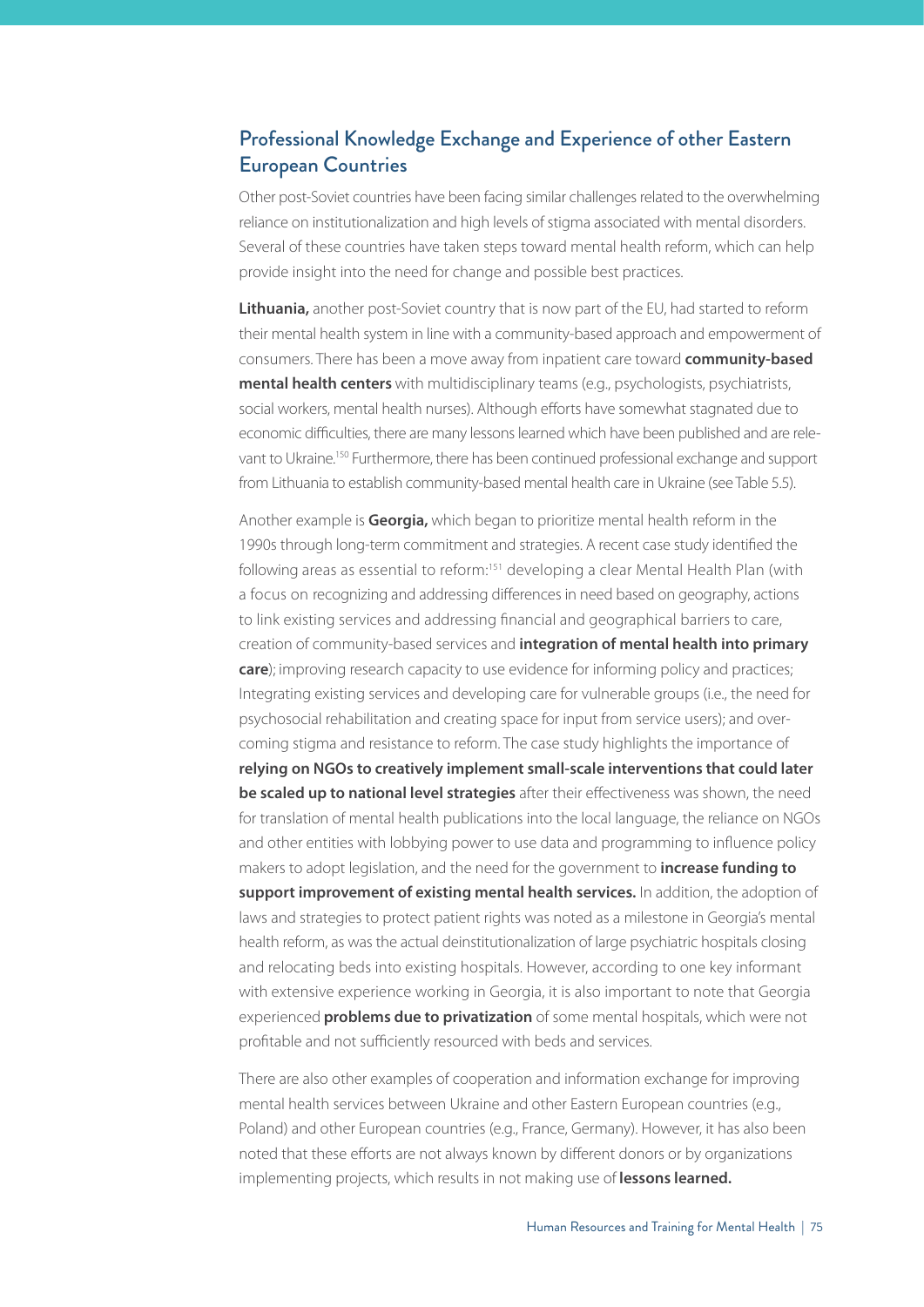## Professional Knowledge Exchange and Experience of other Eastern European Countries

Other post-Soviet countries have been facing similar challenges related to the overwhelming reliance on institutionalization and high levels of stigma associated with mental disorders. Several of these countries have taken steps toward mental health reform, which can help provide insight into the need for change and possible best practices.

**Lithuania,** another post-Soviet country that is now part of the EU, had started to reform their mental health system in line with a community-based approach and empowerment of consumers. There has been a move away from inpatient care toward **community-based mental health centers** with multidisciplinary teams (e.g., psychologists, psychiatrists, social workers, mental health nurses). Although efforts have somewhat stagnated due to economic difficulties, there are many lessons learned which have been published and are relevant to Ukraine.[150] Furthermore, there has been continued professional exchange and support from Lithuania to establish community-based mental health care in Ukraine (see Table 5.5).

Another example is **Georgia,** which began to prioritize mental health reform in the 1990s through long-term commitment and strategies. A recent case study identified the following areas as essential to reform:[151] developing a clear Mental Health Plan (with a focus on recognizing and addressing differences in need based on geography, actions to link existing services and addressing financial and geographical barriers to care, creation of community-based services and **integration of mental health into primary care**); improving research capacity to use evidence for informing policy and practices; Integrating existing services and developing care for vulnerable groups (i.e., the need for psychosocial rehabilitation and creating space for input from service users); and overcoming stigma and resistance to reform. The case study highlights the importance of **relying on NGOs to creatively implement small-scale interventions that could later be scaled up to national level strategies** after their effectiveness was shown, the need for translation of mental health publications into the local language, the reliance on NGOs and other entities with lobbying power to use data and programming to influence policy makers to adopt legislation, and the need for the government to **increase funding to support improvement of existing mental health services.** In addition, the adoption of laws and strategies to protect patient rights was noted as a milestone in Georgia's mental health reform, as was the actual deinstitutionalization of large psychiatric hospitals closing and relocating beds into existing hospitals. However, according to one key informant with extensive experience working in Georgia, it is also important to note that Georgia experienced **problems due to privatization** of some mental hospitals, which were not profitable and not sufficiently resourced with beds and services.

There are also other examples of cooperation and information exchange for improving mental health services between Ukraine and other Eastern European countries (e.g., Poland) and other European countries (e.g., France, Germany). However, it has also been noted that these efforts are not always known by different donors or by organizations implementing projects, which results in not making use of **lessons learned.**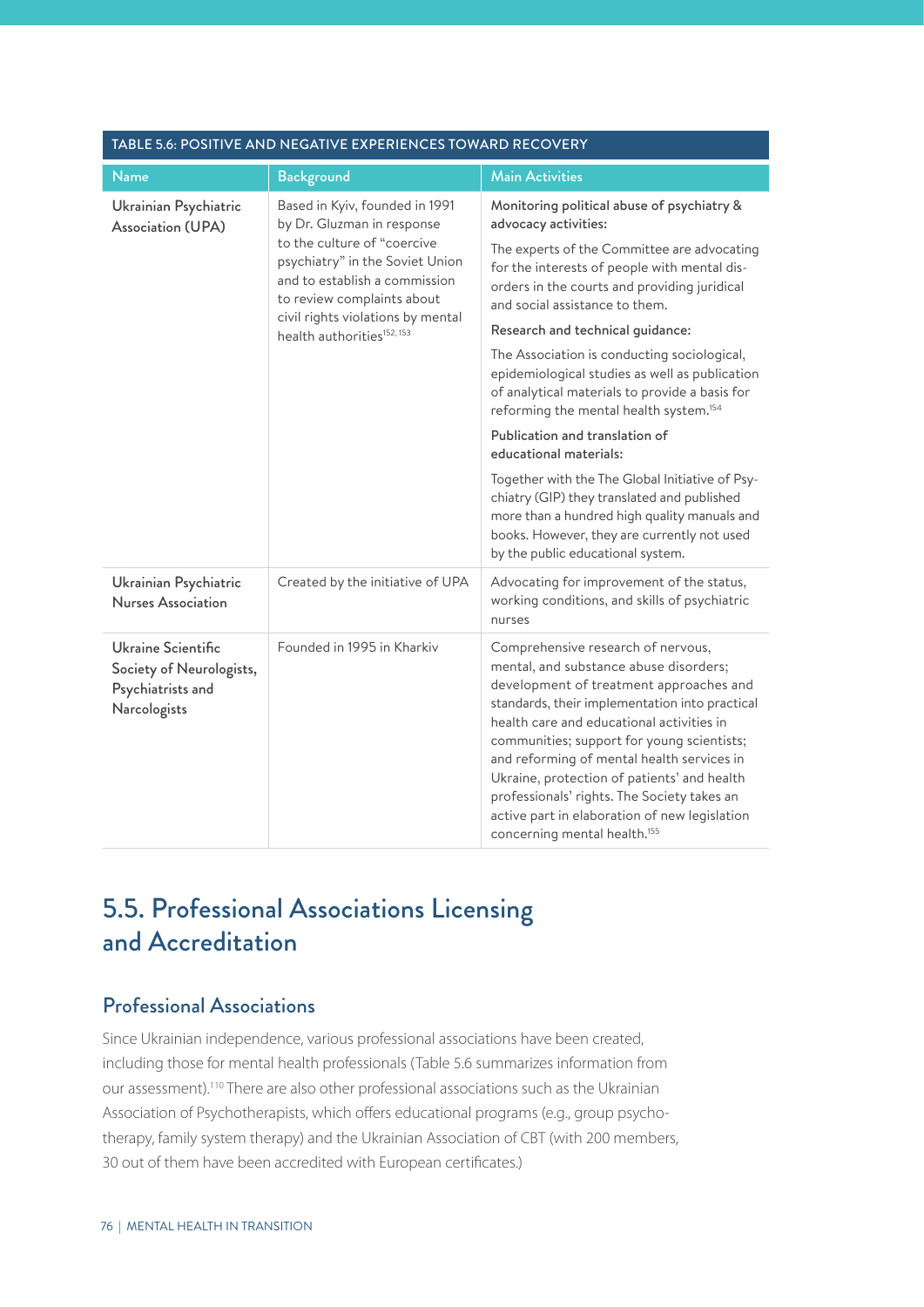**TABLE 5.6: POSITIVE AND NEGATIVE EXPERIENCES TOWARD RECOVERY**

| Name | Background | Main Activities |
|---|---|---|
| Ukrainian Psychiatric Association (UPA) | Based in Kyiv, founded in 1991 by Dr. Gluzman in response to the culture of "coercive psychiatry" in the Soviet Union and to establish a commission to review complaints about civil rights violations by mental health authorities[152, 153] | Monitoring political abuse of psychiatry & advocacy activities:<br><br>The experts of the Committee are advocating for the interests of people with mental disorders in the courts and providing juridical and social assistance to them.<br><br>Research and technical guidance:<br><br>The Association is conducting sociological, epidemiological studies as well as publication of analytical materials to provide a basis for reforming the mental health system.[154]<br><br>Publication and translation of educational materials:<br><br>Together with the The Global Initiative of Psychiatry (GIP) they translated and published more than a hundred high quality manuals and books. However, they are currently not used by the public educational system. |
| Ukrainian Psychiatric Nurses Association | Created by the initiative of UPA | Advocating for improvement of the status, working conditions, and skills of psychiatric nurses |
| Ukraine Scientific Society of Neurologists, Psychiatrists and Narcologists | Founded in 1995 in Kharkiv | Comprehensive research of nervous, mental, and substance abuse disorders; development of treatment approaches and standards, their implementation into practical health care and educational activities in communities; support for young scientists; and reforming of mental health services in Ukraine, protection of patients' and health professionals' rights. The Society takes an active part in elaboration of new legislation concerning mental health.[155] |

## 5.5. Professional Associations Licensing and Accreditation

### Professional Associations

Since Ukrainian independence, various professional associations have been created, including those for mental health professionals (Table 5.6 summarizes information from our assessment).[110] There are also other professional associations such as the Ukrainian Association of Psychotherapists, which offers educational programs (e.g., group psychotherapy, family system therapy) and the Ukrainian Association of CBT (with 200 members, 30 out of them have been accredited with European certificates.)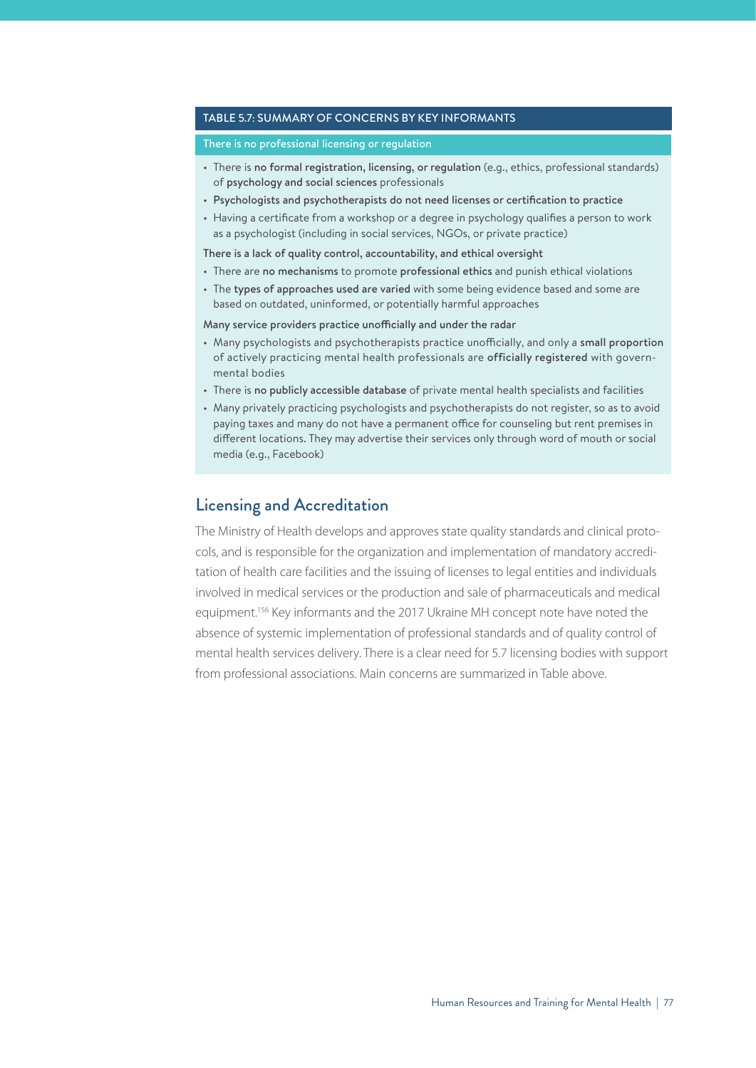**TABLE 5.7: SUMMARY OF CONCERNS BY KEY INFORMANTS**

**There is no professional licensing or regulation**

- There is **no formal registration, licensing, or regulation** (e.g., ethics, professional standards) of **psychology and social sciences** professionals
- **Psychologists and psychotherapists do not need licenses or certification to practice**
- Having a certificate from a workshop or a degree in psychology qualifies a person to work as a psychologist (including in social services, NGOs, or private practice)

**There is a lack of quality control, accountability, and ethical oversight**

- There are **no mechanisms** to promote **professional ethics** and punish ethical violations
- The **types of approaches used are varied** with some being evidence based and some are based on outdated, uninformed, or potentially harmful approaches

**Many service providers practice unofficially and under the radar**

- Many psychologists and psychotherapists practice unofficially, and only a **small proportion** of actively practicing mental health professionals are **officially registered** with governmental bodies
- There is **no publicly accessible database** of private mental health specialists and facilities
- Many privately practicing psychologists and psychotherapists do not register, so as to avoid paying taxes and many do not have a permanent office for counseling but rent premises in different locations. They may advertise their services only through word of mouth or social media (e.g., Facebook)

## Licensing and Accreditation

The Ministry of Health develops and approves state quality standards and clinical protocols, and is responsible for the organization and implementation of mandatory accreditation of health care facilities and the issuing of licenses to legal entities and individuals involved in medical services or the production and sale of pharmaceuticals and medical equipment.[156] Key informants and the 2017 Ukraine MH concept note have noted the absence of systemic implementation of professional standards and of quality control of mental health services delivery. There is a clear need for 5.7 licensing bodies with support from professional associations. Main concerns are summarized in Table above.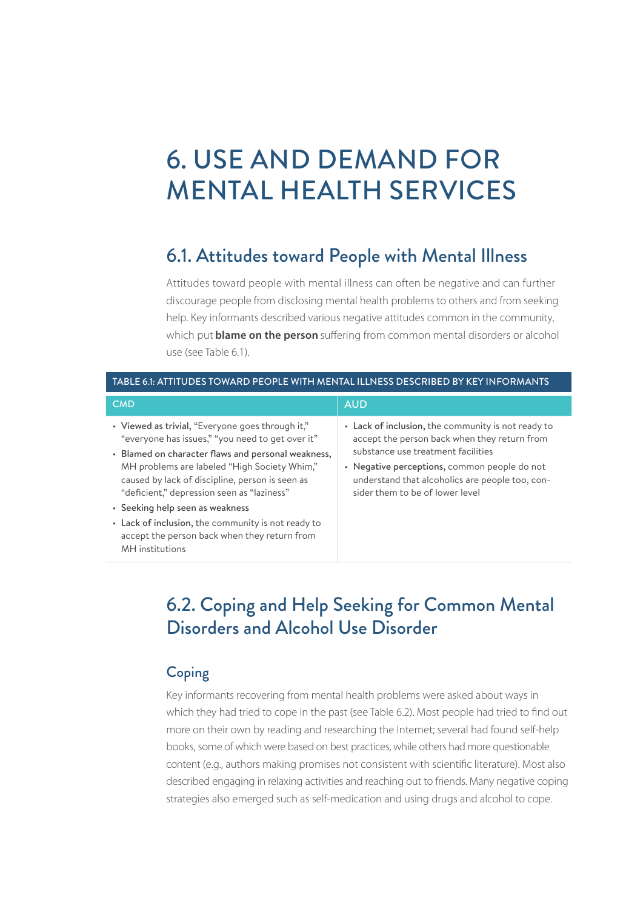# 6. USE AND DEMAND FOR MENTAL HEALTH SERVICES

## 6.1. Attitudes toward People with Mental Illness

Attitudes toward people with mental illness can often be negative and can further discourage people from disclosing mental health problems to others and from seeking help. Key informants described various negative attitudes common in the community, which put **blame on the person** suffering from common mental disorders or alcohol use (see Table 6.1).

TABLE 6.1: ATTITUDES TOWARD PEOPLE WITH MENTAL ILLNESS DESCRIBED BY KEY INFORMANTS

| CMD | AUD |
|---|---|
| • **Viewed as trivial,** "Everyone goes through it," "everyone has issues," "you need to get over it"<br>• **Blamed on character flaws and personal weakness,** MH problems are labeled "High Society Whim," caused by lack of discipline, person is seen as "deficient," depression seen as "laziness"<br>• **Seeking help seen as weakness**<br>• **Lack of inclusion,** the community is not ready to accept the person back when they return from MH institutions | • **Lack of inclusion,** the community is not ready to accept the person back when they return from substance use treatment facilities<br>• **Negative perceptions,** common people do not understand that alcoholics are people too, consider them to be of lower level |

## 6.2. Coping and Help Seeking for Common Mental Disorders and Alcohol Use Disorder

### Coping

Key informants recovering from mental health problems were asked about ways in which they had tried to cope in the past (see Table 6.2). Most people had tried to find out more on their own by reading and researching the Internet; several had found self-help books, some of which were based on best practices, while others had more questionable content (e.g., authors making promises not consistent with scientific literature). Most also described engaging in relaxing activities and reaching out to friends. Many negative coping strategies also emerged such as self-medication and using drugs and alcohol to cope.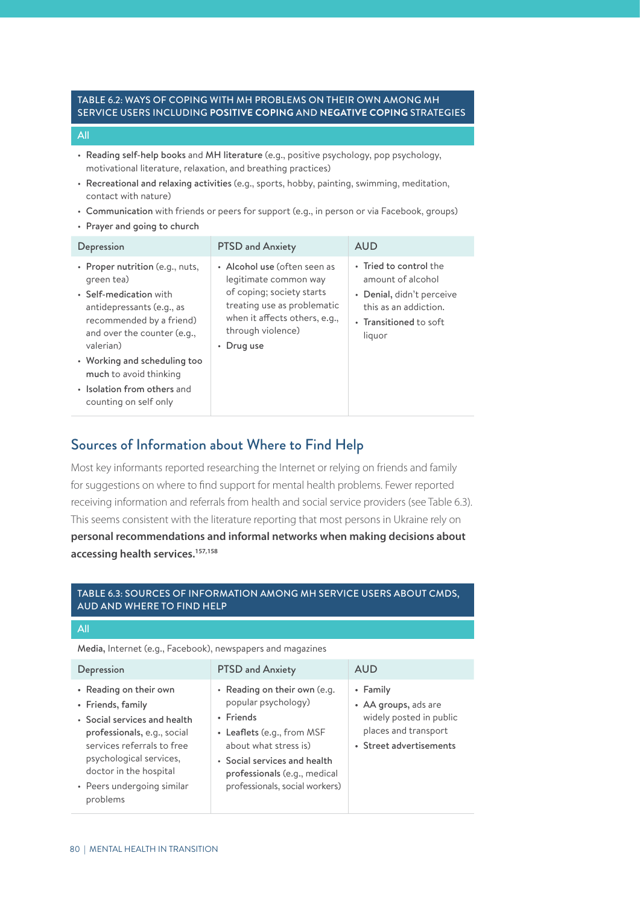**TABLE 6.2: WAYS OF COPING WITH MH PROBLEMS ON THEIR OWN AMONG MH SERVICE USERS INCLUDING POSITIVE COPING AND NEGATIVE COPING STRATEGIES**

**All**

- **Reading self-help books** and **MH literature** (e.g., positive psychology, pop psychology, motivational literature, relaxation, and breathing practices)
- **Recreational and relaxing activities** (e.g., sports, hobby, painting, swimming, meditation, contact with nature)
- **Communication** with friends or peers for support (e.g., in person or via Facebook, groups)
- **Prayer and going to church**

| Depression | PTSD and Anxiety | AUD |
|---|---|---|
| • **Proper nutrition** (e.g., nuts, green tea)<br>• **Self-medication** with antidepressants (e.g., as recommended by a friend) and over the counter (e.g., valerian)<br>• **Working and scheduling too much** to avoid thinking<br>• **Isolation from others** and counting on self only | • **Alcohol use** (often seen as legitimate common way of coping; society starts treating use as problematic when it affects others, e.g., through violence)<br>• **Drug use** | • **Tried to control** the amount of alcohol<br>• **Denial,** didn't perceive this as an addiction.<br>• **Transitioned** to soft liquor |

## Sources of Information about Where to Find Help

Most key informants reported researching the Internet or relying on friends and family for suggestions on where to find support for mental health problems. Fewer reported receiving information and referrals from health and social service providers (see Table 6.3). This seems consistent with the literature reporting that most persons in Ukraine rely on **personal recommendations and informal networks when making decisions about accessing health services.**[157,158]

**TABLE 6.3: SOURCES OF INFORMATION AMONG MH SERVICE USERS ABOUT CMDS, AUD AND WHERE TO FIND HELP**

**All**

**Media,** Internet (e.g., Facebook), newspapers and magazines

| Depression | PTSD and Anxiety | AUD |
|---|---|---|
| • **Reading on their own**<br>• **Friends, family**<br>• **Social services and health professionals,** e.g., social services referrals to free psychological services, doctor in the hospital<br>• **Peers** undergoing similar problems | • **Reading on their own** (e.g. popular psychology)<br>• **Friends**<br>• **Leaflets** (e.g., from MSF about what stress is)<br>• **Social services and health professionals** (e.g., medical professionals, social workers) | • **Family**<br>• **AA groups,** ads are widely posted in public places and transport<br>• **Street advertisements** |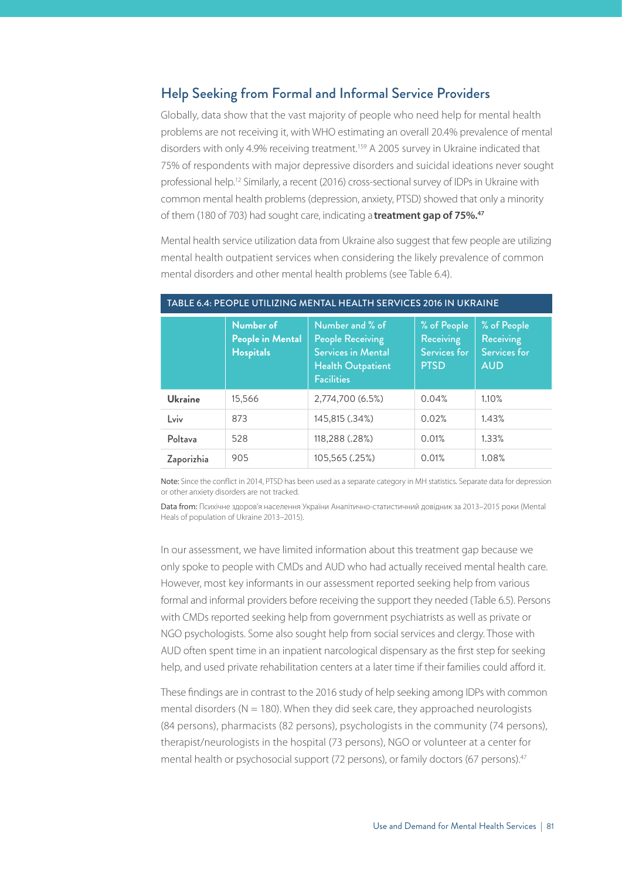## Help Seeking from Formal and Informal Service Providers

Globally, data show that the vast majority of people who need help for mental health problems are not receiving it, with WHO estimating an overall 20.4% prevalence of mental disorders with only 4.9% receiving treatment.[159] A 2005 survey in Ukraine indicated that 75% of respondents with major depressive disorders and suicidal ideations never sought professional help.[12] Similarly, a recent (2016) cross-sectional survey of IDPs in Ukraine with common mental health problems (depression, anxiety, PTSD) showed that only a minority of them (180 of 703) had sought care, indicating a **treatment gap of 75%.[47]**

Mental health service utilization data from Ukraine also suggest that few people are utilizing mental health outpatient services when considering the likely prevalence of common mental disorders and other mental health problems (see Table 6.4).

**TABLE 6.4: PEOPLE UTILIZING MENTAL HEALTH SERVICES 2016 IN UKRAINE**

| | Number of People in Mental Hospitals | Number and % of People Receiving Services in Mental Health Outpatient Facilities | % of People Receiving Services for PTSD | % of People Receiving Services for AUD |
|---|---|---|---|---|
| **Ukraine** | 15,566 | 2,774,700 (6.5%) | 0.04% | 1.10% |
| Lviv | 873 | 145,815 (.34%) | 0.02% | 1.43% |
| Poltava | 528 | 118,288 (.28%) | 0.01% | 1.33% |
| Zaporizhia | 905 | 105,565 (.25%) | 0.01% | 1.08% |

**Note:** Since the conflict in 2014, PTSD has been used as a separate category in MH statistics. Separate data for depression or other anxiety disorders are not tracked.

**Data from:** Психічне здоров'я населення України Аналітично-статистичний довідник за 2013–2015 роки (Mental Heals of population of Ukraine 2013–2015).

In our assessment, we have limited information about this treatment gap because we only spoke to people with CMDs and AUD who had actually received mental health care. However, most key informants in our assessment reported seeking help from various formal and informal providers before receiving the support they needed (Table 6.5). Persons with CMDs reported seeking help from government psychiatrists as well as private or NGO psychologists. Some also sought help from social services and clergy. Those with AUD often spent time in an inpatient narcological dispensary as the first step for seeking help, and used private rehabilitation centers at a later time if their families could afford it.

These findings are in contrast to the 2016 study of help seeking among IDPs with common mental disorders (N = 180). When they did seek care, they approached neurologists (84 persons), pharmacists (82 persons), psychologists in the community (74 persons), therapist/neurologists in the hospital (73 persons), NGO or volunteer at a center for mental health or psychosocial support (72 persons), or family doctors (67 persons).[47]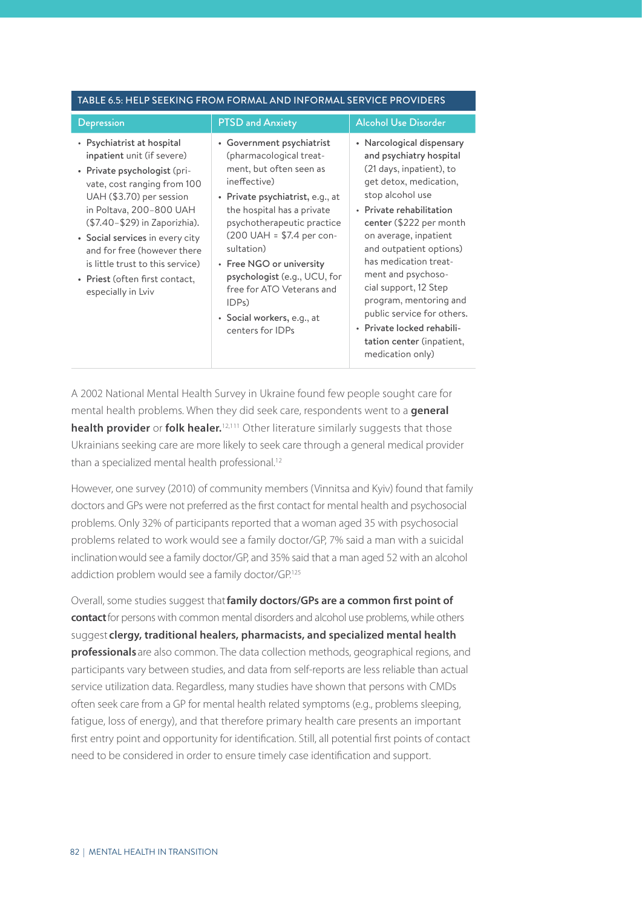TABLE 6.5: HELP SEEKING FROM FORMAL AND INFORMAL SERVICE PROVIDERS

| Depression | PTSD and Anxiety | Alcohol Use Disorder |
|---|---|---|
| • **Psychiatrist at hospital inpatient** unit (if severe)<br>• **Private psychologist** (private, cost ranging from 100 UAH ($3.70) per session in Poltava, 200–800 UAH ($7.40–$29) in Zaporizhia).<br>• **Social services** in every city and for free (however there is little trust to this service)<br>• **Priest** (often first contact, especially in Lviv | • **Government psychiatrist** (pharmacological treatment, but often seen as ineffective)<br>• **Private psychiatrist,** e.g., at the hospital has a private psychotherapeutic practice (200 UAH = $7.4 per consultation)<br>• **Free NGO or university psychologist** (e.g., UCU, for free for ATO Veterans and IDPs)<br>• **Social workers,** e.g., at centers for IDPs | • **Narcological dispensary and psychiatry hospital** (21 days, inpatient), to get detox, medication, stop alcohol use<br>• **Private rehabilitation center** ($222 per month on average, inpatient and outpatient options) has medication treatment and psychosocial support, 12 Step program, mentoring and public service for others.<br>• **Private locked rehabilitation center** (inpatient, medication only) |

A 2002 National Mental Health Survey in Ukraine found few people sought care for mental health problems. When they did seek care, respondents went to a **general health provider** or **folk healer.**[12,111] Other literature similarly suggests that those Ukrainians seeking care are more likely to seek care through a general medical provider than a specialized mental health professional.[12]

However, one survey (2010) of community members (Vinnitsa and Kyiv) found that family doctors and GPs were not preferred as the first contact for mental health and psychosocial problems. Only 32% of participants reported that a woman aged 35 with psychosocial problems related to work would see a family doctor/GP, 7% said a man with a suicidal inclination would see a family doctor/GP, and 35% said that a man aged 52 with an alcohol addiction problem would see a family doctor/GP.[125]

Overall, some studies suggest that **family doctors/GPs are a common first point of contact** for persons with common mental disorders and alcohol use problems, while others suggest **clergy, traditional healers, pharmacists, and specialized mental health professionals** are also common. The data collection methods, geographical regions, and participants vary between studies, and data from self-reports are less reliable than actual service utilization data. Regardless, many studies have shown that persons with CMDs often seek care from a GP for mental health related symptoms (e.g., problems sleeping, fatigue, loss of energy), and that therefore primary health care presents an important first entry point and opportunity for identification. Still, all potential first points of contact need to be considered in order to ensure timely case identification and support.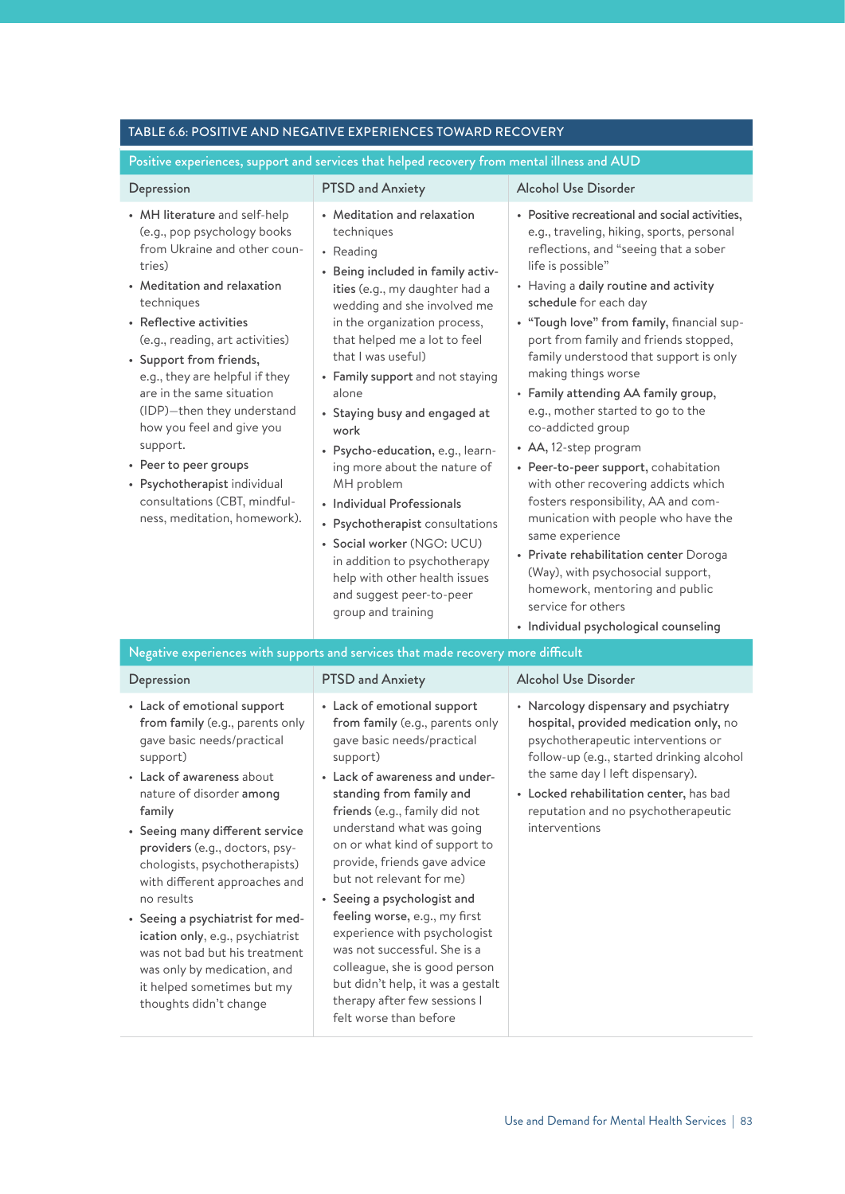**TABLE 6.6: POSITIVE AND NEGATIVE EXPERIENCES TOWARD RECOVERY**

| Positive experiences, support and services that helped recovery from mental illness and AUD | | |
|---|---|---|
| **Depression** | **PTSD and Anxiety** | **Alcohol Use Disorder** |
| • **MH literature** and self-help (e.g., pop psychology books from Ukraine and other countries)<br>• **Meditation and relaxation** techniques<br>• **Reflective activities** (e.g., reading, art activities)<br>• **Support from friends,** e.g., they are helpful if they are in the same situation (IDP)—then they understand how you feel and give you support.<br>• **Peer to peer groups**<br>• **Psychotherapist** individual consultations (CBT, mindfulness, meditation, homework). | • **Meditation and relaxation** techniques<br>• Reading<br>• **Being included in family activities** (e.g., my daughter had a wedding and she involved me in the organization process, that helped me a lot to feel that I was useful)<br>• **Family support** and not staying alone<br>• **Staying busy and engaged at work**<br>• **Psycho-education,** e.g., learning more about the nature of MH problem<br>• **Individual Professionals**<br>• **Psychotherapist** consultations<br>• **Social worker** (NGO: UCU) in addition to psychotherapy help with other health issues and suggest peer-to-peer group and training | • **Positive recreational and social activities,** e.g., traveling, hiking, sports, personal reflections, and "seeing that a sober life is possible"<br>• Having a **daily routine and activity schedule** for each day<br>• **"Tough love" from family,** financial support from family and friends stopped, family understood that support is only making things worse<br>• **Family attending AA family group,** e.g., mother started to go to the co-addicted group<br>• **AA,** 12-step program<br>• **Peer-to-peer support,** cohabitation with other recovering addicts which fosters responsibility, AA and communication with people who have the same experience<br>• **Private rehabilitation center** Doroga (Way), with psychosocial support, homework, mentoring and public service for others<br>• **Individual psychological counseling** |
| **Negative experiences with supports and services that made recovery more difficult** | | |
| **Depression** | **PTSD and Anxiety** | **Alcohol Use Disorder** |
| • **Lack of emotional support from family** (e.g., parents only gave basic needs/practical support)<br>• **Lack of awareness** about nature of disorder **among family**<br>• **Seeing many different service providers** (e.g., doctors, psychologists, psychotherapists) with different approaches and no results<br>• **Seeing a psychiatrist for medication only,** e.g., psychiatrist was not bad but his treatment was only by medication, and it helped sometimes but my thoughts didn't change | • **Lack of emotional support from family** (e.g., parents only gave basic needs/practical support)<br>• **Lack of awareness and understanding from family and friends** (e.g., family did not understand what was going on or what kind of support to provide, friends gave advice but not relevant for me)<br>• **Seeing a psychologist and feeling worse,** e.g., my first experience with psychologist was not successful. She is a colleague, she is good person but didn't help, it was a gestalt therapy after few sessions I felt worse than before | • **Narcology dispensary and psychiatry hospital, provided medication only,** no psychotherapeutic interventions or follow-up (e.g., started drinking alcohol the same day I left dispensary).<br>• **Locked rehabilitation center,** has bad reputation and no psychotherapeutic interventions |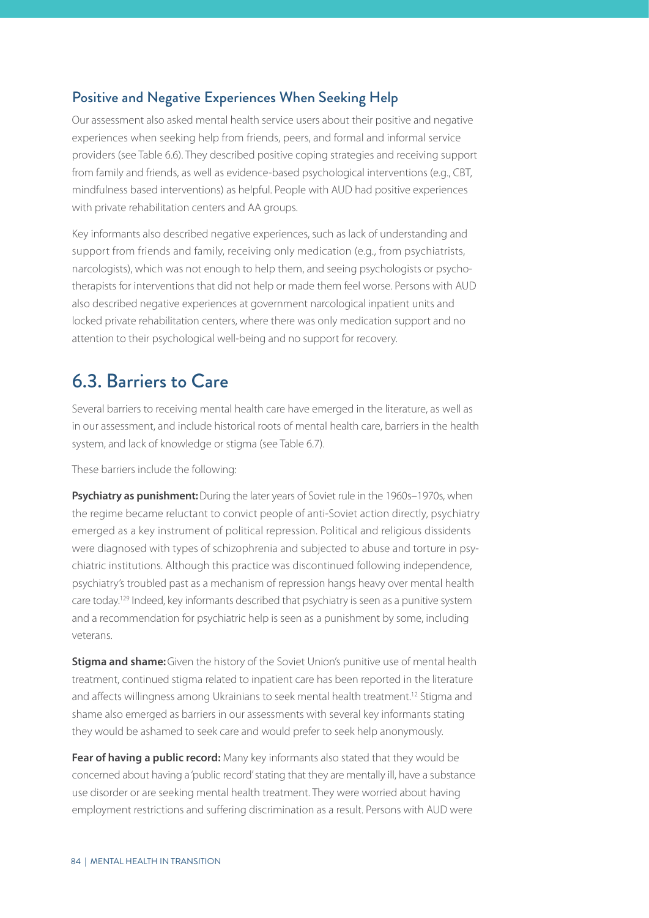### Positive and Negative Experiences When Seeking Help

Our assessment also asked mental health service users about their positive and negative experiences when seeking help from friends, peers, and formal and informal service providers (see Table 6.6). They described positive coping strategies and receiving support from family and friends, as well as evidence-based psychological interventions (e.g., CBT, mindfulness based interventions) as helpful. People with AUD had positive experiences with private rehabilitation centers and AA groups.

Key informants also described negative experiences, such as lack of understanding and support from friends and family, receiving only medication (e.g., from psychiatrists, narcologists), which was not enough to help them, and seeing psychologists or psychotherapists for interventions that did not help or made them feel worse. Persons with AUD also described negative experiences at government narcological inpatient units and locked private rehabilitation centers, where there was only medication support and no attention to their psychological well-being and no support for recovery.

## 6.3. Barriers to Care

Several barriers to receiving mental health care have emerged in the literature, as well as in our assessment, and include historical roots of mental health care, barriers in the health system, and lack of knowledge or stigma (see Table 6.7).

These barriers include the following:

**Psychiatry as punishment:** During the later years of Soviet rule in the 1960s–1970s, when the regime became reluctant to convict people of anti-Soviet action directly, psychiatry emerged as a key instrument of political repression. Political and religious dissidents were diagnosed with types of schizophrenia and subjected to abuse and torture in psychiatric institutions. Although this practice was discontinued following independence, psychiatry's troubled past as a mechanism of repression hangs heavy over mental health care today.[129] Indeed, key informants described that psychiatry is seen as a punitive system and a recommendation for psychiatric help is seen as a punishment by some, including veterans.

**Stigma and shame:** Given the history of the Soviet Union's punitive use of mental health treatment, continued stigma related to inpatient care has been reported in the literature and affects willingness among Ukrainians to seek mental health treatment.[12] Stigma and shame also emerged as barriers in our assessments with several key informants stating they would be ashamed to seek care and would prefer to seek help anonymously.

**Fear of having a public record:** Many key informants also stated that they would be concerned about having a 'public record' stating that they are mentally ill, have a substance use disorder or are seeking mental health treatment. They were worried about having employment restrictions and suffering discrimination as a result. Persons with AUD were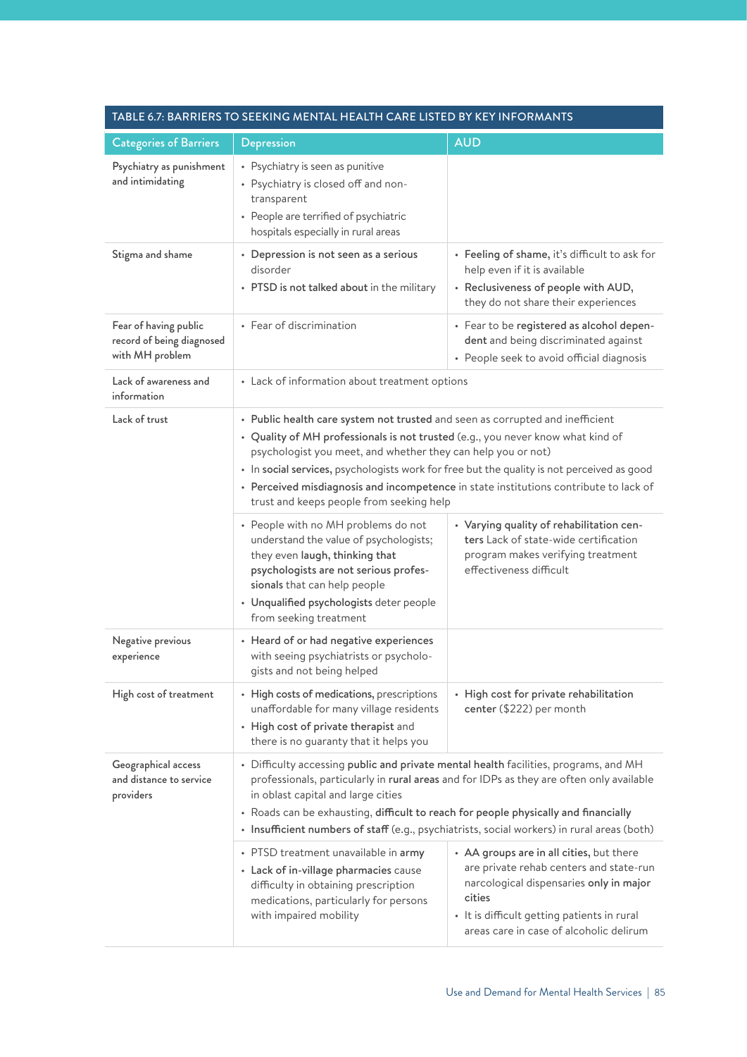**TABLE 6.7: BARRIERS TO SEEKING MENTAL HEALTH CARE LISTED BY KEY INFORMANTS**

| Categories of Barriers | Depression | AUD |
|---|---|---|
| Psychiatry as punishment and intimidating | • Psychiatry is seen as punitive<br>• Psychiatry is closed off and non-transparent<br>• People are terrified of psychiatric hospitals especially in rural areas | |
| Stigma and shame | • **Depression is not seen as a serious** disorder<br>• **PTSD is not talked about** in the military | • **Feeling of shame,** it's difficult to ask for help even if it is available<br>• **Reclusiveness of people with AUD,** they do not share their experiences |
| Fear of having public record of being diagnosed with MH problem | • Fear of discrimination | • Fear to be **registered as alcohol dependent** and being discriminated against<br>• People seek to avoid official diagnosis |
| Lack of awareness and information | • Lack of information about treatment options | |
| Lack of trust | • **Public health care system not trusted** and seen as corrupted and inefficient<br>• **Quality of MH professionals is not trusted** (e.g., you never know what kind of psychologist you meet, and whether they can help you or not)<br>• In **social services,** psychologists work for free but the quality is not perceived as good<br>• **Perceived misdiagnosis and incompetence** in state institutions contribute to lack of trust and keeps people from seeking help | |
| | • People with no MH problems do not understand the value of psychologists; they even **laugh, thinking that psychologists are not serious professionals** that can help people<br>• **Unqualified psychologists** deter people from seeking treatment | • **Varying quality of rehabilitation centers** Lack of state-wide certification program makes verifying treatment effectiveness difficult |
| Negative previous experience | • **Heard of or had negative experiences** with seeing psychiatrists or psychologists and not being helped | |
| High cost of treatment | • **High costs of medications,** prescriptions unaffordable for many village residents<br>• **High cost of private therapist** and there is no guaranty that it helps you | • **High cost for private rehabilitation center** ($222) per month |
| Geographical access and distance to service providers | • Difficulty accessing **public and private mental health** facilities, programs, and MH professionals, particularly in **rural areas** and for IDPs as they are often only available in oblast capital and large cities<br>• Roads can be exhausting, **difficult to reach for people physically and financially**<br>• **Insufficient numbers of staff** (e.g., psychiatrists, social workers) in rural areas (both) | |
| | • PTSD treatment unavailable in **army**<br>• **Lack of in-village pharmacies** cause difficulty in obtaining prescription medications, particularly for persons with impaired mobility | • **AA groups are in all cities,** but there are private rehab centers and state-run narcological dispensaries **only in major cities**<br>• It is difficult getting patients in rural areas care in case of alcoholic delirum |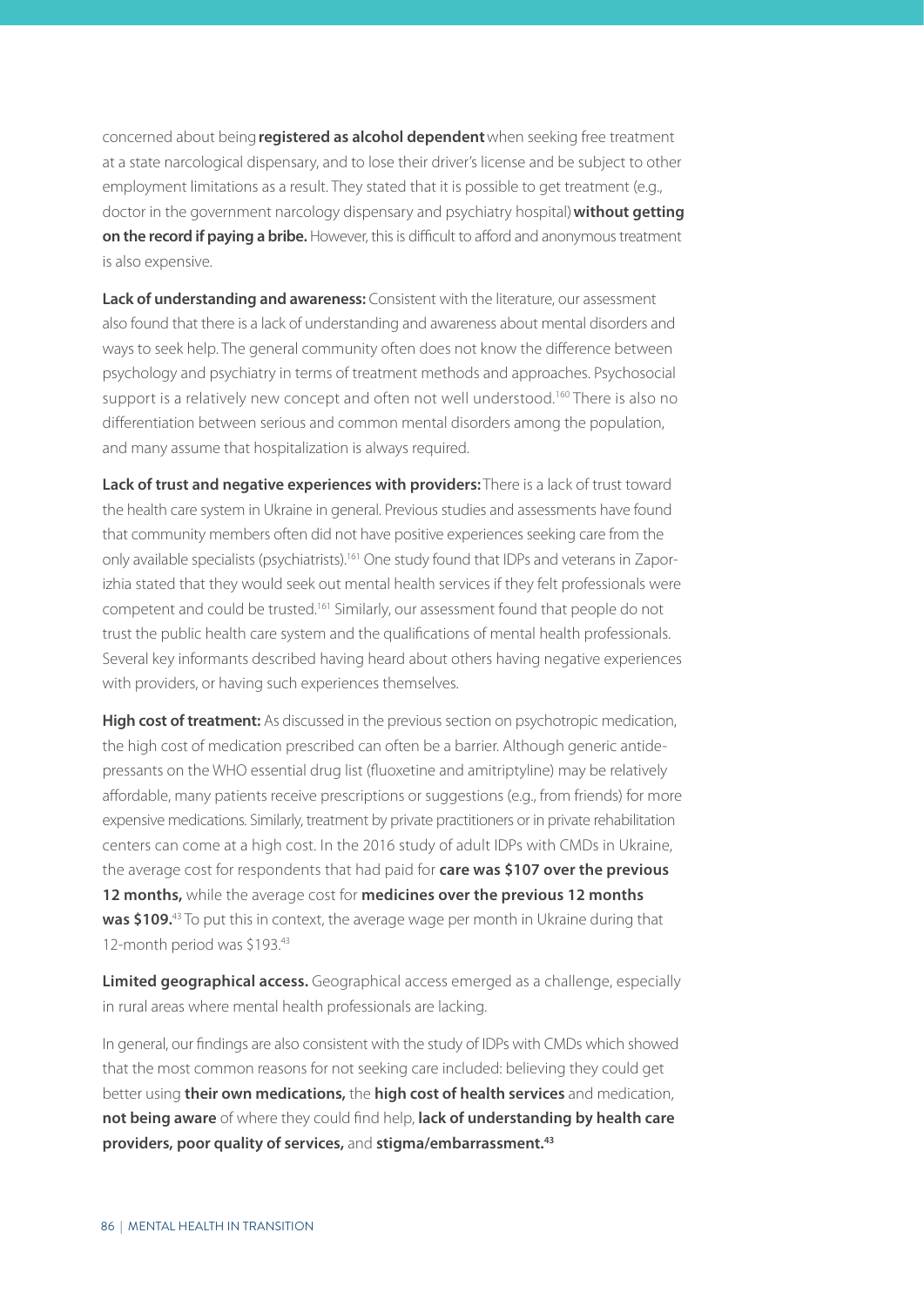concerned about being **registered as alcohol dependent** when seeking free treatment at a state narcological dispensary, and to lose their driver's license and be subject to other employment limitations as a result. They stated that it is possible to get treatment (e.g., doctor in the government narcology dispensary and psychiatry hospital) **without getting on the record if paying a bribe.** However, this is difficult to afford and anonymous treatment is also expensive.

**Lack of understanding and awareness:** Consistent with the literature, our assessment also found that there is a lack of understanding and awareness about mental disorders and ways to seek help. The general community often does not know the difference between psychology and psychiatry in terms of treatment methods and approaches. Psychosocial support is a relatively new concept and often not well understood.[160] There is also no differentiation between serious and common mental disorders among the population, and many assume that hospitalization is always required.

**Lack of trust and negative experiences with providers:** There is a lack of trust toward the health care system in Ukraine in general. Previous studies and assessments have found that community members often did not have positive experiences seeking care from the only available specialists (psychiatrists).[161] One study found that IDPs and veterans in Zaporizhia stated that they would seek out mental health services if they felt professionals were competent and could be trusted.[161] Similarly, our assessment found that people do not trust the public health care system and the qualifications of mental health professionals. Several key informants described having heard about others having negative experiences with providers, or having such experiences themselves.

**High cost of treatment:** As discussed in the previous section on psychotropic medication, the high cost of medication prescribed can often be a barrier. Although generic antidepressants on the WHO essential drug list (fluoxetine and amitriptyline) may be relatively affordable, many patients receive prescriptions or suggestions (e.g., from friends) for more expensive medications. Similarly, treatment by private practitioners or in private rehabilitation centers can come at a high cost. In the 2016 study of adult IDPs with CMDs in Ukraine, the average cost for respondents that had paid for **care was $107 over the previous 12 months,** while the average cost for **medicines over the previous 12 months was $109.**[43] To put this in context, the average wage per month in Ukraine during that 12-month period was $193.[43]

**Limited geographical access.** Geographical access emerged as a challenge, especially in rural areas where mental health professionals are lacking.

In general, our findings are also consistent with the study of IDPs with CMDs which showed that the most common reasons for not seeking care included: believing they could get better using **their own medications,** the **high cost of health services** and medication, **not being aware** of where they could find help, **lack of understanding by health care providers, poor quality of services,** and **stigma/embarrassment.**[43]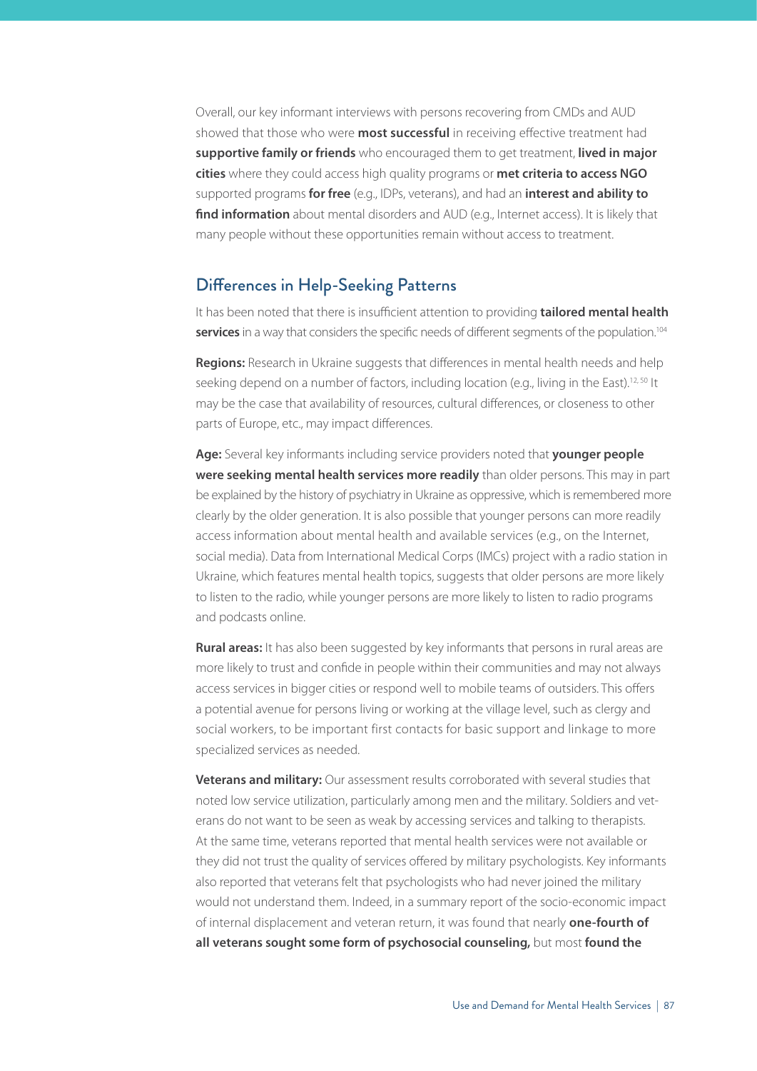Overall, our key informant interviews with persons recovering from CMDs and AUD showed that those who were **most successful** in receiving effective treatment had **supportive family or friends** who encouraged them to get treatment, **lived in major cities** where they could access high quality programs or **met criteria to access NGO** supported programs **for free** (e.g., IDPs, veterans), and had an **interest and ability to find information** about mental disorders and AUD (e.g., Internet access). It is likely that many people without these opportunities remain without access to treatment.

## Differences in Help-Seeking Patterns

It has been noted that there is insufficient attention to providing **tailored mental health services** in a way that considers the specific needs of different segments of the population.[104]

**Regions:** Research in Ukraine suggests that differences in mental health needs and help seeking depend on a number of factors, including location (e.g., living in the East).[12, 50] It may be the case that availability of resources, cultural differences, or closeness to other parts of Europe, etc., may impact differences.

**Age:** Several key informants including service providers noted that **younger people were seeking mental health services more readily** than older persons. This may in part be explained by the history of psychiatry in Ukraine as oppressive, which is remembered more clearly by the older generation. It is also possible that younger persons can more readily access information about mental health and available services (e.g., on the Internet, social media). Data from International Medical Corps (IMCs) project with a radio station in Ukraine, which features mental health topics, suggests that older persons are more likely to listen to the radio, while younger persons are more likely to listen to radio programs and podcasts online.

**Rural areas:** It has also been suggested by key informants that persons in rural areas are more likely to trust and confide in people within their communities and may not always access services in bigger cities or respond well to mobile teams of outsiders. This offers a potential avenue for persons living or working at the village level, such as clergy and social workers, to be important first contacts for basic support and linkage to more specialized services as needed.

**Veterans and military:** Our assessment results corroborated with several studies that noted low service utilization, particularly among men and the military. Soldiers and veterans do not want to be seen as weak by accessing services and talking to therapists. At the same time, veterans reported that mental health services were not available or they did not trust the quality of services offered by military psychologists. Key informants also reported that veterans felt that psychologists who had never joined the military would not understand them. Indeed, in a summary report of the socio-economic impact of internal displacement and veteran return, it was found that nearly **one-fourth of all veterans sought some form of psychosocial counseling,** but most **found the**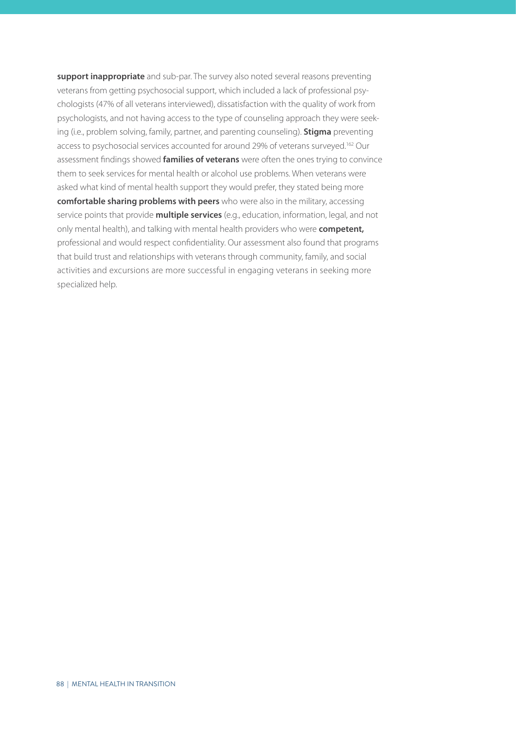**support inappropriate** and sub-par. The survey also noted several reasons preventing veterans from getting psychosocial support, which included a lack of professional psychologists (47% of all veterans interviewed), dissatisfaction with the quality of work from psychologists, and not having access to the type of counseling approach they were seeking (i.e., problem solving, family, partner, and parenting counseling). **Stigma** preventing access to psychosocial services accounted for around 29% of veterans surveyed.[162] Our assessment findings showed **families of veterans** were often the ones trying to convince them to seek services for mental health or alcohol use problems. When veterans were asked what kind of mental health support they would prefer, they stated being more **comfortable sharing problems with peers** who were also in the military, accessing service points that provide **multiple services** (e.g., education, information, legal, and not only mental health), and talking with mental health providers who were **competent,** professional and would respect confidentiality. Our assessment also found that programs that build trust and relationships with veterans through community, family, and social activities and excursions are more successful in engaging veterans in seeking more specialized help.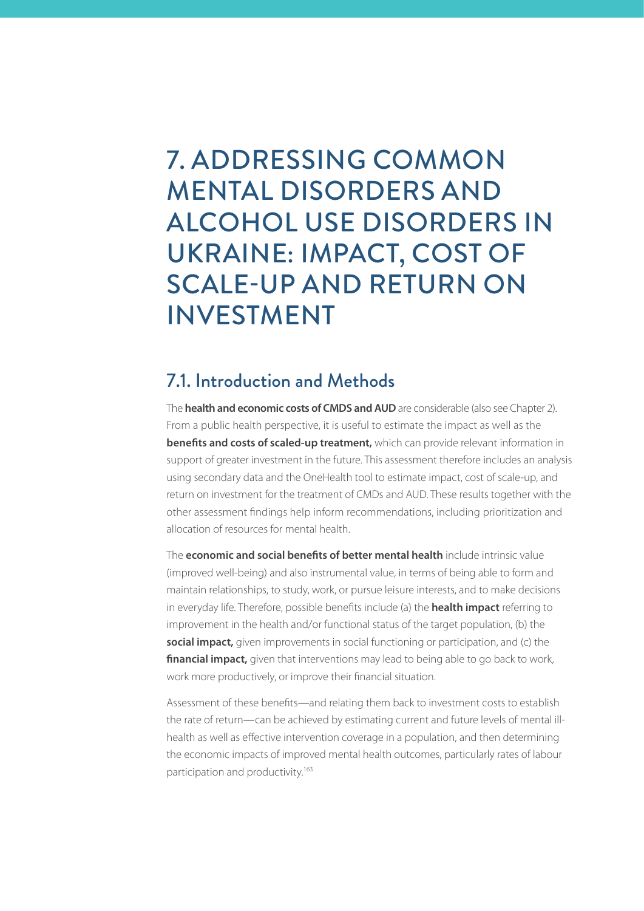# 7. ADDRESSING COMMON MENTAL DISORDERS AND ALCOHOL USE DISORDERS IN UKRAINE: IMPACT, COST OF SCALE-UP AND RETURN ON INVESTMENT

## 7.1. Introduction and Methods

The **health and economic costs of CMDS and AUD** are considerable (also see Chapter 2). From a public health perspective, it is useful to estimate the impact as well as the **benefits and costs of scaled-up treatment,** which can provide relevant information in support of greater investment in the future. This assessment therefore includes an analysis using secondary data and the OneHealth tool to estimate impact, cost of scale-up, and return on investment for the treatment of CMDs and AUD. These results together with the other assessment findings help inform recommendations, including prioritization and allocation of resources for mental health.

The **economic and social benefits of better mental health** include intrinsic value (improved well-being) and also instrumental value, in terms of being able to form and maintain relationships, to study, work, or pursue leisure interests, and to make decisions in everyday life. Therefore, possible benefits include (a) the **health impact** referring to improvement in the health and/or functional status of the target population, (b) the **social impact,** given improvements in social functioning or participation, and (c) the **financial impact,** given that interventions may lead to being able to go back to work, work more productively, or improve their financial situation.

Assessment of these benefits—and relating them back to investment costs to establish the rate of return—can be achieved by estimating current and future levels of mental ill-health as well as effective intervention coverage in a population, and then determining the economic impacts of improved mental health outcomes, particularly rates of labour participation and productivity.[163]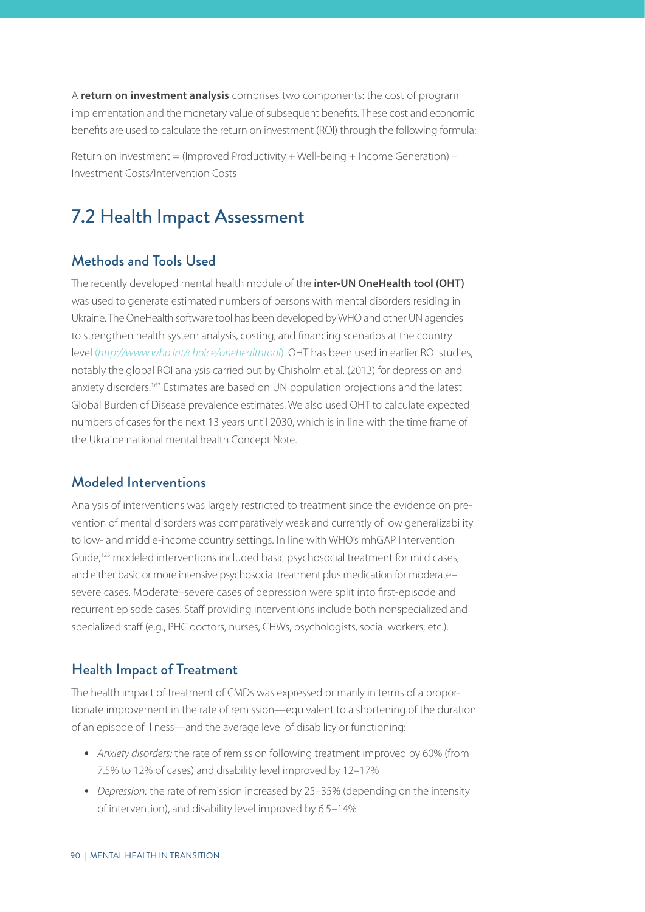A **return on investment analysis** comprises two components: the cost of program implementation and the monetary value of subsequent benefits. These cost and economic benefits are used to calculate the return on investment (ROI) through the following formula:

Return on Investment = (Improved Productivity + Well-being + Income Generation) – Investment Costs/Intervention Costs

## 7.2 Health Impact Assessment

### Methods and Tools Used

The recently developed mental health module of the **inter-UN OneHealth tool (OHT)** was used to generate estimated numbers of persons with mental disorders residing in Ukraine. The OneHealth software tool has been developed by WHO and other UN agencies to strengthen health system analysis, costing, and financing scenarios at the country level (*http://www.who.int/choice/onehealthtool*). OHT has been used in earlier ROI studies, notably the global ROI analysis carried out by Chisholm et al. (2013) for depression and anxiety disorders.[163] Estimates are based on UN population projections and the latest Global Burden of Disease prevalence estimates. We also used OHT to calculate expected numbers of cases for the next 13 years until 2030, which is in line with the time frame of the Ukraine national mental health Concept Note.

### Modeled Interventions

Analysis of interventions was largely restricted to treatment since the evidence on prevention of mental disorders was comparatively weak and currently of low generalizability to low- and middle-income country settings. In line with WHO's mhGAP Intervention Guide,[125] modeled interventions included basic psychosocial treatment for mild cases, and either basic or more intensive psychosocial treatment plus medication for moderate–severe cases. Moderate–severe cases of depression were split into first-episode and recurrent episode cases. Staff providing interventions include both nonspecialized and specialized staff (e.g., PHC doctors, nurses, CHWs, psychologists, social workers, etc.).

### Health Impact of Treatment

The health impact of treatment of CMDs was expressed primarily in terms of a proportionate improvement in the rate of remission—equivalent to a shortening of the duration of an episode of illness—and the average level of disability or functioning:

- *Anxiety disorders:* the rate of remission following treatment improved by 60% (from 7.5% to 12% of cases) and disability level improved by 12–17%
- *Depression:* the rate of remission increased by 25–35% (depending on the intensity of intervention), and disability level improved by 6.5–14%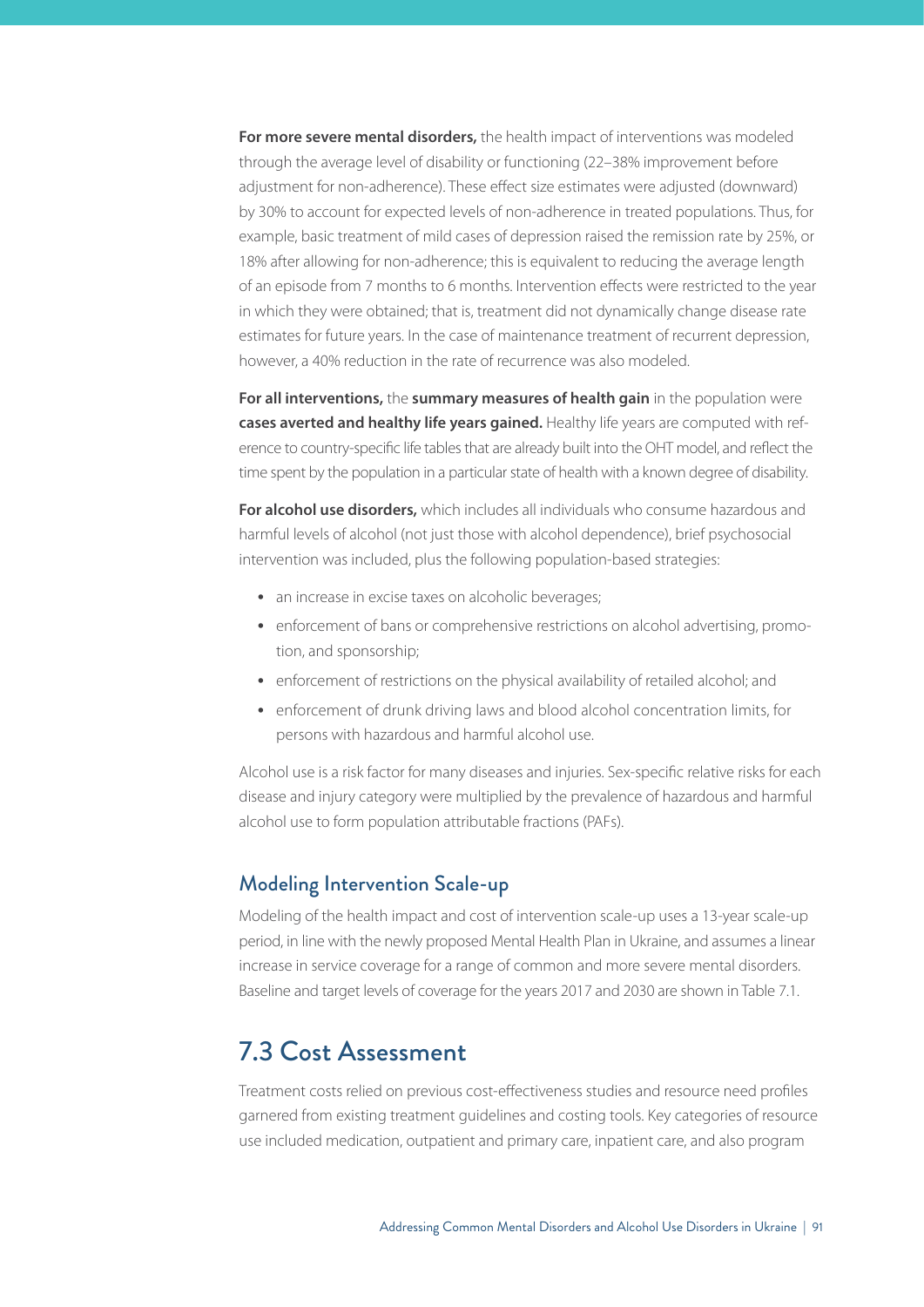**For more severe mental disorders,** the health impact of interventions was modeled through the average level of disability or functioning (22–38% improvement before adjustment for non-adherence). These effect size estimates were adjusted (downward) by 30% to account for expected levels of non-adherence in treated populations. Thus, for example, basic treatment of mild cases of depression raised the remission rate by 25%, or 18% after allowing for non-adherence; this is equivalent to reducing the average length of an episode from 7 months to 6 months. Intervention effects were restricted to the year in which they were obtained; that is, treatment did not dynamically change disease rate estimates for future years. In the case of maintenance treatment of recurrent depression, however, a 40% reduction in the rate of recurrence was also modeled.

**For all interventions,** the **summary measures of health gain** in the population were **cases averted and healthy life years gained.** Healthy life years are computed with reference to country-specific life tables that are already built into the OHT model, and reflect the time spent by the population in a particular state of health with a known degree of disability.

**For alcohol use disorders,** which includes all individuals who consume hazardous and harmful levels of alcohol (not just those with alcohol dependence), brief psychosocial intervention was included, plus the following population-based strategies:

- an increase in excise taxes on alcoholic beverages;
- enforcement of bans or comprehensive restrictions on alcohol advertising, promotion, and sponsorship;
- enforcement of restrictions on the physical availability of retailed alcohol; and
- enforcement of drunk driving laws and blood alcohol concentration limits, for persons with hazardous and harmful alcohol use.

Alcohol use is a risk factor for many diseases and injuries. Sex-specific relative risks for each disease and injury category were multiplied by the prevalence of hazardous and harmful alcohol use to form population attributable fractions (PAFs).

### Modeling Intervention Scale-up

Modeling of the health impact and cost of intervention scale-up uses a 13-year scale-up period, in line with the newly proposed Mental Health Plan in Ukraine, and assumes a linear increase in service coverage for a range of common and more severe mental disorders. Baseline and target levels of coverage for the years 2017 and 2030 are shown in Table 7.1.

## 7.3 Cost Assessment

Treatment costs relied on previous cost-effectiveness studies and resource need profiles garnered from existing treatment guidelines and costing tools. Key categories of resource use included medication, outpatient and primary care, inpatient care, and also program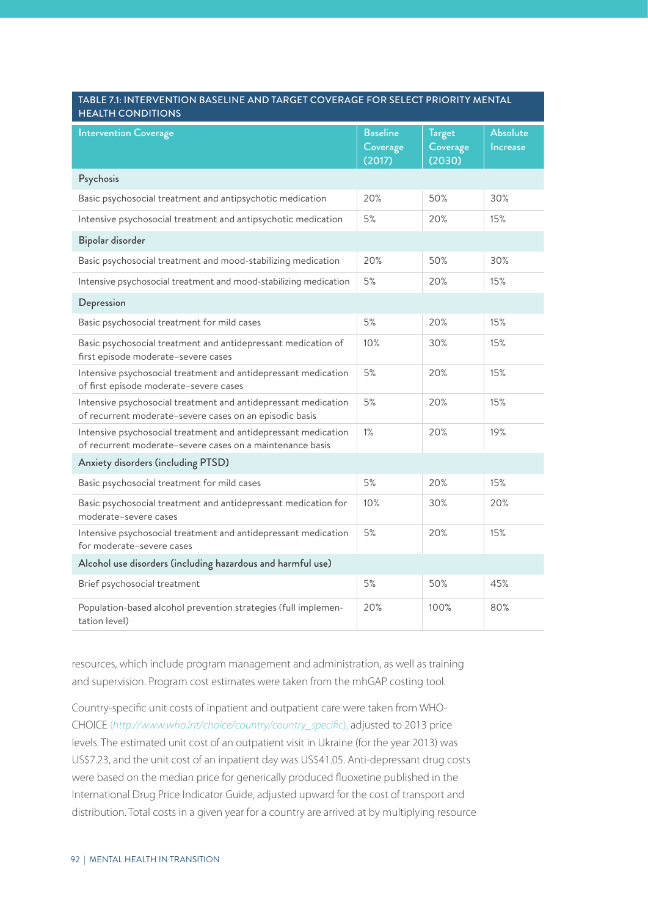**TABLE 7.1: INTERVENTION BASELINE AND TARGET COVERAGE FOR SELECT PRIORITY MENTAL HEALTH CONDITIONS**

| Intervention Coverage | Baseline Coverage (2017) | Target Coverage (2030) | Absolute Increase |
|---|---|---|---|
| **Psychosis** | | | |
| Basic psychosocial treatment and antipsychotic medication | 20% | 50% | 30% |
| Intensive psychosocial treatment and antipsychotic medication | 5% | 20% | 15% |
| **Bipolar disorder** | | | |
| Basic psychosocial treatment and mood-stabilizing medication | 20% | 50% | 30% |
| Intensive psychosocial treatment and mood-stabilizing medication | 5% | 20% | 15% |
| **Depression** | | | |
| Basic psychosocial treatment for mild cases | 5% | 20% | 15% |
| Basic psychosocial treatment and antidepressant medication of first episode moderate–severe cases | 10% | 30% | 15% |
| Intensive psychosocial treatment and antidepressant medication of first episode moderate–severe cases | 5% | 20% | 15% |
| Intensive psychosocial treatment and antidepressant medication of recurrent moderate–severe cases on an episodic basis | 5% | 20% | 15% |
| Intensive psychosocial treatment and antidepressant medication of recurrent moderate–severe cases on a maintenance basis | 1% | 20% | 19% |
| **Anxiety disorders (including PTSD)** | | | |
| Basic psychosocial treatment for mild cases | 5% | 20% | 15% |
| Basic psychosocial treatment and antidepressant medication for moderate–severe cases | 10% | 30% | 20% |
| Intensive psychosocial treatment and antidepressant medication for moderate–severe cases | 5% | 20% | 15% |
| **Alcohol use disorders (including hazardous and harmful use)** | | | |
| Brief psychosocial treatment | 5% | 50% | 45% |
| Population-based alcohol prevention strategies (full implementation level) | 20% | 100% | 80% |

resources, which include program management and administration, as well as training and supervision. Program cost estimates were taken from the mhGAP costing tool.

Country-specific unit costs of inpatient and outpatient care were taken from WHO-CHOICE (*http://www.who.int/choice/country/country_specific*), adjusted to 2013 price levels. The estimated unit cost of an outpatient visit in Ukraine (for the year 2013) was US$7.23, and the unit cost of an inpatient day was US$41.05. Anti-depressant drug costs were based on the median price for generically produced fluoxetine published in the International Drug Price Indicator Guide, adjusted upward for the cost of transport and distribution. Total costs in a given year for a country are arrived at by multiplying resource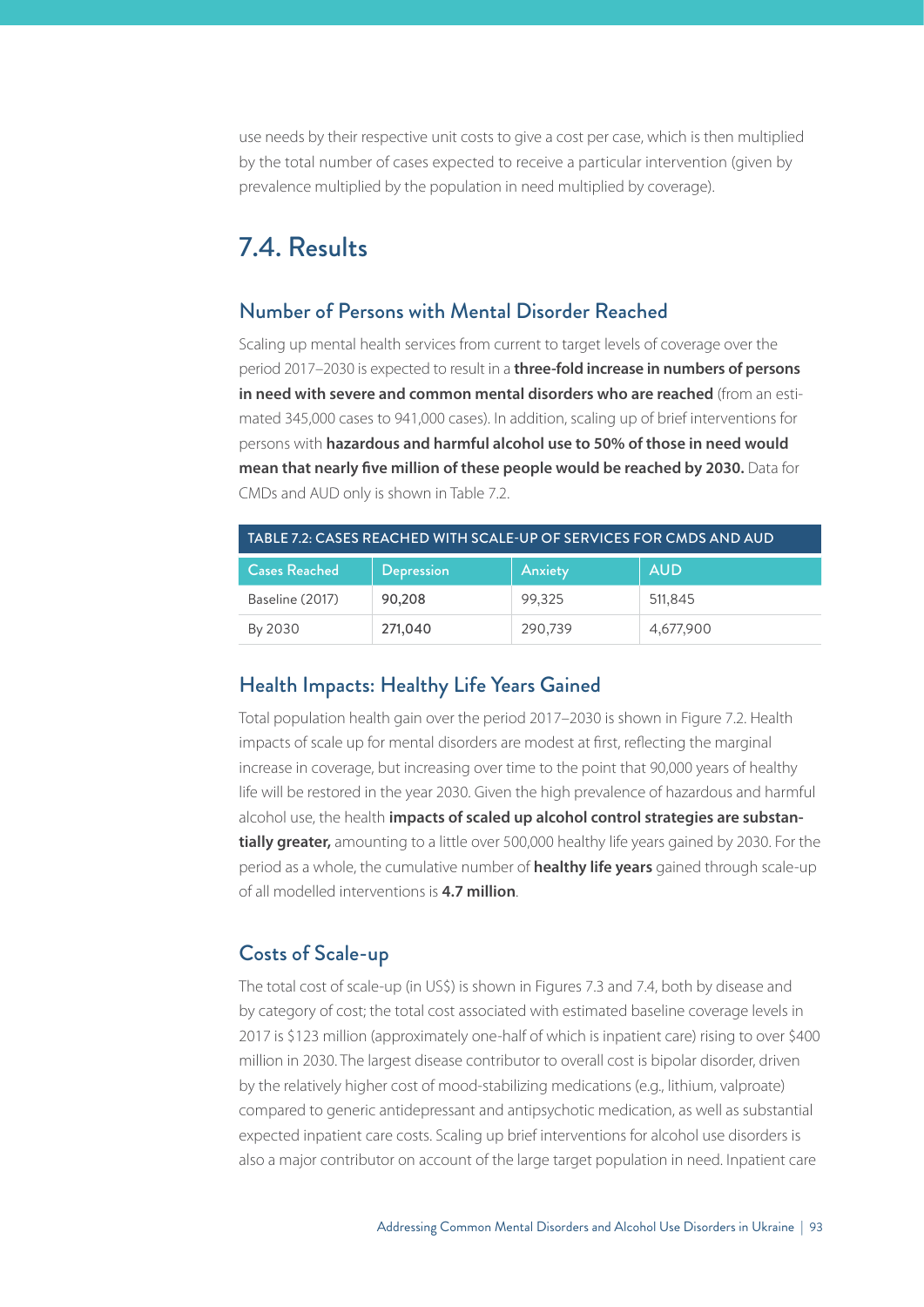use needs by their respective unit costs to give a cost per case, which is then multiplied by the total number of cases expected to receive a particular intervention (given by prevalence multiplied by the population in need multiplied by coverage).

## 7.4. Results

### Number of Persons with Mental Disorder Reached

Scaling up mental health services from current to target levels of coverage over the period 2017–2030 is expected to result in a **three-fold increase in numbers of persons in need with severe and common mental disorders who are reached** (from an estimated 345,000 cases to 941,000 cases). In addition, scaling up of brief interventions for persons with **hazardous and harmful alcohol use to 50% of those in need would mean that nearly five million of these people would be reached by 2030.** Data for CMDs and AUD only is shown in Table 7.2.

TABLE 7.2: CASES REACHED WITH SCALE-UP OF SERVICES FOR CMDS AND AUD

| Cases Reached | Depression | Anxiety | AUD |
|---|---|---|---|
| Baseline (2017) | 90,208 | 99,325 | 511,845 |
| By 2030 | 271,040 | 290,739 | 4,677,900 |

### Health Impacts: Healthy Life Years Gained

Total population health gain over the period 2017–2030 is shown in Figure 7.2. Health impacts of scale up for mental disorders are modest at first, reflecting the marginal increase in coverage, but increasing over time to the point that 90,000 years of healthy life will be restored in the year 2030. Given the high prevalence of hazardous and harmful alcohol use, the health **impacts of scaled up alcohol control strategies are substantially greater,** amounting to a little over 500,000 healthy life years gained by 2030. For the period as a whole, the cumulative number of **healthy life years** gained through scale-up of all modelled interventions is **4.7 million**.

### Costs of Scale-up

The total cost of scale-up (in US$) is shown in Figures 7.3 and 7.4, both by disease and by category of cost; the total cost associated with estimated baseline coverage levels in 2017 is $123 million (approximately one-half of which is inpatient care) rising to over $400 million in 2030. The largest disease contributor to overall cost is bipolar disorder, driven by the relatively higher cost of mood-stabilizing medications (e.g., lithium, valproate) compared to generic antidepressant and antipsychotic medication, as well as substantial expected inpatient care costs. Scaling up brief interventions for alcohol use disorders is also a major contributor on account of the large target population in need. Inpatient care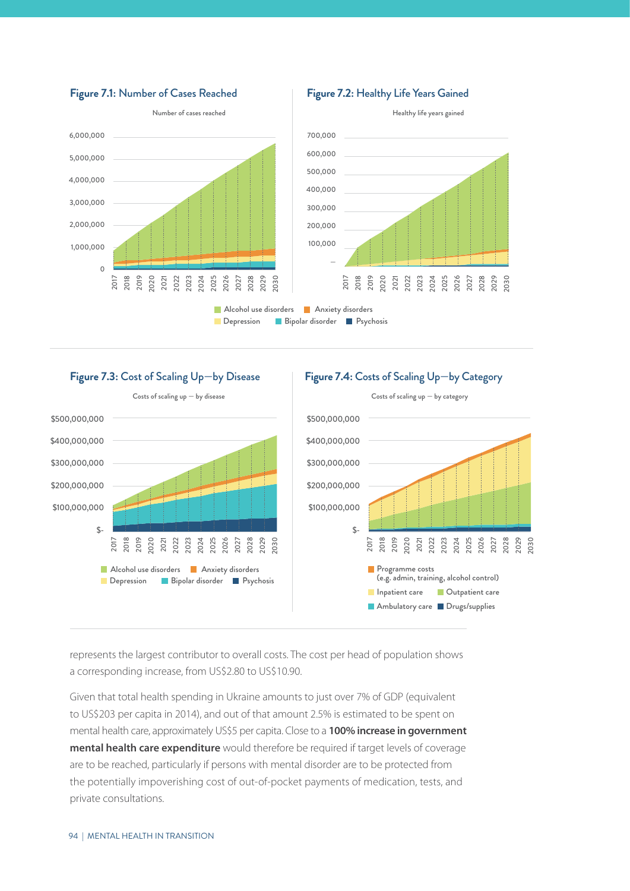**Figure 7.1:** Number of Cases Reached

**Figure 7.2:** Healthy Life Years Gained

**Figure 7.3:** Cost of Scaling Up—by Disease

**Figure 7.4:** Costs of Scaling Up—by Category

represents the largest contributor to overall costs. The cost per head of population shows a corresponding increase, from US$2.80 to US$10.90.

Given that total health spending in Ukraine amounts to just over 7% of GDP (equivalent to US$203 per capita in 2014), and out of that amount 2.5% is estimated to be spent on mental health care, approximately US$5 per capita. Close to a **100% increase in government mental health care expenditure** would therefore be required if target levels of coverage are to be reached, particularly if persons with mental disorder are to be protected from the potentially impoverishing cost of out-of-pocket payments of medication, tests, and private consultations.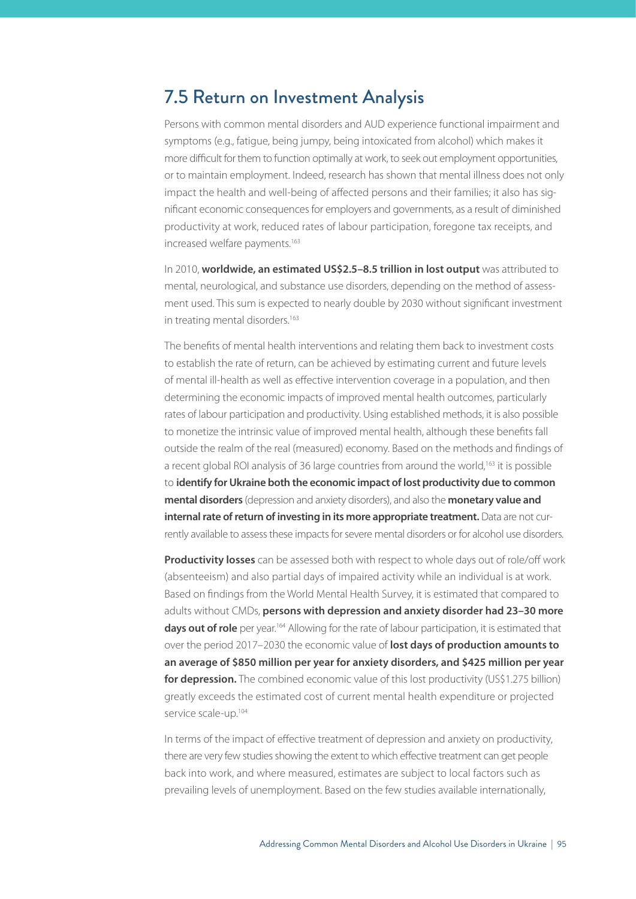## 7.5 Return on Investment Analysis

Persons with common mental disorders and AUD experience functional impairment and symptoms (e.g., fatigue, being jumpy, being intoxicated from alcohol) which makes it more difficult for them to function optimally at work, to seek out employment opportunities, or to maintain employment. Indeed, research has shown that mental illness does not only impact the health and well-being of affected persons and their families; it also has significant economic consequences for employers and governments, as a result of diminished productivity at work, reduced rates of labour participation, foregone tax receipts, and increased welfare payments.[163]

In 2010, **worldwide, an estimated US$2.5–8.5 trillion in lost output** was attributed to mental, neurological, and substance use disorders, depending on the method of assessment used. This sum is expected to nearly double by 2030 without significant investment in treating mental disorders.[163]

The benefits of mental health interventions and relating them back to investment costs to establish the rate of return, can be achieved by estimating current and future levels of mental ill-health as well as effective intervention coverage in a population, and then determining the economic impacts of improved mental health outcomes, particularly rates of labour participation and productivity. Using established methods, it is also possible to monetize the intrinsic value of improved mental health, although these benefits fall outside the realm of the real (measured) economy. Based on the methods and findings of a recent global ROI analysis of 36 large countries from around the world,[163] it is possible to **identify for Ukraine both the economic impact of lost productivity due to common mental disorders** (depression and anxiety disorders), and also the **monetary value and internal rate of return of investing in its more appropriate treatment.** Data are not currently available to assess these impacts for severe mental disorders or for alcohol use disorders.

**Productivity losses** can be assessed both with respect to whole days out of role/off work (absenteeism) and also partial days of impaired activity while an individual is at work. Based on findings from the World Mental Health Survey, it is estimated that compared to adults without CMDs, **persons with depression and anxiety disorder had 23–30 more days out of role** per year.[164] Allowing for the rate of labour participation, it is estimated that over the period 2017–2030 the economic value of **lost days of production amounts to an average of $850 million per year for anxiety disorders, and $425 million per year for depression.** The combined economic value of this lost productivity (US$1.275 billion) greatly exceeds the estimated cost of current mental health expenditure or projected service scale-up.[104]

In terms of the impact of effective treatment of depression and anxiety on productivity, there are very few studies showing the extent to which effective treatment can get people back into work, and where measured, estimates are subject to local factors such as prevailing levels of unemployment. Based on the few studies available internationally,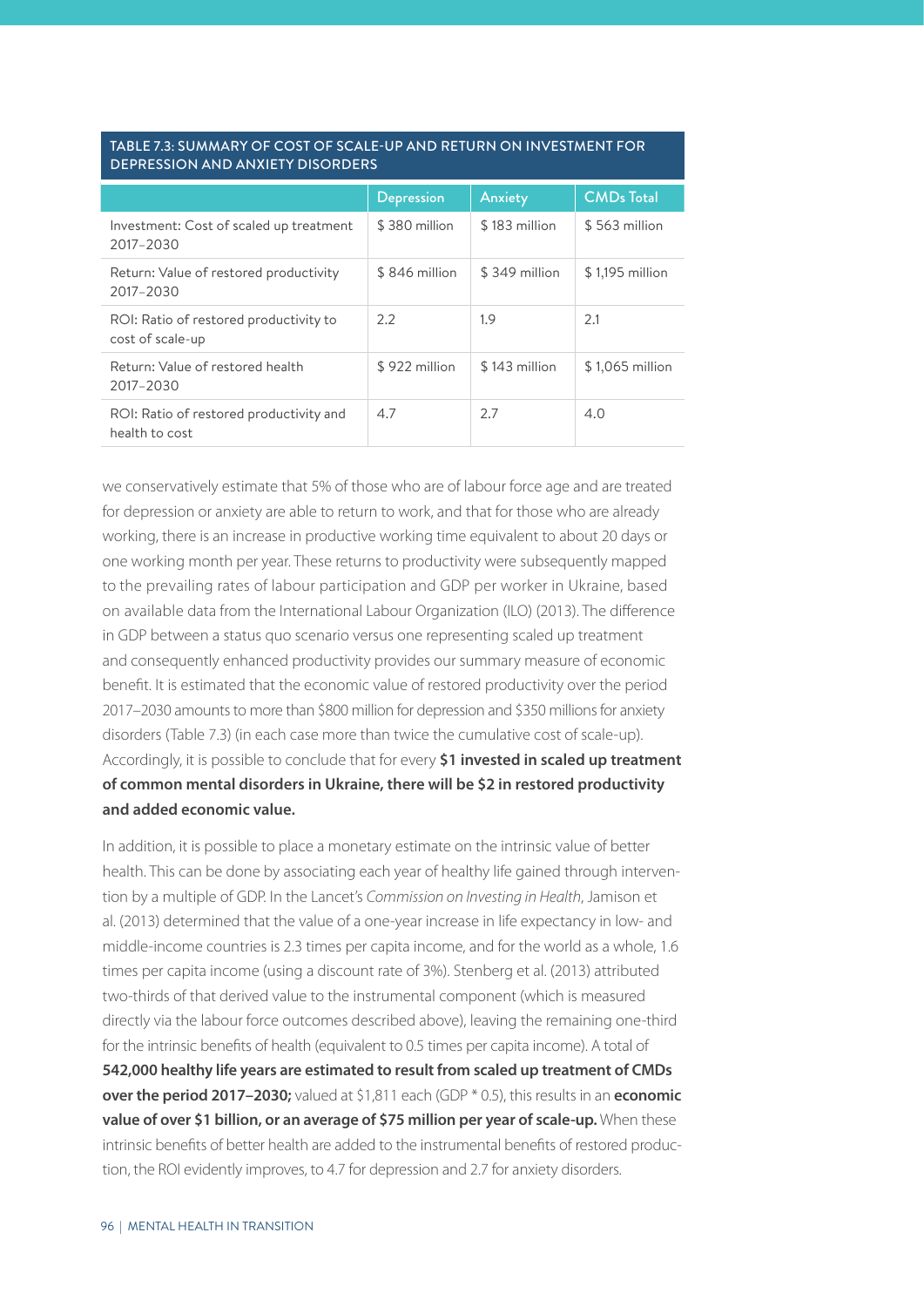**TABLE 7.3: SUMMARY OF COST OF SCALE-UP AND RETURN ON INVESTMENT FOR DEPRESSION AND ANXIETY DISORDERS**

| | Depression | Anxiety | CMDs Total |
|---|---|---|---|
| Investment: Cost of scaled up treatment 2017–2030 | $ 380 million | $ 183 million | $ 563 million |
| Return: Value of restored productivity 2017–2030 | $ 846 million | $ 349 million | $ 1,195 million |
| ROI: Ratio of restored productivity to cost of scale-up | 2.2 | 1.9 | 2.1 |
| Return: Value of restored health 2017–2030 | $ 922 million | $ 143 million | $ 1,065 million |
| ROI: Ratio of restored productivity and health to cost | 4.7 | 2.7 | 4.0 |

we conservatively estimate that 5% of those who are of labour force age and are treated for depression or anxiety are able to return to work, and that for those who are already working, there is an increase in productive working time equivalent to about 20 days or one working month per year. These returns to productivity were subsequently mapped to the prevailing rates of labour participation and GDP per worker in Ukraine, based on available data from the International Labour Organization (ILO) (2013). The difference in GDP between a status quo scenario versus one representing scaled up treatment and consequently enhanced productivity provides our summary measure of economic benefit. It is estimated that the economic value of restored productivity over the period 2017–2030 amounts to more than $800 million for depression and $350 millions for anxiety disorders (Table 7.3) (in each case more than twice the cumulative cost of scale-up). Accordingly, it is possible to conclude that for every **$1 invested in scaled up treatment of common mental disorders in Ukraine, there will be $2 in restored productivity and added economic value.**

In addition, it is possible to place a monetary estimate on the intrinsic value of better health. This can be done by associating each year of healthy life gained through intervention by a multiple of GDP. In the Lancet's *Commission on Investing in Health*, Jamison et al. (2013) determined that the value of a one-year increase in life expectancy in low- and middle-income countries is 2.3 times per capita income, and for the world as a whole, 1.6 times per capita income (using a discount rate of 3%). Stenberg et al. (2013) attributed two-thirds of that derived value to the instrumental component (which is measured directly via the labour force outcomes described above), leaving the remaining one-third for the intrinsic benefits of health (equivalent to 0.5 times per capita income). A total of **542,000 healthy life years are estimated to result from scaled up treatment of CMDs over the period 2017–2030;** valued at $1,811 each (GDP * 0.5), this results in an **economic value of over $1 billion, or an average of $75 million per year of scale-up.** When these intrinsic benefits of better health are added to the instrumental benefits of restored production, the ROI evidently improves, to 4.7 for depression and 2.7 for anxiety disorders.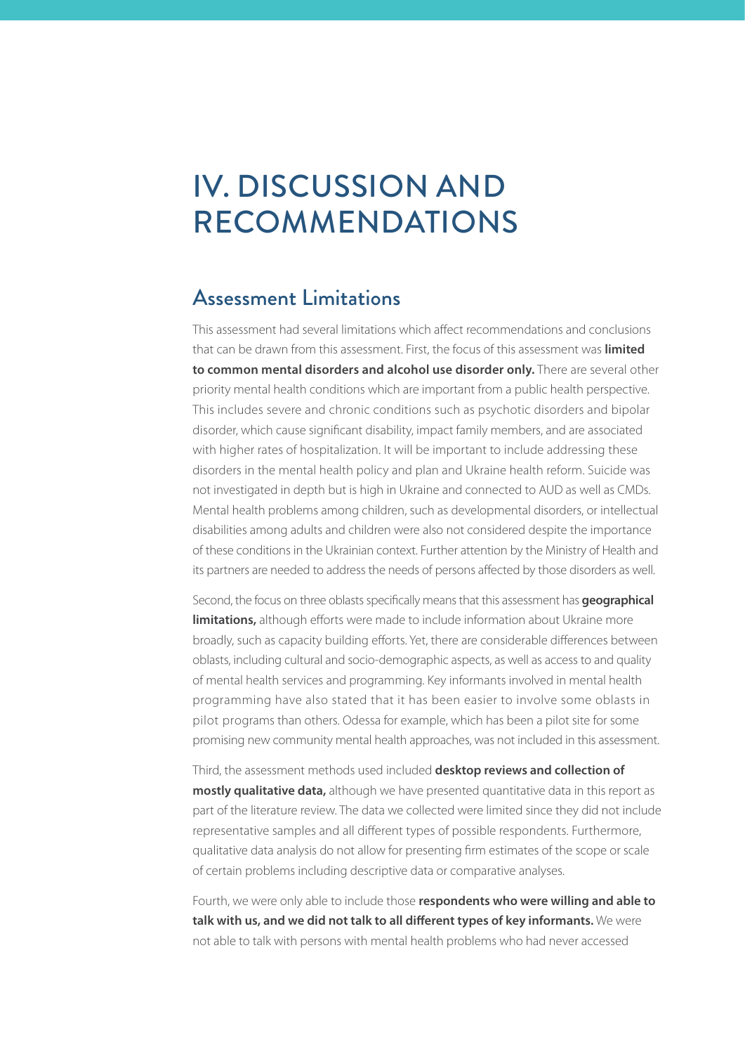# IV. DISCUSSION AND RECOMMENDATIONS

## Assessment Limitations

This assessment had several limitations which affect recommendations and conclusions that can be drawn from this assessment. First, the focus of this assessment was **limited to common mental disorders and alcohol use disorder only.** There are several other priority mental health conditions which are important from a public health perspective. This includes severe and chronic conditions such as psychotic disorders and bipolar disorder, which cause significant disability, impact family members, and are associated with higher rates of hospitalization. It will be important to include addressing these disorders in the mental health policy and plan and Ukraine health reform. Suicide was not investigated in depth but is high in Ukraine and connected to AUD as well as CMDs. Mental health problems among children, such as developmental disorders, or intellectual disabilities among adults and children were also not considered despite the importance of these conditions in the Ukrainian context. Further attention by the Ministry of Health and its partners are needed to address the needs of persons affected by those disorders as well.

Second, the focus on three oblasts specifically means that this assessment has **geographical limitations,** although efforts were made to include information about Ukraine more broadly, such as capacity building efforts. Yet, there are considerable differences between oblasts, including cultural and socio-demographic aspects, as well as access to and quality of mental health services and programming. Key informants involved in mental health programming have also stated that it has been easier to involve some oblasts in pilot programs than others. Odessa for example, which has been a pilot site for some promising new community mental health approaches, was not included in this assessment.

Third, the assessment methods used included **desktop reviews and collection of mostly qualitative data,** although we have presented quantitative data in this report as part of the literature review. The data we collected were limited since they did not include representative samples and all different types of possible respondents. Furthermore, qualitative data analysis do not allow for presenting firm estimates of the scope or scale of certain problems including descriptive data or comparative analyses.

Fourth, we were only able to include those **respondents who were willing and able to talk with us, and we did not talk to all different types of key informants.** We were not able to talk with persons with mental health problems who had never accessed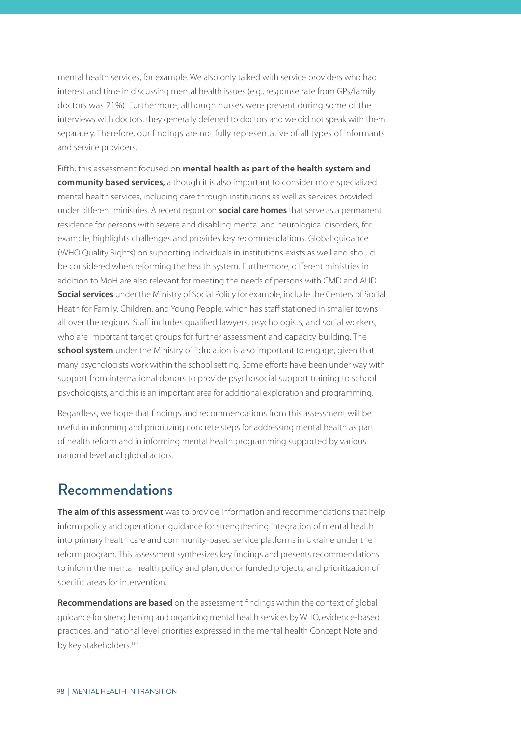mental health services, for example. We also only talked with service providers who had interest and time in discussing mental health issues (e.g., response rate from GPs/family doctors was 71%). Furthermore, although nurses were present during some of the interviews with doctors, they generally deferred to doctors and we did not speak with them separately. Therefore, our findings are not fully representative of all types of informants and service providers.

Fifth, this assessment focused on **mental health as part of the health system and community based services,** although it is also important to consider more specialized mental health services, including care through institutions as well as services provided under different ministries. A recent report on **social care homes** that serve as a permanent residence for persons with severe and disabling mental and neurological disorders, for example, highlights challenges and provides key recommendations. Global guidance (WHO Quality Rights) on supporting individuals in institutions exists as well and should be considered when reforming the health system. Furthermore, different ministries in addition to MoH are also relevant for meeting the needs of persons with CMD and AUD. **Social services** under the Ministry of Social Policy for example, include the Centers of Social Heath for Family, Children, and Young People, which has staff stationed in smaller towns all over the regions. Staff includes qualified lawyers, psychologists, and social workers, who are important target groups for further assessment and capacity building. The **school system** under the Ministry of Education is also important to engage, given that many psychologists work within the school setting. Some efforts have been under way with support from international donors to provide psychosocial support training to school psychologists, and this is an important area for additional exploration and programming.

Regardless, we hope that findings and recommendations from this assessment will be useful in informing and prioritizing concrete steps for addressing mental health as part of health reform and in informing mental health programming supported by various national level and global actors.

## Recommendations

**The aim of this assessment** was to provide information and recommendations that help inform policy and operational guidance for strengthening integration of mental health into primary health care and community-based service platforms in Ukraine under the reform program. This assessment synthesizes key findings and presents recommendations to inform the mental health policy and plan, donor funded projects, and prioritization of specific areas for intervention.

**Recommendations are based** on the assessment findings within the context of global guidance for strengthening and organizing mental health services by WHO, evidence-based practices, and national level priorities expressed in the mental health Concept Note and by key stakeholders.[165]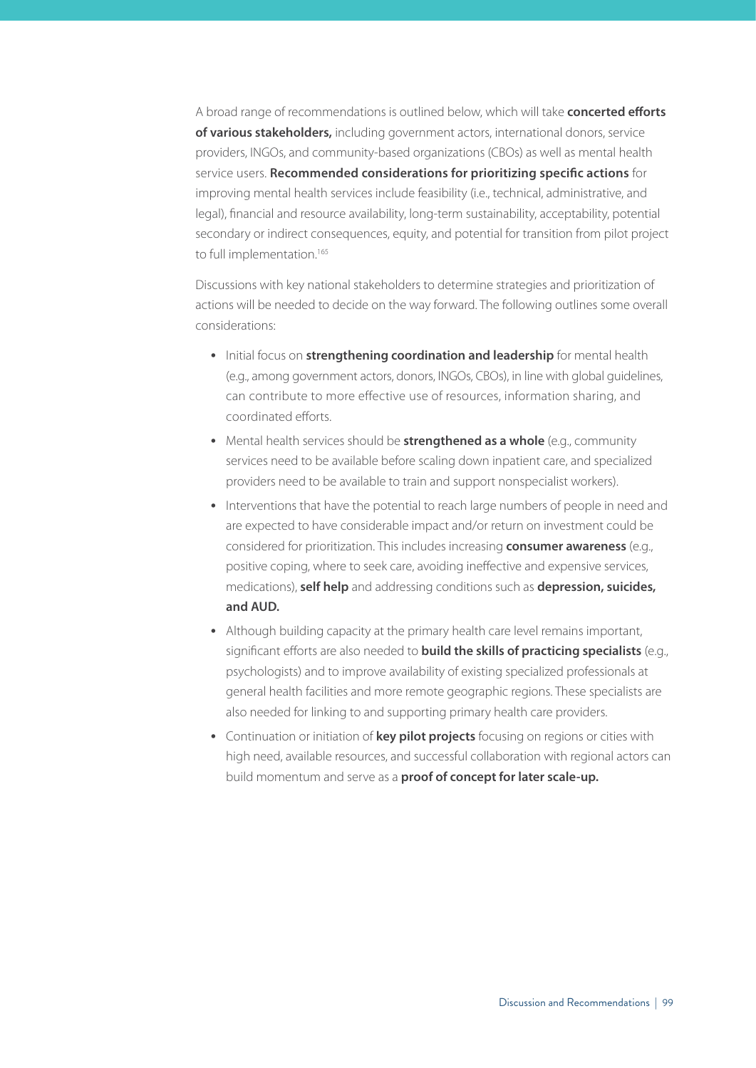A broad range of recommendations is outlined below, which will take **concerted efforts of various stakeholders,** including government actors, international donors, service providers, INGOs, and community-based organizations (CBOs) as well as mental health service users. **Recommended considerations for prioritizing specific actions** for improving mental health services include feasibility (i.e., technical, administrative, and legal), financial and resource availability, long-term sustainability, acceptability, potential secondary or indirect consequences, equity, and potential for transition from pilot project to full implementation.[165]

Discussions with key national stakeholders to determine strategies and prioritization of actions will be needed to decide on the way forward. The following outlines some overall considerations:

- Initial focus on **strengthening coordination and leadership** for mental health (e.g., among government actors, donors, INGOs, CBOs), in line with global guidelines, can contribute to more effective use of resources, information sharing, and coordinated efforts.
- Mental health services should be **strengthened as a whole** (e.g., community services need to be available before scaling down inpatient care, and specialized providers need to be available to train and support nonspecialist workers).
- Interventions that have the potential to reach large numbers of people in need and are expected to have considerable impact and/or return on investment could be considered for prioritization. This includes increasing **consumer awareness** (e.g., positive coping, where to seek care, avoiding ineffective and expensive services, medications), **self help** and addressing conditions such as **depression, suicides, and AUD.**
- Although building capacity at the primary health care level remains important, significant efforts are also needed to **build the skills of practicing specialists** (e.g., psychologists) and to improve availability of existing specialized professionals at general health facilities and more remote geographic regions. These specialists are also needed for linking to and supporting primary health care providers.
- Continuation or initiation of **key pilot projects** focusing on regions or cities with high need, available resources, and successful collaboration with regional actors can build momentum and serve as a **proof of concept for later scale-up.**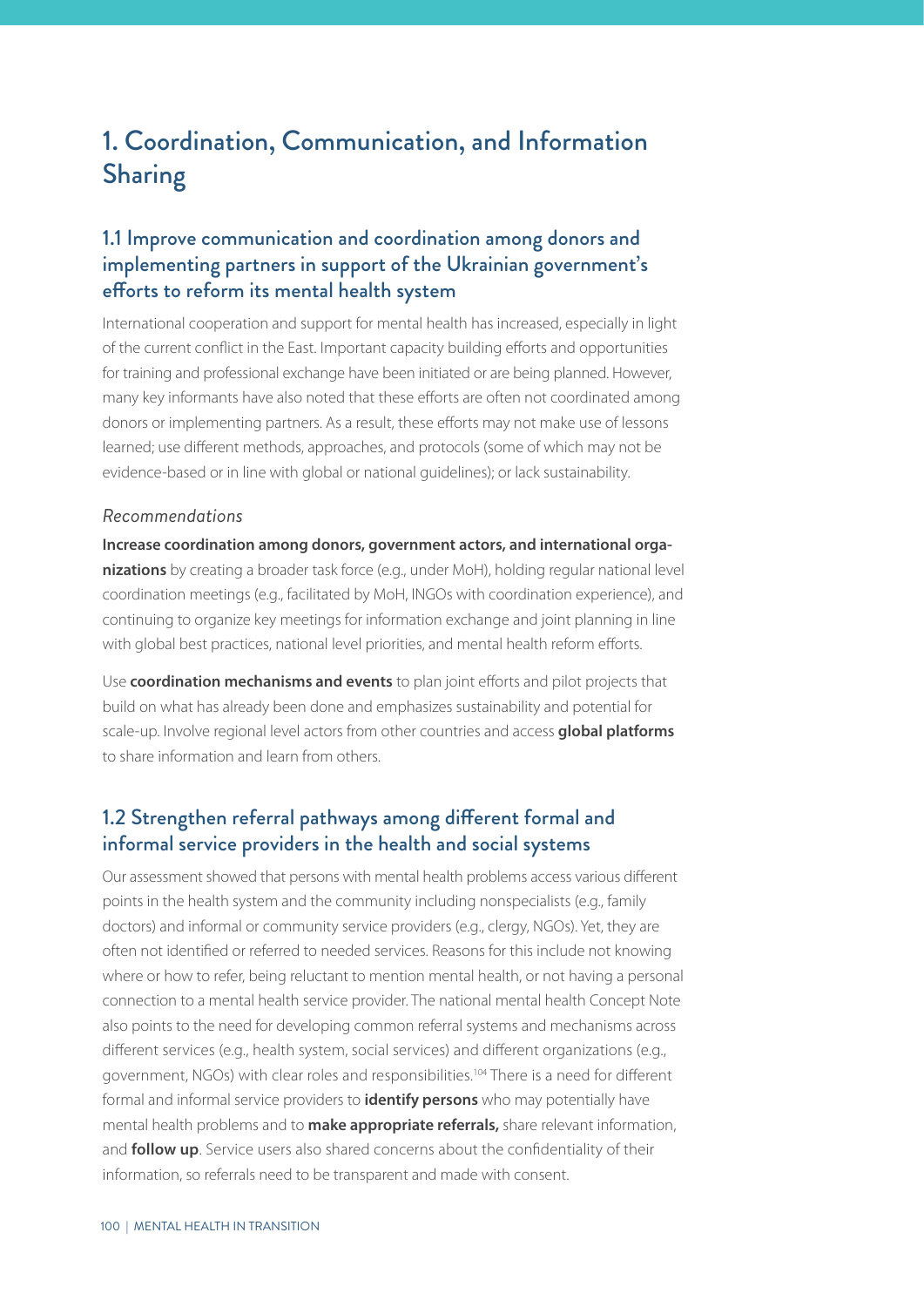# 1. Coordination, Communication, and Information Sharing

## 1.1 Improve communication and coordination among donors and implementing partners in support of the Ukrainian government's efforts to reform its mental health system

International cooperation and support for mental health has increased, especially in light of the current conflict in the East. Important capacity building efforts and opportunities for training and professional exchange have been initiated or are being planned. However, many key informants have also noted that these efforts are often not coordinated among donors or implementing partners. As a result, these efforts may not make use of lessons learned; use different methods, approaches, and protocols (some of which may not be evidence-based or in line with global or national guidelines); or lack sustainability.

*Recommendations*

**Increase coordination among donors, government actors, and international organizations** by creating a broader task force (e.g., under MoH), holding regular national level coordination meetings (e.g., facilitated by MoH, INGOs with coordination experience), and continuing to organize key meetings for information exchange and joint planning in line with global best practices, national level priorities, and mental health reform efforts.

Use **coordination mechanisms and events** to plan joint efforts and pilot projects that build on what has already been done and emphasizes sustainability and potential for scale-up. Involve regional level actors from other countries and access **global platforms** to share information and learn from others.

## 1.2 Strengthen referral pathways among different formal and informal service providers in the health and social systems

Our assessment showed that persons with mental health problems access various different points in the health system and the community including nonspecialists (e.g., family doctors) and informal or community service providers (e.g., clergy, NGOs). Yet, they are often not identified or referred to needed services. Reasons for this include not knowing where or how to refer, being reluctant to mention mental health, or not having a personal connection to a mental health service provider. The national mental health Concept Note also points to the need for developing common referral systems and mechanisms across different services (e.g., health system, social services) and different organizations (e.g., government, NGOs) with clear roles and responsibilities.[104] There is a need for different formal and informal service providers to **identify persons** who may potentially have mental health problems and to **make appropriate referrals,** share relevant information, and **follow up**. Service users also shared concerns about the confidentiality of their information, so referrals need to be transparent and made with consent.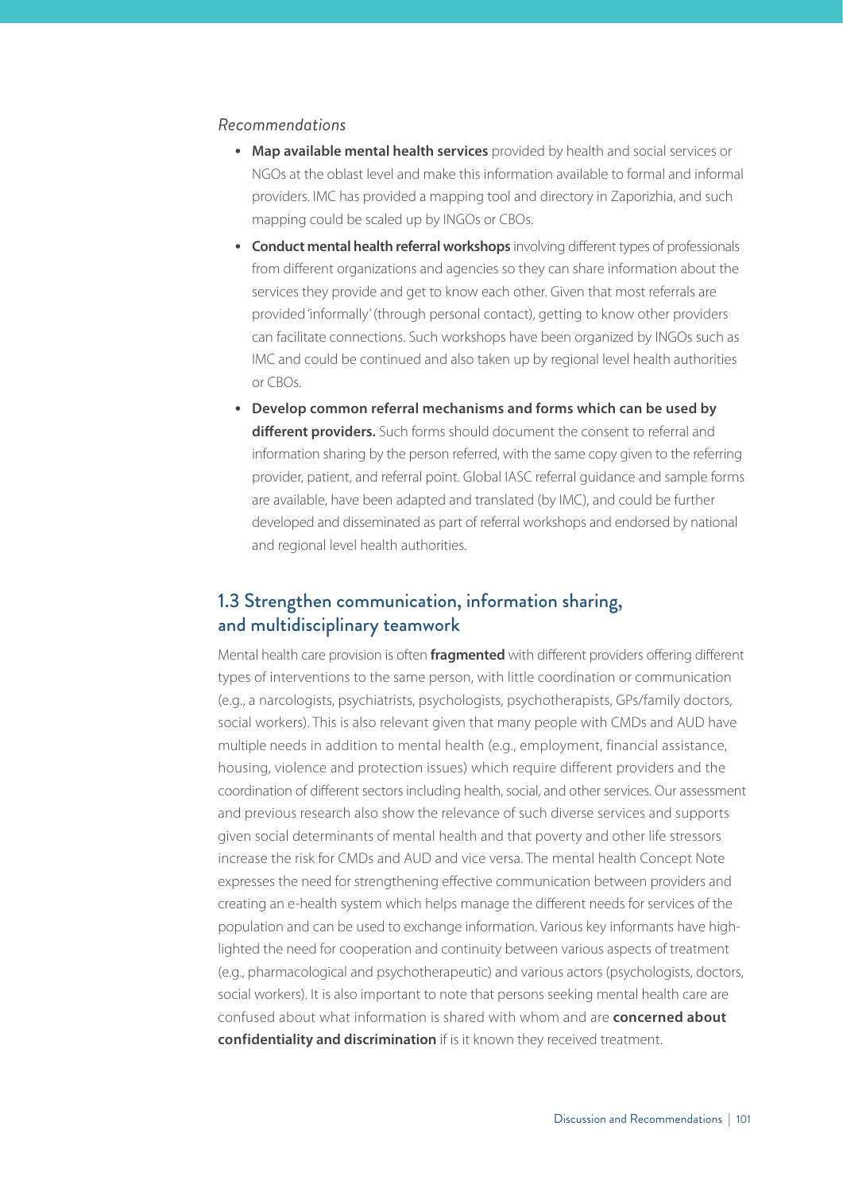*Recommendations*

- **Map available mental health services** provided by health and social services or NGOs at the oblast level and make this information available to formal and informal providers. IMC has provided a mapping tool and directory in Zaporizhia, and such mapping could be scaled up by INGOs or CBOs.
- **Conduct mental health referral workshops** involving different types of professionals from different organizations and agencies so they can share information about the services they provide and get to know each other. Given that most referrals are provided 'informally' (through personal contact), getting to know other providers can facilitate connections. Such workshops have been organized by INGOs such as IMC and could be continued and also taken up by regional level health authorities or CBOs.
- **Develop common referral mechanisms and forms which can be used by different providers.** Such forms should document the consent to referral and information sharing by the person referred, with the same copy given to the referring provider, patient, and referral point. Global IASC referral guidance and sample forms are available, have been adapted and translated (by IMC), and could be further developed and disseminated as part of referral workshops and endorsed by national and regional level health authorities.

## 1.3 Strengthen communication, information sharing, and multidisciplinary teamwork

Mental health care provision is often **fragmented** with different providers offering different types of interventions to the same person, with little coordination or communication (e.g., a narcologists, psychiatrists, psychologists, psychotherapists, GPs/family doctors, social workers). This is also relevant given that many people with CMDs and AUD have multiple needs in addition to mental health (e.g., employment, financial assistance, housing, violence and protection issues) which require different providers and the coordination of different sectors including health, social, and other services. Our assessment and previous research also show the relevance of such diverse services and supports given social determinants of mental health and that poverty and other life stressors increase the risk for CMDs and AUD and vice versa. The mental health Concept Note expresses the need for strengthening effective communication between providers and creating an e-health system which helps manage the different needs for services of the population and can be used to exchange information. Various key informants have highlighted the need for cooperation and continuity between various aspects of treatment (e.g., pharmacological and psychotherapeutic) and various actors (psychologists, doctors, social workers). It is also important to note that persons seeking mental health care are confused about what information is shared with whom and are **concerned about confidentiality and discrimination** if is it known they received treatment.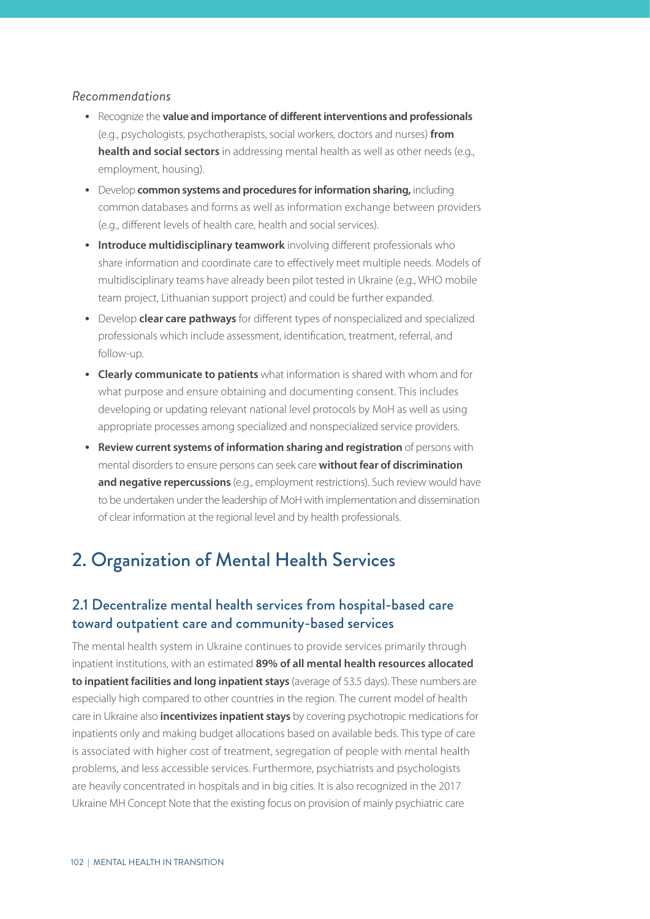*Recommendations*

- Recognize the **value and importance of different interventions and professionals** (e.g., psychologists, psychotherapists, social workers, doctors and nurses) **from health and social sectors** in addressing mental health as well as other needs (e.g., employment, housing).
- Develop **common systems and procedures for information sharing,** including common databases and forms as well as information exchange between providers (e.g., different levels of health care, health and social services).
- **Introduce multidisciplinary teamwork** involving different professionals who share information and coordinate care to effectively meet multiple needs. Models of multidisciplinary teams have already been pilot tested in Ukraine (e.g., WHO mobile team project, Lithuanian support project) and could be further expanded.
- Develop **clear care pathways** for different types of nonspecialized and specialized professionals which include assessment, identification, treatment, referral, and follow-up.
- **Clearly communicate to patients** what information is shared with whom and for what purpose and ensure obtaining and documenting consent. This includes developing or updating relevant national level protocols by MoH as well as using appropriate processes among specialized and nonspecialized service providers.
- **Review current systems of information sharing and registration** of persons with mental disorders to ensure persons can seek care **without fear of discrimination and negative repercussions** (e.g., employment restrictions). Such review would have to be undertaken under the leadership of MoH with implementation and dissemination of clear information at the regional level and by health professionals.

# 2. Organization of Mental Health Services

## 2.1 Decentralize mental health services from hospital-based care toward outpatient care and community-based services

The mental health system in Ukraine continues to provide services primarily through inpatient institutions, with an estimated **89% of all mental health resources allocated to inpatient facilities and long inpatient stays** (average of 53.5 days). These numbers are especially high compared to other countries in the region. The current model of health care in Ukraine also **incentivizes inpatient stays** by covering psychotropic medications for inpatients only and making budget allocations based on available beds. This type of care is associated with higher cost of treatment, segregation of people with mental health problems, and less accessible services. Furthermore, psychiatrists and psychologists are heavily concentrated in hospitals and in big cities. It is also recognized in the 2017 Ukraine MH Concept Note that the existing focus on provision of mainly psychiatric care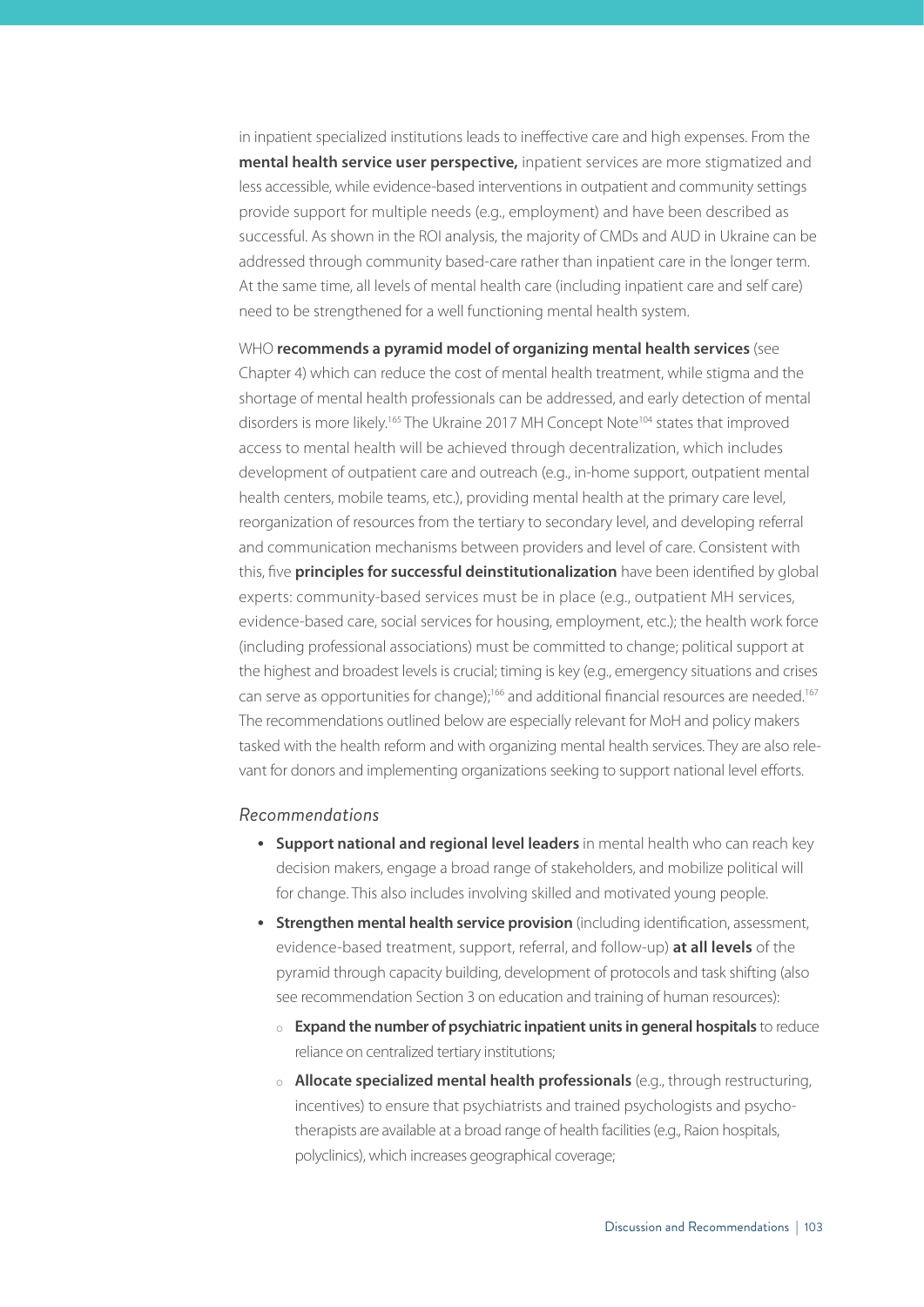in inpatient specialized institutions leads to ineffective care and high expenses. From the **mental health service user perspective,** inpatient services are more stigmatized and less accessible, while evidence-based interventions in outpatient and community settings provide support for multiple needs (e.g., employment) and have been described as successful. As shown in the ROI analysis, the majority of CMDs and AUD in Ukraine can be addressed through community based-care rather than inpatient care in the longer term. At the same time, all levels of mental health care (including inpatient care and self care) need to be strengthened for a well functioning mental health system.

WHO **recommends a pyramid model of organizing mental health services** (see Chapter 4) which can reduce the cost of mental health treatment, while stigma and the shortage of mental health professionals can be addressed, and early detection of mental disorders is more likely.[165] The Ukraine 2017 MH Concept Note[104] states that improved access to mental health will be achieved through decentralization, which includes development of outpatient care and outreach (e.g., in-home support, outpatient mental health centers, mobile teams, etc.), providing mental health at the primary care level, reorganization of resources from the tertiary to secondary level, and developing referral and communication mechanisms between providers and level of care. Consistent with this, five **principles for successful deinstitutionalization** have been identified by global experts: community-based services must be in place (e.g., outpatient MH services, evidence-based care, social services for housing, employment, etc.); the health work force (including professional associations) must be committed to change; political support at the highest and broadest levels is crucial; timing is key (e.g., emergency situations and crises can serve as opportunities for change);[166] and additional financial resources are needed.[167] The recommendations outlined below are especially relevant for MoH and policy makers tasked with the health reform and with organizing mental health services. They are also relevant for donors and implementing organizations seeking to support national level efforts.

### *Recommendations*

- **Support national and regional level leaders** in mental health who can reach key decision makers, engage a broad range of stakeholders, and mobilize political will for change. This also includes involving skilled and motivated young people.
- **Strengthen mental health service provision** (including identification, assessment, evidence-based treatment, support, referral, and follow-up) **at all levels** of the pyramid through capacity building, development of protocols and task shifting (also see recommendation Section 3 on education and training of human resources):
  - **Expand the number of psychiatric inpatient units in general hospitals** to reduce reliance on centralized tertiary institutions;
  - **Allocate specialized mental health professionals** (e.g., through restructuring, incentives) to ensure that psychiatrists and trained psychologists and psychotherapists are available at a broad range of health facilities (e.g., Raion hospitals, polyclinics), which increases geographical coverage;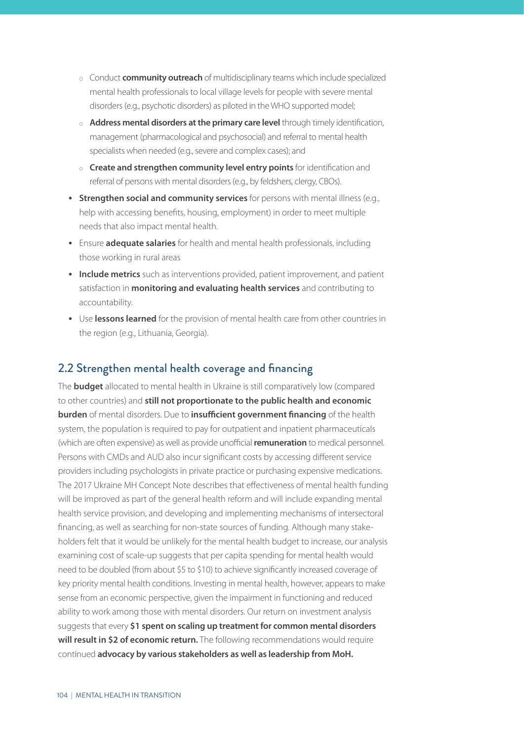- Conduct **community outreach** of multidisciplinary teams which include specialized mental health professionals to local village levels for people with severe mental disorders (e.g., psychotic disorders) as piloted in the WHO supported model;
   - **Address mental disorders at the primary care level** through timely identification, management (pharmacological and psychosocial) and referral to mental health specialists when needed (e.g., severe and complex cases); and
   - **Create and strengthen community level entry points** for identification and referral of persons with mental disorders (e.g., by feldshers, clergy, CBOs).
- **Strengthen social and community services** for persons with mental illness (e.g., help with accessing benefits, housing, employment) in order to meet multiple needs that also impact mental health.
- Ensure **adequate salaries** for health and mental health professionals, including those working in rural areas
- **Include metrics** such as interventions provided, patient improvement, and patient satisfaction in **monitoring and evaluating health services** and contributing to accountability.
- Use **lessons learned** for the provision of mental health care from other countries in the region (e.g., Lithuania, Georgia).

## 2.2 Strengthen mental health coverage and financing

The **budget** allocated to mental health in Ukraine is still comparatively low (compared to other countries) and **still not proportionate to the public health and economic burden** of mental disorders. Due to **insufficient government financing** of the health system, the population is required to pay for outpatient and inpatient pharmaceuticals (which are often expensive) as well as provide unofficial **remuneration** to medical personnel. Persons with CMDs and AUD also incur significant costs by accessing different service providers including psychologists in private practice or purchasing expensive medications. The 2017 Ukraine MH Concept Note describes that effectiveness of mental health funding will be improved as part of the general health reform and will include expanding mental health service provision, and developing and implementing mechanisms of intersectoral financing, as well as searching for non-state sources of funding. Although many stakeholders felt that it would be unlikely for the mental health budget to increase, our analysis examining cost of scale-up suggests that per capita spending for mental health would need to be doubled (from about $5 to $10) to achieve significantly increased coverage of key priority mental health conditions. Investing in mental health, however, appears to make sense from an economic perspective, given the impairment in functioning and reduced ability to work among those with mental disorders. Our return on investment analysis suggests that every **$1 spent on scaling up treatment for common mental disorders will result in $2 of economic return.** The following recommendations would require continued **advocacy by various stakeholders as well as leadership from MoH.**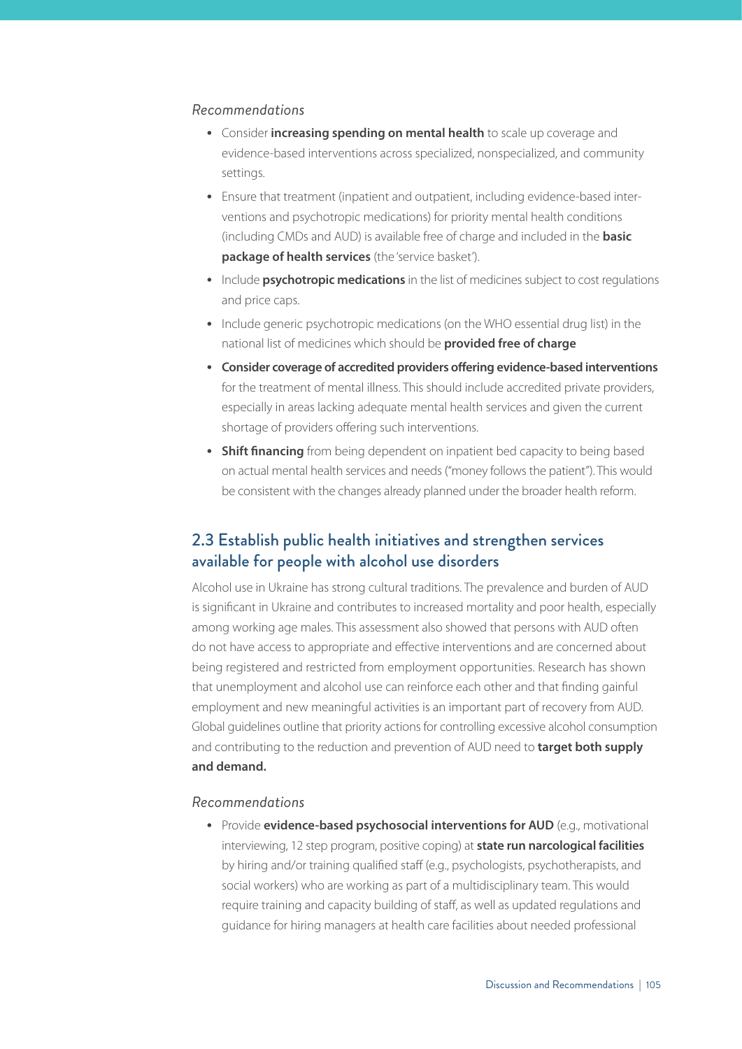*Recommendations*

- Consider **increasing spending on mental health** to scale up coverage and evidence-based interventions across specialized, nonspecialized, and community settings.
- Ensure that treatment (inpatient and outpatient, including evidence-based interventions and psychotropic medications) for priority mental health conditions (including CMDs and AUD) is available free of charge and included in the **basic package of health services** (the 'service basket').
- Include **psychotropic medications** in the list of medicines subject to cost regulations and price caps.
- Include generic psychotropic medications (on the WHO essential drug list) in the national list of medicines which should be **provided free of charge**
- **Consider coverage of accredited providers offering evidence-based interventions** for the treatment of mental illness. This should include accredited private providers, especially in areas lacking adequate mental health services and given the current shortage of providers offering such interventions.
- **Shift financing** from being dependent on inpatient bed capacity to being based on actual mental health services and needs ("money follows the patient"). This would be consistent with the changes already planned under the broader health reform.

## 2.3 Establish public health initiatives and strengthen services available for people with alcohol use disorders

Alcohol use in Ukraine has strong cultural traditions. The prevalence and burden of AUD is significant in Ukraine and contributes to increased mortality and poor health, especially among working age males. This assessment also showed that persons with AUD often do not have access to appropriate and effective interventions and are concerned about being registered and restricted from employment opportunities. Research has shown that unemployment and alcohol use can reinforce each other and that finding gainful employment and new meaningful activities is an important part of recovery from AUD. Global guidelines outline that priority actions for controlling excessive alcohol consumption and contributing to the reduction and prevention of AUD need to **target both supply and demand.**

*Recommendations*

- Provide **evidence-based psychosocial interventions for AUD** (e.g., motivational interviewing, 12 step program, positive coping) at **state run narcological facilities** by hiring and/or training qualified staff (e.g., psychologists, psychotherapists, and social workers) who are working as part of a multidisciplinary team. This would require training and capacity building of staff, as well as updated regulations and guidance for hiring managers at health care facilities about needed professional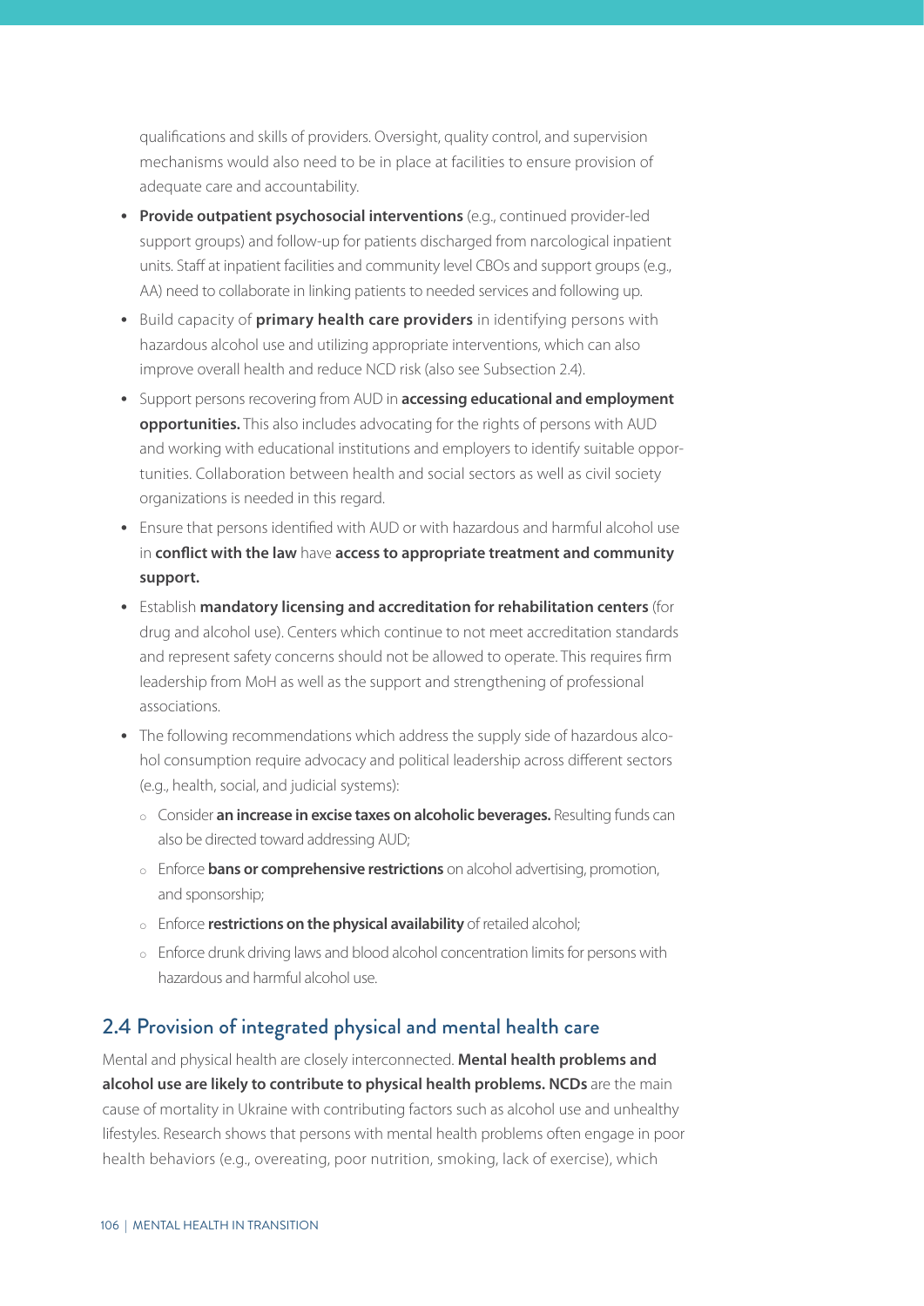qualifications and skills of providers. Oversight, quality control, and supervision mechanisms would also need to be in place at facilities to ensure provision of adequate care and accountability.

- **Provide outpatient psychosocial interventions** (e.g., continued provider-led support groups) and follow-up for patients discharged from narcological inpatient units. Staff at inpatient facilities and community level CBOs and support groups (e.g., AA) need to collaborate in linking patients to needed services and following up.
- Build capacity of **primary health care providers** in identifying persons with hazardous alcohol use and utilizing appropriate interventions, which can also improve overall health and reduce NCD risk (also see Subsection 2.4).
- Support persons recovering from AUD in **accessing educational and employment opportunities.** This also includes advocating for the rights of persons with AUD and working with educational institutions and employers to identify suitable opportunities. Collaboration between health and social sectors as well as civil society organizations is needed in this regard.
- Ensure that persons identified with AUD or with hazardous and harmful alcohol use in **conflict with the law** have **access to appropriate treatment and community support.**
- Establish **mandatory licensing and accreditation for rehabilitation centers** (for drug and alcohol use). Centers which continue to not meet accreditation standards and represent safety concerns should not be allowed to operate. This requires firm leadership from MoH as well as the support and strengthening of professional associations.
- The following recommendations which address the supply side of hazardous alcohol consumption require advocacy and political leadership across different sectors (e.g., health, social, and judicial systems):
  - Consider **an increase in excise taxes on alcoholic beverages.** Resulting funds can also be directed toward addressing AUD;
  - Enforce **bans or comprehensive restrictions** on alcohol advertising, promotion, and sponsorship;
  - Enforce **restrictions on the physical availability** of retailed alcohol;
  - Enforce drunk driving laws and blood alcohol concentration limits for persons with hazardous and harmful alcohol use.

## 2.4 Provision of integrated physical and mental health care

Mental and physical health are closely interconnected. **Mental health problems and alcohol use are likely to contribute to physical health problems. NCDs** are the main cause of mortality in Ukraine with contributing factors such as alcohol use and unhealthy lifestyles. Research shows that persons with mental health problems often engage in poor health behaviors (e.g., overeating, poor nutrition, smoking, lack of exercise), which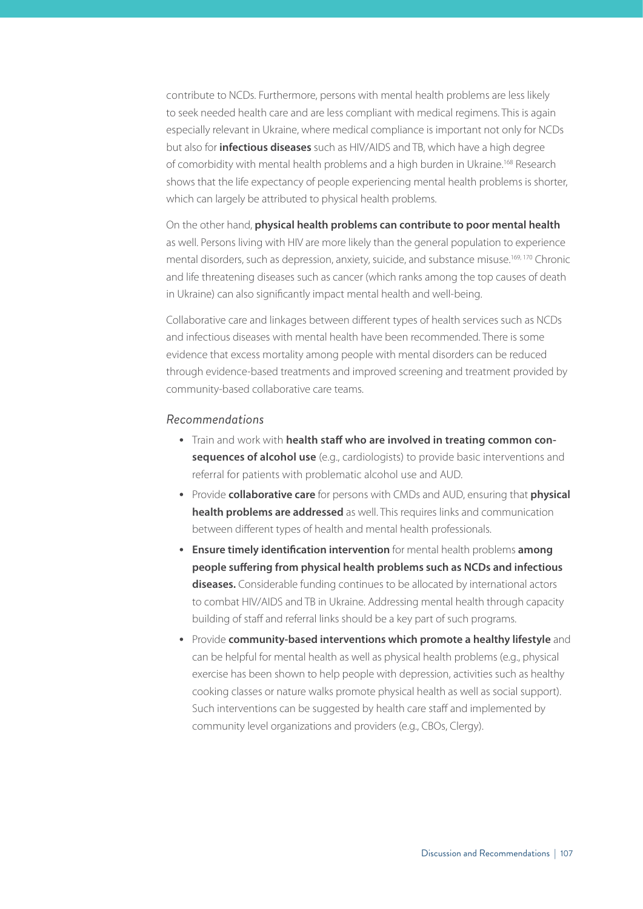contribute to NCDs. Furthermore, persons with mental health problems are less likely to seek needed health care and are less compliant with medical regimens. This is again especially relevant in Ukraine, where medical compliance is important not only for NCDs but also for **infectious diseases** such as HIV/AIDS and TB, which have a high degree of comorbidity with mental health problems and a high burden in Ukraine.[168] Research shows that the life expectancy of people experiencing mental health problems is shorter, which can largely be attributed to physical health problems.

On the other hand, **physical health problems can contribute to poor mental health** as well. Persons living with HIV are more likely than the general population to experience mental disorders, such as depression, anxiety, suicide, and substance misuse.[169, 170] Chronic and life threatening diseases such as cancer (which ranks among the top causes of death in Ukraine) can also significantly impact mental health and well-being.

Collaborative care and linkages between different types of health services such as NCDs and infectious diseases with mental health have been recommended. There is some evidence that excess mortality among people with mental disorders can be reduced through evidence-based treatments and improved screening and treatment provided by community-based collaborative care teams.

*Recommendations*

- Train and work with **health staff who are involved in treating common consequences of alcohol use** (e.g., cardiologists) to provide basic interventions and referral for patients with problematic alcohol use and AUD.
- Provide **collaborative care** for persons with CMDs and AUD, ensuring that **physical health problems are addressed** as well. This requires links and communication between different types of health and mental health professionals.
- **Ensure timely identification intervention** for mental health problems **among people suffering from physical health problems such as NCDs and infectious diseases.** Considerable funding continues to be allocated by international actors to combat HIV/AIDS and TB in Ukraine. Addressing mental health through capacity building of staff and referral links should be a key part of such programs.
- Provide **community-based interventions which promote a healthy lifestyle** and can be helpful for mental health as well as physical health problems (e.g., physical exercise has been shown to help people with depression, activities such as healthy cooking classes or nature walks promote physical health as well as social support). Such interventions can be suggested by health care staff and implemented by community level organizations and providers (e.g., CBOs, Clergy).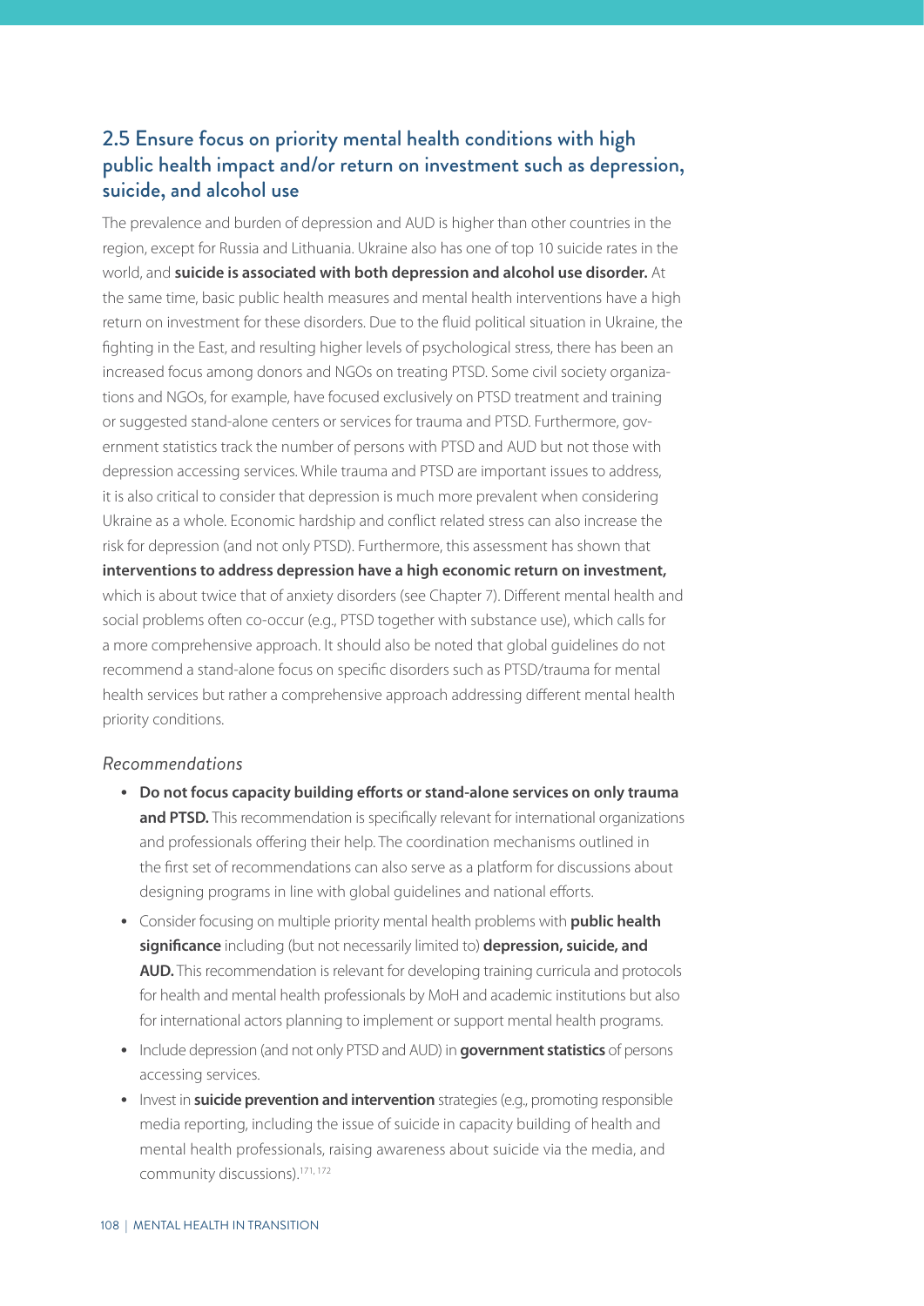## 2.5 Ensure focus on priority mental health conditions with high public health impact and/or return on investment such as depression, suicide, and alcohol use

The prevalence and burden of depression and AUD is higher than other countries in the region, except for Russia and Lithuania. Ukraine also has one of top 10 suicide rates in the world, and **suicide is associated with both depression and alcohol use disorder.** At the same time, basic public health measures and mental health interventions have a high return on investment for these disorders. Due to the fluid political situation in Ukraine, the fighting in the East, and resulting higher levels of psychological stress, there has been an increased focus among donors and NGOs on treating PTSD. Some civil society organizations and NGOs, for example, have focused exclusively on PTSD treatment and training or suggested stand-alone centers or services for trauma and PTSD. Furthermore, government statistics track the number of persons with PTSD and AUD but not those with depression accessing services. While trauma and PTSD are important issues to address, it is also critical to consider that depression is much more prevalent when considering Ukraine as a whole. Economic hardship and conflict related stress can also increase the risk for depression (and not only PTSD). Furthermore, this assessment has shown that **interventions to address depression have a high economic return on investment,** which is about twice that of anxiety disorders (see Chapter 7). Different mental health and social problems often co-occur (e.g., PTSD together with substance use), which calls for a more comprehensive approach. It should also be noted that global guidelines do not recommend a stand-alone focus on specific disorders such as PTSD/trauma for mental health services but rather a comprehensive approach addressing different mental health priority conditions.

*Recommendations*

- **Do not focus capacity building efforts or stand-alone services on only trauma and PTSD.** This recommendation is specifically relevant for international organizations and professionals offering their help. The coordination mechanisms outlined in the first set of recommendations can also serve as a platform for discussions about designing programs in line with global guidelines and national efforts.
- Consider focusing on multiple priority mental health problems with **public health significance** including (but not necessarily limited to) **depression, suicide, and AUD.** This recommendation is relevant for developing training curricula and protocols for health and mental health professionals by MoH and academic institutions but also for international actors planning to implement or support mental health programs.
- Include depression (and not only PTSD and AUD) in **government statistics** of persons accessing services.
- Invest in **suicide prevention and intervention** strategies (e.g., promoting responsible media reporting, including the issue of suicide in capacity building of health and mental health professionals, raising awareness about suicide via the media, and community discussions).[171, 172]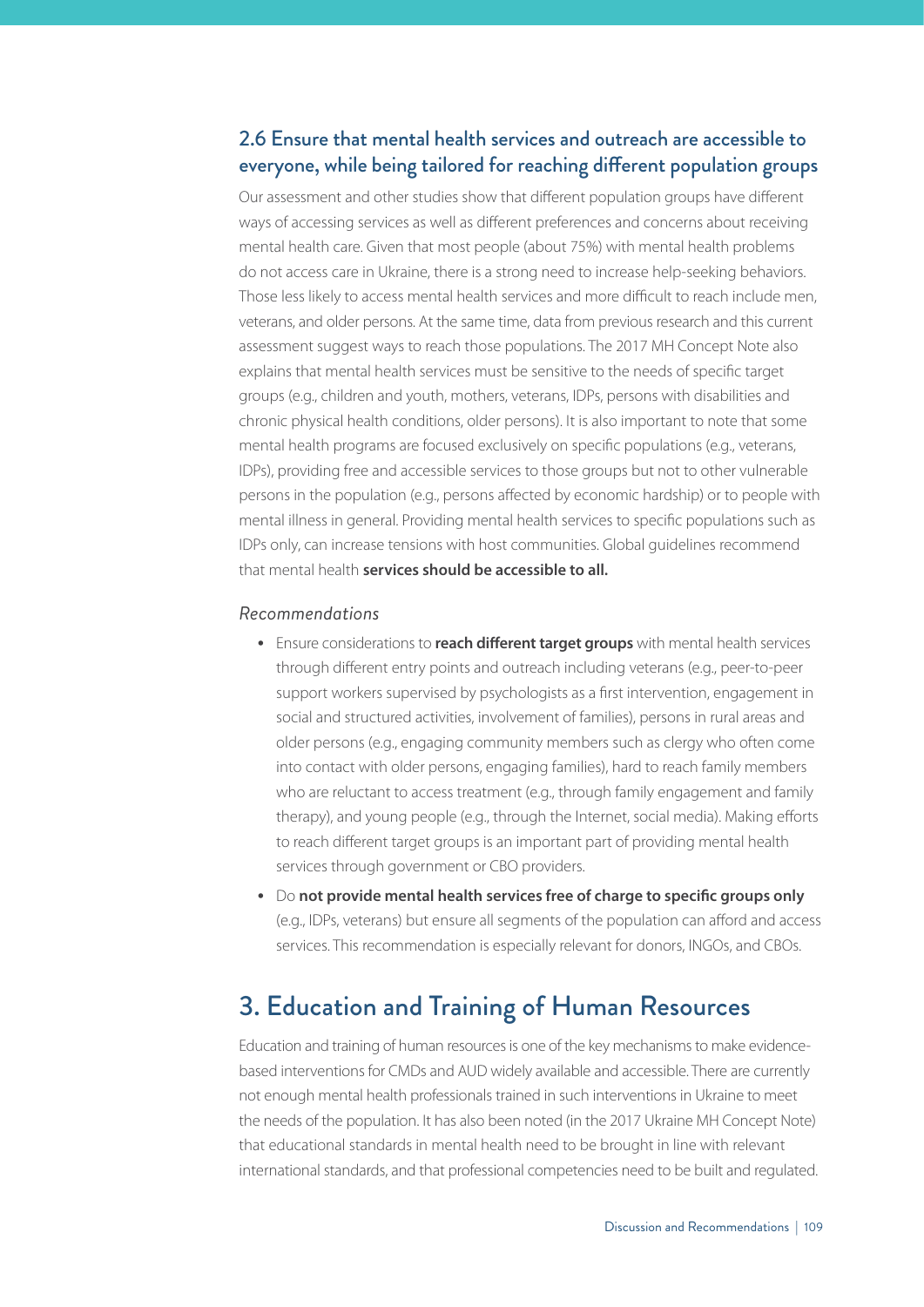### 2.6 Ensure that mental health services and outreach are accessible to everyone, while being tailored for reaching different population groups

Our assessment and other studies show that different population groups have different ways of accessing services as well as different preferences and concerns about receiving mental health care. Given that most people (about 75%) with mental health problems do not access care in Ukraine, there is a strong need to increase help-seeking behaviors. Those less likely to access mental health services and more difficult to reach include men, veterans, and older persons. At the same time, data from previous research and this current assessment suggest ways to reach those populations. The 2017 MH Concept Note also explains that mental health services must be sensitive to the needs of specific target groups (e.g., children and youth, mothers, veterans, IDPs, persons with disabilities and chronic physical health conditions, older persons). It is also important to note that some mental health programs are focused exclusively on specific populations (e.g., veterans, IDPs), providing free and accessible services to those groups but not to other vulnerable persons in the population (e.g., persons affected by economic hardship) or to people with mental illness in general. Providing mental health services to specific populations such as IDPs only, can increase tensions with host communities. Global guidelines recommend that mental health **services should be accessible to all.**

*Recommendations*

- Ensure considerations to **reach different target groups** with mental health services through different entry points and outreach including veterans (e.g., peer-to-peer support workers supervised by psychologists as a first intervention, engagement in social and structured activities, involvement of families), persons in rural areas and older persons (e.g., engaging community members such as clergy who often come into contact with older persons, engaging families), hard to reach family members who are reluctant to access treatment (e.g., through family engagement and family therapy), and young people (e.g., through the Internet, social media). Making efforts to reach different target groups is an important part of providing mental health services through government or CBO providers.
- Do **not provide mental health services free of charge to specific groups only** (e.g., IDPs, veterans) but ensure all segments of the population can afford and access services. This recommendation is especially relevant for donors, INGOs, and CBOs.

## 3. Education and Training of Human Resources

Education and training of human resources is one of the key mechanisms to make evidence-based interventions for CMDs and AUD widely available and accessible. There are currently not enough mental health professionals trained in such interventions in Ukraine to meet the needs of the population. It has also been noted (in the 2017 Ukraine MH Concept Note) that educational standards in mental health need to be brought in line with relevant international standards, and that professional competencies need to be built and regulated.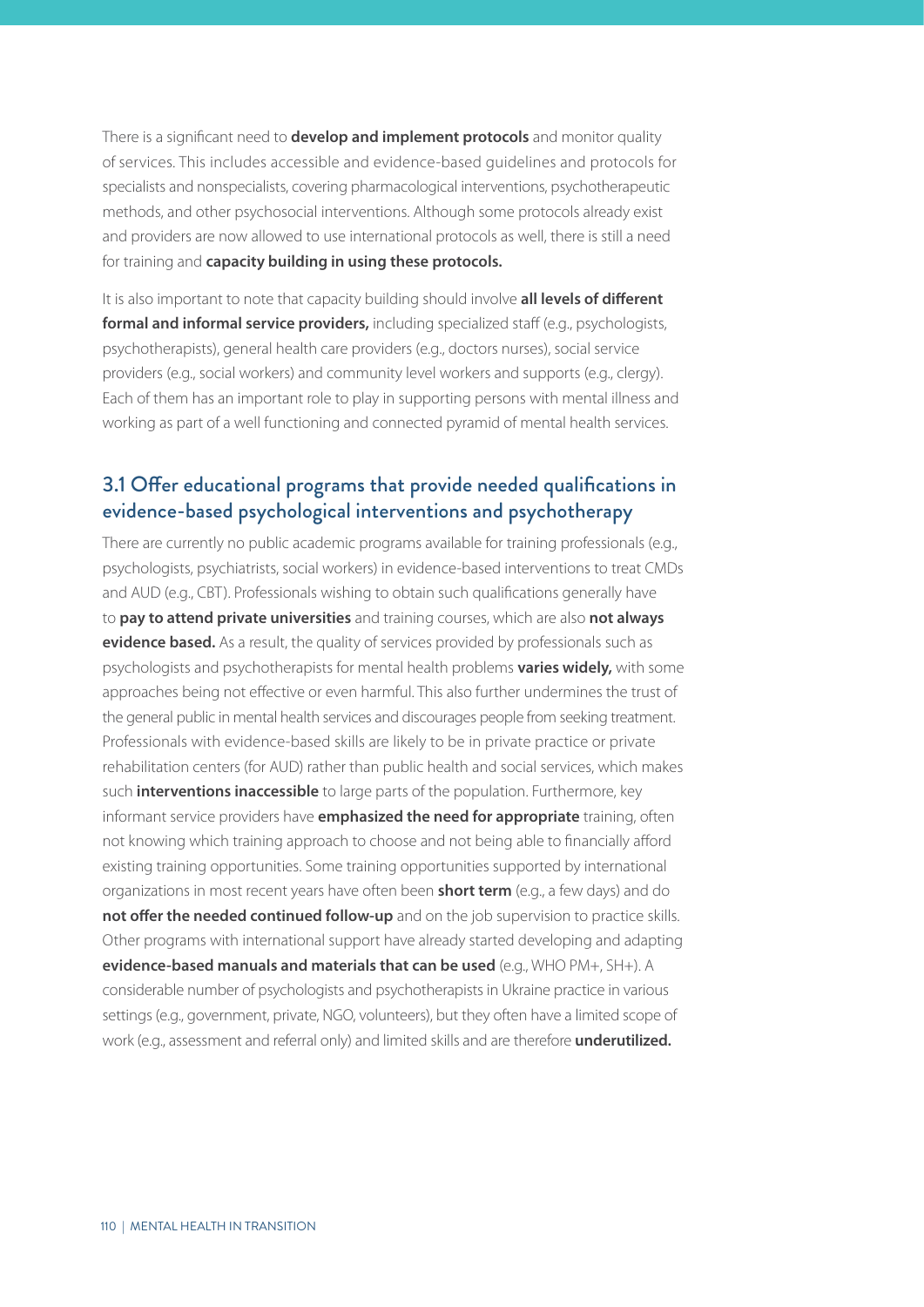There is a significant need to **develop and implement protocols** and monitor quality of services. This includes accessible and evidence-based guidelines and protocols for specialists and nonspecialists, covering pharmacological interventions, psychotherapeutic methods, and other psychosocial interventions. Although some protocols already exist and providers are now allowed to use international protocols as well, there is still a need for training and **capacity building in using these protocols.**

It is also important to note that capacity building should involve **all levels of different formal and informal service providers,** including specialized staff (e.g., psychologists, psychotherapists), general health care providers (e.g., doctors nurses), social service providers (e.g., social workers) and community level workers and supports (e.g., clergy). Each of them has an important role to play in supporting persons with mental illness and working as part of a well functioning and connected pyramid of mental health services.

## 3.1 Offer educational programs that provide needed qualifications in evidence-based psychological interventions and psychotherapy

There are currently no public academic programs available for training professionals (e.g., psychologists, psychiatrists, social workers) in evidence-based interventions to treat CMDs and AUD (e.g., CBT). Professionals wishing to obtain such qualifications generally have to **pay to attend private universities** and training courses, which are also **not always evidence based.** As a result, the quality of services provided by professionals such as psychologists and psychotherapists for mental health problems **varies widely,** with some approaches being not effective or even harmful. This also further undermines the trust of the general public in mental health services and discourages people from seeking treatment. Professionals with evidence-based skills are likely to be in private practice or private rehabilitation centers (for AUD) rather than public health and social services, which makes such **interventions inaccessible** to large parts of the population. Furthermore, key informant service providers have **emphasized the need for appropriate** training, often not knowing which training approach to choose and not being able to financially afford existing training opportunities. Some training opportunities supported by international organizations in most recent years have often been **short term** (e.g., a few days) and do **not offer the needed continued follow-up** and on the job supervision to practice skills. Other programs with international support have already started developing and adapting **evidence-based manuals and materials that can be used** (e.g., WHO PM+, SH+). A considerable number of psychologists and psychotherapists in Ukraine practice in various settings (e.g., government, private, NGO, volunteers), but they often have a limited scope of work (e.g., assessment and referral only) and limited skills and are therefore **underutilized.**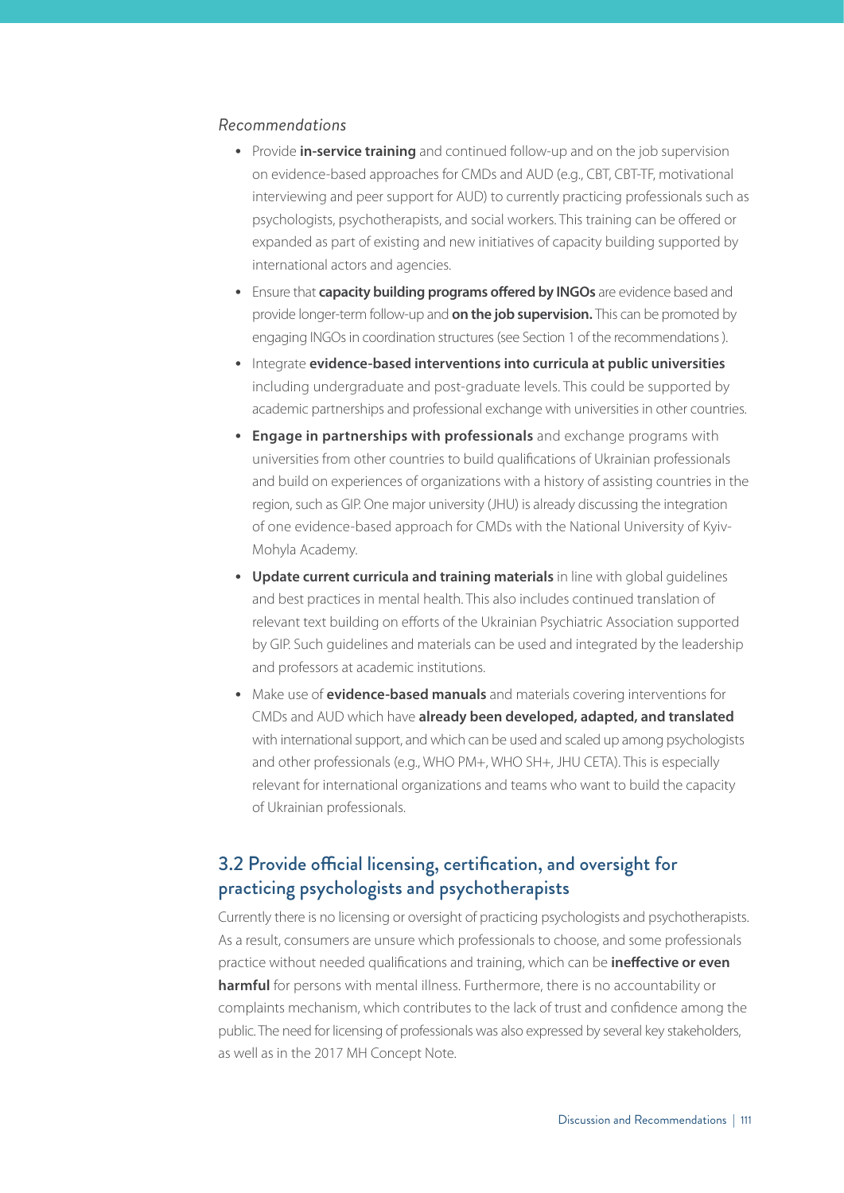*Recommendations*

- Provide **in-service training** and continued follow-up and on the job supervision on evidence-based approaches for CMDs and AUD (e.g., CBT, CBT-TF, motivational interviewing and peer support for AUD) to currently practicing professionals such as psychologists, psychotherapists, and social workers. This training can be offered or expanded as part of existing and new initiatives of capacity building supported by international actors and agencies.
- Ensure that **capacity building programs offered by INGOs** are evidence based and provide longer-term follow-up and **on the job supervision.** This can be promoted by engaging INGOs in coordination structures (see Section 1 of the recommendations ).
- Integrate **evidence-based interventions into curricula at public universities** including undergraduate and post-graduate levels. This could be supported by academic partnerships and professional exchange with universities in other countries.
- **Engage in partnerships with professionals** and exchange programs with universities from other countries to build qualifications of Ukrainian professionals and build on experiences of organizations with a history of assisting countries in the region, such as GIP. One major university (JHU) is already discussing the integration of one evidence-based approach for CMDs with the National University of Kyiv-Mohyla Academy.
- **Update current curricula and training materials** in line with global guidelines and best practices in mental health. This also includes continued translation of relevant text building on efforts of the Ukrainian Psychiatric Association supported by GIP. Such guidelines and materials can be used and integrated by the leadership and professors at academic institutions.
- Make use of **evidence-based manuals** and materials covering interventions for CMDs and AUD which have **already been developed, adapted, and translated** with international support, and which can be used and scaled up among psychologists and other professionals (e.g., WHO PM+, WHO SH+, JHU CETA). This is especially relevant for international organizations and teams who want to build the capacity of Ukrainian professionals.

## 3.2 Provide official licensing, certification, and oversight for practicing psychologists and psychotherapists

Currently there is no licensing or oversight of practicing psychologists and psychotherapists. As a result, consumers are unsure which professionals to choose, and some professionals practice without needed qualifications and training, which can be **ineffective or even harmful** for persons with mental illness. Furthermore, there is no accountability or complaints mechanism, which contributes to the lack of trust and confidence among the public. The need for licensing of professionals was also expressed by several key stakeholders, as well as in the 2017 MH Concept Note.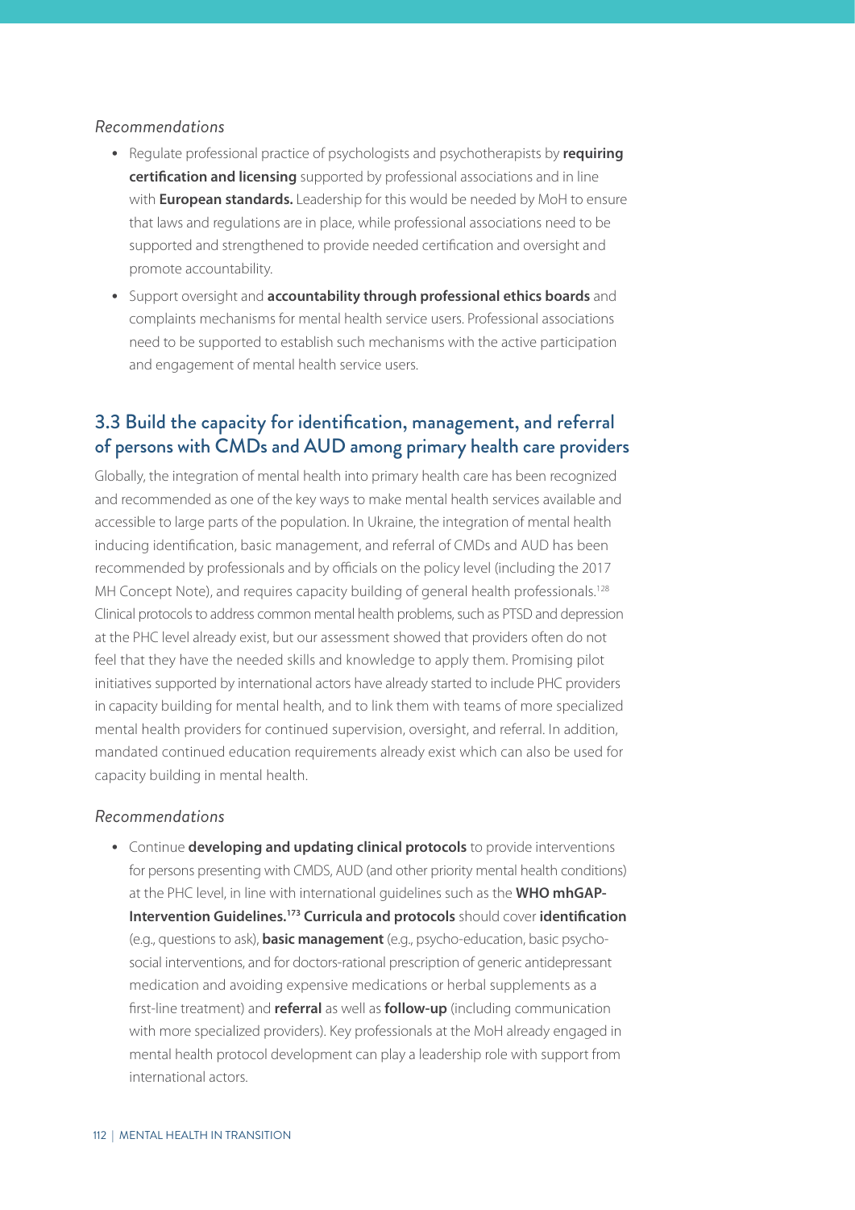*Recommendations*

- Regulate professional practice of psychologists and psychotherapists by **requiring certification and licensing** supported by professional associations and in line with **European standards.** Leadership for this would be needed by MoH to ensure that laws and regulations are in place, while professional associations need to be supported and strengthened to provide needed certification and oversight and promote accountability.
- Support oversight and **accountability through professional ethics boards** and complaints mechanisms for mental health service users. Professional associations need to be supported to establish such mechanisms with the active participation and engagement of mental health service users.

## 3.3 Build the capacity for identification, management, and referral of persons with CMDs and AUD among primary health care providers

Globally, the integration of mental health into primary health care has been recognized and recommended as one of the key ways to make mental health services available and accessible to large parts of the population. In Ukraine, the integration of mental health inducing identification, basic management, and referral of CMDs and AUD has been recommended by professionals and by officials on the policy level (including the 2017 MH Concept Note), and requires capacity building of general health professionals.[128] Clinical protocols to address common mental health problems, such as PTSD and depression at the PHC level already exist, but our assessment showed that providers often do not feel that they have the needed skills and knowledge to apply them. Promising pilot initiatives supported by international actors have already started to include PHC providers in capacity building for mental health, and to link them with teams of more specialized mental health providers for continued supervision, oversight, and referral. In addition, mandated continued education requirements already exist which can also be used for capacity building in mental health.

*Recommendations*

- Continue **developing and updating clinical protocols** to provide interventions for persons presenting with CMDS, AUD (and other priority mental health conditions) at the PHC level, in line with international guidelines such as the **WHO mhGAP-Intervention Guidelines.**[173] **Curricula and protocols** should cover **identification** (e.g., questions to ask), **basic management** (e.g., psycho-education, basic psycho-social interventions, and for doctors-rational prescription of generic antidepressant medication and avoiding expensive medications or herbal supplements as a first-line treatment) and **referral** as well as **follow-up** (including communication with more specialized providers). Key professionals at the MoH already engaged in mental health protocol development can play a leadership role with support from international actors.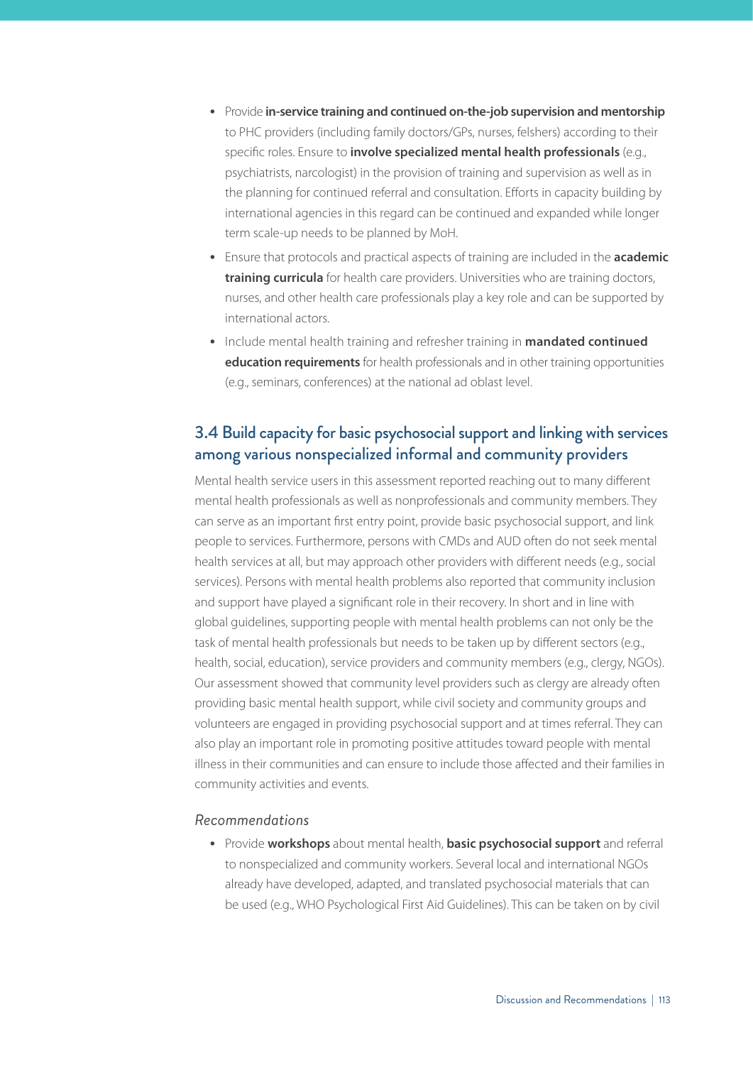- Provide **in-service training and continued on-the-job supervision and mentorship** to PHC providers (including family doctors/GPs, nurses, felshers) according to their specific roles. Ensure to **involve specialized mental health professionals** (e.g., psychiatrists, narcologist) in the provision of training and supervision as well as in the planning for continued referral and consultation. Efforts in capacity building by international agencies in this regard can be continued and expanded while longer term scale-up needs to be planned by MoH.
- Ensure that protocols and practical aspects of training are included in the **academic training curricula** for health care providers. Universities who are training doctors, nurses, and other health care professionals play a key role and can be supported by international actors.
- Include mental health training and refresher training in **mandated continued education requirements** for health professionals and in other training opportunities (e.g., seminars, conferences) at the national ad oblast level.

## 3.4 Build capacity for basic psychosocial support and linking with services among various nonspecialized informal and community providers

Mental health service users in this assessment reported reaching out to many different mental health professionals as well as nonprofessionals and community members. They can serve as an important first entry point, provide basic psychosocial support, and link people to services. Furthermore, persons with CMDs and AUD often do not seek mental health services at all, but may approach other providers with different needs (e.g., social services). Persons with mental health problems also reported that community inclusion and support have played a significant role in their recovery. In short and in line with global guidelines, supporting people with mental health problems can not only be the task of mental health professionals but needs to be taken up by different sectors (e.g., health, social, education), service providers and community members (e.g., clergy, NGOs). Our assessment showed that community level providers such as clergy are already often providing basic mental health support, while civil society and community groups and volunteers are engaged in providing psychosocial support and at times referral. They can also play an important role in promoting positive attitudes toward people with mental illness in their communities and can ensure to include those affected and their families in community activities and events.

*Recommendations*

- Provide **workshops** about mental health, **basic psychosocial support** and referral to nonspecialized and community workers. Several local and international NGOs already have developed, adapted, and translated psychosocial materials that can be used (e.g., WHO Psychological First Aid Guidelines). This can be taken on by civil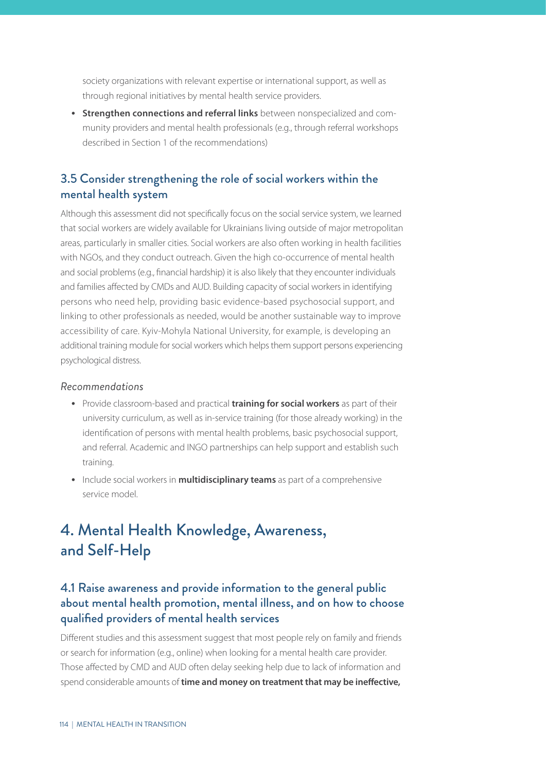society organizations with relevant expertise or international support, as well as through regional initiatives by mental health service providers.

- **Strengthen connections and referral links** between nonspecialized and community providers and mental health professionals (e.g., through referral workshops described in Section 1 of the recommendations)

### 3.5 Consider strengthening the role of social workers within the mental health system

Although this assessment did not specifically focus on the social service system, we learned that social workers are widely available for Ukrainians living outside of major metropolitan areas, particularly in smaller cities. Social workers are also often working in health facilities with NGOs, and they conduct outreach. Given the high co-occurrence of mental health and social problems (e.g., financial hardship) it is also likely that they encounter individuals and families affected by CMDs and AUD. Building capacity of social workers in identifying persons who need help, providing basic evidence-based psychosocial support, and linking to other professionals as needed, would be another sustainable way to improve accessibility of care. Kyiv-Mohyla National University, for example, is developing an additional training module for social workers which helps them support persons experiencing psychological distress.

*Recommendations*

- Provide classroom-based and practical **training for social workers** as part of their university curriculum, as well as in-service training (for those already working) in the identification of persons with mental health problems, basic psychosocial support, and referral. Academic and INGO partnerships can help support and establish such training.
- Include social workers in **multidisciplinary teams** as part of a comprehensive service model.

## 4. Mental Health Knowledge, Awareness, and Self-Help

### 4.1 Raise awareness and provide information to the general public about mental health promotion, mental illness, and on how to choose qualified providers of mental health services

Different studies and this assessment suggest that most people rely on family and friends or search for information (e.g., online) when looking for a mental health care provider. Those affected by CMD and AUD often delay seeking help due to lack of information and spend considerable amounts of **time and money on treatment that may be ineffective,**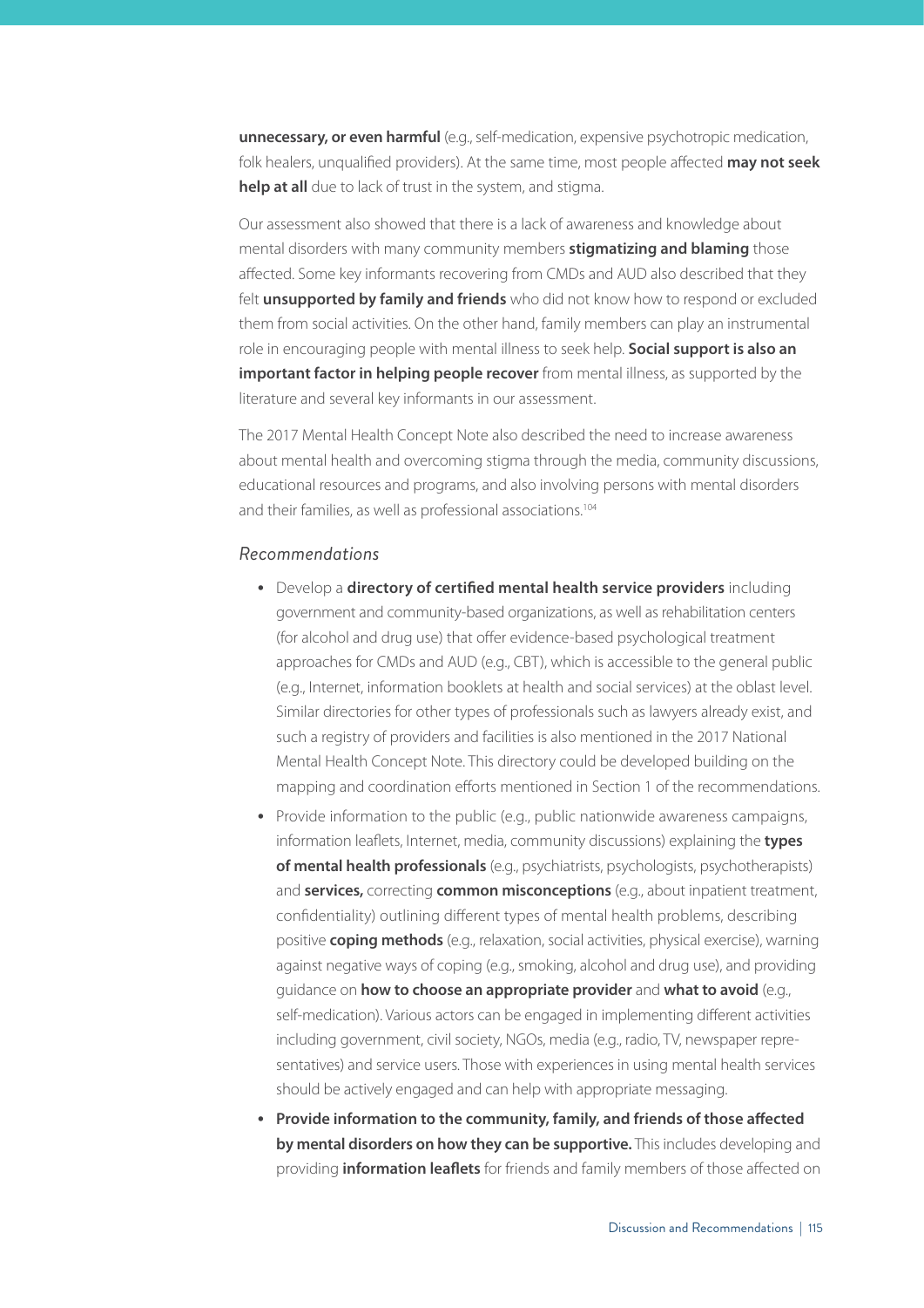**unnecessary, or even harmful** (e.g., self-medication, expensive psychotropic medication, folk healers, unqualified providers). At the same time, most people affected **may not seek help at all** due to lack of trust in the system, and stigma.

Our assessment also showed that there is a lack of awareness and knowledge about mental disorders with many community members **stigmatizing and blaming** those affected. Some key informants recovering from CMDs and AUD also described that they felt **unsupported by family and friends** who did not know how to respond or excluded them from social activities. On the other hand, family members can play an instrumental role in encouraging people with mental illness to seek help. **Social support is also an important factor in helping people recover** from mental illness, as supported by the literature and several key informants in our assessment.

The 2017 Mental Health Concept Note also described the need to increase awareness about mental health and overcoming stigma through the media, community discussions, educational resources and programs, and also involving persons with mental disorders and their families, as well as professional associations.[104]

### *Recommendations*

- Develop a **directory of certified mental health service providers** including government and community-based organizations, as well as rehabilitation centers (for alcohol and drug use) that offer evidence-based psychological treatment approaches for CMDs and AUD (e.g., CBT), which is accessible to the general public (e.g., Internet, information booklets at health and social services) at the oblast level. Similar directories for other types of professionals such as lawyers already exist, and such a registry of providers and facilities is also mentioned in the 2017 National Mental Health Concept Note. This directory could be developed building on the mapping and coordination efforts mentioned in Section 1 of the recommendations.
- Provide information to the public (e.g., public nationwide awareness campaigns, information leaflets, Internet, media, community discussions) explaining the **types of mental health professionals** (e.g., psychiatrists, psychologists, psychotherapists) and **services,** correcting **common misconceptions** (e.g., about inpatient treatment, confidentiality) outlining different types of mental health problems, describing positive **coping methods** (e.g., relaxation, social activities, physical exercise), warning against negative ways of coping (e.g., smoking, alcohol and drug use), and providing guidance on **how to choose an appropriate provider** and **what to avoid** (e.g., self-medication). Various actors can be engaged in implementing different activities including government, civil society, NGOs, media (e.g., radio, TV, newspaper representatives) and service users. Those with experiences in using mental health services should be actively engaged and can help with appropriate messaging.
- **Provide information to the community, family, and friends of those affected by mental disorders on how they can be supportive.** This includes developing and providing **information leaflets** for friends and family members of those affected on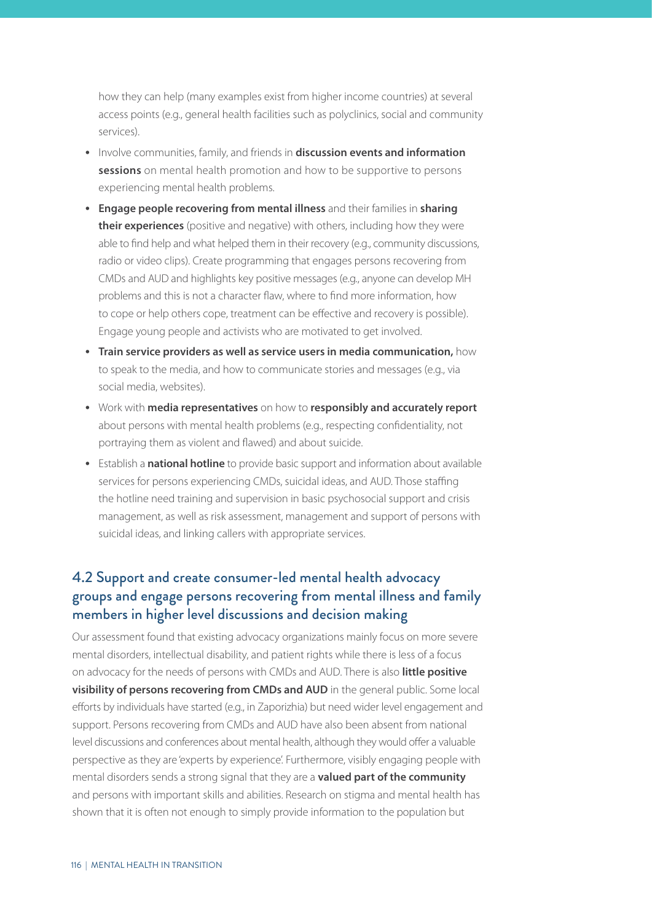how they can help (many examples exist from higher income countries) at several access points (e.g., general health facilities such as polyclinics, social and community services).

- Involve communities, family, and friends in **discussion events and information sessions** on mental health promotion and how to be supportive to persons experiencing mental health problems.
- **Engage people recovering from mental illness** and their families in **sharing their experiences** (positive and negative) with others, including how they were able to find help and what helped them in their recovery (e.g., community discussions, radio or video clips). Create programming that engages persons recovering from CMDs and AUD and highlights key positive messages (e.g., anyone can develop MH problems and this is not a character flaw, where to find more information, how to cope or help others cope, treatment can be effective and recovery is possible). Engage young people and activists who are motivated to get involved.
- **Train service providers as well as service users in media communication,** how to speak to the media, and how to communicate stories and messages (e.g., via social media, websites).
- Work with **media representatives** on how to **responsibly and accurately report** about persons with mental health problems (e.g., respecting confidentiality, not portraying them as violent and flawed) and about suicide.
- Establish a **national hotline** to provide basic support and information about available services for persons experiencing CMDs, suicidal ideas, and AUD. Those staffing the hotline need training and supervision in basic psychosocial support and crisis management, as well as risk assessment, management and support of persons with suicidal ideas, and linking callers with appropriate services.

## 4.2 Support and create consumer-led mental health advocacy groups and engage persons recovering from mental illness and family members in higher level discussions and decision making

Our assessment found that existing advocacy organizations mainly focus on more severe mental disorders, intellectual disability, and patient rights while there is less of a focus on advocacy for the needs of persons with CMDs and AUD. There is also **little positive visibility of persons recovering from CMDs and AUD** in the general public. Some local efforts by individuals have started (e.g., in Zaporizhia) but need wider level engagement and support. Persons recovering from CMDs and AUD have also been absent from national level discussions and conferences about mental health, although they would offer a valuable perspective as they are 'experts by experience'. Furthermore, visibly engaging people with mental disorders sends a strong signal that they are a **valued part of the community** and persons with important skills and abilities. Research on stigma and mental health has shown that it is often not enough to simply provide information to the population but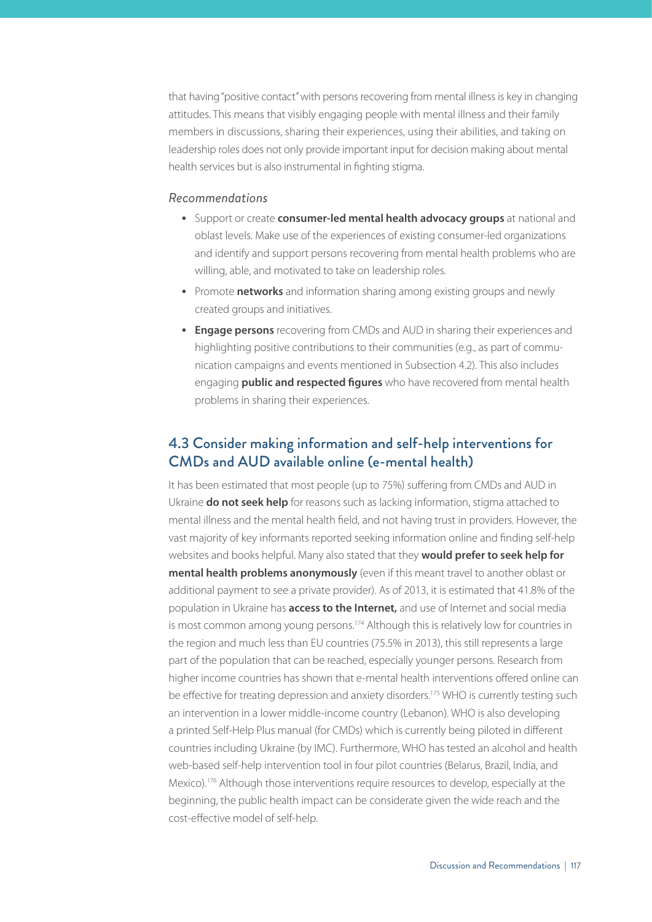that having "positive contact" with persons recovering from mental illness is key in changing attitudes. This means that visibly engaging people with mental illness and their family members in discussions, sharing their experiences, using their abilities, and taking on leadership roles does not only provide important input for decision making about mental health services but is also instrumental in fighting stigma.

*Recommendations*

- Support or create **consumer-led mental health advocacy groups** at national and oblast levels. Make use of the experiences of existing consumer-led organizations and identify and support persons recovering from mental health problems who are willing, able, and motivated to take on leadership roles.
- Promote **networks** and information sharing among existing groups and newly created groups and initiatives.
- **Engage persons** recovering from CMDs and AUD in sharing their experiences and highlighting positive contributions to their communities (e.g., as part of communication campaigns and events mentioned in Subsection 4.2). This also includes engaging **public and respected figures** who have recovered from mental health problems in sharing their experiences.

## 4.3 Consider making information and self-help interventions for CMDs and AUD available online (e-mental health)

It has been estimated that most people (up to 75%) suffering from CMDs and AUD in Ukraine **do not seek help** for reasons such as lacking information, stigma attached to mental illness and the mental health field, and not having trust in providers. However, the vast majority of key informants reported seeking information online and finding self-help websites and books helpful. Many also stated that they **would prefer to seek help for mental health problems anonymously** (even if this meant travel to another oblast or additional payment to see a private provider). As of 2013, it is estimated that 41.8% of the population in Ukraine has **access to the Internet,** and use of Internet and social media is most common among young persons.[174] Although this is relatively low for countries in the region and much less than EU countries (75.5% in 2013), this still represents a large part of the population that can be reached, especially younger persons. Research from higher income countries has shown that e-mental health interventions offered online can be effective for treating depression and anxiety disorders.[175] WHO is currently testing such an intervention in a lower middle-income country (Lebanon). WHO is also developing a printed Self-Help Plus manual (for CMDs) which is currently being piloted in different countries including Ukraine (by IMC). Furthermore, WHO has tested an alcohol and health web-based self-help intervention tool in four pilot countries (Belarus, Brazil, India, and Mexico).[176] Although those interventions require resources to develop, especially at the beginning, the public health impact can be considerate given the wide reach and the cost-effective model of self-help.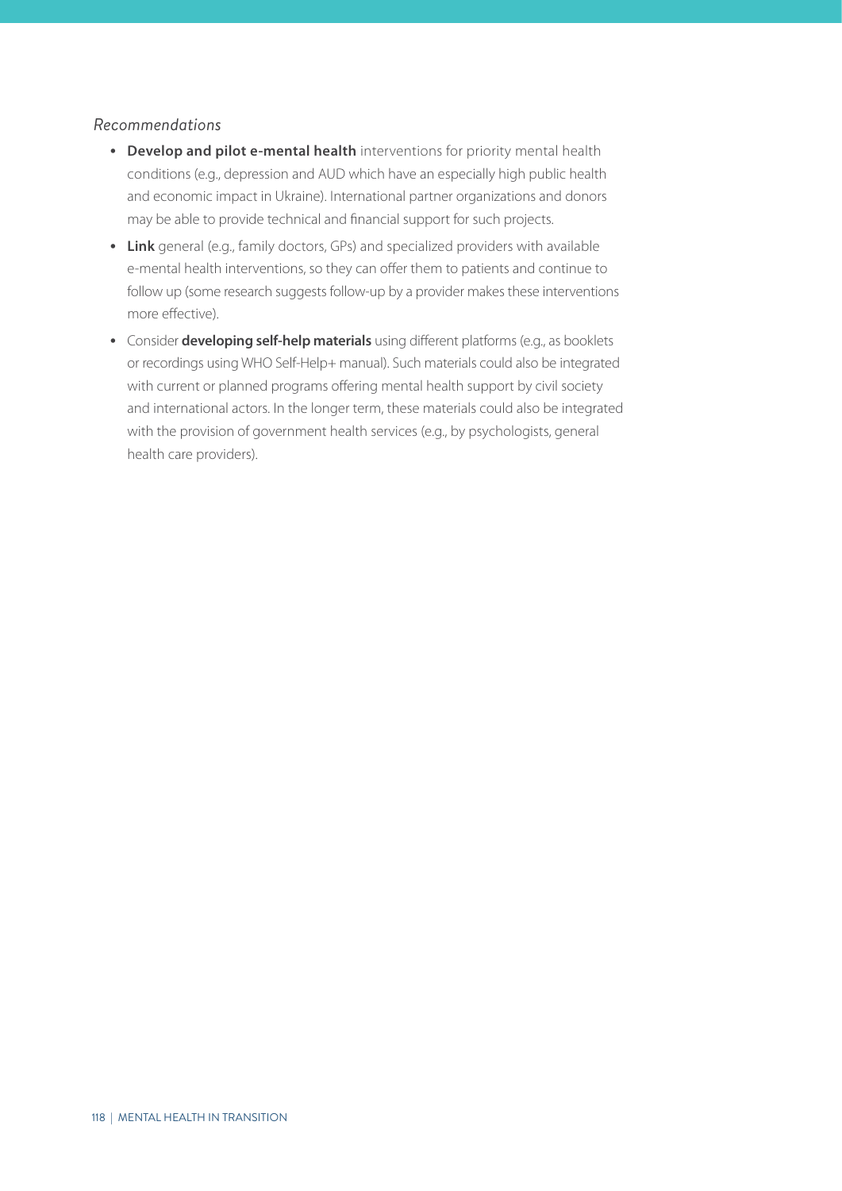*Recommendations*

- **Develop and pilot e-mental health** interventions for priority mental health conditions (e.g., depression and AUD which have an especially high public health and economic impact in Ukraine). International partner organizations and donors may be able to provide technical and financial support for such projects.
- **Link** general (e.g., family doctors, GPs) and specialized providers with available e-mental health interventions, so they can offer them to patients and continue to follow up (some research suggests follow-up by a provider makes these interventions more effective).
- Consider **developing self-help materials** using different platforms (e.g., as booklets or recordings using WHO Self-Help+ manual). Such materials could also be integrated with current or planned programs offering mental health support by civil society and international actors. In the longer term, these materials could also be integrated with the provision of government health services (e.g., by psychologists, general health care providers).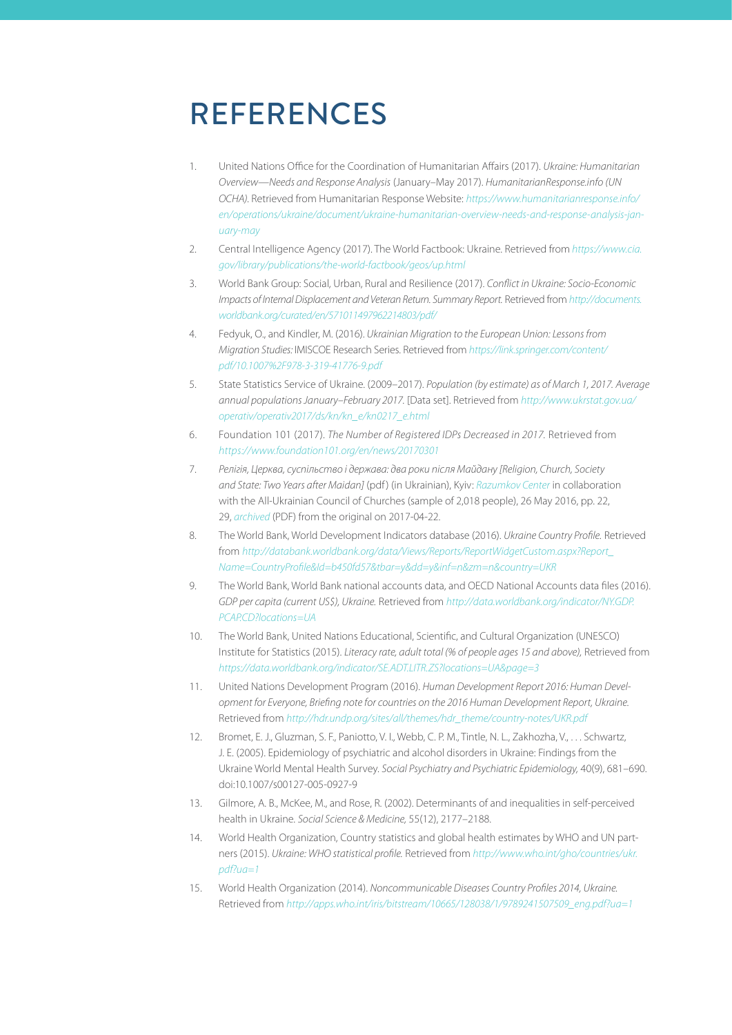# REFERENCES

1. United Nations Office for the Coordination of Humanitarian Affairs (2017). *Ukraine: Humanitarian Overview—Needs and Response Analysis* (January–May 2017). *HumanitarianResponse.info (UN OCHA).* Retrieved from Humanitarian Response Website: *https://www.humanitarianresponse.info/en/operations/ukraine/document/ukraine-humanitarian-overview-needs-and-response-analysis-january-may*

2. Central Intelligence Agency (2017). The World Factbook: Ukraine. Retrieved from *https://www.cia.gov/library/publications/the-world-factbook/geos/up.html*

3. World Bank Group: Social, Urban, Rural and Resilience (2017). *Conflict in Ukraine: Socio-Economic Impacts of Internal Displacement and Veteran Return. Summary Report.* Retrieved from *http://documents.worldbank.org/curated/en/571011497962214803/pdf/*

4. Fedyuk, O., and Kindler, M. (2016). *Ukrainian Migration to the European Union: Lessons from Migration Studies:* IMISCOE Research Series. Retrieved from *https://link.springer.com/content/pdf/10.1007%2F978-3-319-41776-9.pdf*

5. State Statistics Service of Ukraine. (2009–2017). *Population (by estimate) as of March 1, 2017. Average annual populations January–February 2017.* [Data set]. Retrieved from *http://www.ukrstat.gov.ua/operativ/operativ2017/ds/kn/kn_e/kn0217_e.html*

6. Foundation 101 (2017). *The Number of Registered IDPs Decreased in 2017.* Retrieved from *https://www.foundation101.org/en/news/20170301*

7. *Релігія, Церква, суспільство і держава: два роки після Майдану [Religion, Church, Society and State: Two Years after Maidan]* (pdf) (in Ukrainian), Kyiv: *Razumkov Center* in collaboration with the All-Ukrainian Council of Churches (sample of 2,018 people), 26 May 2016, pp. 22, 29, *archived* (PDF) from the original on 2017-04-22.

8. The World Bank, World Development Indicators database (2016). *Ukraine Country Profile.* Retrieved from *http://databank.worldbank.org/data/Views/Reports/ReportWidgetCustom.aspx?Report_Name=CountryProfile&Id=b450fd57&tbar=y&dd=y&inf=n&zm=n&country=UKR*

9. The World Bank, World Bank national accounts data, and OECD National Accounts data files (2016). *GDP per capita (current US$), Ukraine.* Retrieved from *http://data.worldbank.org/indicator/NY.GDP.PCAP.CD?locations=UA*

10. The World Bank, United Nations Educational, Scientific, and Cultural Organization (UNESCO) Institute for Statistics (2015). *Literacy rate, adult total (% of people ages 15 and above),* Retrieved from *https://data.worldbank.org/indicator/SE.ADT.LITR.ZS?locations=UA&page=3*

11. United Nations Development Program (2016). *Human Development Report 2016: Human Development for Everyone, Briefing note for countries on the 2016 Human Development Report, Ukraine.* Retrieved from *http://hdr.undp.org/sites/all/themes/hdr_theme/country-notes/UKR.pdf*

12. Bromet, E. J., Gluzman, S. F., Paniotto, V. I., Webb, C. P. M., Tintle, N. L., Zakhozha, V., . . . Schwartz, J. E. (2005). Epidemiology of psychiatric and alcohol disorders in Ukraine: Findings from the Ukraine World Mental Health Survey. *Social Psychiatry and Psychiatric Epidemiology,* 40(9), 681–690. doi:10.1007/s00127-005-0927-9

13. Gilmore, A. B., McKee, M., and Rose, R. (2002). Determinants of and inequalities in self-perceived health in Ukraine. *Social Science & Medicine,* 55(12), 2177–2188.

14. World Health Organization, Country statistics and global health estimates by WHO and UN partners (2015). *Ukraine: WHO statistical profile.* Retrieved from *http://www.who.int/gho/countries/ukr.pdf?ua=1*

15. World Health Organization (2014). *Noncommunicable Diseases Country Profiles 2014, Ukraine.* Retrieved from *http://apps.who.int/iris/bitstream/10665/128038/1/9789241507509_eng.pdf?ua=1*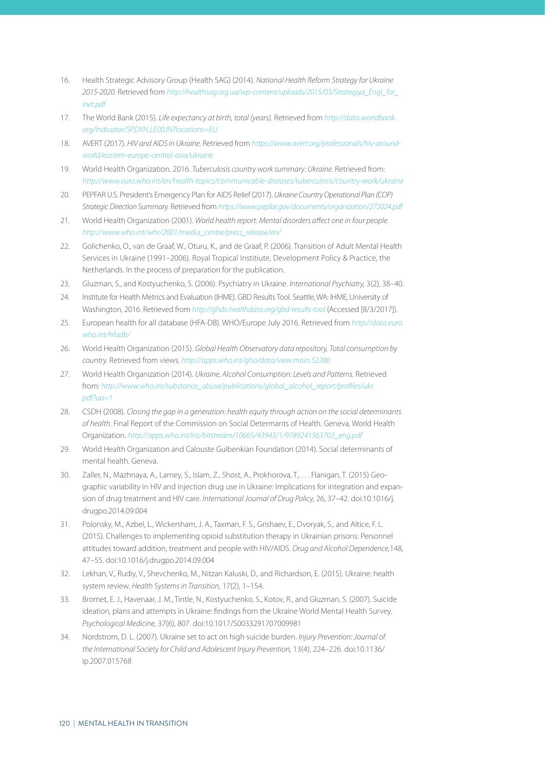16. Health Strategic Advisory Group (Health SAG) (2014). *National Health Reform Strategy for Ukraine 2015-2020.* Retrieved from *http://healthsag.org.ua/wp-content/uploads/2015/03/Strategiya_Engl_for_inet.pdf*
17. The World Bank (2015). *Life expectancy at birth, total (years).* Retrieved from *http://data.worldbank.org/indicator/SP.DYN.LE00.IN?locations=EU*
18. AVERT (2017). *HIV and AIDS in Ukraine.* Retrieved from *https://www.avert.org/professionals/hiv-around-world/eastern-europe-central-asia/ukraine*
19. World Health Organization. 2016. *Tuberculosis country work summary: Ukraine.* Retrieved from: *http://www.euro.who.int/en/health-topics/communicable-diseases/tuberculosis/country-work/ukraine*
20. PEPFAR U.S. President's Emergency Plan for AIDS Relief (2017). *Ukraine Country Operational Plan (COP) Strategic Direction Summary.* Retrieved from *https://www.pepfar.gov/documents/organization/272024.pdf*
21. World Health Organization (2001). *World health report. Mental disorders affect one in four people. http://www.who.int/whr/2001/media_centre/press_release/en/*
22. Golichenko, O., van de Graaf, W., Oturu, K., and de Graaf, P. (2006). Transition of Adult Mental Health Services in Ukraine (1991–2006). Royal Tropical Instiitute, Development Policy & Practice, the Netherlands. In the process of preparation for the publication.
23. Gluzman, S., and Kostyuchenko, S. (2006). Psychiatry in Ukraine. *International Psychiatry,* 3(2), 38–40.
24. Institute for Health Metrics and Evaluation (IHME). GBD Results Tool. Seattle, WA: IHME, University of Washington, 2016. Retrieved from *http://ghdx.healthdata.org/gbd-results-tool* (Accessed [8/3/2017]).
25. European health for all database (HFA-DB). WHO/Europe July 2016. Retrieved from *http://data.euro.who.int/hfadb/*
26. World Health Organization (2015). *Global Health Observatory data repository, Total consumption by country.* Retrieved from views. *http://apps.who.int/gho/data/view.main.52280*
27. World Health Organization (2014). *Ukraine, Alcohol Consumption: Levels and Patterns.* Retrieved from: *http://www.who.int/substance_abuse/publications/global_alcohol_report/profiles/ukr.pdf?ua=1*
28. CSDH (2008). *Closing the gap in a generation: health equity through action on the social determinants of health.* Final Report of the Commission on Social Determants of Health. Geneva, World Health Organization. *http://apps.who.int/iris/bitstream/10665/43943/1/9789241563703_eng.pdf*
29. World Health Organization and Calouste Gulbenkian Foundation (2014). Social determinants of mental health. Geneva.
30. Zaller, N., Mazhnaya, A., Larney, S., Islam, Z., Shost, A., Prokhorova, T., . . . Flanigan, T. (2015) Geographic variability in HIV and injection drug use in Ukraine: Implications for integration and expansion of drug treatment and HIV care. *International Journal of Drug Policy,* 26, 37–42. doi:10.1016/j.drugpo.2014.09.004
31. Polonsky, M., Azbel, L., Wickersham, J. A., Taxman, F. S., Grishaev, E., Dvoryak, S., and Altice, F. L. (2015). Challenges to implementing opioid substitution therapy in Ukrainian prisons: Personnel attitudes toward addition, treatment and people with HIV/AIDS. *Drug and Alcohol Dependence,*148, 47–55. doi:10.1016/j.drugpo.2014.09.004
32. Lekhan, V., Rudiy, V., Shevchenko, M., Nitzan Kaluski, D., and Richardson, E. (2015). Ukraine: health system review. *Health Systems in Transition,* 17(2), 1–154.
33. Bromet, E. J., Havenaar, J. M., Tintle, N., Kostyuchenko, S., Kotov, R., and Gluzman, S. (2007). Suicide ideation, plans and attempts in Ukraine: findings from the Ukraine World Mental Health Survey. *Psychological Medicine,* 37(6), 807. doi:10.1017/S0033291707009981
34. Nordstrom, D. L. (2007). Ukraine set to act on high suicide burden. *Injury Prevention: Journal of the International Society for Child and Adolescent Injury Prevention,* 13(4), 224–226. doi:10.1136/ip.2007.015768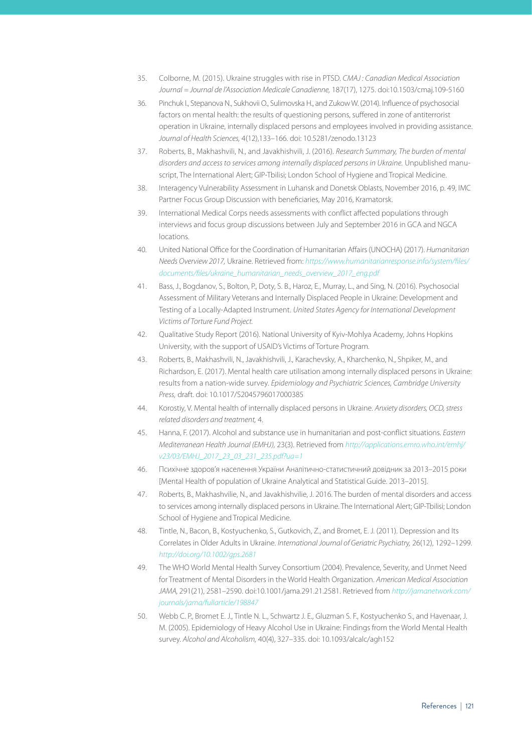35. Colborne, M. (2015). Ukraine struggles with rise in PTSD. *CMAJ : Canadian Medical Association Journal = Journal de l'Association Medicale Canadienne,* 187(17), 1275. doi:10.1503/cmaj.109-5160

36. Pinchuk I., Stepanova N., Sukhovii O., Sulimovska H., and Zukow W. (2014). Influence of psychosocial factors on mental health: the results of questioning persons, suffered in zone of antiterrorist operation in Ukraine, internally displaced persons and employees involved in providing assistance. *Journal of Health Sciences,* 4(12),133–166. doi: 10.5281/zenodo.13123

37. Roberts, B., Makhashvili, N., and Javakhishvili, J. (2016). *Research Summary, The burden of mental disorders and access to services among internally displaced persons in Ukraine.* Unpublished manuscript, The International Alert; GIP-Tbilisi; London School of Hygiene and Tropical Medicine.

38. Interagency Vulnerability Assessment in Luhansk and Donetsk Oblasts, November 2016, p. 49, IMC Partner Focus Group Discussion with beneficiaries, May 2016, Kramatorsk.

39. International Medical Corps needs assessments with conflict affected populations through interviews and focus group discussions between July and September 2016 in GCA and NGCA locations.

40. United National Office for the Coordination of Humanitarian Affairs (UNOCHA) (2017). *Humanitarian Needs Overview 2017,* Ukraine. Retrieved from: https://www.humanitarianresponse.info/system/files/documents/files/ukraine_humanitarian_needs_overview_2017_eng.pdf

41. Bass, J., Bogdanov, S., Bolton, P., Doty, S. B., Haroz, E., Murray, L., and Sing, N. (2016). Psychosocial Assessment of Military Veterans and Internally Displaced People in Ukraine: Development and Testing of a Locally-Adapted Instrument. *United States Agency for International Development Victims of Torture Fund Project.*

42. Qualitative Study Report (2016). National University of Kyiv-Mohlya Academy, Johns Hopkins University, with the support of USAID's Victims of Torture Program.

43. Roberts, B., Makhashvili, N., Javakhishvili, J., Karachevsky, A., Kharchenko, N., Shpiker, M., and Richardson, E. (2017). Mental health care utilisation among internally displaced persons in Ukraine: results from a nation-wide survey. *Epidemiology and Psychiatric Sciences, Cambridge University Press,* draft. doi: 10.1017/S2045796017000385

44. Korostiy, V. Mental health of internally displaced persons in Ukraine. *Anxiety disorders, OCD, stress related disorders and treatment,* 4.

45. Hanna, F. (2017). Alcohol and substance use in humanitarian and post-conflict situations. *Eastern Mediterranean Health Journal (EMHJ),* 23(3). Retrieved from http://applications.emro.who.int/emhj/v23/03/EMHJ_2017_23_03_231_235.pdf?ua=1

46. Психічне здоров'я населення України Аналітично-статистичний довідник за 2013–2015 роки [Mental Health of population of Ukraine Analytical and Statistical Guide. 2013–2015].

47. Roberts, B., Makhashvilie, N., and Javakhishvilie, J. 2016. The burden of mental disorders and access to services among internally displaced persons in Ukraine. The International Alert; GIP-Tbilisi; London School of Hygiene and Tropical Medicine.

48. Tintle, N., Bacon, B., Kostyuchenko, S., Gutkovich, Z., and Bromet, E. J. (2011). Depression and Its Correlates in Older Adults in Ukraine. *International Journal of Geriatric Psychiatry,* 26(12), 1292–1299. http://doi.org/10.1002/gps.2681

49. The WHO World Mental Health Survey Consortium (2004). Prevalence, Severity, and Unmet Need for Treatment of Mental Disorders in the World Health Organization. *American Medical Association JAMA,* 291(21), 2581–2590. doi:10.1001/jama.291.21.2581. Retrieved from http://jamanetwork.com/journals/jama/fullarticle/198847

50. Webb C. P., Bromet E. J., Tintle N. L., Schwartz J. E., Gluzman S. F., Kostyuchenko S., and Havenaar, J. M. (2005). Epidemiology of Heavy Alcohol Use in Ukraine: Findings from the World Mental Health survey. *Alcohol and Alcoholism,* 40(4), 327–335. doi: 10.1093/alcalc/agh152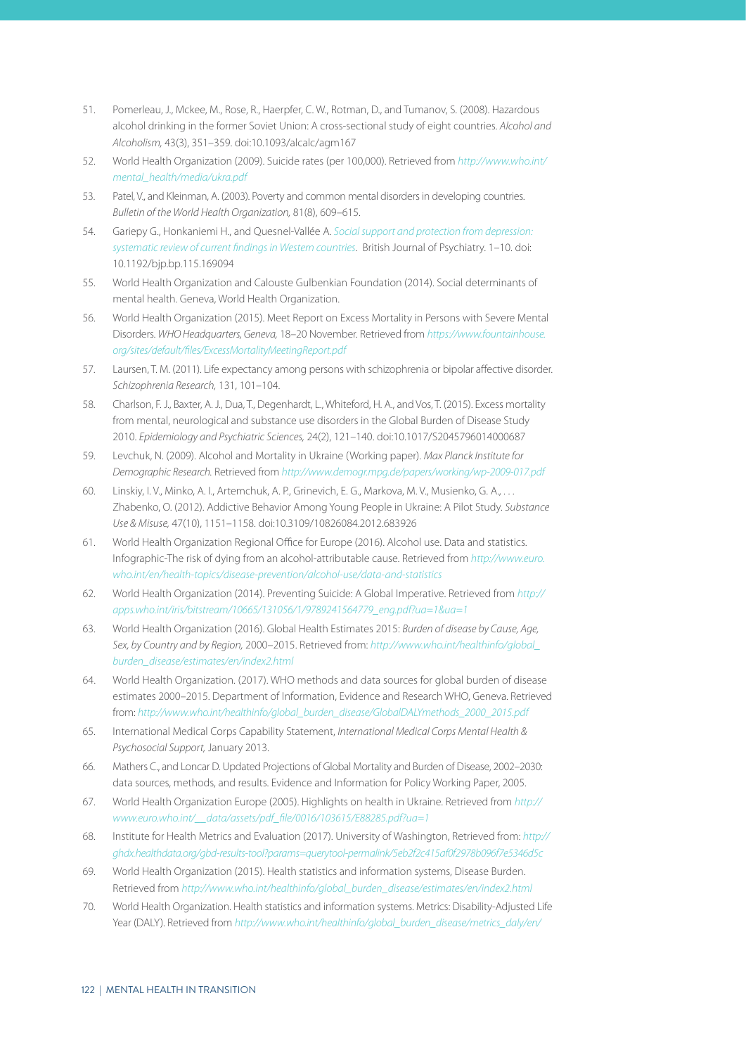51. Pomerleau, J., Mckee, M., Rose, R., Haerpfer, C. W., Rotman, D., and Tumanov, S. (2008). Hazardous alcohol drinking in the former Soviet Union: A cross-sectional study of eight countries. *Alcohol and Alcoholism,* 43(3), 351–359. doi:10.1093/alcalc/agm167
52. World Health Organization (2009). Suicide rates (per 100,000). Retrieved from *http://www.who.int/mental_health/media/ukra.pdf*
53. Patel, V., and Kleinman, A. (2003). Poverty and common mental disorders in developing countries. *Bulletin of the World Health Organization,* 81(8), 609–615.
54. Gariepy G., Honkaniemi H., and Quesnel-Vallée A. *Social support and protection from depression: systematic review of current findings in Western countries*. British Journal of Psychiatry. 1–10. doi: 10.1192/bjp.bp.115.169094
55. World Health Organization and Calouste Gulbenkian Foundation (2014). Social determinants of mental health. Geneva, World Health Organization.
56. World Health Organization (2015). Meet Report on Excess Mortality in Persons with Severe Mental Disorders. *WHO Headquarters, Geneva,* 18–20 November. Retrieved from *https://www.fountainhouse.org/sites/default/files/ExcessMortalityMeetingReport.pdf*
57. Laursen, T. M. (2011). Life expectancy among persons with schizophrenia or bipolar affective disorder. *Schizophrenia Research,* 131, 101–104.
58. Charlson, F. J., Baxter, A. J., Dua, T., Degenhardt, L., Whiteford, H. A., and Vos, T. (2015). Excess mortality from mental, neurological and substance use disorders in the Global Burden of Disease Study 2010. *Epidemiology and Psychiatric Sciences,* 24(2), 121–140. doi:10.1017/S2045796014000687
59. Levchuk, N. (2009). Alcohol and Mortality in Ukraine (Working paper). *Max Planck Institute for Demographic Research.* Retrieved from *http://www.demogr.mpg.de/papers/working/wp-2009-017.pdf*
60. Linskiy, I. V., Minko, A. I., Artemchuk, A. P., Grinevich, E. G., Markova, M. V., Musienko, G. A., . . . Zhabenko, O. (2012). Addictive Behavior Among Young People in Ukraine: A Pilot Study. *Substance Use & Misuse,* 47(10), 1151–1158. doi:10.3109/10826084.2012.683926
61. World Health Organization Regional Office for Europe (2016). Alcohol use. Data and statistics. Infographic-The risk of dying from an alcohol-attributable cause. Retrieved from *http://www.euro.who.int/en/health-topics/disease-prevention/alcohol-use/data-and-statistics*
62. World Health Organization (2014). Preventing Suicide: A Global Imperative. Retrieved from *http://apps.who.int/iris/bitstream/10665/131056/1/9789241564779_eng.pdf?ua=1&ua=1*
63. World Health Organization (2016). Global Health Estimates 2015: *Burden of disease by Cause, Age, Sex, by Country and by Region,* 2000–2015. Retrieved from: *http://www.who.int/healthinfo/global_burden_disease/estimates/en/index2.html*
64. World Health Organization. (2017). WHO methods and data sources for global burden of disease estimates 2000–2015. Department of Information, Evidence and Research WHO, Geneva. Retrieved from: *http://www.who.int/healthinfo/global_burden_disease/GlobalDALYmethods_2000_2015.pdf*
65. International Medical Corps Capability Statement, *International Medical Corps Mental Health & Psychosocial Support,* January 2013.
66. Mathers C., and Loncar D. Updated Projections of Global Mortality and Burden of Disease, 2002–2030: data sources, methods, and results. Evidence and Information for Policy Working Paper, 2005.
67. World Health Organization Europe (2005). Highlights on health in Ukraine. Retrieved from *http://www.euro.who.int/__data/assets/pdf_file/0016/103615/E88285.pdf?ua=1*
68. Institute for Health Metrics and Evaluation (2017). University of Washington, Retrieved from: *http://ghdx.healthdata.org/gbd-results-tool?params=querytool-permalink/5eb2f2c415af0f2978b096f7e5346d5c*
69. World Health Organization (2015). Health statistics and information systems, Disease Burden. Retrieved from *http://www.who.int/healthinfo/global_burden_disease/estimates/en/index2.html*
70. World Health Organization. Health statistics and information systems. Metrics: Disability-Adjusted Life Year (DALY). Retrieved from *http://www.who.int/healthinfo/global_burden_disease/metrics_daly/en/*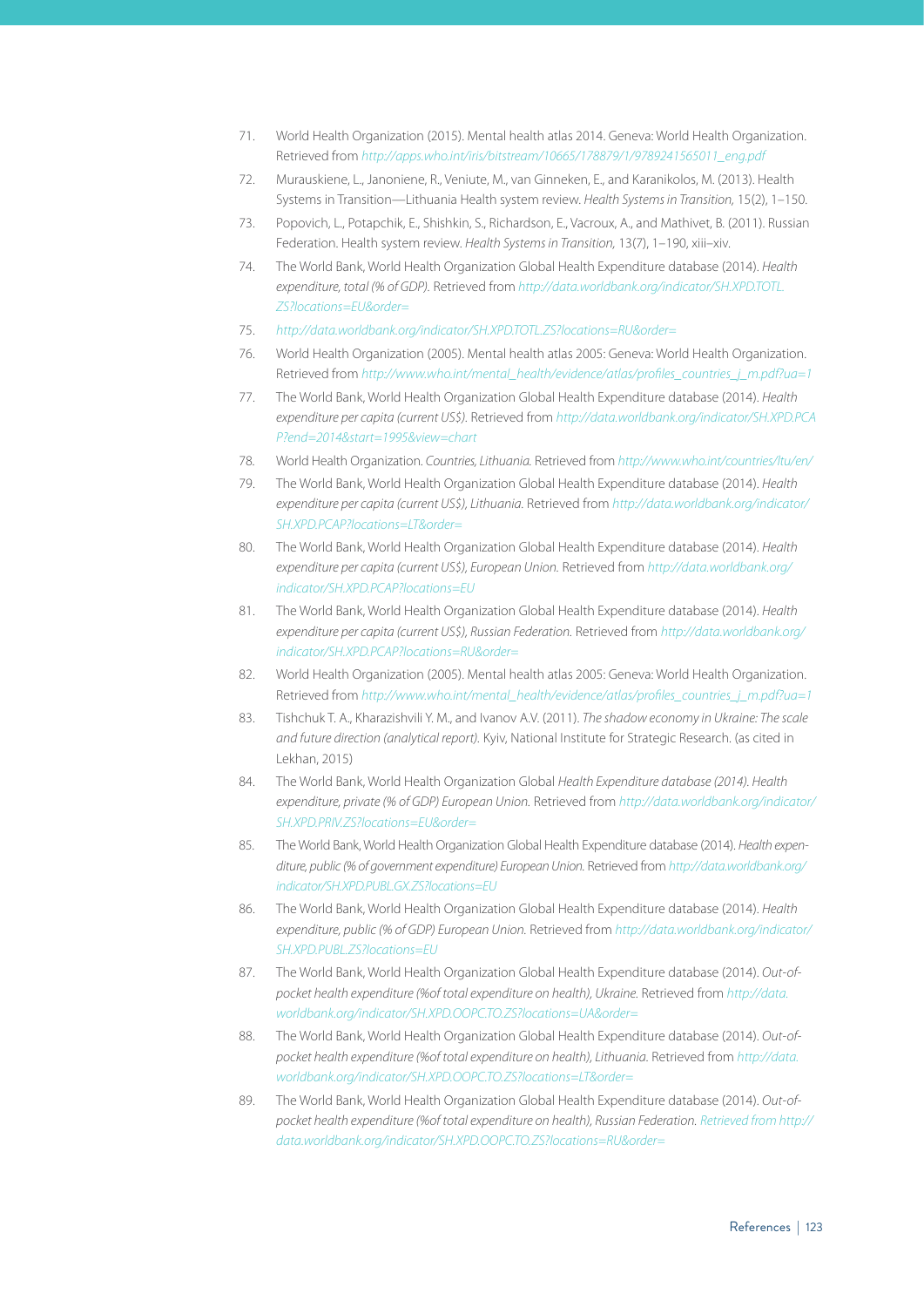71. World Health Organization (2015). Mental health atlas 2014. Geneva: World Health Organization. Retrieved from *http://apps.who.int/iris/bitstream/10665/178879/1/9789241565011_eng.pdf*

72. Murauskiene, L., Janoniene, R., Veniute, M., van Ginneken, E., and Karanikolos, M. (2013). Health Systems in Transition—Lithuania Health system review. *Health Systems in Transition,* 15(2), 1–150.

73. Popovich, L., Potapchik, E., Shishkin, S., Richardson, E., Vacroux, A., and Mathivet, B. (2011). Russian Federation. Health system review. *Health Systems in Transition,* 13(7), 1–190, xiii–xiv.

74. The World Bank, World Health Organization Global Health Expenditure database (2014). *Health expenditure, total (% of GDP).* Retrieved from *http://data.worldbank.org/indicator/SH.XPD.TOTL.ZS?locations=EU&order=*

75. *http://data.worldbank.org/indicator/SH.XPD.TOTL.ZS?locations=RU&order=*

76. World Health Organization (2005). Mental health atlas 2005: Geneva: World Health Organization. Retrieved from *http://www.who.int/mental_health/evidence/atlas/profiles_countries_j_m.pdf?ua=1*

77. The World Bank, World Health Organization Global Health Expenditure database (2014). *Health expenditure per capita (current US$).* Retrieved from *http://data.worldbank.org/indicator/SH.XPD.PCAP?end=2014&start=1995&view=chart*

78. World Health Organization. *Countries, Lithuania.* Retrieved from *http://www.who.int/countries/ltu/en/*

79. The World Bank, World Health Organization Global Health Expenditure database (2014). *Health expenditure per capita (current US$), Lithuania.* Retrieved from *http://data.worldbank.org/indicator/SH.XPD.PCAP?locations=LT&order=*

80. The World Bank, World Health Organization Global Health Expenditure database (2014). *Health expenditure per capita (current US$), European Union.* Retrieved from *http://data.worldbank.org/indicator/SH.XPD.PCAP?locations=EU*

81. The World Bank, World Health Organization Global Health Expenditure database (2014). *Health expenditure per capita (current US$), Russian Federation.* Retrieved from *http://data.worldbank.org/indicator/SH.XPD.PCAP?locations=RU&order=*

82. World Health Organization (2005). Mental health atlas 2005: Geneva: World Health Organization. Retrieved from *http://www.who.int/mental_health/evidence/atlas/profiles_countries_j_m.pdf?ua=1*

83. Tishchuk T. A., Kharazishvili Y. M., and Ivanov A.V. (2011). *The shadow economy in Ukraine: The scale and future direction (analytical report).* Kyiv, National Institute for Strategic Research. (as cited in Lekhan, 2015)

84. The World Bank, World Health Organization Global *Health Expenditure database (2014). Health expenditure, private (% of GDP) European Union.* Retrieved from *http://data.worldbank.org/indicator/SH.XPD.PRIV.ZS?locations=EU&order=*

85. The World Bank, World Health Organization Global Health Expenditure database (2014). *Health expenditure, public (% of government expenditure) European Union.* Retrieved from *http://data.worldbank.org/indicator/SH.XPD.PUBL.GX.ZS?locations=EU*

86. The World Bank, World Health Organization Global Health Expenditure database (2014). *Health expenditure, public (% of GDP) European Union.* Retrieved from *http://data.worldbank.org/indicator/SH.XPD.PUBL.ZS?locations=EU*

87. The World Bank, World Health Organization Global Health Expenditure database (2014). *Out-of-pocket health expenditure (%of total expenditure on health), Ukraine.* Retrieved from *http://data.worldbank.org/indicator/SH.XPD.OOPC.TO.ZS?locations=UA&order=*

88. The World Bank, World Health Organization Global Health Expenditure database (2014). *Out-of-pocket health expenditure (%of total expenditure on health), Lithuania.* Retrieved from *http://data.worldbank.org/indicator/SH.XPD.OOPC.TO.ZS?locations=LT&order=*

89. The World Bank, World Health Organization Global Health Expenditure database (2014). *Out-of-pocket health expenditure (%of total expenditure on health), Russian Federation. Retrieved from http://data.worldbank.org/indicator/SH.XPD.OOPC.TO.ZS?locations=RU&order=*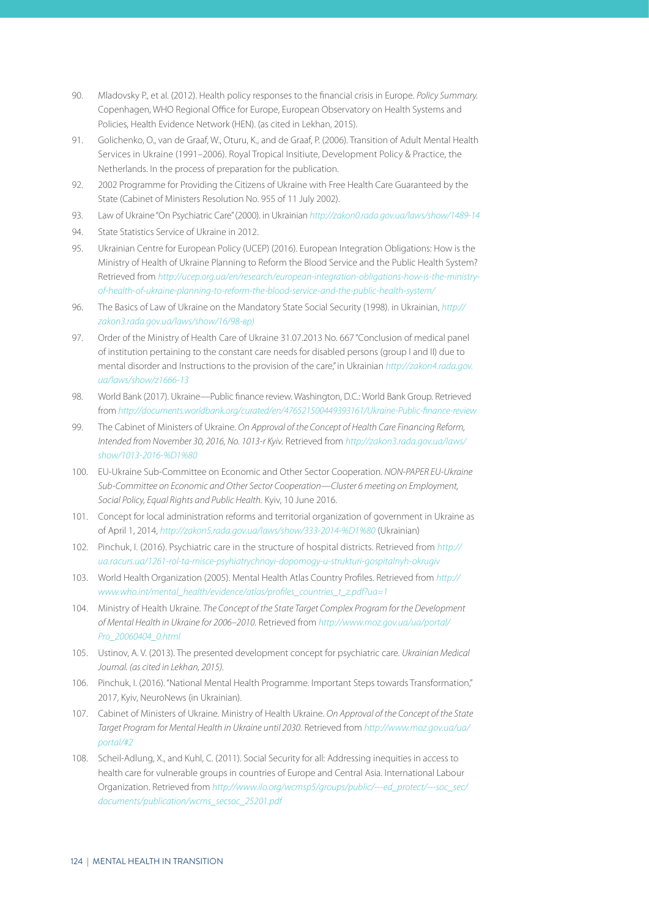90. Mladovsky P., et al. (2012). Health policy responses to the financial crisis in Europe. *Policy Summary.* Copenhagen, WHO Regional Office for Europe, European Observatory on Health Systems and Policies, Health Evidence Network (HEN). (as cited in Lekhan, 2015).
91. Golichenko, O., van de Graaf, W., Oturu, K., and de Graaf, P. (2006). Transition of Adult Mental Health Services in Ukraine (1991–2006). Royal Tropical Insitiute, Development Policy & Practice, the Netherlands. In the process of preparation for the publication.
92. 2002 Programme for Providing the Citizens of Ukraine with Free Health Care Guaranteed by the State (Cabinet of Ministers Resolution No. 955 of 11 July 2002).
93. Law of Ukraine "On Psychiatric Care" (2000). in Ukrainian *http://zakon0.rada.gov.ua/laws/show/1489-14*
94. State Statistics Service of Ukraine in 2012.
95. Ukrainian Centre for European Policy (UCEP) (2016). European Integration Obligations: How is the Ministry of Health of Ukraine Planning to Reform the Blood Service and the Public Health System? Retrieved from *http://ucep.org.ua/en/research/european-integration-obligations-how-is-the-ministry-of-health-of-ukraine-planning-to-reform-the-blood-service-and-the-public-health-system/*
96. The Basics of Law of Ukraine on the Mandatory State Social Security (1998). in Ukrainian, *http://zakon3.rada.gov.ua/laws/show/16/98-вр)*
97. Order of the Ministry of Health Care of Ukraine 31.07.2013 No. 667 "Conclusion of medical panel of institution pertaining to the constant care needs for disabled persons (group I and II) due to mental disorder and Instructions to the provision of the care," in Ukrainian *http://zakon4.rada.gov.ua/laws/show/z1666-13*
98. World Bank (2017). Ukraine—Public finance review. Washington, D.C.: World Bank Group. Retrieved from *http://documents.worldbank.org/curated/en/476521500449393161/Ukraine-Public-finance-review*
99. The Cabinet of Ministers of Ukraine. *On Approval of the Concept of Health Care Financing Reform, Intended from November 30, 2016, No. 1013-r Kyiv.* Retrieved from *http://zakon3.rada.gov.ua/laws/show/1013-2016-%D1%80*
100. EU-Ukraine Sub-Committee on Economic and Other Sector Cooperation. *NON-PAPER EU-Ukraine Sub-Committee on Economic and Other Sector Cooperation—Cluster 6 meeting on Employment, Social Policy, Equal Rights and Public Health.* Kyiv, 10 June 2016.
101. Concept for local administration reforms and territorial organization of government in Ukraine as of April 1, 2014, *http://zakon5.rada.gov.ua/laws/show/333-2014-%D1%80* (Ukrainian)
102. Pinchuk, I. (2016). Psychiatric care in the structure of hospital districts. Retrieved from *http://ua.racurs.ua/1261-rol-ta-misce-psyhiatrychnoyi-dopomogy-u-strukturi-gospitalnyh-okrugiv*
103. World Health Organization (2005). Mental Health Atlas Country Profiles. Retrieved from *http://www.who.int/mental_health/evidence/atlas/profiles_countries_t_z.pdf?ua=1*
104. Ministry of Health Ukraine. *The Concept of the State Target Complex Program for the Development of Mental Health in Ukraine for 2006–2010.* Retrieved from *http://www.moz.gov.ua/ua/portal/Pro_20060404_0.html*
105. Ustinov, A. V. (2013). The presented development concept for psychiatric care. *Ukrainian Medical Journal. (as cited in Lekhan, 2015).*
106. Pinchuk, I. (2016). "National Mental Health Programme. Important Steps towards Transformation," 2017, Kyiv, NeuroNews (in Ukrainian).
107. Cabinet of Ministers of Ukraine. Ministry of Health Ukraine. *On Approval of the Concept of the State Target Program for Mental Health in Ukraine until 2030.* Retrieved from *http://www.moz.gov.ua/ua/portal/#2*
108. Scheil-Adlung, X., and Kuhl, C. (2011). Social Security for all: Addressing inequities in access to health care for vulnerable groups in countries of Europe and Central Asia. International Labour Organization. Retrieved from *http://www.ilo.org/wcmsp5/groups/public/---ed_protect/---soc_sec/documents/publication/wcms_secsoc_25201.pdf*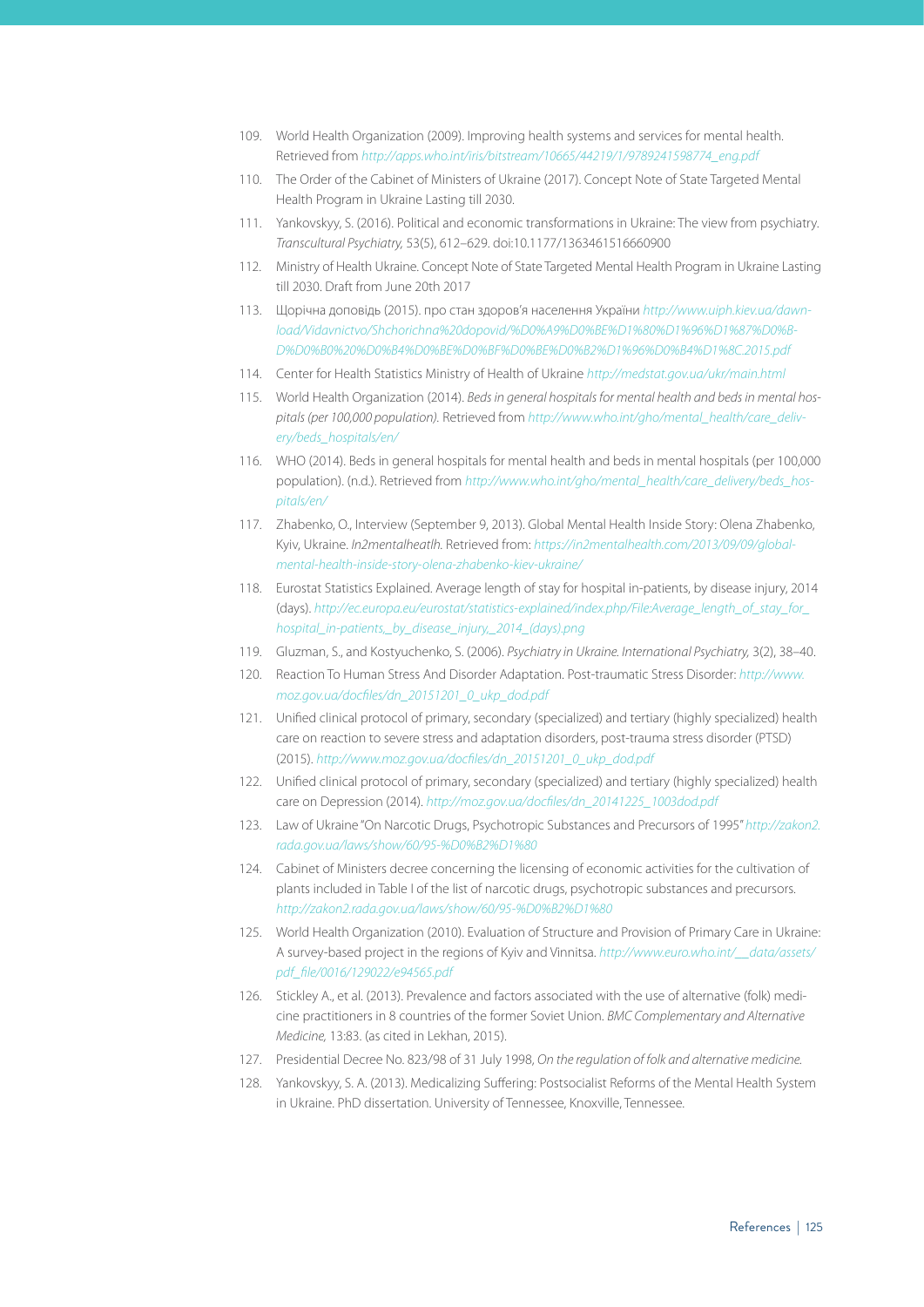109. World Health Organization (2009). Improving health systems and services for mental health. Retrieved from *http://apps.who.int/iris/bitstream/10665/44219/1/9789241598774_eng.pdf*

110. The Order of the Cabinet of Ministers of Ukraine (2017). Concept Note of State Targeted Mental Health Program in Ukraine Lasting till 2030.

111. Yankovskyy, S. (2016). Political and economic transformations in Ukraine: The view from psychiatry. *Transcultural Psychiatry,* 53(5), 612–629. doi:10.1177/1363461516660900

112. Ministry of Health Ukraine. Concept Note of State Targeted Mental Health Program in Ukraine Lasting till 2030. Draft from June 20th 2017

113. Щорічна доповідь (2015). про стан здоров'я населення України *http://www.uiph.kiev.ua/dawnload/Vidavnictvo/Shchorichna%20dopovid/%D0%A9%D0%BE%D1%80%D1%96%D1%87%D0%BD%D0%B0%20%D0%B4%D0%BE%D0%BF%D0%BE%D0%B2%D1%96%D0%B4%D1%8C.2015.pdf*

114. Center for Health Statistics Ministry of Health of Ukraine *http://medstat.gov.ua/ukr/main.html*

115. World Health Organization (2014). *Beds in general hospitals for mental health and beds in mental hospitals (per 100,000 population).* Retrieved from *http://www.who.int/gho/mental_health/care_delivery/beds_hospitals/en/*

116. WHO (2014). Beds in general hospitals for mental health and beds in mental hospitals (per 100,000 population). (n.d.). Retrieved from *http://www.who.int/gho/mental_health/care_delivery/beds_hospitals/en/*

117. Zhabenko, O., Interview (September 9, 2013). Global Mental Health Inside Story: Olena Zhabenko, Kyiv, Ukraine. *In2mentalheatlh.* Retrieved from: *https://in2mentalhealth.com/2013/09/09/global-mental-health-inside-story-olena-zhabenko-kiev-ukraine/*

118. Eurostat Statistics Explained. Average length of stay for hospital in-patients, by disease injury, 2014 (days). *http://ec.europa.eu/eurostat/statistics-explained/index.php/File:Average_length_of_stay_for_hospital_in-patients,_by_disease_injury,_2014_(days).png*

119. Gluzman, S., and Kostyuchenko, S. (2006). *Psychiatry in Ukraine. International Psychiatry,* 3(2), 38–40.

120. Reaction To Human Stress And Disorder Adaptation. Post-traumatic Stress Disorder: *http://www.moz.gov.ua/docfiles/dn_20151201_0_ukp_dod.pdf*

121. Unified clinical protocol of primary, secondary (specialized) and tertiary (highly specialized) health care on reaction to severe stress and adaptation disorders, post-trauma stress disorder (PTSD) (2015). *http://www.moz.gov.ua/docfiles/dn_20151201_0_ukp_dod.pdf*

122. Unified clinical protocol of primary, secondary (specialized) and tertiary (highly specialized) health care on Depression (2014). *http://moz.gov.ua/docfiles/dn_20141225_1003dod.pdf*

123. Law of Ukraine "On Narcotic Drugs, Psychotropic Substances and Precursors of 1995" *http://zakon2.rada.gov.ua/laws/show/60/95-%D0%B2%D1%80*

124. Cabinet of Ministers decree concerning the licensing of economic activities for the cultivation of plants included in Table I of the list of narcotic drugs, psychotropic substances and precursors. *http://zakon2.rada.gov.ua/laws/show/60/95-%D0%B2%D1%80*

125. World Health Organization (2010). Evaluation of Structure and Provision of Primary Care in Ukraine: A survey-based project in the regions of Kyiv and Vinnitsa. *http://www.euro.who.int/__data/assets/pdf_file/0016/129022/e94565.pdf*

126. Stickley A., et al. (2013). Prevalence and factors associated with the use of alternative (folk) medicine practitioners in 8 countries of the former Soviet Union. *BMC Complementary and Alternative Medicine,* 13:83. (as cited in Lekhan, 2015).

127. Presidential Decree No. 823/98 of 31 July 1998, *On the regulation of folk and alternative medicine.*

128. Yankovskyy, S. A. (2013). Medicalizing Suffering: Postsocialist Reforms of the Mental Health System in Ukraine. PhD dissertation. University of Tennessee, Knoxville, Tennessee.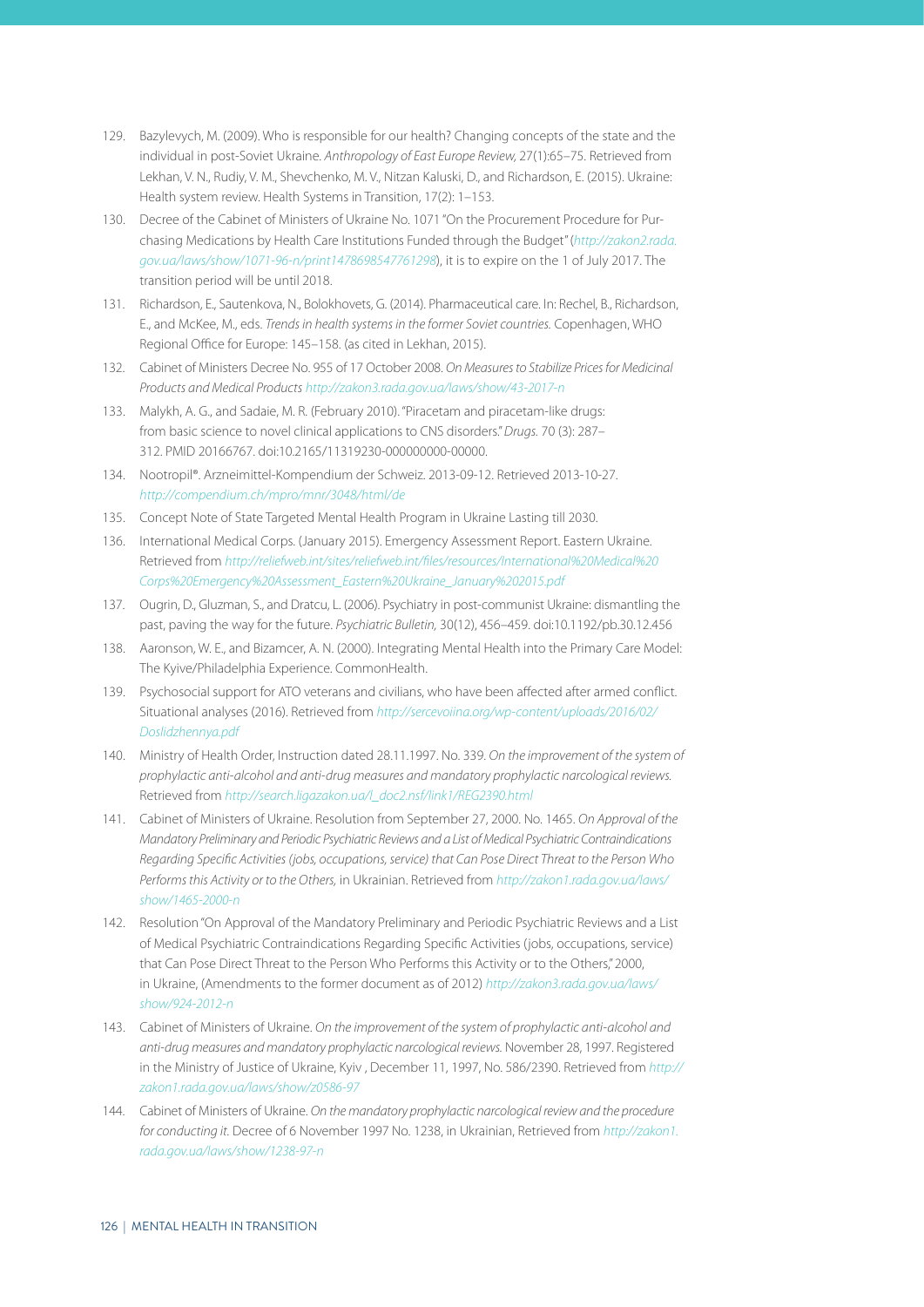129. Bazylevych, M. (2009). Who is responsible for our health? Changing concepts of the state and the individual in post-Soviet Ukraine. *Anthropology of East Europe Review,* 27(1):65–75. Retrieved from Lekhan, V. N., Rudiy, V. M., Shevchenko, M. V., Nitzan Kaluski, D., and Richardson, E. (2015). Ukraine: Health system review. Health Systems in Transition, 17(2): 1–153.
130. Decree of the Cabinet of Ministers of Ukraine No. 1071 "On the Procurement Procedure for Purchasing Medications by Health Care Institutions Funded through the Budget" (*http://zakon2.rada.gov.ua/laws/show/1071-96-n/print1478698547761298*), it is to expire on the 1 of July 2017. The transition period will be until 2018.
131. Richardson, E., Sautenkova, N., Bolokhovets, G. (2014). Pharmaceutical care. In: Rechel, B., Richardson, E., and McKee, M., eds. *Trends in health systems in the former Soviet countries.* Copenhagen, WHO Regional Office for Europe: 145–158. (as cited in Lekhan, 2015).
132. Cabinet of Ministers Decree No. 955 of 17 October 2008. *On Measures to Stabilize Prices for Medicinal Products and Medical Products http://zakon3.rada.gov.ua/laws/show/43-2017-n*
133. Malykh, A. G., and Sadaie, M. R. (February 2010). "Piracetam and piracetam-like drugs: from basic science to novel clinical applications to CNS disorders." *Drugs.* 70 (3): 287–312. PMID 20166767. doi:10.2165/11319230-000000000-00000.
134. Nootropil®. Arzneimittel-Kompendium der Schweiz. 2013-09-12. Retrieved 2013-10-27. *http://compendium.ch/mpro/mnr/3048/html/de*
135. Concept Note of State Targeted Mental Health Program in Ukraine Lasting till 2030.
136. International Medical Corps. (January 2015). Emergency Assessment Report. Eastern Ukraine. Retrieved from *http://reliefweb.int/sites/reliefweb.int/files/resources/International%20Medical%20Corps%20Emergency%20Assessment_Eastern%20Ukraine_January%202015.pdf*
137. Ougrin, D., Gluzman, S., and Dratcu, L. (2006). Psychiatry in post-communist Ukraine: dismantling the past, paving the way for the future. *Psychiatric Bulletin,* 30(12), 456–459. doi:10.1192/pb.30.12.456
138. Aaronson, W. E., and Bizamcer, A. N. (2000). Integrating Mental Health into the Primary Care Model: The Kyive/Philadelphia Experience. CommonHealth.
139. Psychosocial support for ATO veterans and civilians, who have been affected after armed conflict. Situational analyses (2016). Retrieved from *http://sercevoiina.org/wp-content/uploads/2016/02/Doslidzhennya.pdf*
140. Ministry of Health Order, Instruction dated 28.11.1997. No. 339. *On the improvement of the system of prophylactic anti-alcohol and anti-drug measures and mandatory prophylactic narcological reviews.* Retrieved from *http://search.ligazakon.ua/l_doc2.nsf/link1/REG2390.html*
141. Cabinet of Ministers of Ukraine. Resolution from September 27, 2000. No. 1465. *On Approval of the Mandatory Preliminary and Periodic Psychiatric Reviews and a List of Medical Psychiatric Contraindications Regarding Specific Activities (jobs, occupations, service) that Can Pose Direct Threat to the Person Who Performs this Activity or to the Others,* in Ukrainian. Retrieved from *http://zakon1.rada.gov.ua/laws/show/1465-2000-n*
142. Resolution "On Approval of the Mandatory Preliminary and Periodic Psychiatric Reviews and a List of Medical Psychiatric Contraindications Regarding Specific Activities (jobs, occupations, service) that Can Pose Direct Threat to the Person Who Performs this Activity or to the Others," 2000, in Ukraine, (Amendments to the former document as of 2012) *http://zakon3.rada.gov.ua/laws/show/924-2012-n*
143. Cabinet of Ministers of Ukraine. *On the improvement of the system of prophylactic anti-alcohol and anti-drug measures and mandatory prophylactic narcological reviews.* November 28, 1997. Registered in the Ministry of Justice of Ukraine, Kyiv , December 11, 1997, No. 586/2390. Retrieved from *http://zakon1.rada.gov.ua/laws/show/z0586-97*
144. Cabinet of Ministers of Ukraine. *On the mandatory prophylactic narcological review and the procedure for conducting it.* Decree of 6 November 1997 No. 1238, in Ukrainian, Retrieved from *http://zakon1.rada.gov.ua/laws/show/1238-97-n*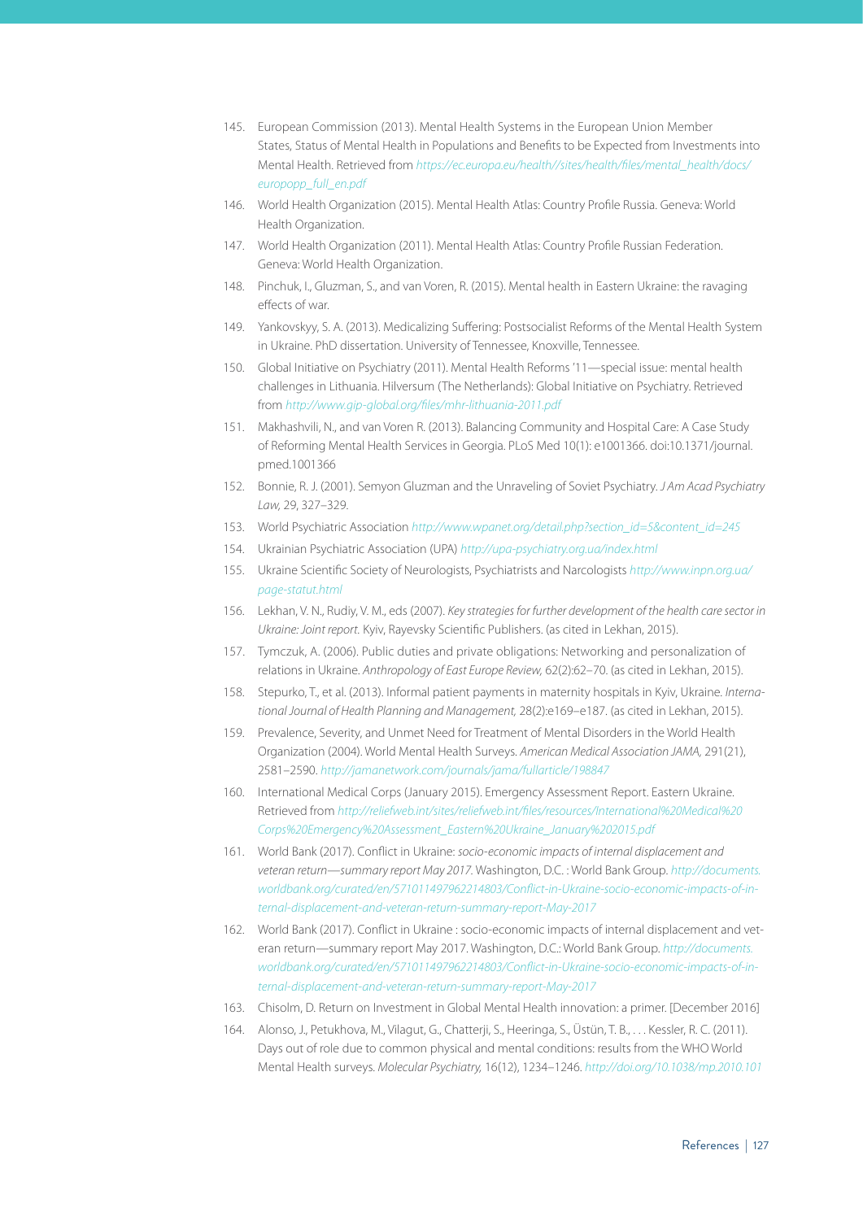145. European Commission (2013). Mental Health Systems in the European Union Member States, Status of Mental Health in Populations and Benefits to be Expected from Investments into Mental Health. Retrieved from *https://ec.europa.eu/health//sites/health/files/mental_health/docs/europopp_full_en.pdf*
146. World Health Organization (2015). Mental Health Atlas: Country Profile Russia. Geneva: World Health Organization.
147. World Health Organization (2011). Mental Health Atlas: Country Profile Russian Federation. Geneva: World Health Organization.
148. Pinchuk, I., Gluzman, S., and van Voren, R. (2015). Mental health in Eastern Ukraine: the ravaging effects of war.
149. Yankovskyy, S. A. (2013). Medicalizing Suffering: Postsocialist Reforms of the Mental Health System in Ukraine. PhD dissertation. University of Tennessee, Knoxville, Tennessee.
150. Global Initiative on Psychiatry (2011). Mental Health Reforms '11—special issue: mental health challenges in Lithuania. Hilversum (The Netherlands): Global Initiative on Psychiatry. Retrieved from *http://www.gip-global.org/files/mhr-lithuania-2011.pdf*
151. Makhashvili, N., and van Voren R. (2013). Balancing Community and Hospital Care: A Case Study of Reforming Mental Health Services in Georgia. PLoS Med 10(1): e1001366. doi:10.1371/journal.pmed.1001366
152. Bonnie, R. J. (2001). Semyon Gluzman and the Unraveling of Soviet Psychiatry. *J Am Acad Psychiatry Law,* 29, 327–329.
153. World Psychiatric Association *http://www.wpanet.org/detail.php?section_id=5&content_id=245*
154. Ukrainian Psychiatric Association (UPA) *http://upa-psychiatry.org.ua/index.html*
155. Ukraine Scientific Society of Neurologists, Psychiatrists and Narcologists *http://www.inpn.org.ua/page-statut.html*
156. Lekhan, V. N., Rudiy, V. M., eds (2007). *Key strategies for further development of the health care sector in Ukraine: Joint report.* Kyiv, Rayevsky Scientific Publishers. (as cited in Lekhan, 2015).
157. Tymczuk, A. (2006). Public duties and private obligations: Networking and personalization of relations in Ukraine. *Anthropology of East Europe Review,* 62(2):62–70. (as cited in Lekhan, 2015).
158. Stepurko, T., et al. (2013). Informal patient payments in maternity hospitals in Kyiv, Ukraine. *International Journal of Health Planning and Management,* 28(2):e169–e187. (as cited in Lekhan, 2015).
159. Prevalence, Severity, and Unmet Need for Treatment of Mental Disorders in the World Health Organization (2004). World Mental Health Surveys. *American Medical Association JAMA,* 291(21), 2581–2590. *http://jamanetwork.com/journals/jama/fullarticle/198847*
160. International Medical Corps (January 2015). Emergency Assessment Report. Eastern Ukraine. Retrieved from *http://reliefweb.int/sites/reliefweb.int/files/resources/International%20Medical%20Corps%20Emergency%20Assessment_Eastern%20Ukraine_January%202015.pdf*
161. World Bank (2017). Conflict in Ukraine: *socio-economic impacts of internal displacement and veteran return—summary report May 2017.* Washington, D.C. : World Bank Group. *http://documents.worldbank.org/curated/en/571011497962214803/Conflict-in-Ukraine-socio-economic-impacts-of-internal-displacement-and-veteran-return-summary-report-May-2017*
162. World Bank (2017). Conflict in Ukraine : socio-economic impacts of internal displacement and veteran return—summary report May 2017. Washington, D.C.: World Bank Group. *http://documents.worldbank.org/curated/en/571011497962214803/Conflict-in-Ukraine-socio-economic-impacts-of-internal-displacement-and-veteran-return-summary-report-May-2017*
163. Chisolm, D. Return on Investment in Global Mental Health innovation: a primer. [December 2016]
164. Alonso, J., Petukhova, M., Vilagut, G., Chatterji, S., Heeringa, S., Üstün, T. B., . . . Kessler, R. C. (2011). Days out of role due to common physical and mental conditions: results from the WHO World Mental Health surveys. *Molecular Psychiatry,* 16(12), 1234–1246. *http://doi.org/10.1038/mp.2010.101*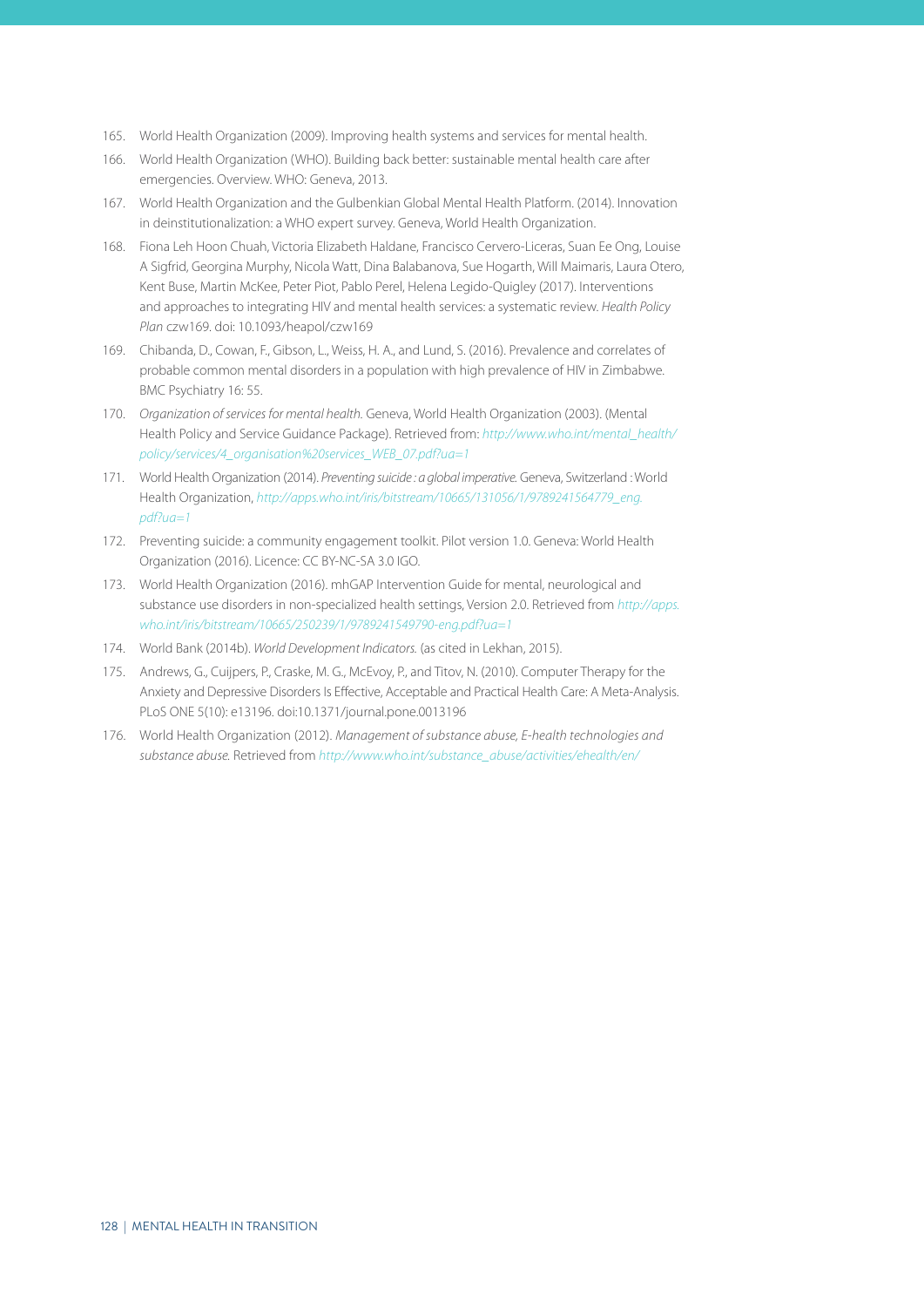165. World Health Organization (2009). Improving health systems and services for mental health.
166. World Health Organization (WHO). Building back better: sustainable mental health care after emergencies. Overview. WHO: Geneva, 2013.
167. World Health Organization and the Gulbenkian Global Mental Health Platform. (2014). Innovation in deinstitutionalization: a WHO expert survey. Geneva, World Health Organization.
168. Fiona Leh Hoon Chuah, Victoria Elizabeth Haldane, Francisco Cervero-Liceras, Suan Ee Ong, Louise A Sigfrid, Georgina Murphy, Nicola Watt, Dina Balabanova, Sue Hogarth, Will Maimaris, Laura Otero, Kent Buse, Martin McKee, Peter Piot, Pablo Perel, Helena Legido-Quigley (2017). Interventions and approaches to integrating HIV and mental health services: a systematic review. *Health Policy Plan* czw169. doi: 10.1093/heapol/czw169
169. Chibanda, D., Cowan, F., Gibson, L., Weiss, H. A., and Lund, S. (2016). Prevalence and correlates of probable common mental disorders in a population with high prevalence of HIV in Zimbabwe. BMC Psychiatry 16: 55.
170. *Organization of services for mental health.* Geneva, World Health Organization (2003). (Mental Health Policy and Service Guidance Package). Retrieved from: *http://www.who.int/mental_health/policy/services/4_organisation%20services_WEB_07.pdf?ua=1*
171. World Health Organization (2014). *Preventing suicide : a global imperative.* Geneva, Switzerland : World Health Organization, *http://apps.who.int/iris/bitstream/10665/131056/1/9789241564779_eng.pdf?ua=1*
172. Preventing suicide: a community engagement toolkit. Pilot version 1.0. Geneva: World Health Organization (2016). Licence: CC BY-NC-SA 3.0 IGO.
173. World Health Organization (2016). mhGAP Intervention Guide for mental, neurological and substance use disorders in non-specialized health settings, Version 2.0. Retrieved from *http://apps.who.int/iris/bitstream/10665/250239/1/9789241549790-eng.pdf?ua=1*
174. World Bank (2014b). *World Development Indicators.* (as cited in Lekhan, 2015).
175. Andrews, G., Cuijpers, P., Craske, M. G., McEvoy, P., and Titov, N. (2010). Computer Therapy for the Anxiety and Depressive Disorders Is Effective, Acceptable and Practical Health Care: A Meta-Analysis. PLoS ONE 5(10): e13196. doi:10.1371/journal.pone.0013196
176. World Health Organization (2012). *Management of substance abuse, E-health technologies and substance abuse.* Retrieved from *http://www.who.int/substance_abuse/activities/ehealth/en/*